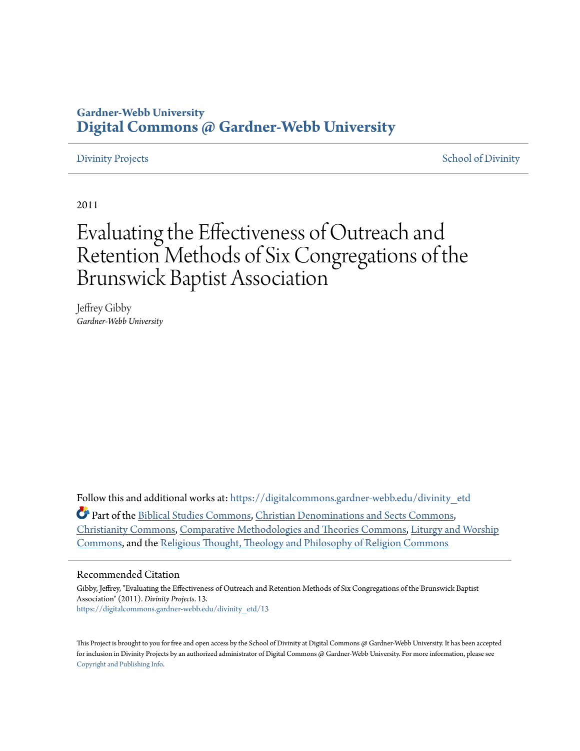Gardner-Webb University

# Digital Commons @ Gardner-Webb University

Divinity Projects | School of Divinity

2011

# Evaluating the Effectiveness of Outreach and Retention Methods of Six Congregations of the Brunswick Baptist Association

Jeffrey Gibby
*Gardner-Webb University*

Follow this and additional works at: https://digitalcommons.gardner-webb.edu/divinity_etd

Part of the Biblical Studies Commons, Christian Denominations and Sects Commons, Christianity Commons, Comparative Methodologies and Theories Commons, Liturgy and Worship Commons, and the Religious Thought, Theology and Philosophy of Religion Commons

## Recommended Citation

Gibby, Jeffrey, "Evaluating the Effectiveness of Outreach and Retention Methods of Six Congregations of the Brunswick Baptist Association" (2011). *Divinity Projects*. 13.
https://digitalcommons.gardner-webb.edu/divinity_etd/13

This Project is brought to you for free and open access by the School of Divinity at Digital Commons @ Gardner-Webb University. It has been accepted for inclusion in Divinity Projects by an authorized administrator of Digital Commons @ Gardner-Webb University. For more information, please see Copyright and Publishing Info.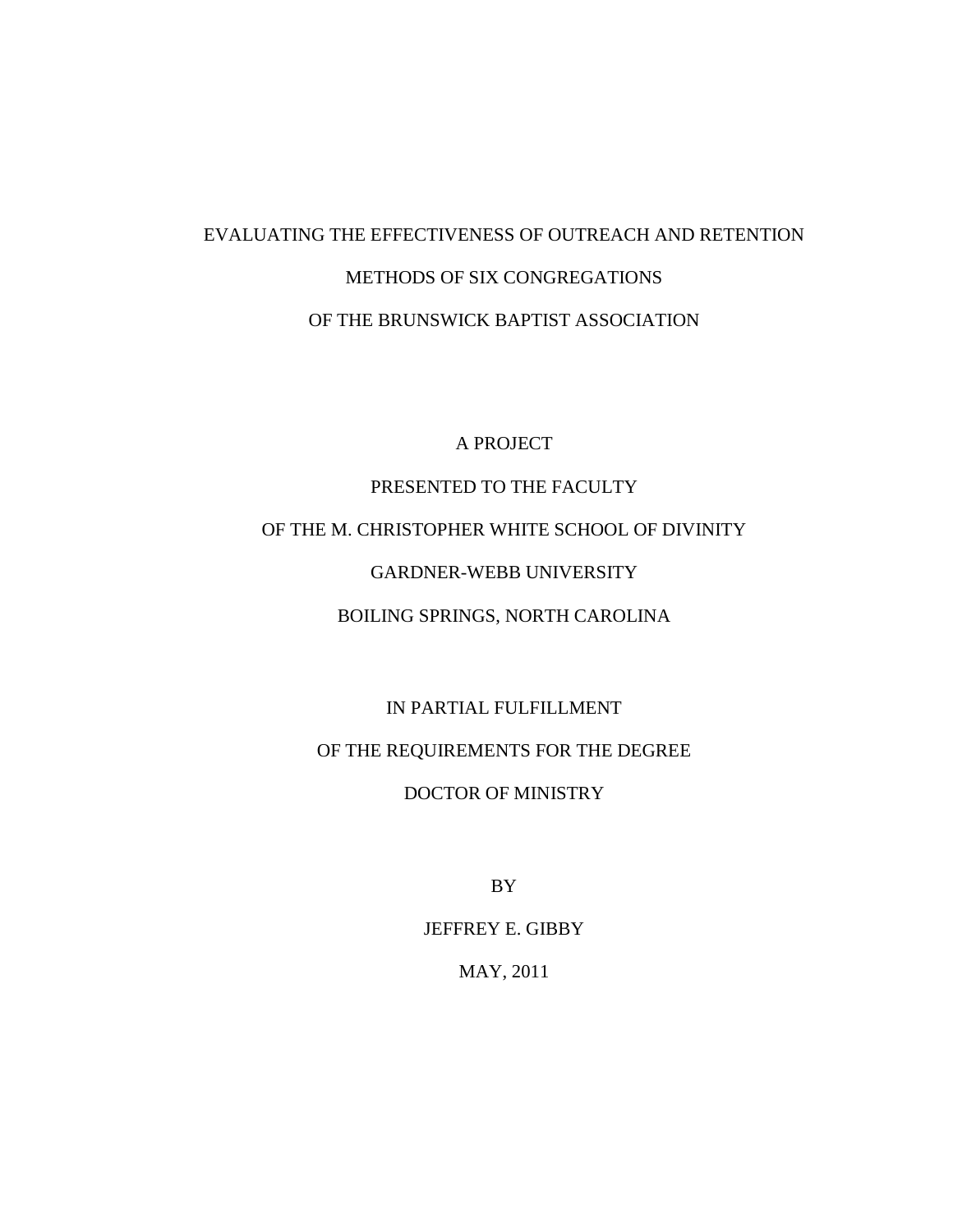EVALUATING THE EFFECTIVENESS OF OUTREACH AND RETENTION

METHODS OF SIX CONGREGATIONS

OF THE BRUNSWICK BAPTIST ASSOCIATION

A PROJECT

PRESENTED TO THE FACULTY

OF THE M. CHRISTOPHER WHITE SCHOOL OF DIVINITY

GARDNER-WEBB UNIVERSITY

BOILING SPRINGS, NORTH CAROLINA

IN PARTIAL FULFILLMENT

OF THE REQUIREMENTS FOR THE DEGREE

DOCTOR OF MINISTRY

BY

JEFFREY E. GIBBY

MAY, 2011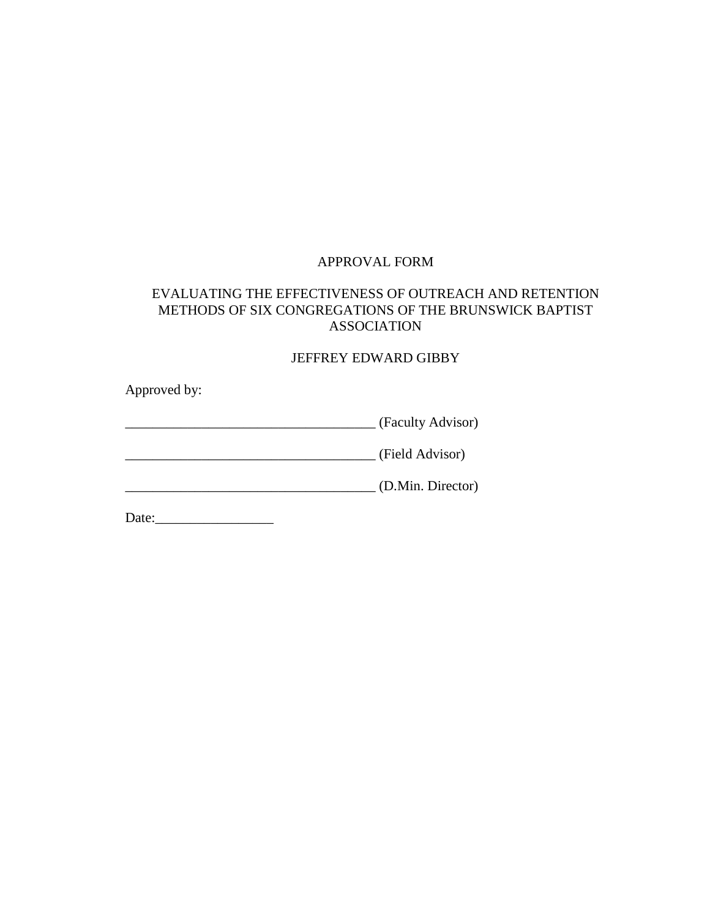APPROVAL FORM

EVALUATING THE EFFECTIVENESS OF OUTREACH AND RETENTION METHODS OF SIX CONGREGATIONS OF THE BRUNSWICK BAPTIST ASSOCIATION

JEFFREY EDWARD GIBBY

Approved by:

____________________________________ (Faculty Advisor)

____________________________________ (Field Advisor)

____________________________________ (D.Min. Director)

Date:_________________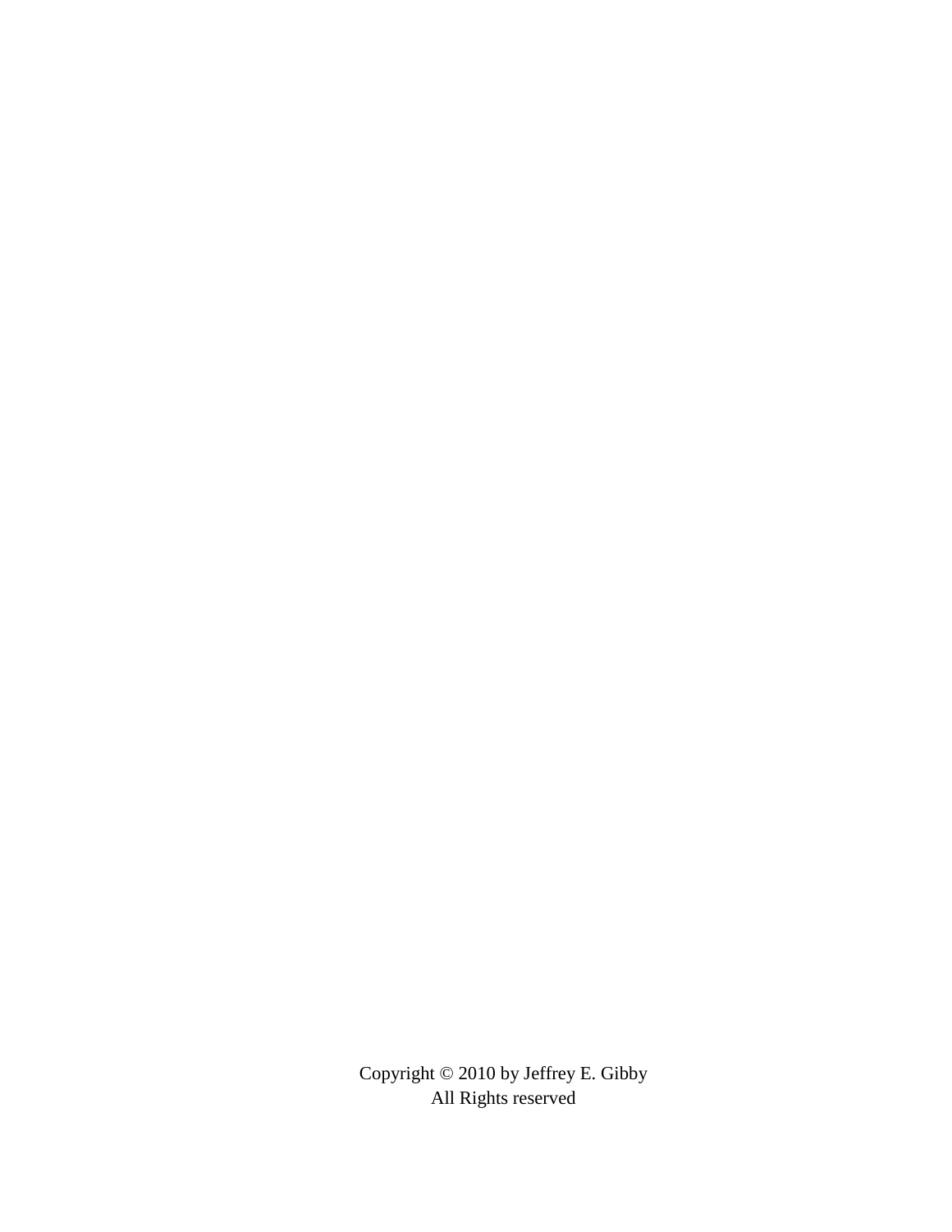Copyright © 2010 by Jeffrey E. Gibby
All Rights reserved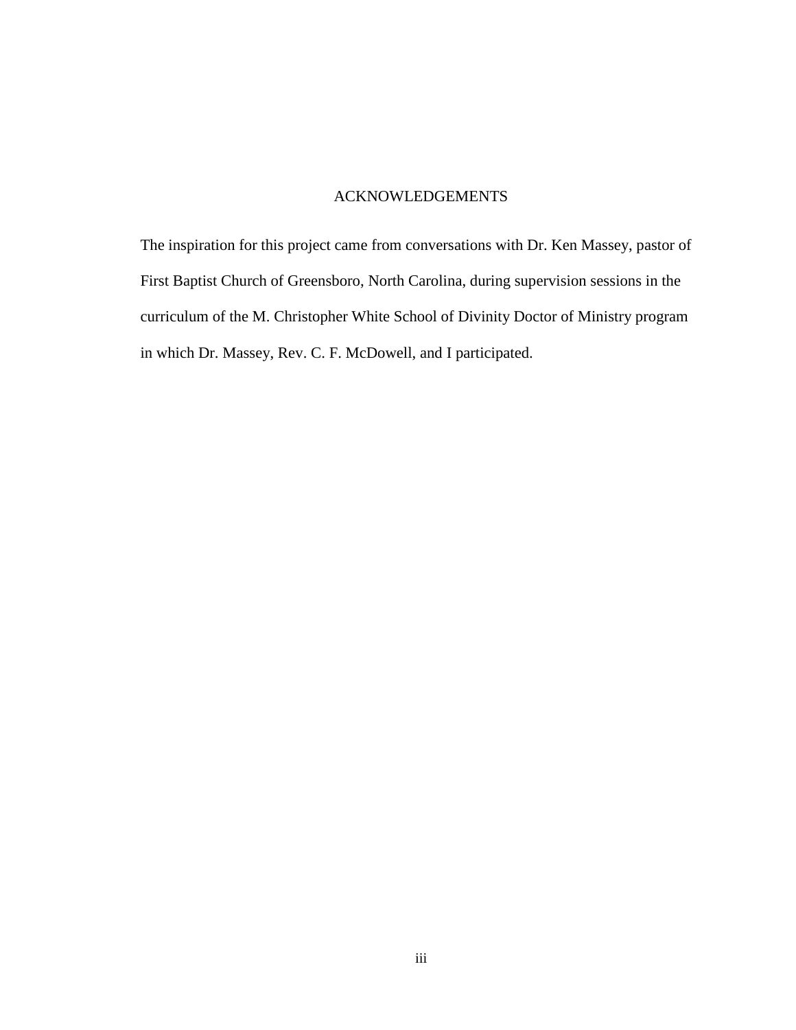# ACKNOWLEDGEMENTS

The inspiration for this project came from conversations with Dr. Ken Massey, pastor of First Baptist Church of Greensboro, North Carolina, during supervision sessions in the curriculum of the M. Christopher White School of Divinity Doctor of Ministry program in which Dr. Massey, Rev. C. F. McDowell, and I participated.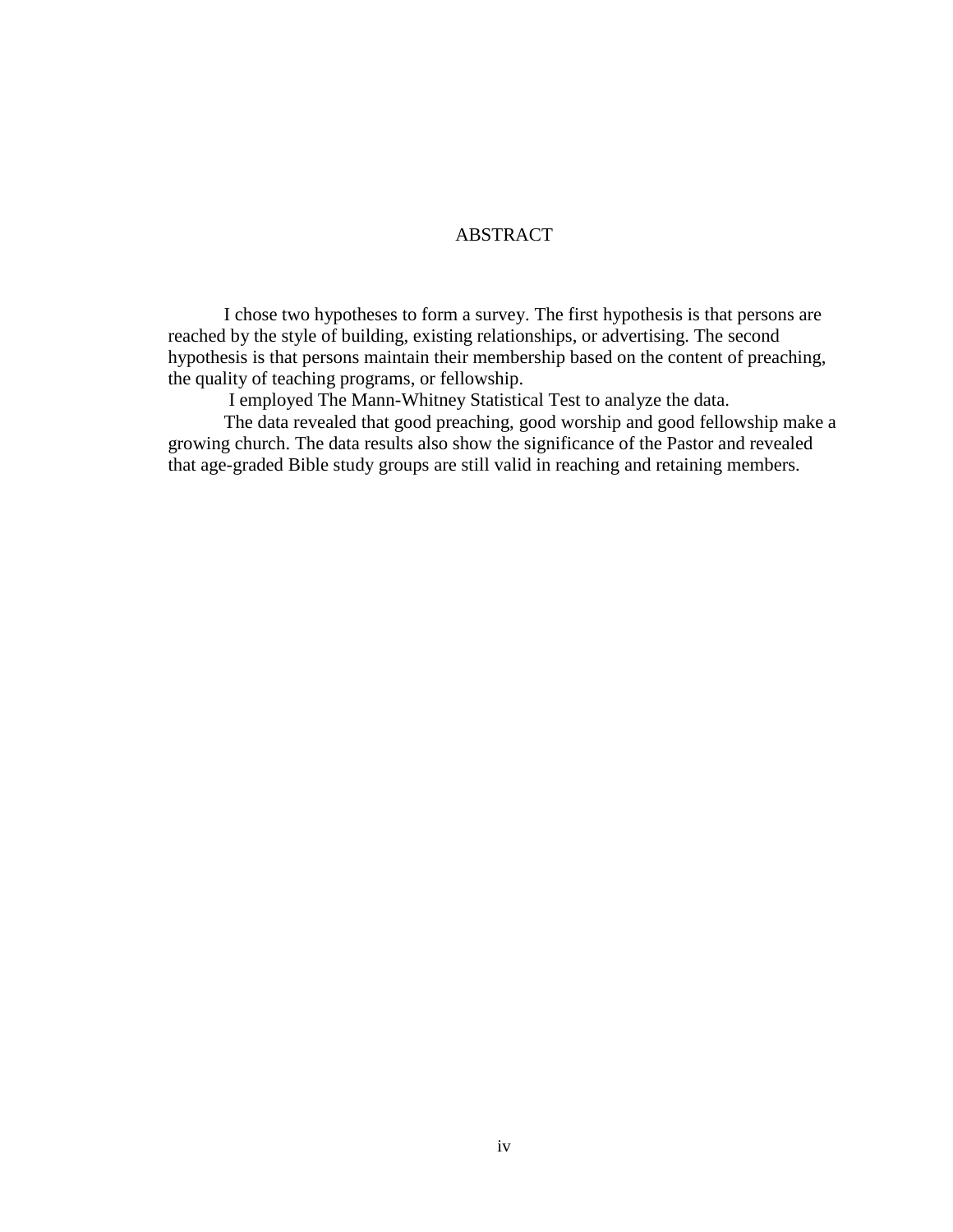# ABSTRACT

I chose two hypotheses to form a survey. The first hypothesis is that persons are reached by the style of building, existing relationships, or advertising. The second hypothesis is that persons maintain their membership based on the content of preaching, the quality of teaching programs, or fellowship.

I employed The Mann-Whitney Statistical Test to analyze the data.

The data revealed that good preaching, good worship and good fellowship make a growing church. The data results also show the significance of the Pastor and revealed that age-graded Bible study groups are still valid in reaching and retaining members.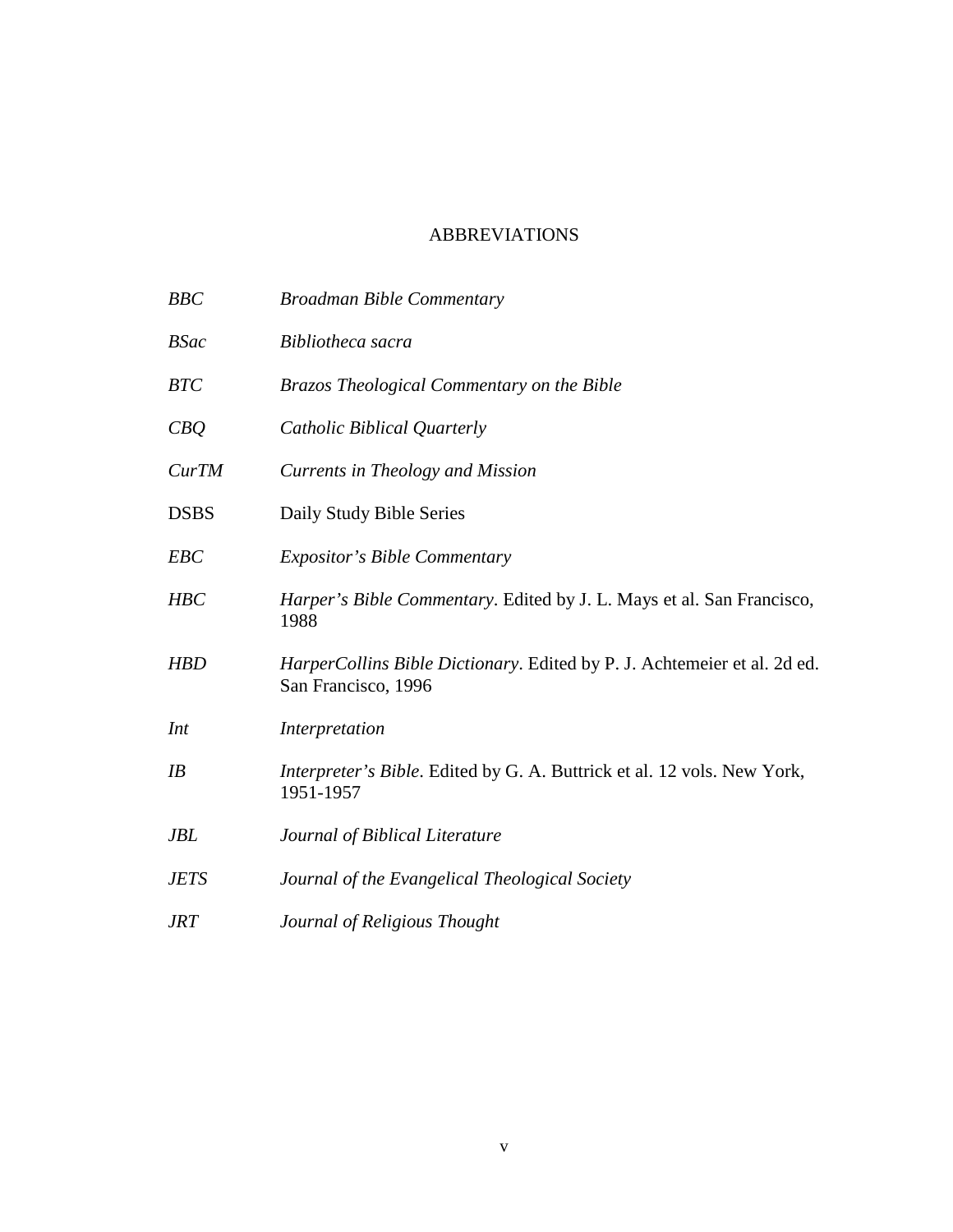# ABBREVIATIONS

| | |
|---|---|
| *BBC* | *Broadman Bible Commentary* |
| *BSac* | *Bibliotheca sacra* |
| *BTC* | *Brazos Theological Commentary on the Bible* |
| *CBQ* | *Catholic Biblical Quarterly* |
| *CurTM* | *Currents in Theology and Mission* |
| DSBS | Daily Study Bible Series |
| *EBC* | *Expositor's Bible Commentary* |
| *HBC* | *Harper's Bible Commentary*. Edited by J. L. Mays et al. San Francisco, 1988 |
| *HBD* | *HarperCollins Bible Dictionary*. Edited by P. J. Achtemeier et al. 2d ed. San Francisco, 1996 |
| *Int* | *Interpretation* |
| *IB* | *Interpreter's Bible*. Edited by G. A. Buttrick et al. 12 vols. New York, 1951-1957 |
| *JBL* | *Journal of Biblical Literature* |
| *JETS* | *Journal of the Evangelical Theological Society* |
| *JRT* | *Journal of Religious Thought* |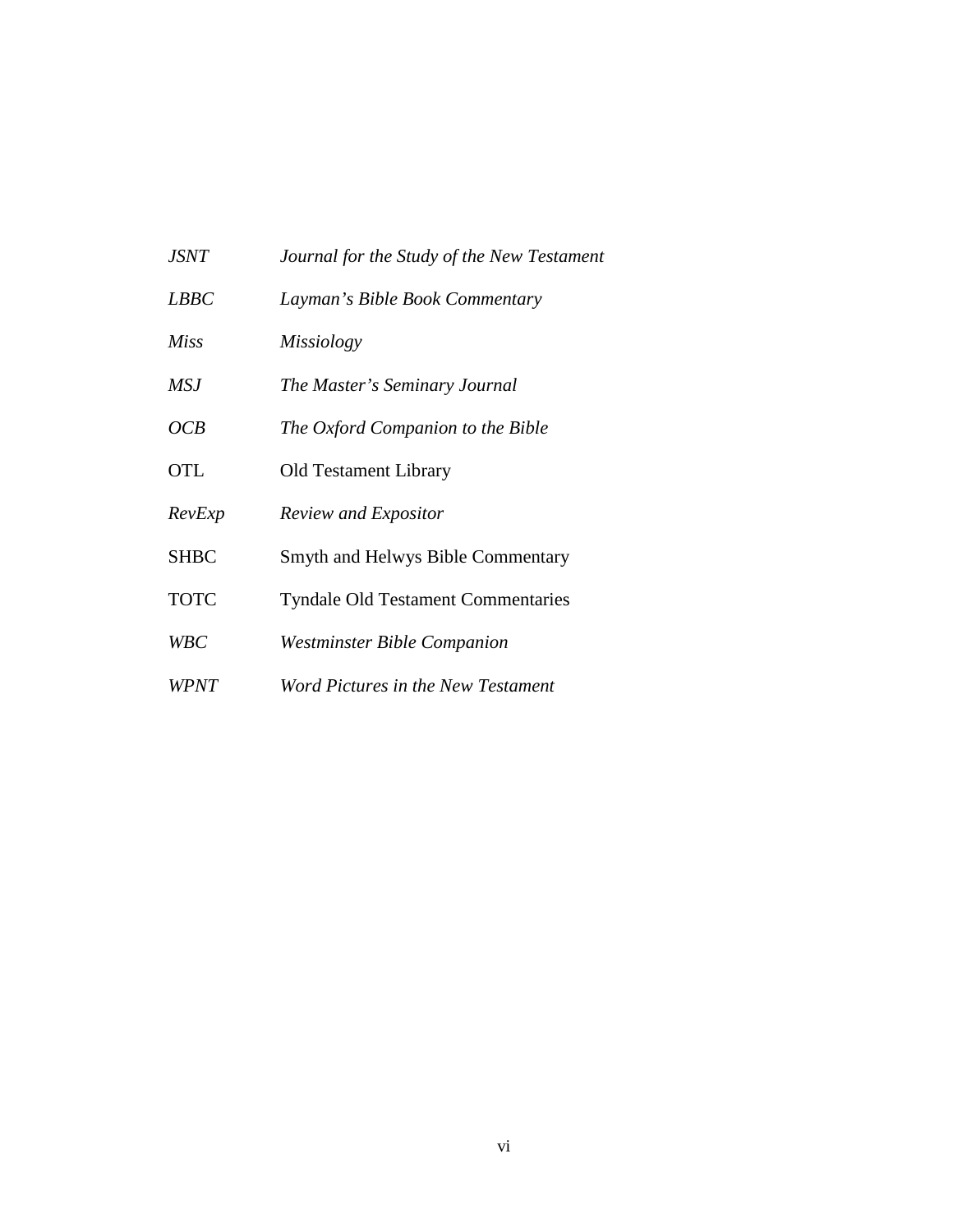| | |
|---|---|
| *JSNT* | *Journal for the Study of the New Testament* |
| *LBBC* | *Layman's Bible Book Commentary* |
| *Miss* | *Missiology* |
| *MSJ* | *The Master's Seminary Journal* |
| *OCB* | *The Oxford Companion to the Bible* |
| OTL | Old Testament Library |
| *RevExp* | *Review and Expositor* |
| SHBC | Smyth and Helwys Bible Commentary |
| TOTC | Tyndale Old Testament Commentaries |
| *WBC* | *Westminster Bible Companion* |
| *WPNT* | *Word Pictures in the New Testament* |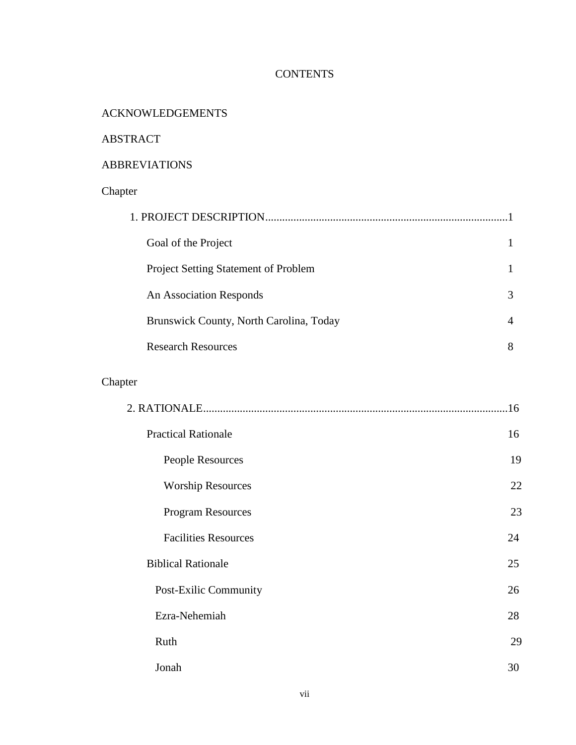# CONTENTS

ACKNOWLEDGEMENTS

ABSTRACT

ABBREVIATIONS

Chapter

1. PROJECT DESCRIPTION.....................................................................................1
    - Goal of the Project 1
    - Project Setting Statement of Problem 1
    - An Association Responds 3
    - Brunswick County, North Carolina, Today 4
    - Research Resources 8

Chapter

2. RATIONALE...........................................................................................................16
    - Practical Rationale 16
        - People Resources 19
        - Worship Resources 22
        - Program Resources 23
        - Facilities Resources 24
    - Biblical Rationale 25
        - Post-Exilic Community 26
        - Ezra-Nehemiah 28
        - Ruth 29
        - Jonah 30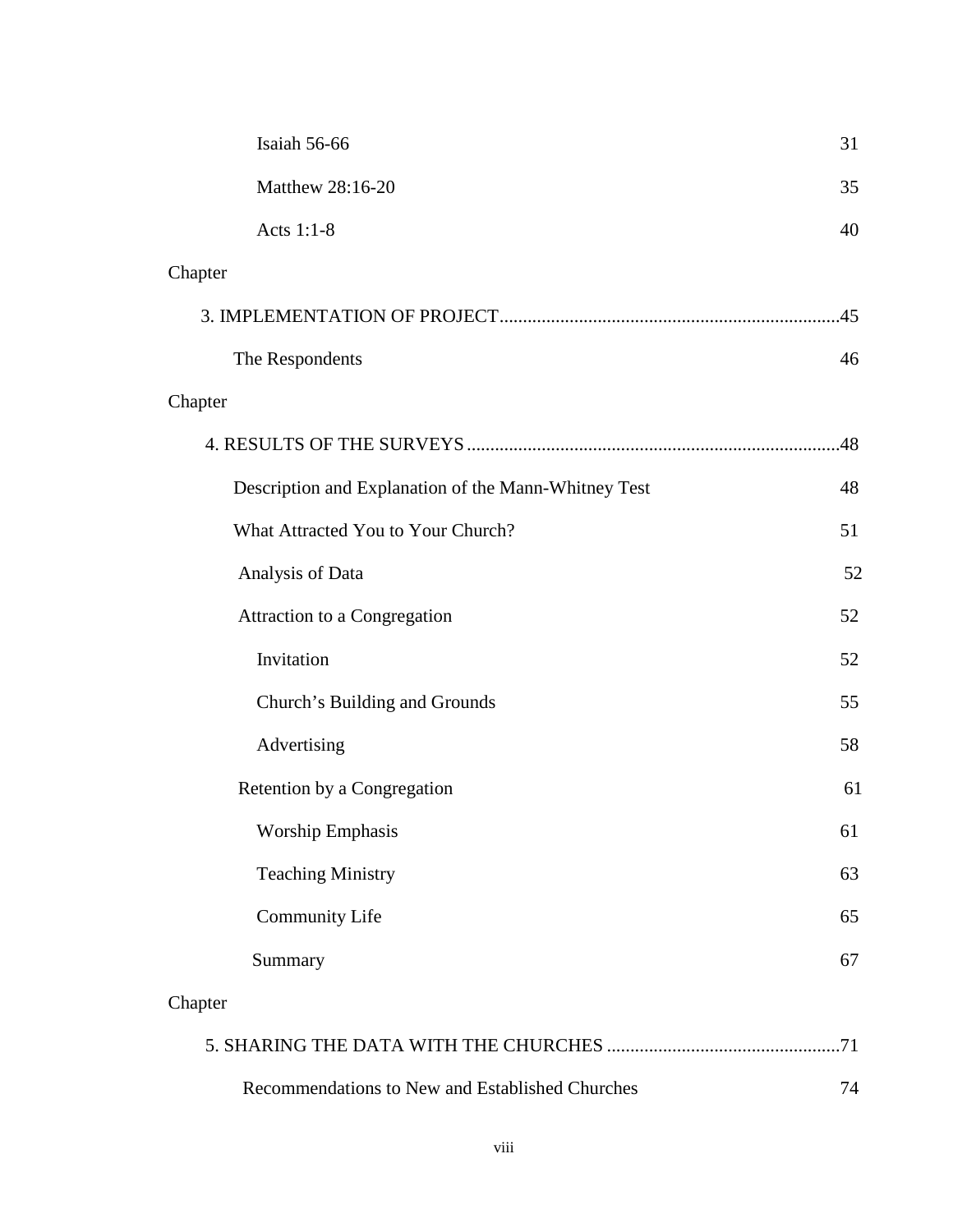Isaiah 56-66 31

Matthew 28:16-20 35

Acts 1:1-8 40

Chapter

3. IMPLEMENTATION OF PROJECT........................................................................45

The Respondents 46

Chapter

4. RESULTS OF THE SURVEYS ................................................................................48

Description and Explanation of the Mann-Whitney Test 48

What Attracted You to Your Church? 51

Analysis of Data 52

Attraction to a Congregation 52

Invitation 52

Church's Building and Grounds 55

Advertising 58

Retention by a Congregation 61

Worship Emphasis 61

Teaching Ministry 63

Community Life 65

Summary 67

Chapter

5. SHARING THE DATA WITH THE CHURCHES .................................................71

Recommendations to New and Established Churches 74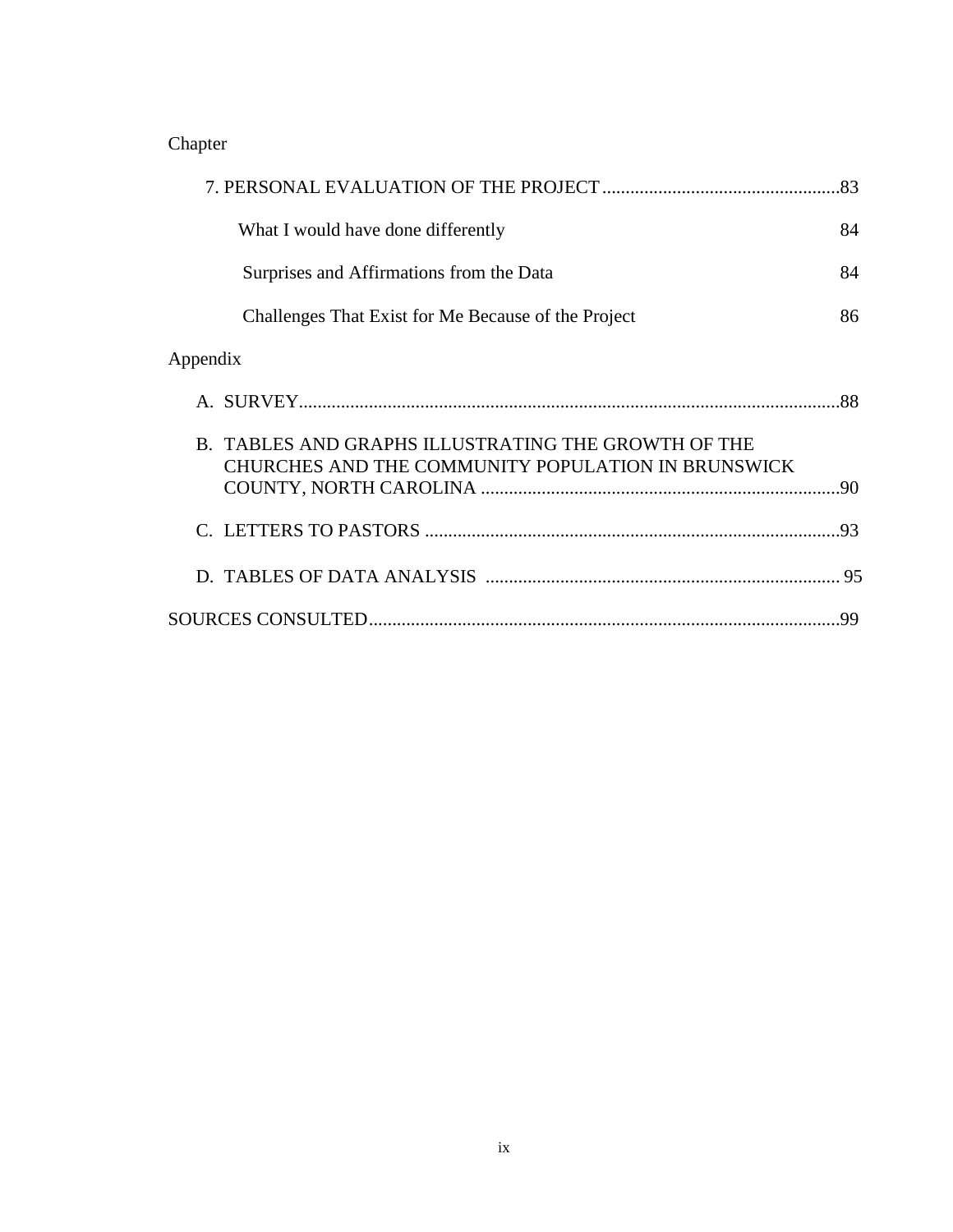Chapter

7. PERSONAL EVALUATION OF THE PROJECT .................................................83

What I would have done differently 84

Surprises and Affirmations from the Data 84

Challenges That Exist for Me Because of the Project 86

Appendix

A. SURVEY.................................................................................................................88

B. TABLES AND GRAPHS ILLUSTRATING THE GROWTH OF THE CHURCHES AND THE COMMUNITY POPULATION IN BRUNSWICK COUNTY, NORTH CAROLINA ............................................................................90

C. LETTERS TO PASTORS ........................................................................................93

D. TABLES OF DATA ANALYSIS ........................................................................... 95

SOURCES CONSULTED.....................................................................................................99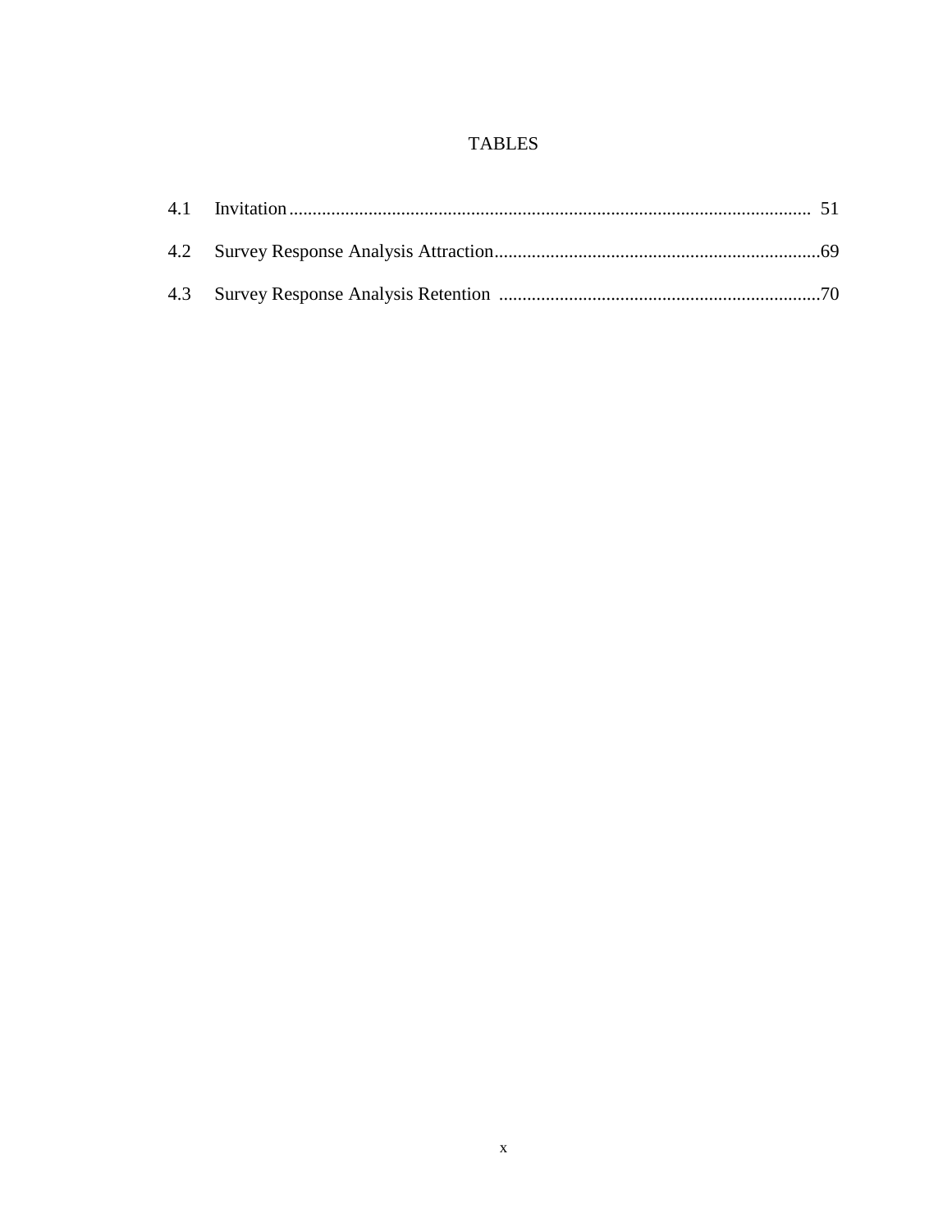# TABLES

4.1 Invitation ................................................................................................................ 51

4.2 Survey Response Analysis Attraction......................................................................69

4.3 Survey Response Analysis Retention .....................................................................70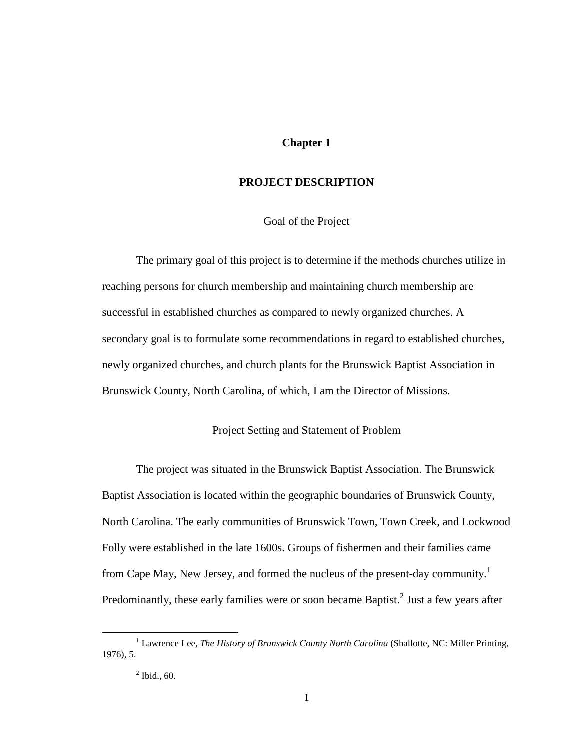# Chapter 1

# PROJECT DESCRIPTION

## Goal of the Project

The primary goal of this project is to determine if the methods churches utilize in reaching persons for church membership and maintaining church membership are successful in established churches as compared to newly organized churches. A secondary goal is to formulate some recommendations in regard to established churches, newly organized churches, and church plants for the Brunswick Baptist Association in Brunswick County, North Carolina, of which, I am the Director of Missions.

## Project Setting and Statement of Problem

The project was situated in the Brunswick Baptist Association. The Brunswick Baptist Association is located within the geographic boundaries of Brunswick County, North Carolina. The early communities of Brunswick Town, Town Creek, and Lockwood Folly were established in the late 1600s. Groups of fishermen and their families came from Cape May, New Jersey, and formed the nucleus of the present-day community.[1] Predominantly, these early families were or soon became Baptist.[2] Just a few years after

---

[1] Lawrence Lee, *The History of Brunswick County North Carolina* (Shallotte, NC: Miller Printing, 1976), 5.

[2] Ibid., 60.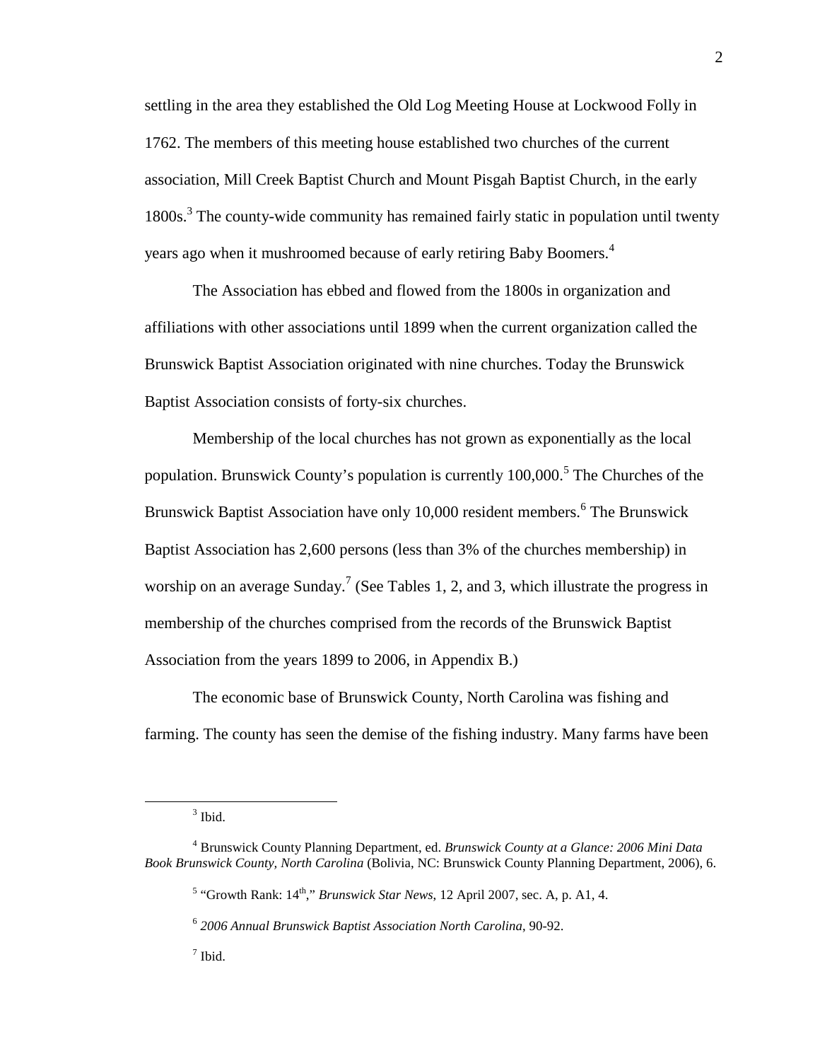settling in the area they established the Old Log Meeting House at Lockwood Folly in 1762. The members of this meeting house established two churches of the current association, Mill Creek Baptist Church and Mount Pisgah Baptist Church, in the early 1800s.[3] The county-wide community has remained fairly static in population until twenty years ago when it mushroomed because of early retiring Baby Boomers.[4]

The Association has ebbed and flowed from the 1800s in organization and affiliations with other associations until 1899 when the current organization called the Brunswick Baptist Association originated with nine churches. Today the Brunswick Baptist Association consists of forty-six churches.

Membership of the local churches has not grown as exponentially as the local population. Brunswick County's population is currently 100,000.[5] The Churches of the Brunswick Baptist Association have only 10,000 resident members.[6] The Brunswick Baptist Association has 2,600 persons (less than 3% of the churches membership) in worship on an average Sunday.[7] (See Tables 1, 2, and 3, which illustrate the progress in membership of the churches comprised from the records of the Brunswick Baptist Association from the years 1899 to 2006, in Appendix B.)

The economic base of Brunswick County, North Carolina was fishing and farming. The county has seen the demise of the fishing industry. Many farms have been

---

[3] Ibid.

[4] Brunswick County Planning Department, ed. *Brunswick County at a Glance: 2006 Mini Data Book Brunswick County, North Carolina* (Bolivia, NC: Brunswick County Planning Department, 2006), 6.

[5] "Growth Rank: 14th," *Brunswick Star News*, 12 April 2007, sec. A, p. A1, 4.

[6] *2006 Annual Brunswick Baptist Association North Carolina*, 90-92.

[7] Ibid.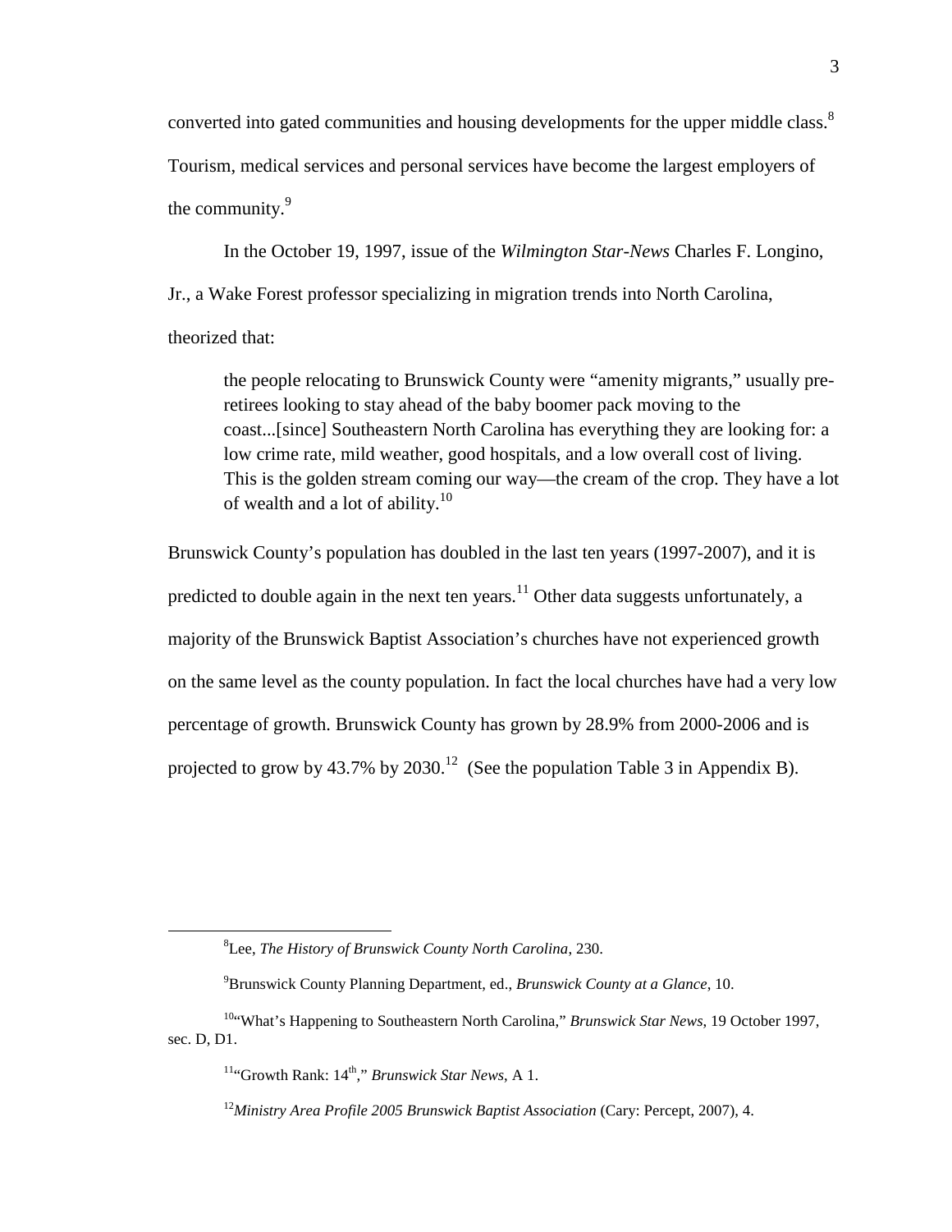converted into gated communities and housing developments for the upper middle class.[8] Tourism, medical services and personal services have become the largest employers of the community.[9]

In the October 19, 1997, issue of the *Wilmington Star-News* Charles F. Longino, Jr., a Wake Forest professor specializing in migration trends into North Carolina, theorized that:

> the people relocating to Brunswick County were "amenity migrants," usually pre-retirees looking to stay ahead of the baby boomer pack moving to the coast...[since] Southeastern North Carolina has everything they are looking for: a low crime rate, mild weather, good hospitals, and a low overall cost of living. This is the golden stream coming our way—the cream of the crop. They have a lot of wealth and a lot of ability.[10]

Brunswick County's population has doubled in the last ten years (1997-2007), and it is predicted to double again in the next ten years.[11] Other data suggests unfortunately, a majority of the Brunswick Baptist Association's churches have not experienced growth on the same level as the county population. In fact the local churches have had a very low percentage of growth. Brunswick County has grown by 28.9% from 2000-2006 and is projected to grow by 43.7% by 2030.[12] (See the population Table 3 in Appendix B).

---

[8] Lee, *The History of Brunswick County North Carolina*, 230.

[9] Brunswick County Planning Department, ed., *Brunswick County at a Glance*, 10.

[10] "What's Happening to Southeastern North Carolina," *Brunswick Star News*, 19 October 1997, sec. D, D1.

[11] "Growth Rank: 14th," *Brunswick Star News*, A 1.

[12] *Ministry Area Profile 2005 Brunswick Baptist Association* (Cary: Percept, 2007), 4.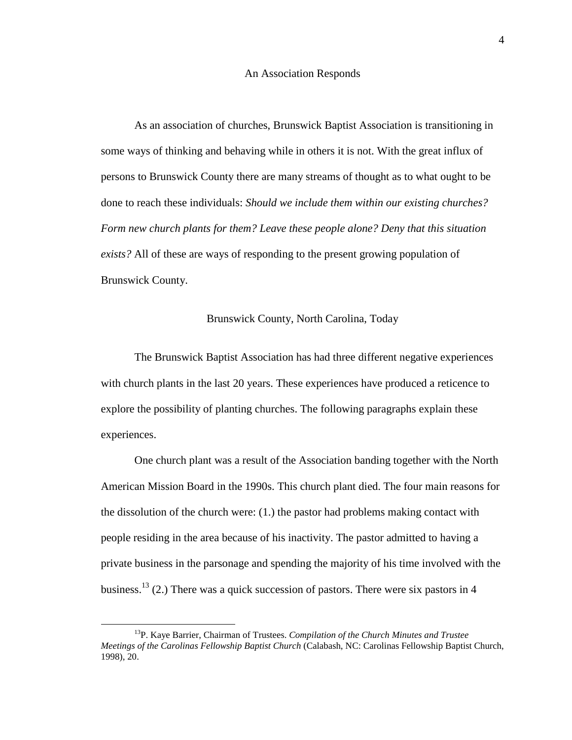## An Association Responds

As an association of churches, Brunswick Baptist Association is transitioning in some ways of thinking and behaving while in others it is not. With the great influx of persons to Brunswick County there are many streams of thought as to what ought to be done to reach these individuals: *Should we include them within our existing churches? Form new church plants for them? Leave these people alone? Deny that this situation exists?* All of these are ways of responding to the present growing population of Brunswick County.

## Brunswick County, North Carolina, Today

The Brunswick Baptist Association has had three different negative experiences with church plants in the last 20 years. These experiences have produced a reticence to explore the possibility of planting churches. The following paragraphs explain these experiences.

One church plant was a result of the Association banding together with the North American Mission Board in the 1990s. This church plant died. The four main reasons for the dissolution of the church were: (1.) the pastor had problems making contact with people residing in the area because of his inactivity. The pastor admitted to having a private business in the parsonage and spending the majority of his time involved with the business.[13] (2.) There was a quick succession of pastors. There were six pastors in 4

---

[13]P. Kaye Barrier, Chairman of Trustees. *Compilation of the Church Minutes and Trustee Meetings of the Carolinas Fellowship Baptist Church* (Calabash, NC: Carolinas Fellowship Baptist Church, 1998), 20.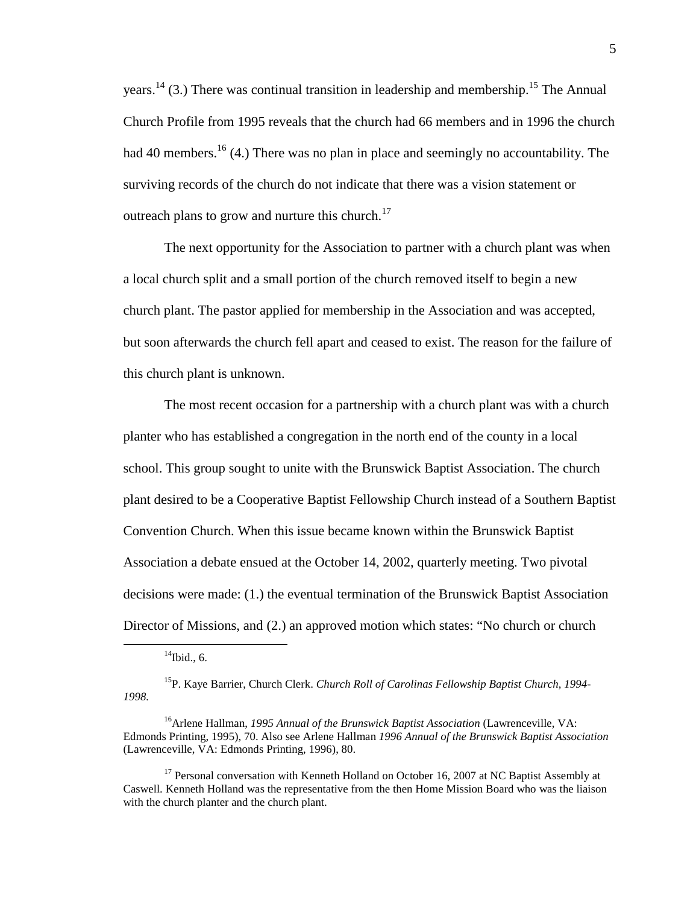years.[14] (3.) There was continual transition in leadership and membership.[15] The Annual Church Profile from 1995 reveals that the church had 66 members and in 1996 the church had 40 members.[16] (4.) There was no plan in place and seemingly no accountability. The surviving records of the church do not indicate that there was a vision statement or outreach plans to grow and nurture this church.[17]

The next opportunity for the Association to partner with a church plant was when a local church split and a small portion of the church removed itself to begin a new church plant. The pastor applied for membership in the Association and was accepted, but soon afterwards the church fell apart and ceased to exist. The reason for the failure of this church plant is unknown.

The most recent occasion for a partnership with a church plant was with a church planter who has established a congregation in the north end of the county in a local school. This group sought to unite with the Brunswick Baptist Association. The church plant desired to be a Cooperative Baptist Fellowship Church instead of a Southern Baptist Convention Church. When this issue became known within the Brunswick Baptist Association a debate ensued at the October 14, 2002, quarterly meeting. Two pivotal decisions were made: (1.) the eventual termination of the Brunswick Baptist Association Director of Missions, and (2.) an approved motion which states: "No church or church

---

[14]Ibid., 6.

[15]P. Kaye Barrier, Church Clerk. *Church Roll of Carolinas Fellowship Baptist Church, 1994-1998.*

[16]Arlene Hallman, *1995 Annual of the Brunswick Baptist Association* (Lawrenceville, VA: Edmonds Printing, 1995), 70. Also see Arlene Hallman *1996 Annual of the Brunswick Baptist Association* (Lawrenceville, VA: Edmonds Printing, 1996), 80.

[17] Personal conversation with Kenneth Holland on October 16, 2007 at NC Baptist Assembly at Caswell. Kenneth Holland was the representative from the then Home Mission Board who was the liaison with the church planter and the church plant.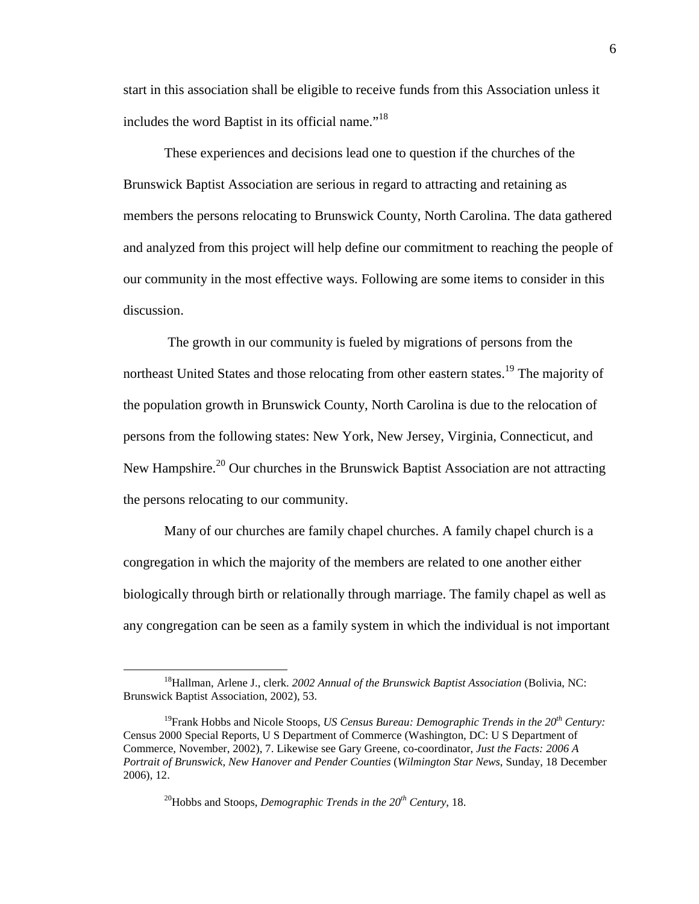start in this association shall be eligible to receive funds from this Association unless it includes the word Baptist in its official name."[18]

These experiences and decisions lead one to question if the churches of the Brunswick Baptist Association are serious in regard to attracting and retaining as members the persons relocating to Brunswick County, North Carolina. The data gathered and analyzed from this project will help define our commitment to reaching the people of our community in the most effective ways. Following are some items to consider in this discussion.

The growth in our community is fueled by migrations of persons from the northeast United States and those relocating from other eastern states.[19] The majority of the population growth in Brunswick County, North Carolina is due to the relocation of persons from the following states: New York, New Jersey, Virginia, Connecticut, and New Hampshire.[20] Our churches in the Brunswick Baptist Association are not attracting the persons relocating to our community.

Many of our churches are family chapel churches. A family chapel church is a congregation in which the majority of the members are related to one another either biologically through birth or relationally through marriage. The family chapel as well as any congregation can be seen as a family system in which the individual is not important

---

[18]Hallman, Arlene J., clerk. *2002 Annual of the Brunswick Baptist Association* (Bolivia, NC: Brunswick Baptist Association, 2002), 53.

[19]Frank Hobbs and Nicole Stoops, *US Census Bureau: Demographic Trends in the 20th Century:* Census 2000 Special Reports, U S Department of Commerce (Washington, DC: U S Department of Commerce, November, 2002), 7. Likewise see Gary Greene, co-coordinator, *Just the Facts: 2006 A Portrait of Brunswick, New Hanover and Pender Counties* (*Wilmington Star News*, Sunday, 18 December 2006), 12.

[20]Hobbs and Stoops, *Demographic Trends in the 20th Century*, 18.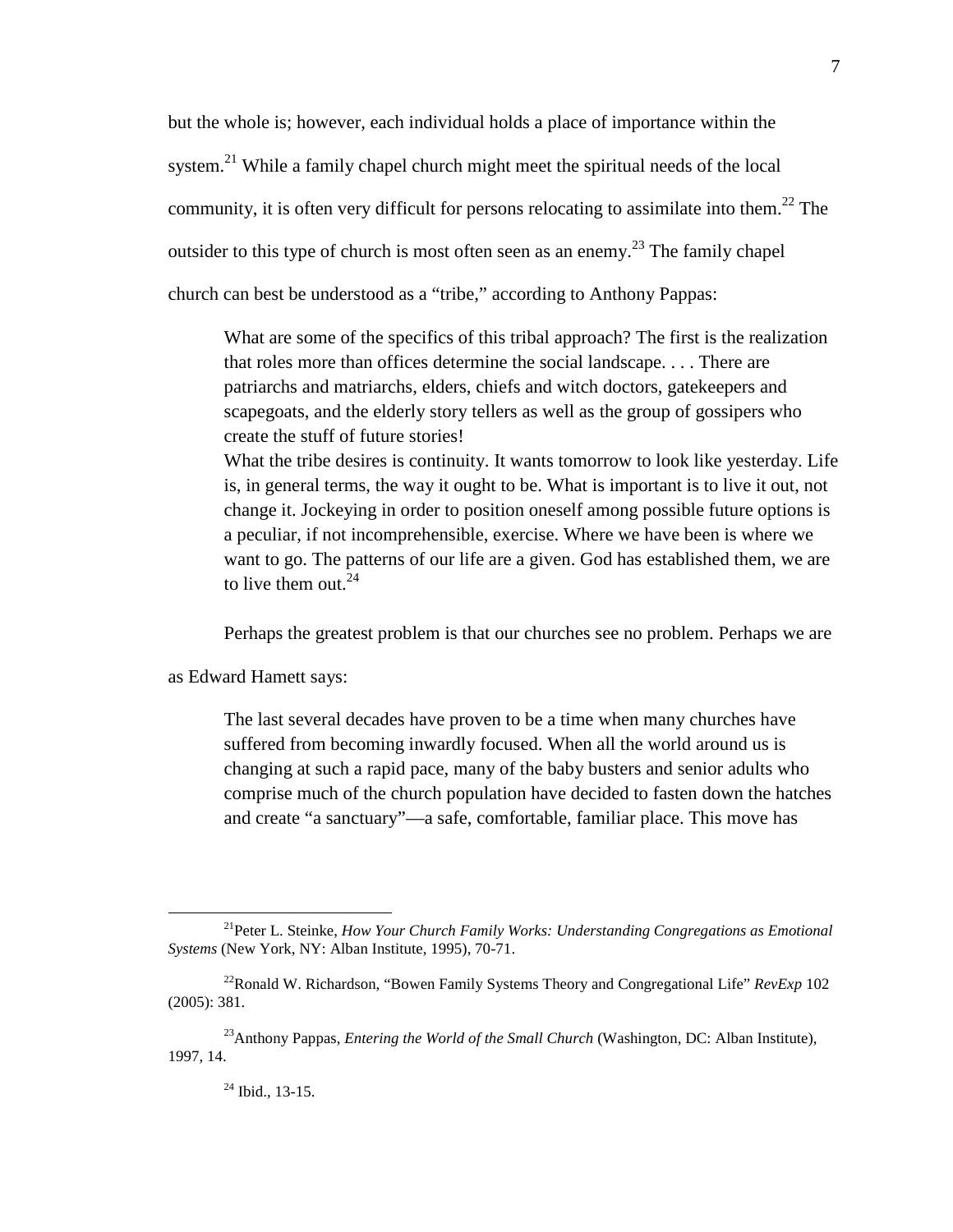but the whole is; however, each individual holds a place of importance within the system.[21] While a family chapel church might meet the spiritual needs of the local community, it is often very difficult for persons relocating to assimilate into them.[22] The outsider to this type of church is most often seen as an enemy.[23] The family chapel church can best be understood as a "tribe," according to Anthony Pappas:

> What are some of the specifics of this tribal approach? The first is the realization that roles more than offices determine the social landscape. . . . There are patriarchs and matriarchs, elders, chiefs and witch doctors, gatekeepers and scapegoats, and the elderly story tellers as well as the group of gossipers who create the stuff of future stories!
>
> What the tribe desires is continuity. It wants tomorrow to look like yesterday. Life is, in general terms, the way it ought to be. What is important is to live it out, not change it. Jockeying in order to position oneself among possible future options is a peculiar, if not incomprehensible, exercise. Where we have been is where we want to go. The patterns of our life are a given. God has established them, we are to live them out.[24]

Perhaps the greatest problem is that our churches see no problem. Perhaps we are as Edward Hamett says:

> The last several decades have proven to be a time when many churches have suffered from becoming inwardly focused. When all the world around us is changing at such a rapid pace, many of the baby busters and senior adults who comprise much of the church population have decided to fasten down the hatches and create "a sanctuary"—a safe, comfortable, familiar place. This move has

---

[21] Peter L. Steinke, *How Your Church Family Works: Understanding Congregations as Emotional Systems* (New York, NY: Alban Institute, 1995), 70-71.

[22] Ronald W. Richardson, "Bowen Family Systems Theory and Congregational Life" *RevExp* 102 (2005): 381.

[23] Anthony Pappas, *Entering the World of the Small Church* (Washington, DC: Alban Institute), 1997, 14.

[24] Ibid., 13-15.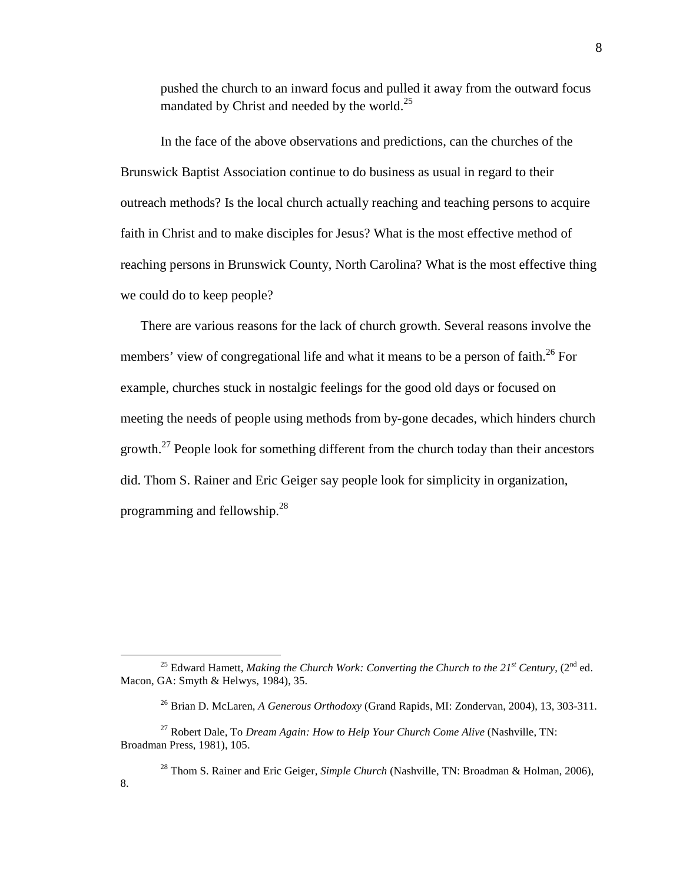pushed the church to an inward focus and pulled it away from the outward focus mandated by Christ and needed by the world.[25]

In the face of the above observations and predictions, can the churches of the Brunswick Baptist Association continue to do business as usual in regard to their outreach methods? Is the local church actually reaching and teaching persons to acquire faith in Christ and to make disciples for Jesus? What is the most effective method of reaching persons in Brunswick County, North Carolina? What is the most effective thing we could do to keep people?

There are various reasons for the lack of church growth. Several reasons involve the members' view of congregational life and what it means to be a person of faith.[26] For example, churches stuck in nostalgic feelings for the good old days or focused on meeting the needs of people using methods from by-gone decades, which hinders church growth.[27] People look for something different from the church today than their ancestors did. Thom S. Rainer and Eric Geiger say people look for simplicity in organization, programming and fellowship.[28]

---

[25] Edward Hamett, *Making the Church Work: Converting the Church to the 21st Century*, (2nd ed. Macon, GA: Smyth & Helwys, 1984), 35.

[26] Brian D. McLaren, *A Generous Orthodoxy* (Grand Rapids, MI: Zondervan, 2004), 13, 303-311.

[27] Robert Dale, To *Dream Again: How to Help Your Church Come Alive* (Nashville, TN: Broadman Press, 1981), 105.

[28] Thom S. Rainer and Eric Geiger, *Simple Church* (Nashville, TN: Broadman & Holman, 2006), 8.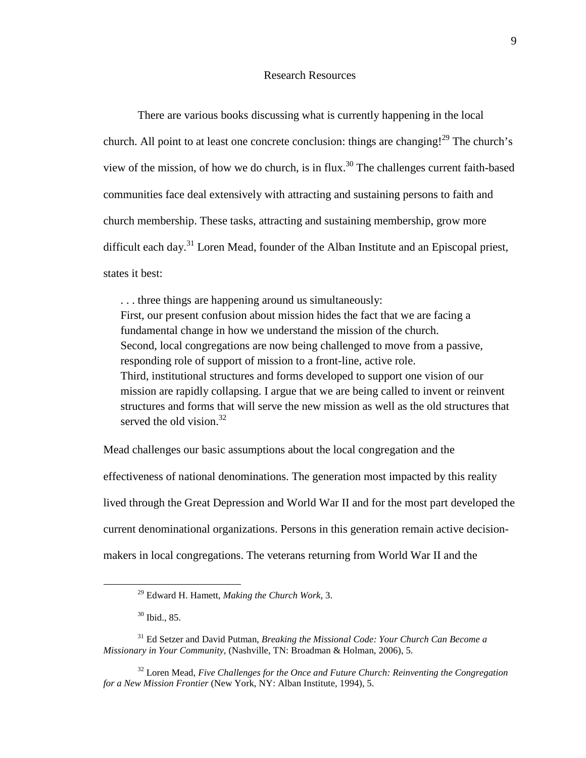## Research Resources

There are various books discussing what is currently happening in the local church. All point to at least one concrete conclusion: things are changing![29] The church's view of the mission, of how we do church, is in flux.[30] The challenges current faith-based communities face deal extensively with attracting and sustaining persons to faith and church membership. These tasks, attracting and sustaining membership, grow more difficult each day.[31] Loren Mead, founder of the Alban Institute and an Episcopal priest, states it best:

> . . . three things are happening around us simultaneously:
> First, our present confusion about mission hides the fact that we are facing a fundamental change in how we understand the mission of the church.
> Second, local congregations are now being challenged to move from a passive, responding role of support of mission to a front-line, active role.
> Third, institutional structures and forms developed to support one vision of our mission are rapidly collapsing. I argue that we are being called to invent or reinvent structures and forms that will serve the new mission as well as the old structures that served the old vision.[32]

Mead challenges our basic assumptions about the local congregation and the effectiveness of national denominations. The generation most impacted by this reality lived through the Great Depression and World War II and for the most part developed the current denominational organizations. Persons in this generation remain active decision-makers in local congregations. The veterans returning from World War II and the

---

[29] Edward H. Hamett, *Making the Church Work*, 3.

[30] Ibid., 85.

[31] Ed Setzer and David Putman, *Breaking the Missional Code: Your Church Can Become a Missionary in Your Community*, (Nashville, TN: Broadman & Holman, 2006), 5.

[32] Loren Mead, *Five Challenges for the Once and Future Church: Reinventing the Congregation for a New Mission Frontier* (New York, NY: Alban Institute, 1994), 5.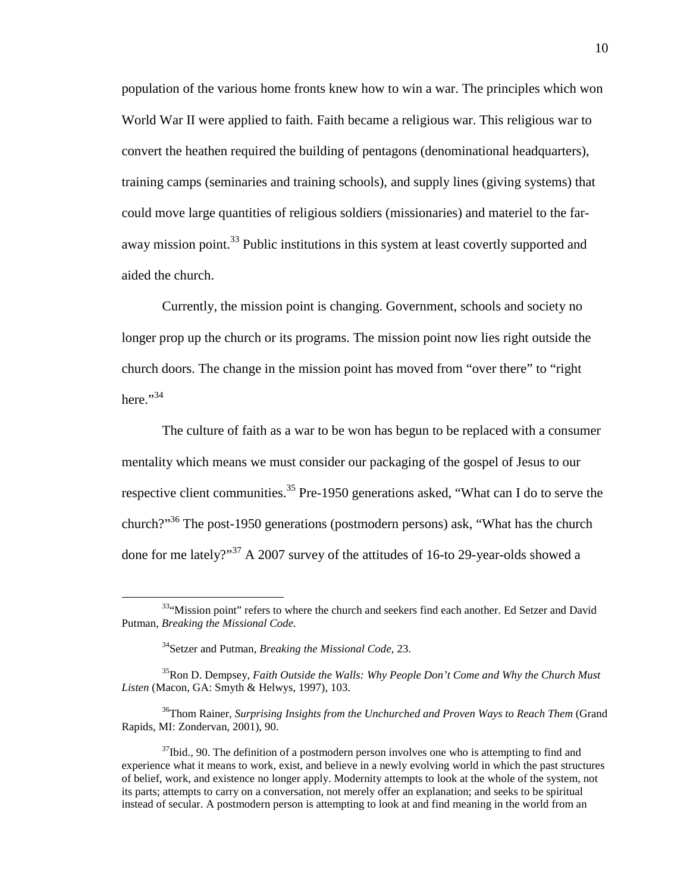population of the various home fronts knew how to win a war. The principles which won World War II were applied to faith. Faith became a religious war. This religious war to convert the heathen required the building of pentagons (denominational headquarters), training camps (seminaries and training schools), and supply lines (giving systems) that could move large quantities of religious soldiers (missionaries) and materiel to the far-away mission point.[33] Public institutions in this system at least covertly supported and aided the church.

Currently, the mission point is changing. Government, schools and society no longer prop up the church or its programs. The mission point now lies right outside the church doors. The change in the mission point has moved from "over there" to "right here."[34]

The culture of faith as a war to be won has begun to be replaced with a consumer mentality which means we must consider our packaging of the gospel of Jesus to our respective client communities.[35] Pre-1950 generations asked, "What can I do to serve the church?"[36] The post-1950 generations (postmodern persons) ask, "What has the church done for me lately?"[37] A 2007 survey of the attitudes of 16-to 29-year-olds showed a

---

[33]"Mission point" refers to where the church and seekers find each another. Ed Setzer and David Putman, *Breaking the Missional Code.*

[34]Setzer and Putman, *Breaking the Missional Code*, 23.

[35]Ron D. Dempsey, *Faith Outside the Walls: Why People Don't Come and Why the Church Must Listen* (Macon, GA: Smyth & Helwys, 1997), 103.

[36]Thom Rainer, *Surprising Insights from the Unchurched and Proven Ways to Reach Them* (Grand Rapids, MI: Zondervan, 2001), 90.

[37]Ibid., 90. The definition of a postmodern person involves one who is attempting to find and experience what it means to work, exist, and believe in a newly evolving world in which the past structures of belief, work, and existence no longer apply. Modernity attempts to look at the whole of the system, not its parts; attempts to carry on a conversation, not merely offer an explanation; and seeks to be spiritual instead of secular. A postmodern person is attempting to look at and find meaning in the world from an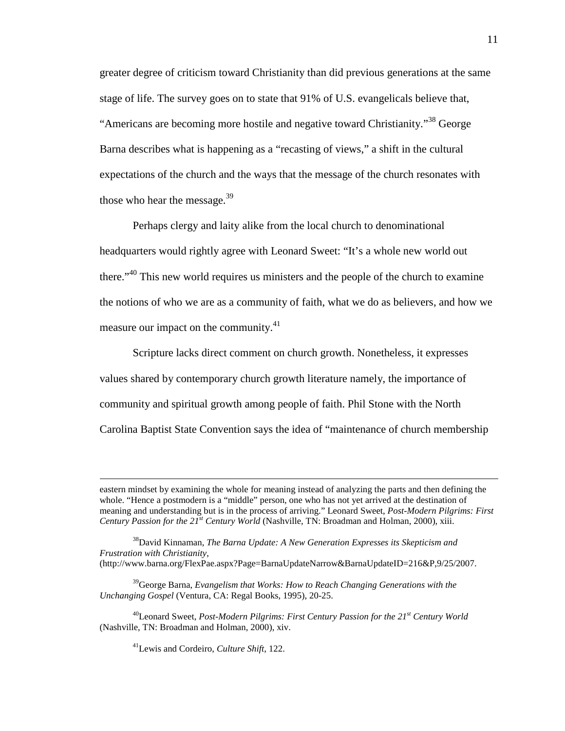greater degree of criticism toward Christianity than did previous generations at the same stage of life. The survey goes on to state that 91% of U.S. evangelicals believe that, "Americans are becoming more hostile and negative toward Christianity."[38] George Barna describes what is happening as a "recasting of views," a shift in the cultural expectations of the church and the ways that the message of the church resonates with those who hear the message.[39]

Perhaps clergy and laity alike from the local church to denominational headquarters would rightly agree with Leonard Sweet: "It's a whole new world out there."[40] This new world requires us ministers and the people of the church to examine the notions of who we are as a community of faith, what we do as believers, and how we measure our impact on the community.[41]

Scripture lacks direct comment on church growth. Nonetheless, it expresses values shared by contemporary church growth literature namely, the importance of community and spiritual growth among people of faith. Phil Stone with the North Carolina Baptist State Convention says the idea of "maintenance of church membership

---

eastern mindset by examining the whole for meaning instead of analyzing the parts and then defining the whole. "Hence a postmodern is a "middle" person, one who has not yet arrived at the destination of meaning and understanding but is in the process of arriving." Leonard Sweet, *Post-Modern Pilgrims: First Century Passion for the 21st Century World* (Nashville, TN: Broadman and Holman, 2000), xiii.

[38]David Kinnaman, *The Barna Update: A New Generation Expresses its Skepticism and Frustration with Christianity*, (http://www.barna.org/FlexPae.aspx?Page=BarnaUpdateNarrow&BarnaUpdateID=216&P,9/25/2007.

[39]George Barna, *Evangelism that Works: How to Reach Changing Generations with the Unchanging Gospel* (Ventura, CA: Regal Books, 1995), 20-25.

[40]Leonard Sweet, *Post-Modern Pilgrims: First Century Passion for the 21st Century World* (Nashville, TN: Broadman and Holman, 2000), xiv.

[41]Lewis and Cordeiro, *Culture Shift*, 122.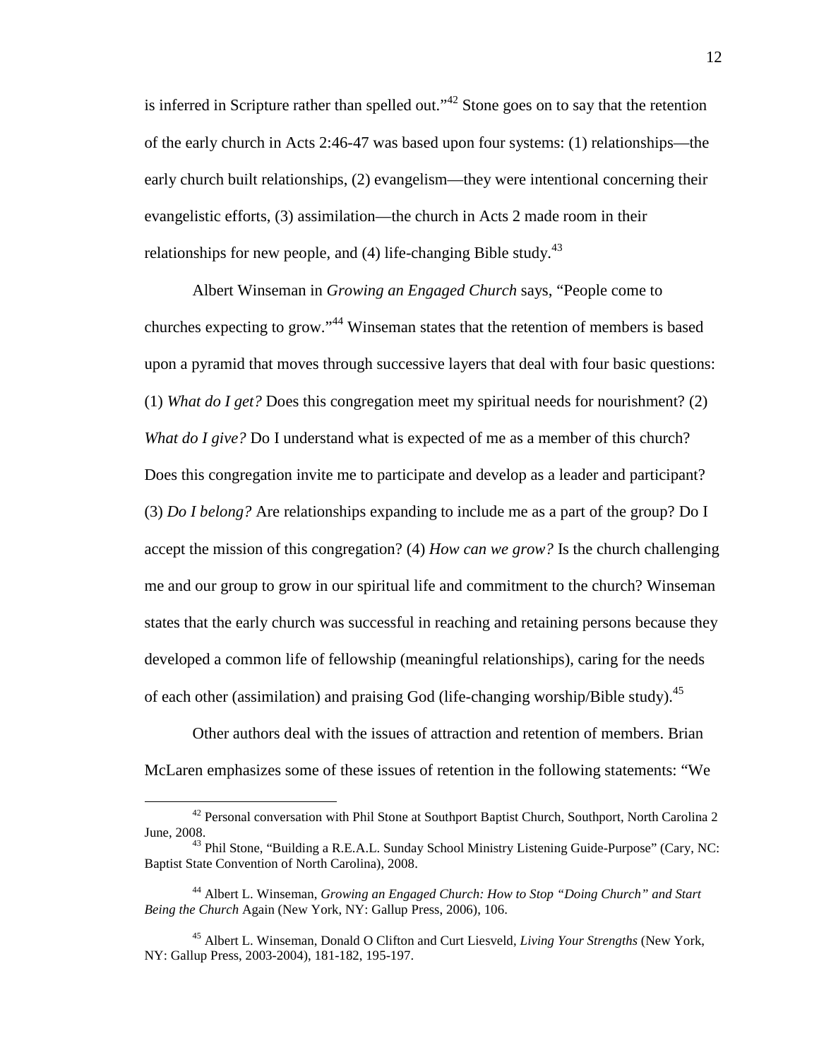is inferred in Scripture rather than spelled out."[42] Stone goes on to say that the retention of the early church in Acts 2:46-47 was based upon four systems: (1) relationships—the early church built relationships, (2) evangelism—they were intentional concerning their evangelistic efforts, (3) assimilation—the church in Acts 2 made room in their relationships for new people, and (4) life-changing Bible study.[43]

Albert Winseman in *Growing an Engaged Church* says, "People come to churches expecting to grow."[44] Winseman states that the retention of members is based upon a pyramid that moves through successive layers that deal with four basic questions: (1) *What do I get?* Does this congregation meet my spiritual needs for nourishment? (2) *What do I give?* Do I understand what is expected of me as a member of this church? Does this congregation invite me to participate and develop as a leader and participant? (3) *Do I belong?* Are relationships expanding to include me as a part of the group? Do I accept the mission of this congregation? (4) *How can we grow?* Is the church challenging me and our group to grow in our spiritual life and commitment to the church? Winseman states that the early church was successful in reaching and retaining persons because they developed a common life of fellowship (meaningful relationships), caring for the needs of each other (assimilation) and praising God (life-changing worship/Bible study).[45]

Other authors deal with the issues of attraction and retention of members. Brian McLaren emphasizes some of these issues of retention in the following statements: "We

---

[42] Personal conversation with Phil Stone at Southport Baptist Church, Southport, North Carolina 2 June, 2008.

[43] Phil Stone, "Building a R.E.A.L. Sunday School Ministry Listening Guide-Purpose" (Cary, NC: Baptist State Convention of North Carolina), 2008.

[44] Albert L. Winseman, *Growing an Engaged Church: How to Stop "Doing Church" and Start Being the Church* Again (New York, NY: Gallup Press, 2006), 106.

[45] Albert L. Winseman, Donald O Clifton and Curt Liesveld, *Living Your Strengths* (New York, NY: Gallup Press, 2003-2004), 181-182, 195-197.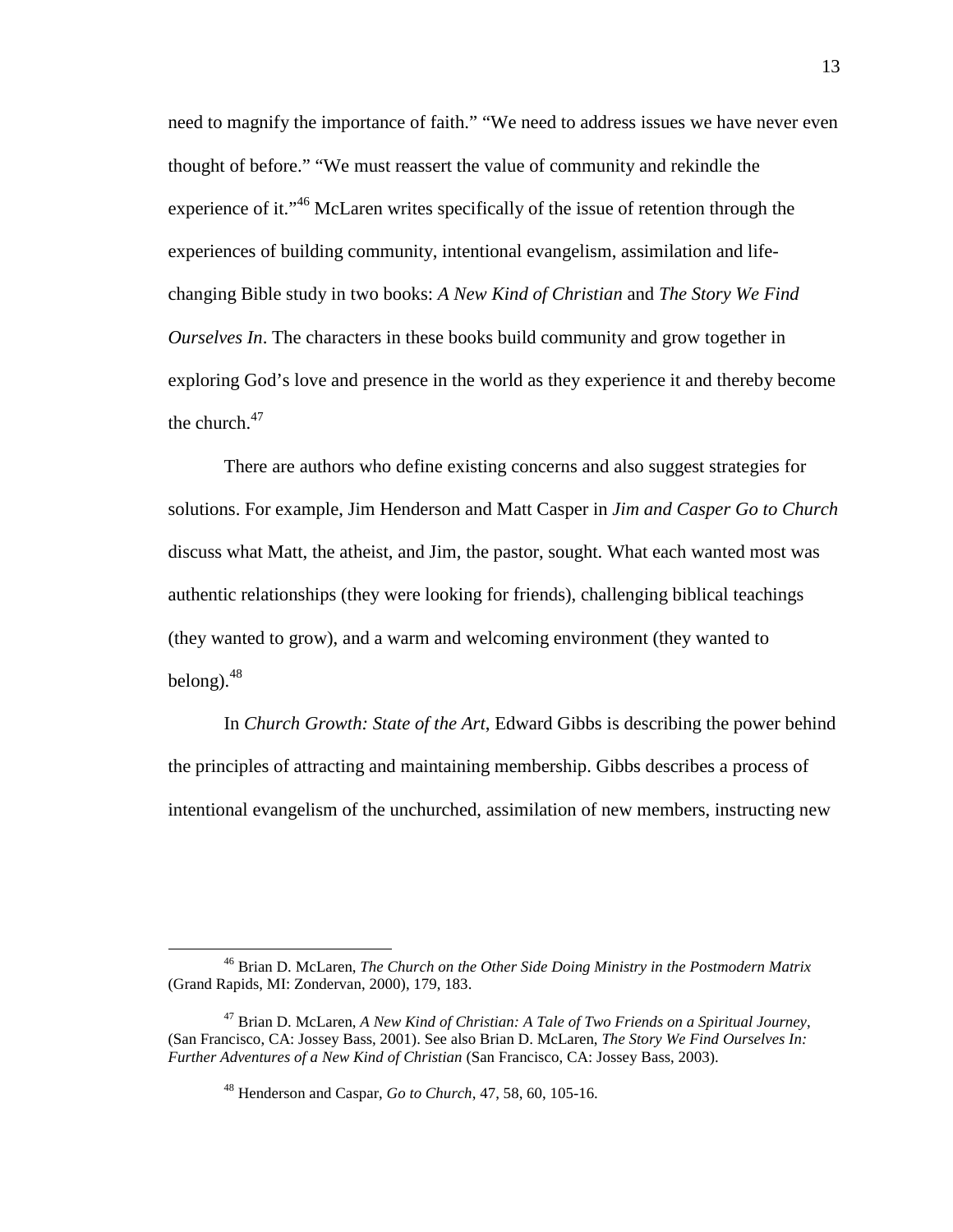need to magnify the importance of faith." "We need to address issues we have never even thought of before." "We must reassert the value of community and rekindle the experience of it."[46] McLaren writes specifically of the issue of retention through the experiences of building community, intentional evangelism, assimilation and life-changing Bible study in two books: *A New Kind of Christian* and *The Story We Find Ourselves In*. The characters in these books build community and grow together in exploring God's love and presence in the world as they experience it and thereby become the church.[47]

There are authors who define existing concerns and also suggest strategies for solutions. For example, Jim Henderson and Matt Casper in *Jim and Casper Go to Church* discuss what Matt, the atheist, and Jim, the pastor, sought. What each wanted most was authentic relationships (they were looking for friends), challenging biblical teachings (they wanted to grow), and a warm and welcoming environment (they wanted to belong).[48]

In *Church Growth: State of the Art*, Edward Gibbs is describing the power behind the principles of attracting and maintaining membership. Gibbs describes a process of intentional evangelism of the unchurched, assimilation of new members, instructing new

---

[46] Brian D. McLaren, *The Church on the Other Side Doing Ministry in the Postmodern Matrix* (Grand Rapids, MI: Zondervan, 2000), 179, 183.

[47] Brian D. McLaren, *A New Kind of Christian: A Tale of Two Friends on a Spiritual Journey*, (San Francisco, CA: Jossey Bass, 2001). See also Brian D. McLaren, *The Story We Find Ourselves In: Further Adventures of a New Kind of Christian* (San Francisco, CA: Jossey Bass, 2003).

[48] Henderson and Caspar, *Go to Church*, 47, 58, 60, 105-16.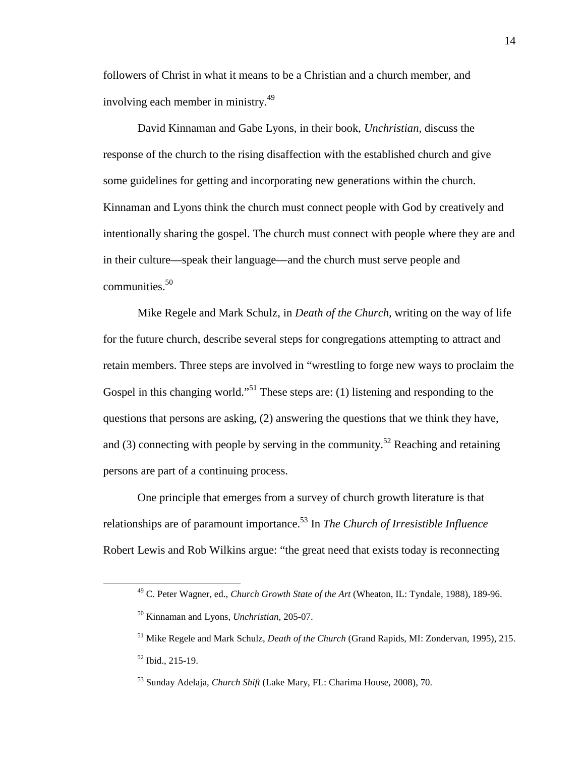followers of Christ in what it means to be a Christian and a church member, and involving each member in ministry.[49]

David Kinnaman and Gabe Lyons, in their book, *Unchristian*, discuss the response of the church to the rising disaffection with the established church and give some guidelines for getting and incorporating new generations within the church. Kinnaman and Lyons think the church must connect people with God by creatively and intentionally sharing the gospel. The church must connect with people where they are and in their culture—speak their language—and the church must serve people and communities.[50]

Mike Regele and Mark Schulz, in *Death of the Church*, writing on the way of life for the future church, describe several steps for congregations attempting to attract and retain members. Three steps are involved in "wrestling to forge new ways to proclaim the Gospel in this changing world."[51] These steps are: (1) listening and responding to the questions that persons are asking, (2) answering the questions that we think they have, and (3) connecting with people by serving in the community.[52] Reaching and retaining persons are part of a continuing process.

One principle that emerges from a survey of church growth literature is that relationships are of paramount importance.[53] In *The Church of Irresistible Influence* Robert Lewis and Rob Wilkins argue: "the great need that exists today is reconnecting

---

[49] C. Peter Wagner, ed., *Church Growth State of the Art* (Wheaton, IL: Tyndale, 1988), 189-96.

[50] Kinnaman and Lyons, *Unchristian*, 205-07.

[51] Mike Regele and Mark Schulz, *Death of the Church* (Grand Rapids, MI: Zondervan, 1995), 215.

[52] Ibid., 215-19.

[53] Sunday Adelaja, *Church Shift* (Lake Mary, FL: Charima House, 2008), 70.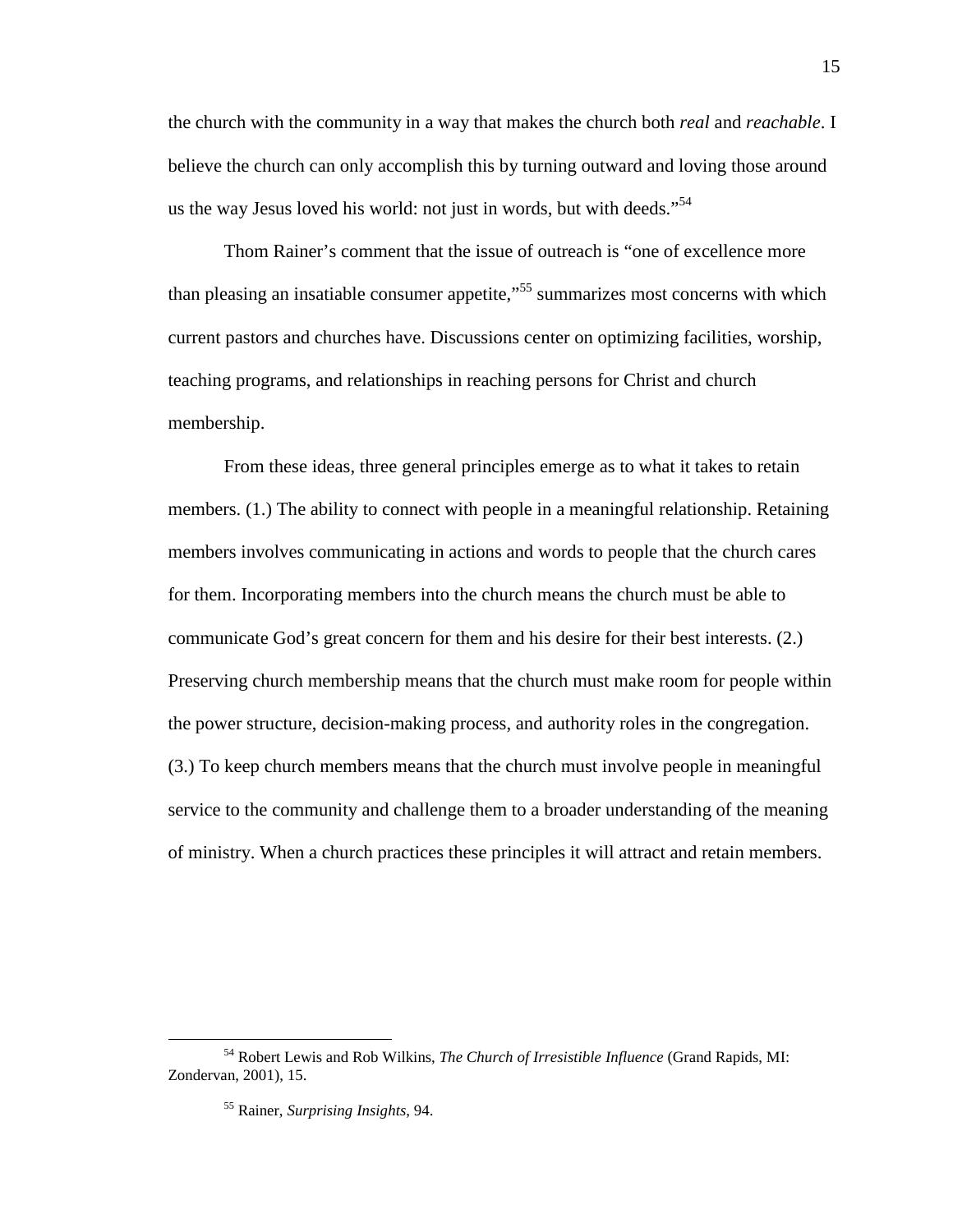the church with the community in a way that makes the church both *real* and *reachable*. I believe the church can only accomplish this by turning outward and loving those around us the way Jesus loved his world: not just in words, but with deeds."[54]

Thom Rainer's comment that the issue of outreach is "one of excellence more than pleasing an insatiable consumer appetite,"[55] summarizes most concerns with which current pastors and churches have. Discussions center on optimizing facilities, worship, teaching programs, and relationships in reaching persons for Christ and church membership.

From these ideas, three general principles emerge as to what it takes to retain members. (1.) The ability to connect with people in a meaningful relationship. Retaining members involves communicating in actions and words to people that the church cares for them. Incorporating members into the church means the church must be able to communicate God's great concern for them and his desire for their best interests. (2.) Preserving church membership means that the church must make room for people within the power structure, decision-making process, and authority roles in the congregation. (3.) To keep church members means that the church must involve people in meaningful service to the community and challenge them to a broader understanding of the meaning of ministry. When a church practices these principles it will attract and retain members.

---

[54] Robert Lewis and Rob Wilkins, *The Church of Irresistible Influence* (Grand Rapids, MI: Zondervan, 2001), 15.

[55] Rainer, *Surprising Insights*, 94.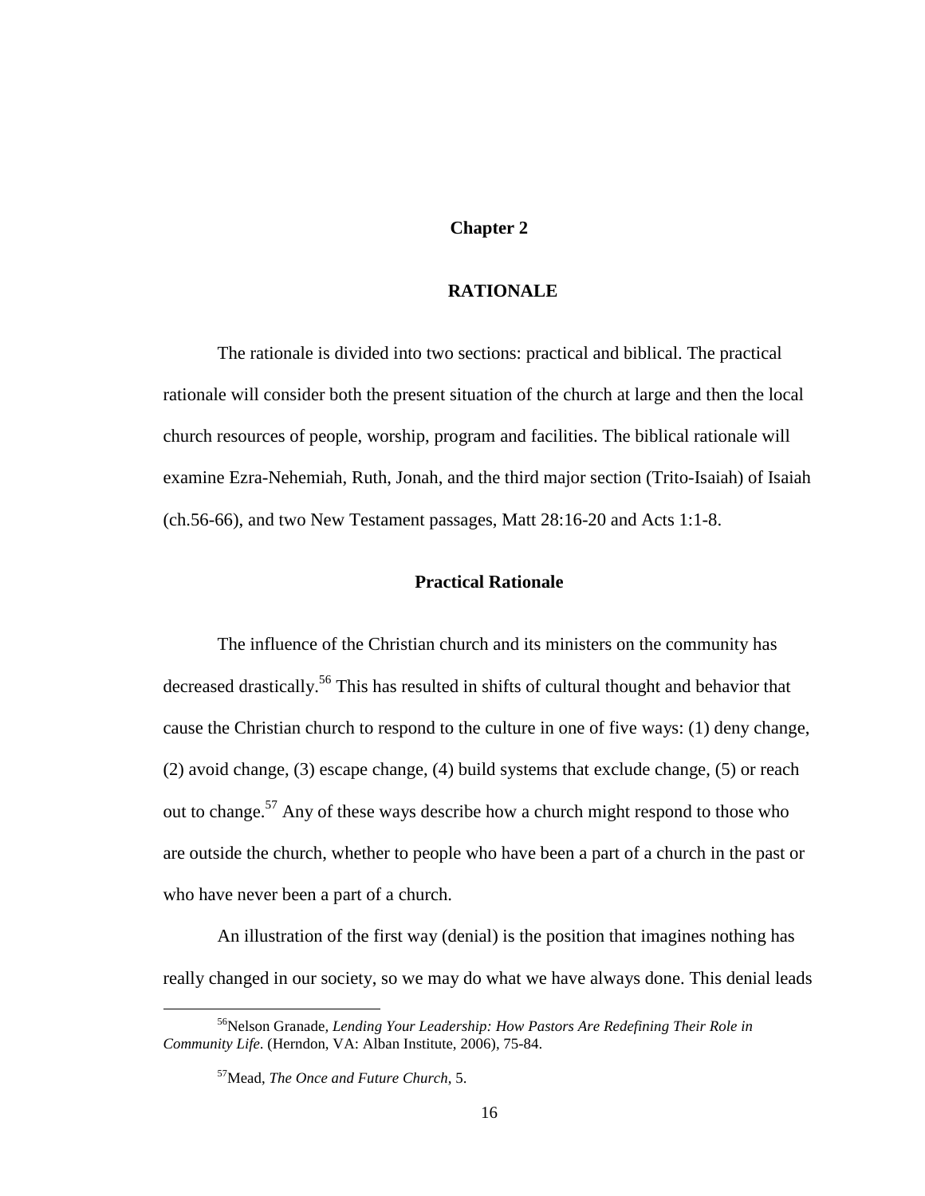# Chapter 2

# RATIONALE

The rationale is divided into two sections: practical and biblical. The practical rationale will consider both the present situation of the church at large and then the local church resources of people, worship, program and facilities. The biblical rationale will examine Ezra-Nehemiah, Ruth, Jonah, and the third major section (Trito-Isaiah) of Isaiah (ch.56-66), and two New Testament passages, Matt 28:16-20 and Acts 1:1-8.

## Practical Rationale

The influence of the Christian church and its ministers on the community has decreased drastically.[56] This has resulted in shifts of cultural thought and behavior that cause the Christian church to respond to the culture in one of five ways: (1) deny change, (2) avoid change, (3) escape change, (4) build systems that exclude change, (5) or reach out to change.[57] Any of these ways describe how a church might respond to those who are outside the church, whether to people who have been a part of a church in the past or who have never been a part of a church.

An illustration of the first way (denial) is the position that imagines nothing has really changed in our society, so we may do what we have always done. This denial leads

---

[56]Nelson Granade, *Lending Your Leadership: How Pastors Are Redefining Their Role in Community Life.* (Herndon, VA: Alban Institute, 2006), 75-84.

[57]Mead, *The Once and Future Church*, 5.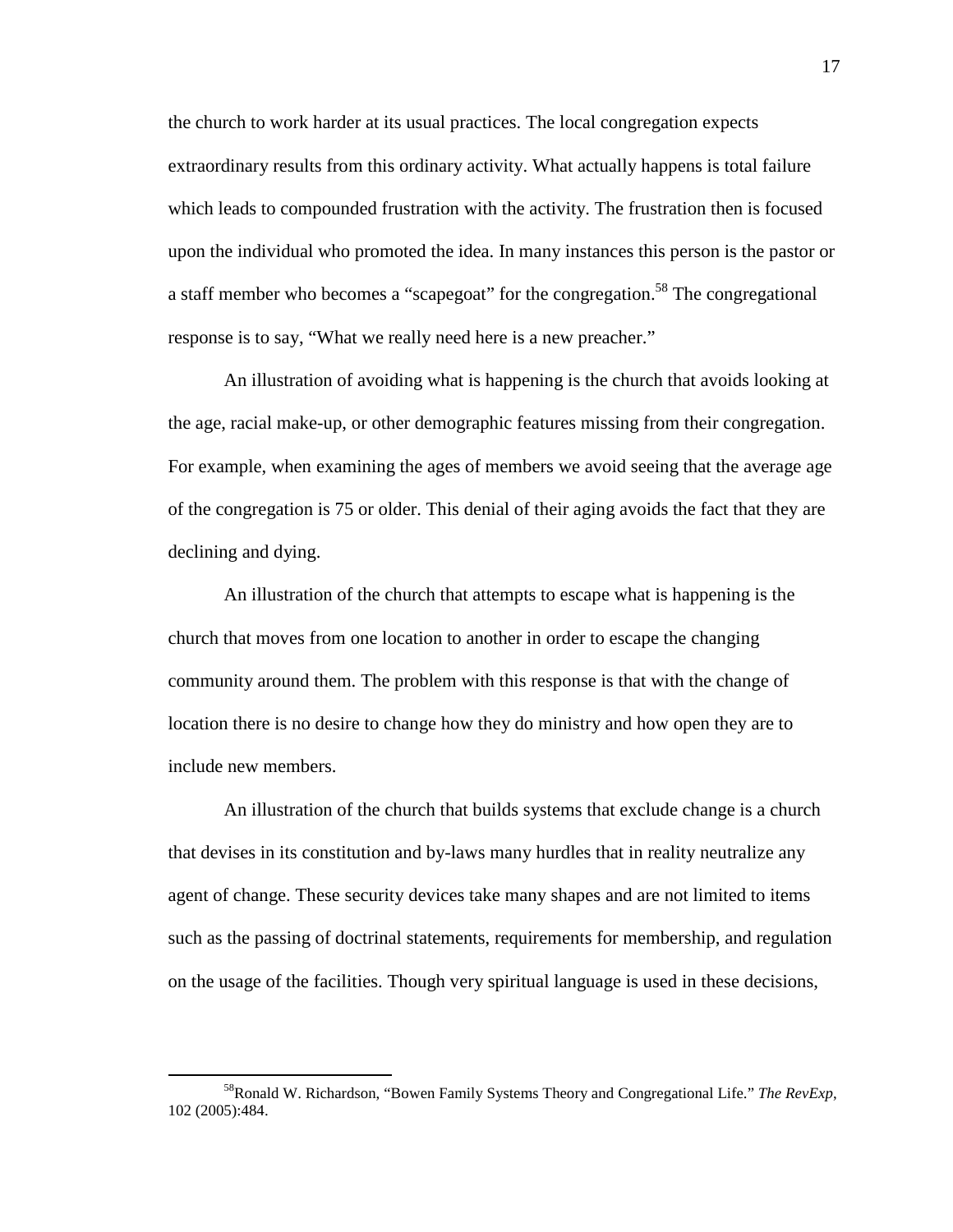the church to work harder at its usual practices. The local congregation expects extraordinary results from this ordinary activity. What actually happens is total failure which leads to compounded frustration with the activity. The frustration then is focused upon the individual who promoted the idea. In many instances this person is the pastor or a staff member who becomes a "scapegoat" for the congregation.[58] The congregational response is to say, "What we really need here is a new preacher."

An illustration of avoiding what is happening is the church that avoids looking at the age, racial make-up, or other demographic features missing from their congregation. For example, when examining the ages of members we avoid seeing that the average age of the congregation is 75 or older. This denial of their aging avoids the fact that they are declining and dying.

An illustration of the church that attempts to escape what is happening is the church that moves from one location to another in order to escape the changing community around them. The problem with this response is that with the change of location there is no desire to change how they do ministry and how open they are to include new members.

An illustration of the church that builds systems that exclude change is a church that devises in its constitution and by-laws many hurdles that in reality neutralize any agent of change. These security devices take many shapes and are not limited to items such as the passing of doctrinal statements, requirements for membership, and regulation on the usage of the facilities. Though very spiritual language is used in these decisions,

---

[58]Ronald W. Richardson, "Bowen Family Systems Theory and Congregational Life." *The RevExp*, 102 (2005):484.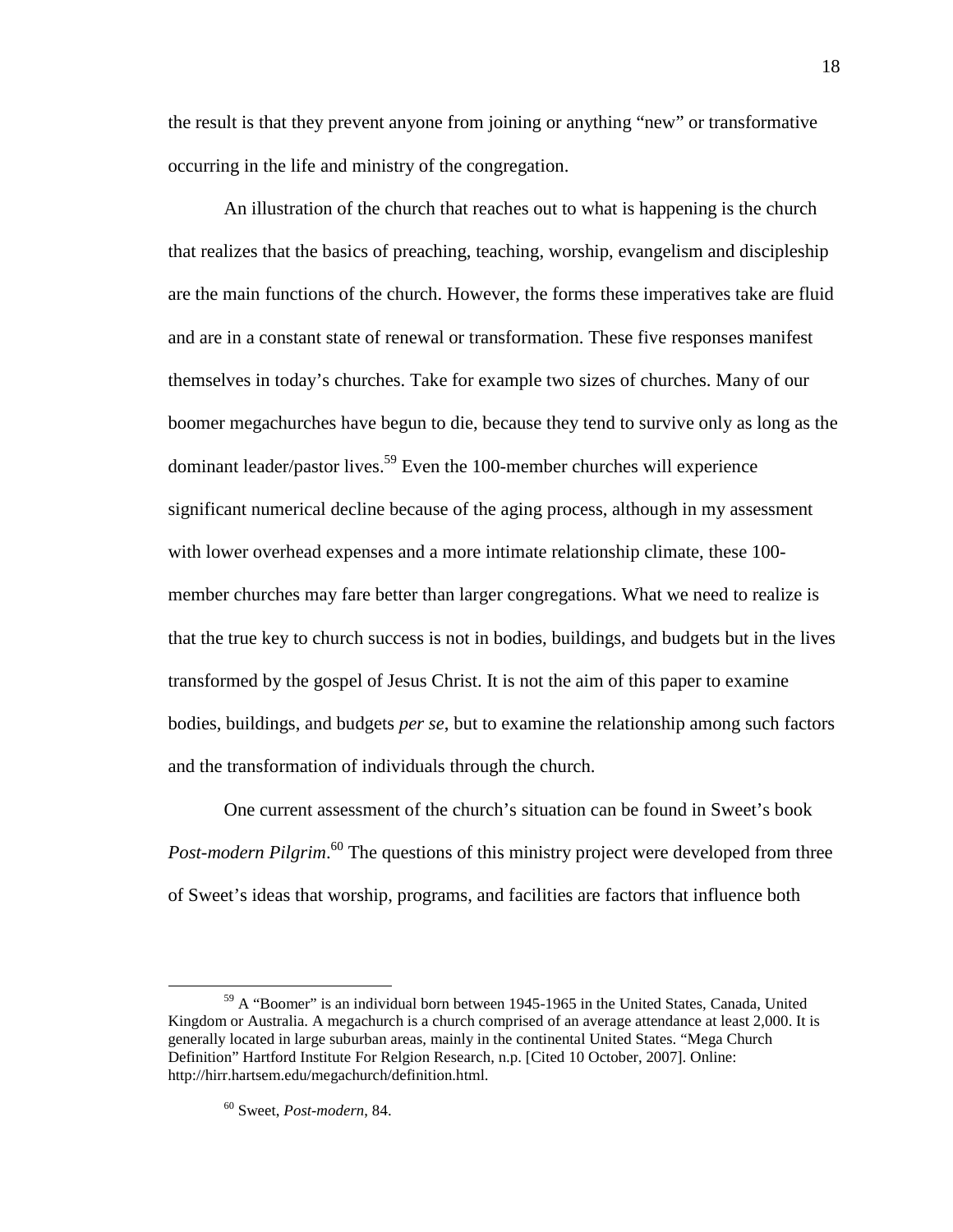the result is that they prevent anyone from joining or anything "new" or transformative occurring in the life and ministry of the congregation.

An illustration of the church that reaches out to what is happening is the church that realizes that the basics of preaching, teaching, worship, evangelism and discipleship are the main functions of the church. However, the forms these imperatives take are fluid and are in a constant state of renewal or transformation. These five responses manifest themselves in today's churches. Take for example two sizes of churches. Many of our boomer megachurches have begun to die, because they tend to survive only as long as the dominant leader/pastor lives.[59] Even the 100-member churches will experience significant numerical decline because of the aging process, although in my assessment with lower overhead expenses and a more intimate relationship climate, these 100-member churches may fare better than larger congregations. What we need to realize is that the true key to church success is not in bodies, buildings, and budgets but in the lives transformed by the gospel of Jesus Christ. It is not the aim of this paper to examine bodies, buildings, and budgets *per se*, but to examine the relationship among such factors and the transformation of individuals through the church.

One current assessment of the church's situation can be found in Sweet's book *Post-modern Pilgrim*.[60] The questions of this ministry project were developed from three of Sweet's ideas that worship, programs, and facilities are factors that influence both

---

[59] A "Boomer" is an individual born between 1945-1965 in the United States, Canada, United Kingdom or Australia. A megachurch is a church comprised of an average attendance at least 2,000. It is generally located in large suburban areas, mainly in the continental United States. "Mega Church Definition" Hartford Institute For Relgion Research, n.p. [Cited 10 October, 2007]. Online: http://hirr.hartsem.edu/megachurch/definition.html.

[60] Sweet, *Post-modern*, 84.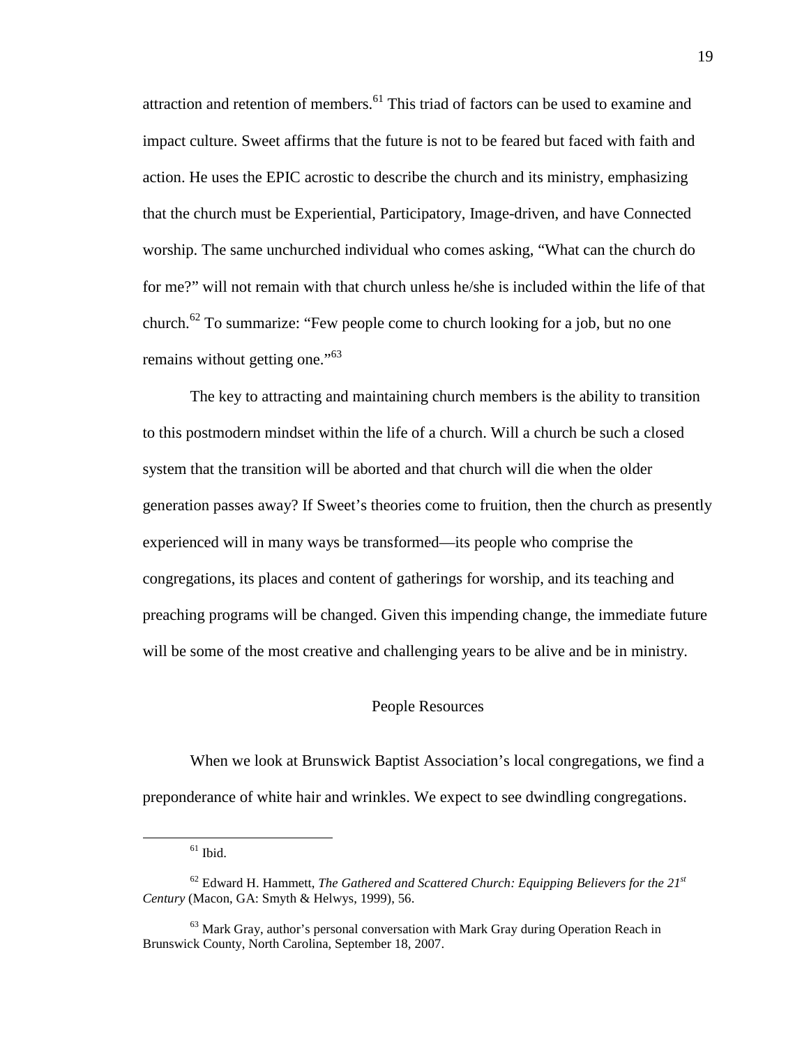attraction and retention of members.[61] This triad of factors can be used to examine and impact culture. Sweet affirms that the future is not to be feared but faced with faith and action. He uses the EPIC acrostic to describe the church and its ministry, emphasizing that the church must be Experiential, Participatory, Image-driven, and have Connected worship. The same unchurched individual who comes asking, "What can the church do for me?" will not remain with that church unless he/she is included within the life of that church.[62] To summarize: "Few people come to church looking for a job, but no one remains without getting one."[63]

The key to attracting and maintaining church members is the ability to transition to this postmodern mindset within the life of a church. Will a church be such a closed system that the transition will be aborted and that church will die when the older generation passes away? If Sweet's theories come to fruition, then the church as presently experienced will in many ways be transformed—its people who comprise the congregations, its places and content of gatherings for worship, and its teaching and preaching programs will be changed. Given this impending change, the immediate future will be some of the most creative and challenging years to be alive and be in ministry.

## People Resources

When we look at Brunswick Baptist Association's local congregations, we find a preponderance of white hair and wrinkles. We expect to see dwindling congregations.

---

[61] Ibid.

[62] Edward H. Hammett, *The Gathered and Scattered Church: Equipping Believers for the 21st Century* (Macon, GA: Smyth & Helwys, 1999), 56.

[63] Mark Gray, author's personal conversation with Mark Gray during Operation Reach in Brunswick County, North Carolina, September 18, 2007.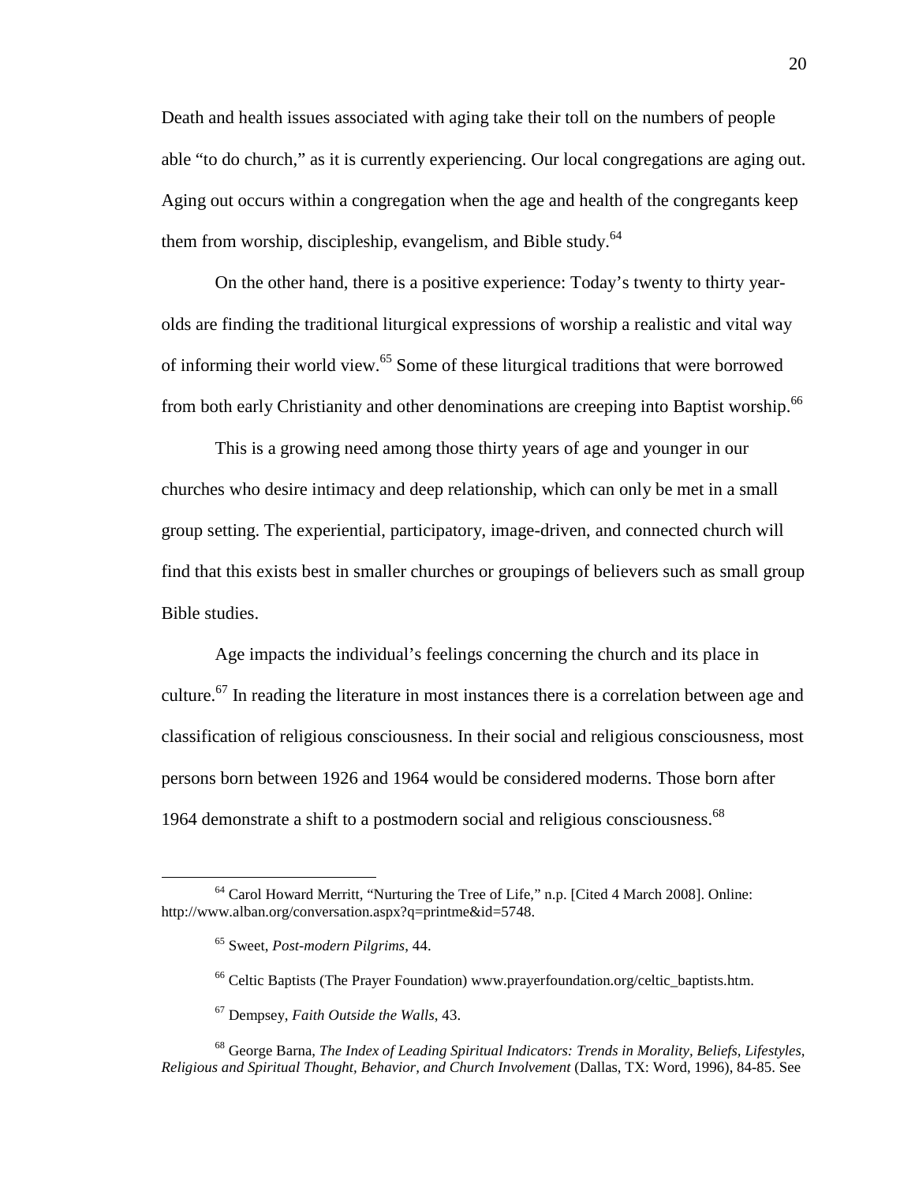Death and health issues associated with aging take their toll on the numbers of people able "to do church," as it is currently experiencing. Our local congregations are aging out. Aging out occurs within a congregation when the age and health of the congregants keep them from worship, discipleship, evangelism, and Bible study.[64]

On the other hand, there is a positive experience: Today's twenty to thirty year-olds are finding the traditional liturgical expressions of worship a realistic and vital way of informing their world view.[65] Some of these liturgical traditions that were borrowed from both early Christianity and other denominations are creeping into Baptist worship.[66]

This is a growing need among those thirty years of age and younger in our churches who desire intimacy and deep relationship, which can only be met in a small group setting. The experiential, participatory, image-driven, and connected church will find that this exists best in smaller churches or groupings of believers such as small group Bible studies.

Age impacts the individual's feelings concerning the church and its place in culture.[67] In reading the literature in most instances there is a correlation between age and classification of religious consciousness. In their social and religious consciousness, most persons born between 1926 and 1964 would be considered moderns. Those born after 1964 demonstrate a shift to a postmodern social and religious consciousness.[68]

---

[64] Carol Howard Merritt, "Nurturing the Tree of Life," n.p. [Cited 4 March 2008]. Online: http://www.alban.org/conversation.aspx?q=printme&id=5748.

[65] Sweet, *Post-modern Pilgrims*, 44.

[66] Celtic Baptists (The Prayer Foundation) www.prayerfoundation.org/celtic_baptists.htm.

[67] Dempsey, *Faith Outside the Walls*, 43.

[68] George Barna, *The Index of Leading Spiritual Indicators: Trends in Morality, Beliefs, Lifestyles, Religious and Spiritual Thought, Behavior, and Church Involvement* (Dallas, TX: Word, 1996), 84-85. See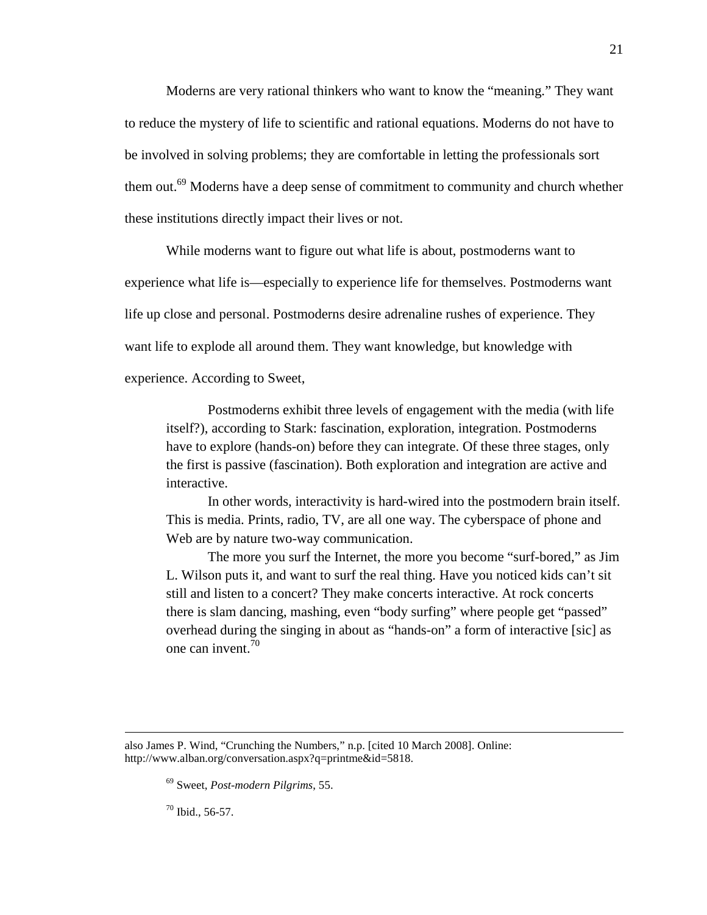Moderns are very rational thinkers who want to know the "meaning." They want to reduce the mystery of life to scientific and rational equations. Moderns do not have to be involved in solving problems; they are comfortable in letting the professionals sort them out.[69] Moderns have a deep sense of commitment to community and church whether these institutions directly impact their lives or not.

While moderns want to figure out what life is about, postmoderns want to experience what life is—especially to experience life for themselves. Postmoderns want life up close and personal. Postmoderns desire adrenaline rushes of experience. They want life to explode all around them. They want knowledge, but knowledge with experience. According to Sweet,

> Postmoderns exhibit three levels of engagement with the media (with life itself?), according to Stark: fascination, exploration, integration. Postmoderns have to explore (hands-on) before they can integrate. Of these three stages, only the first is passive (fascination). Both exploration and integration are active and interactive.
>
> In other words, interactivity is hard-wired into the postmodern brain itself. This is media. Prints, radio, TV, are all one way. The cyberspace of phone and Web are by nature two-way communication.
>
> The more you surf the Internet, the more you become "surf-bored," as Jim L. Wilson puts it, and want to surf the real thing. Have you noticed kids can't sit still and listen to a concert? They make concerts interactive. At rock concerts there is slam dancing, mashing, even "body surfing" where people get "passed" overhead during the singing in about as "hands-on" a form of interactive [sic] as one can invent.[70]

---

also James P. Wind, "Crunching the Numbers," n.p. [cited 10 March 2008]. Online: http://www.alban.org/conversation.aspx?q=printme&id=5818.

[69] Sweet, *Post-modern Pilgrims*, 55.

[70] Ibid., 56-57.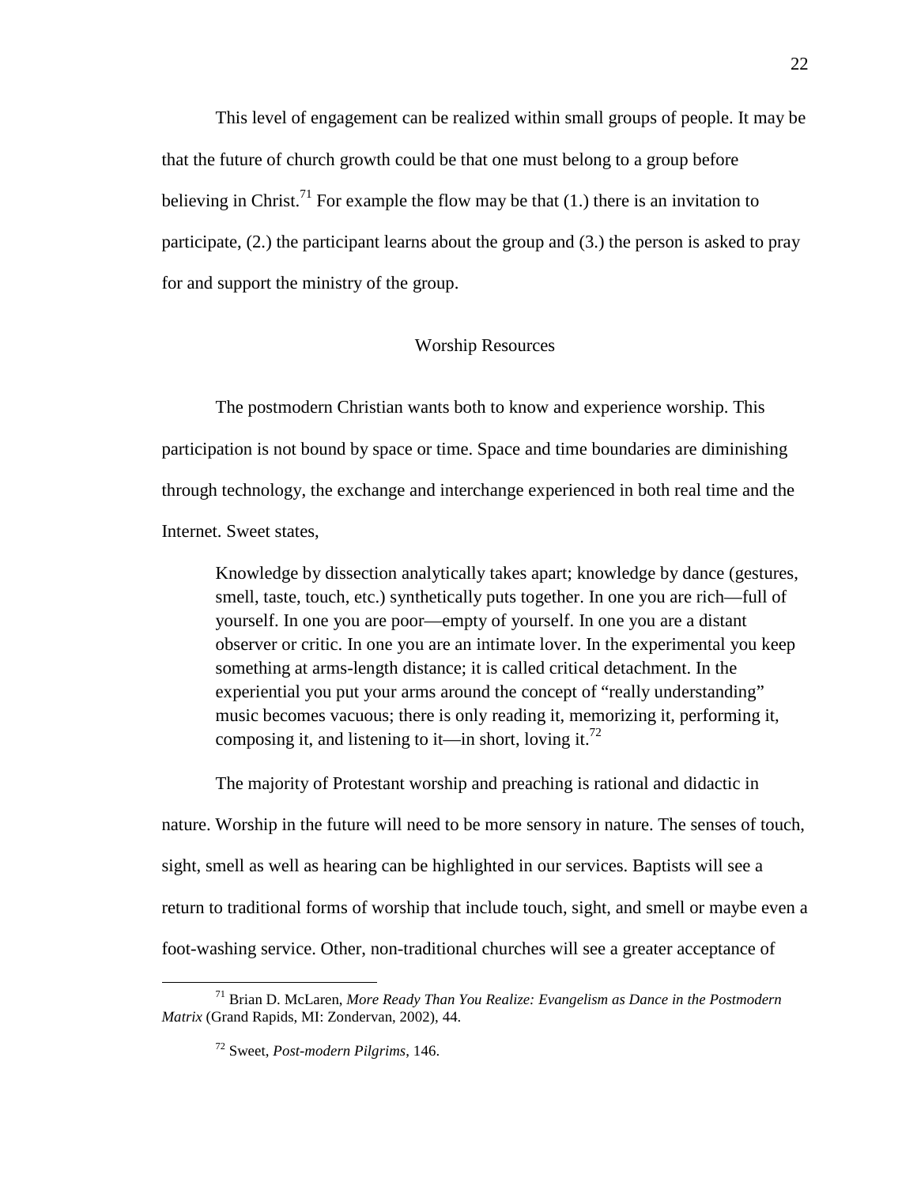This level of engagement can be realized within small groups of people. It may be that the future of church growth could be that one must belong to a group before believing in Christ.[71] For example the flow may be that (1.) there is an invitation to participate, (2.) the participant learns about the group and (3.) the person is asked to pray for and support the ministry of the group.

## Worship Resources

The postmodern Christian wants both to know and experience worship. This participation is not bound by space or time. Space and time boundaries are diminishing through technology, the exchange and interchange experienced in both real time and the Internet. Sweet states,

> Knowledge by dissection analytically takes apart; knowledge by dance (gestures, smell, taste, touch, etc.) synthetically puts together. In one you are rich—full of yourself. In one you are poor—empty of yourself. In one you are a distant observer or critic. In one you are an intimate lover. In the experimental you keep something at arms-length distance; it is called critical detachment. In the experiential you put your arms around the concept of "really understanding" music becomes vacuous; there is only reading it, memorizing it, performing it, composing it, and listening to it—in short, loving it.[72]

The majority of Protestant worship and preaching is rational and didactic in nature. Worship in the future will need to be more sensory in nature. The senses of touch, sight, smell as well as hearing can be highlighted in our services. Baptists will see a return to traditional forms of worship that include touch, sight, and smell or maybe even a foot-washing service. Other, non-traditional churches will see a greater acceptance of

---

[71] Brian D. McLaren, *More Ready Than You Realize: Evangelism as Dance in the Postmodern Matrix* (Grand Rapids, MI: Zondervan, 2002), 44.

[72] Sweet, *Post-modern Pilgrims*, 146.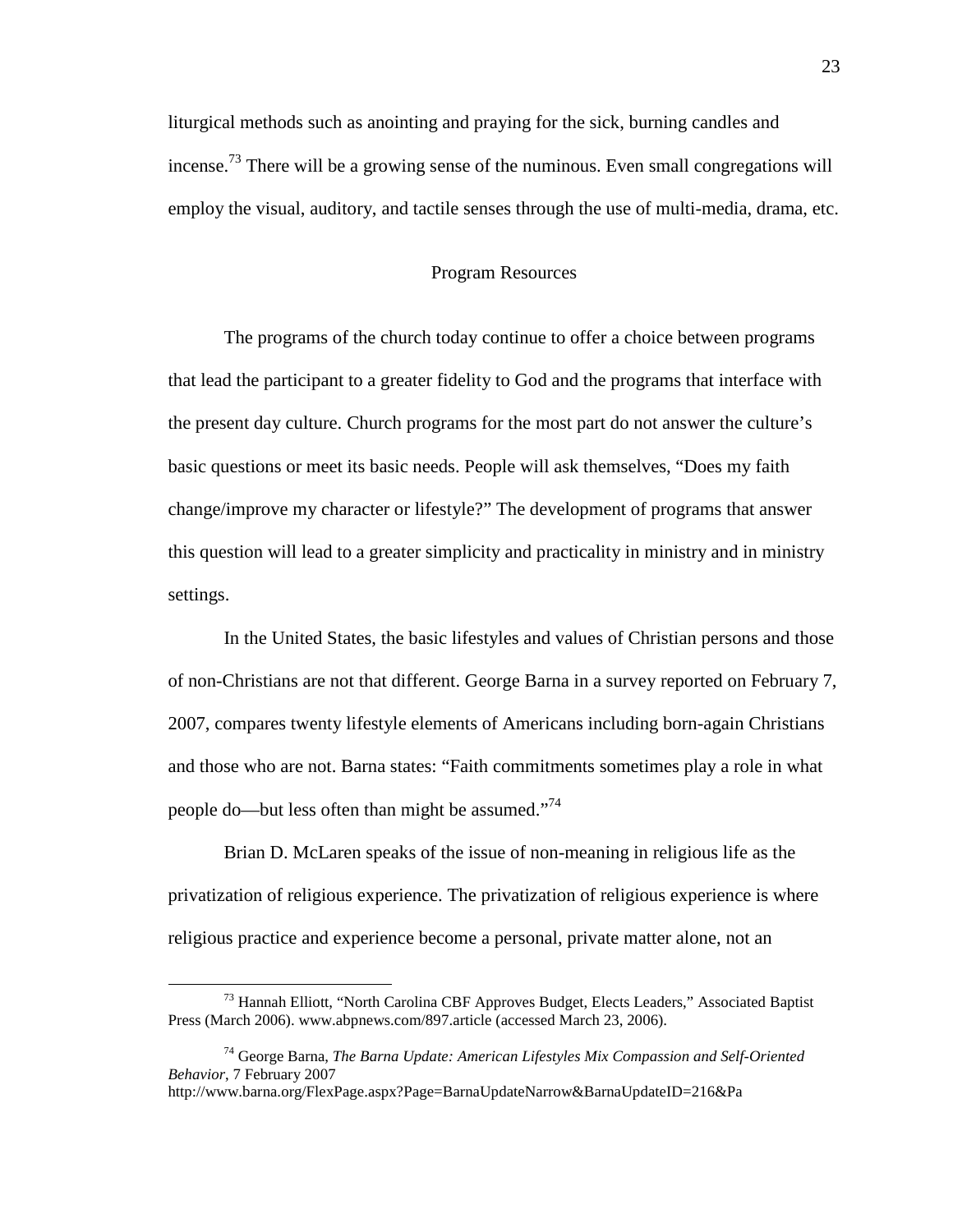liturgical methods such as anointing and praying for the sick, burning candles and incense.[73] There will be a growing sense of the numinous. Even small congregations will employ the visual, auditory, and tactile senses through the use of multi-media, drama, etc.

## Program Resources

The programs of the church today continue to offer a choice between programs that lead the participant to a greater fidelity to God and the programs that interface with the present day culture. Church programs for the most part do not answer the culture's basic questions or meet its basic needs. People will ask themselves, "Does my faith change/improve my character or lifestyle?" The development of programs that answer this question will lead to a greater simplicity and practicality in ministry and in ministry settings.

In the United States, the basic lifestyles and values of Christian persons and those of non-Christians are not that different. George Barna in a survey reported on February 7, 2007, compares twenty lifestyle elements of Americans including born-again Christians and those who are not. Barna states: "Faith commitments sometimes play a role in what people do—but less often than might be assumed."[74]

Brian D. McLaren speaks of the issue of non-meaning in religious life as the privatization of religious experience. The privatization of religious experience is where religious practice and experience become a personal, private matter alone, not an

---

[73] Hannah Elliott, "North Carolina CBF Approves Budget, Elects Leaders," Associated Baptist Press (March 2006). www.abpnews.com/897.article (accessed March 23, 2006).

[74] George Barna, *The Barna Update: American Lifestyles Mix Compassion and Self-Oriented Behavior*, 7 February 2007 http://www.barna.org/FlexPage.aspx?Page=BarnaUpdateNarrow&BarnaUpdateID=216&Pa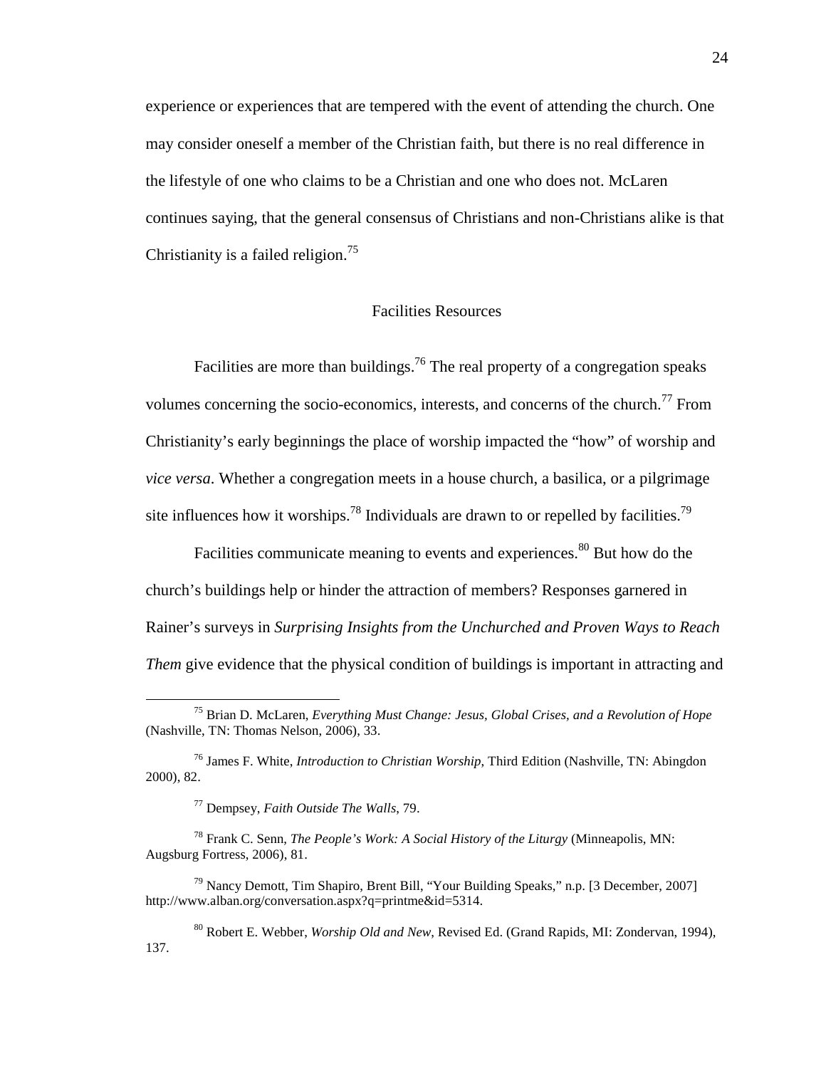experience or experiences that are tempered with the event of attending the church. One may consider oneself a member of the Christian faith, but there is no real difference in the lifestyle of one who claims to be a Christian and one who does not. McLaren continues saying, that the general consensus of Christians and non-Christians alike is that Christianity is a failed religion.[75]

## Facilities Resources

Facilities are more than buildings.[76] The real property of a congregation speaks volumes concerning the socio-economics, interests, and concerns of the church.[77] From Christianity's early beginnings the place of worship impacted the "how" of worship and *vice versa*. Whether a congregation meets in a house church, a basilica, or a pilgrimage site influences how it worships.[78] Individuals are drawn to or repelled by facilities.[79]

Facilities communicate meaning to events and experiences.[80] But how do the church's buildings help or hinder the attraction of members? Responses garnered in Rainer's surveys in *Surprising Insights from the Unchurched and Proven Ways to Reach Them* give evidence that the physical condition of buildings is important in attracting and

---

[75] Brian D. McLaren, *Everything Must Change: Jesus, Global Crises, and a Revolution of Hope* (Nashville, TN: Thomas Nelson, 2006), 33.

[76] James F. White, *Introduction to Christian Worship*, Third Edition (Nashville, TN: Abingdon 2000), 82.

[77] Dempsey, *Faith Outside The Walls*, 79.

[78] Frank C. Senn, *The People's Work: A Social History of the Liturgy* (Minneapolis, MN: Augsburg Fortress, 2006), 81.

[79] Nancy Demott, Tim Shapiro, Brent Bill, "Your Building Speaks," n.p. [3 December, 2007] http://www.alban.org/conversation.aspx?q=printme&id=5314.

[80] Robert E. Webber, *Worship Old and New*, Revised Ed. (Grand Rapids, MI: Zondervan, 1994), 137.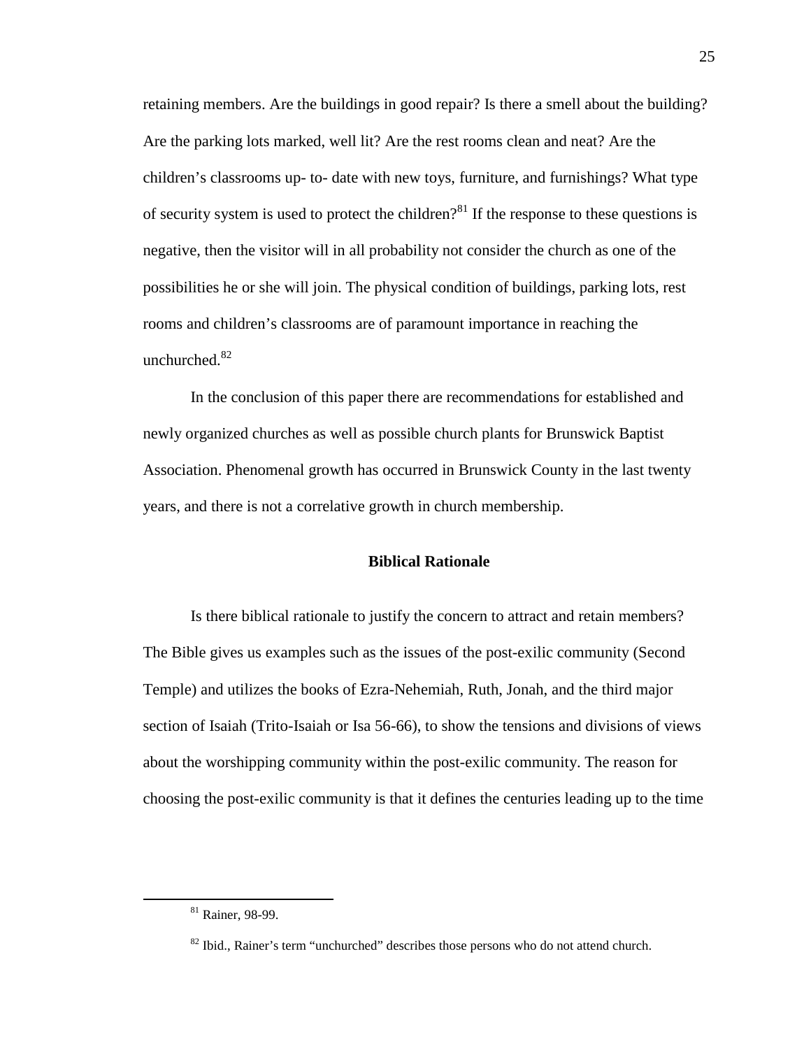retaining members. Are the buildings in good repair? Is there a smell about the building? Are the parking lots marked, well lit? Are the rest rooms clean and neat? Are the children's classrooms up- to- date with new toys, furniture, and furnishings? What type of security system is used to protect the children?[81] If the response to these questions is negative, then the visitor will in all probability not consider the church as one of the possibilities he or she will join. The physical condition of buildings, parking lots, rest rooms and children's classrooms are of paramount importance in reaching the unchurched.[82]

In the conclusion of this paper there are recommendations for established and newly organized churches as well as possible church plants for Brunswick Baptist Association. Phenomenal growth has occurred in Brunswick County in the last twenty years, and there is not a correlative growth in church membership.

## Biblical Rationale

Is there biblical rationale to justify the concern to attract and retain members? The Bible gives us examples such as the issues of the post-exilic community (Second Temple) and utilizes the books of Ezra-Nehemiah, Ruth, Jonah, and the third major section of Isaiah (Trito-Isaiah or Isa 56-66), to show the tensions and divisions of views about the worshipping community within the post-exilic community. The reason for choosing the post-exilic community is that it defines the centuries leading up to the time

---

[81] Rainer, 98-99.

[82] Ibid., Rainer's term "unchurched" describes those persons who do not attend church.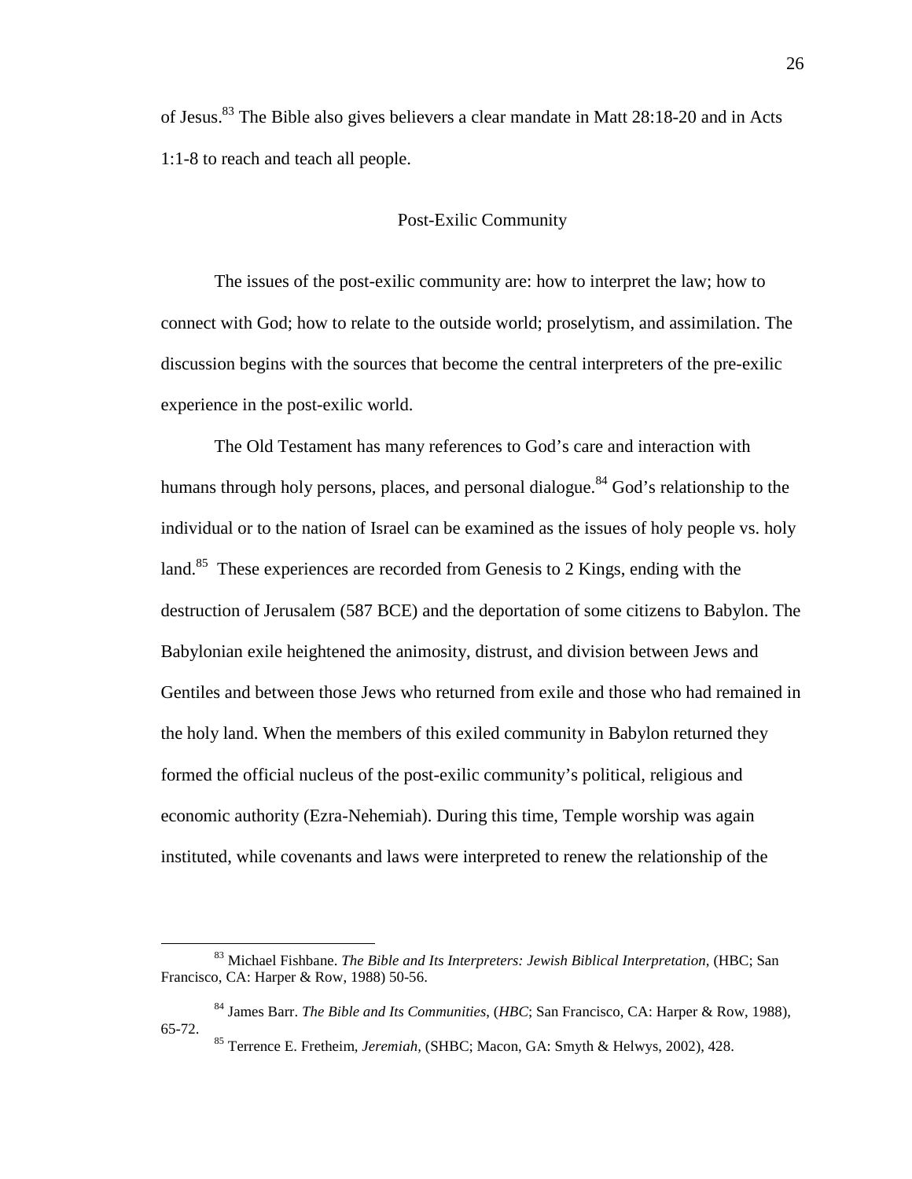of Jesus.[83] The Bible also gives believers a clear mandate in Matt 28:18-20 and in Acts 1:1-8 to reach and teach all people.

## Post-Exilic Community

The issues of the post-exilic community are: how to interpret the law; how to connect with God; how to relate to the outside world; proselytism, and assimilation. The discussion begins with the sources that become the central interpreters of the pre-exilic experience in the post-exilic world.

The Old Testament has many references to God's care and interaction with humans through holy persons, places, and personal dialogue.[84] God's relationship to the individual or to the nation of Israel can be examined as the issues of holy people vs. holy land.[85] These experiences are recorded from Genesis to 2 Kings, ending with the destruction of Jerusalem (587 BCE) and the deportation of some citizens to Babylon. The Babylonian exile heightened the animosity, distrust, and division between Jews and Gentiles and between those Jews who returned from exile and those who had remained in the holy land. When the members of this exiled community in Babylon returned they formed the official nucleus of the post-exilic community's political, religious and economic authority (Ezra-Nehemiah). During this time, Temple worship was again instituted, while covenants and laws were interpreted to renew the relationship of the

---

[83] Michael Fishbane. *The Bible and Its Interpreters: Jewish Biblical Interpretation*, (HBC; San Francisco, CA: Harper & Row, 1988) 50-56.

[84] James Barr. *The Bible and Its Communities*, (*HBC*; San Francisco, CA: Harper & Row, 1988), 65-72.

[85] Terrence E. Fretheim, *Jeremiah*, (SHBC; Macon, GA: Smyth & Helwys, 2002), 428.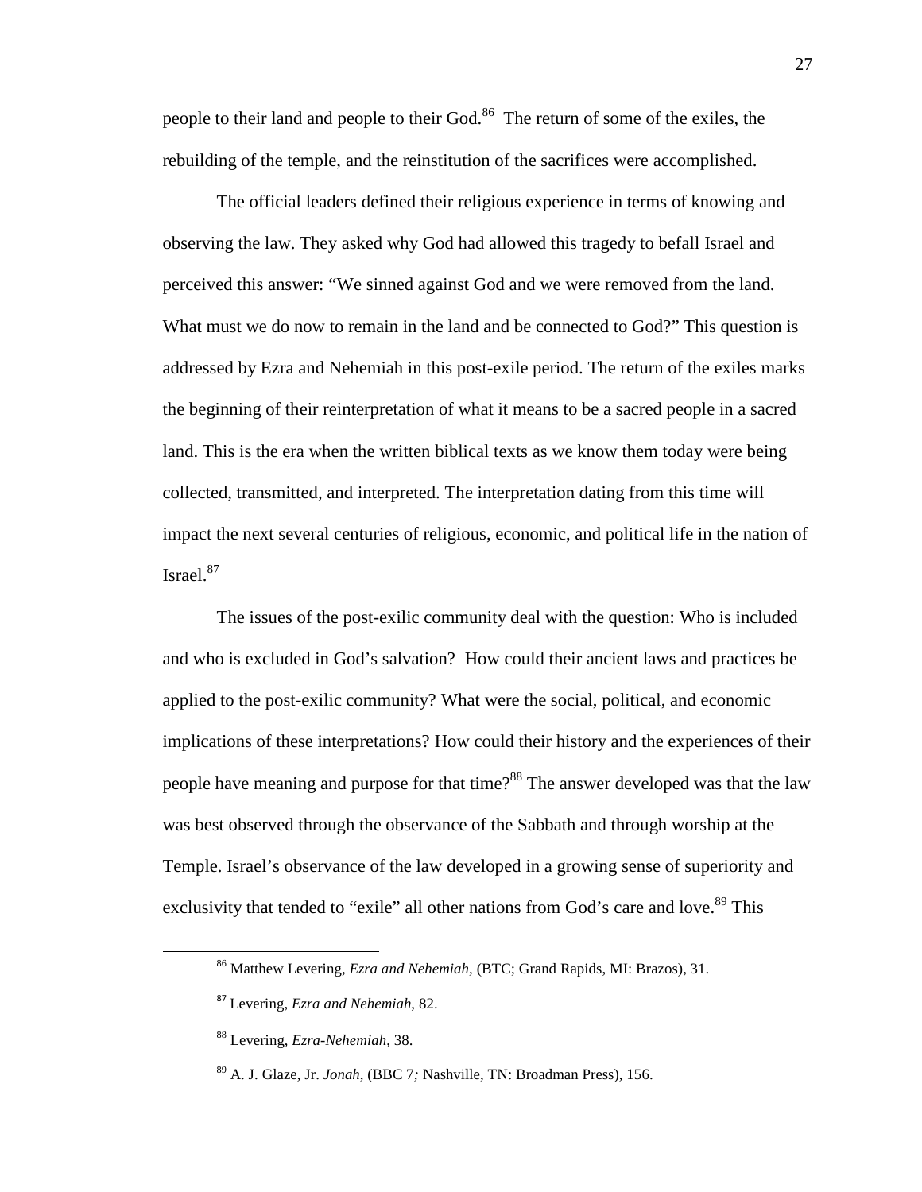people to their land and people to their God.[86] The return of some of the exiles, the rebuilding of the temple, and the reinstitution of the sacrifices were accomplished.

The official leaders defined their religious experience in terms of knowing and observing the law. They asked why God had allowed this tragedy to befall Israel and perceived this answer: "We sinned against God and we were removed from the land. What must we do now to remain in the land and be connected to God?" This question is addressed by Ezra and Nehemiah in this post-exile period. The return of the exiles marks the beginning of their reinterpretation of what it means to be a sacred people in a sacred land. This is the era when the written biblical texts as we know them today were being collected, transmitted, and interpreted. The interpretation dating from this time will impact the next several centuries of religious, economic, and political life in the nation of Israel.[87]

The issues of the post-exilic community deal with the question: Who is included and who is excluded in God's salvation? How could their ancient laws and practices be applied to the post-exilic community? What were the social, political, and economic implications of these interpretations? How could their history and the experiences of their people have meaning and purpose for that time?[88] The answer developed was that the law was best observed through the observance of the Sabbath and through worship at the Temple. Israel's observance of the law developed in a growing sense of superiority and exclusivity that tended to "exile" all other nations from God's care and love.[89] This

---

[86] Matthew Levering, *Ezra and Nehemiah,* (BTC; Grand Rapids, MI: Brazos), 31.

[87] Levering, *Ezra and Nehemiah,* 82.

[88] Levering, *Ezra-Nehemiah*, 38.

[89] A. J. Glaze, Jr. *Jonah,* (BBC 7*;* Nashville, TN: Broadman Press), 156.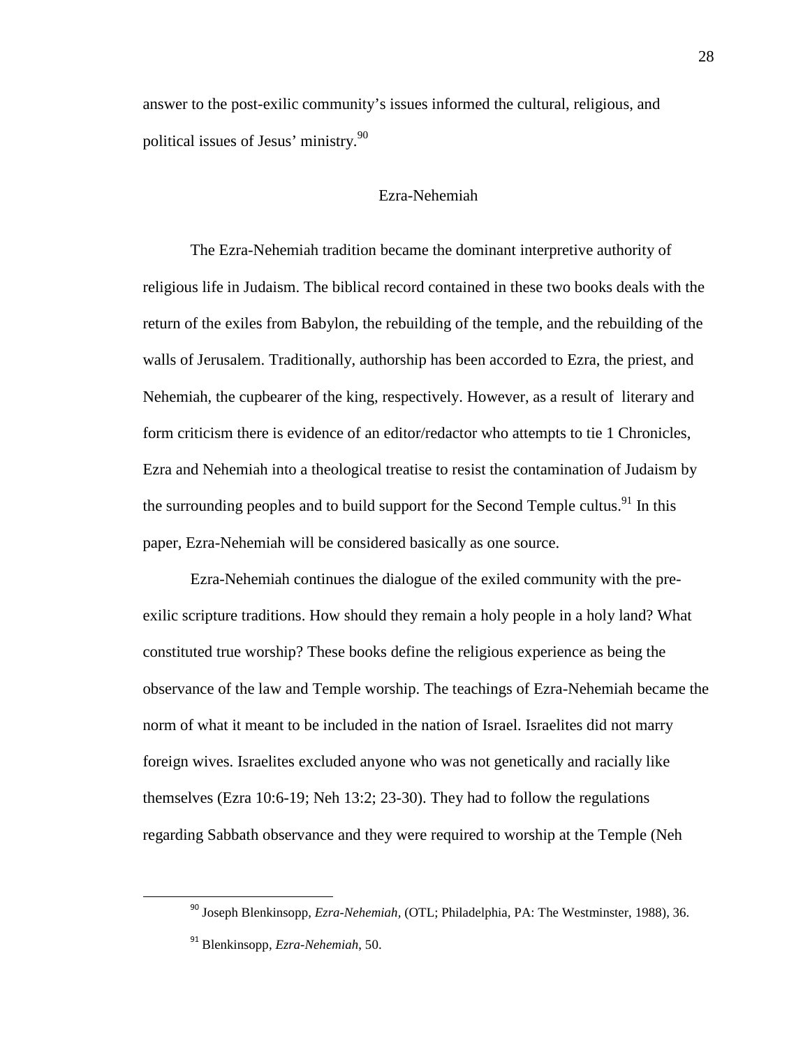answer to the post-exilic community's issues informed the cultural, religious, and political issues of Jesus' ministry.[90]

## Ezra-Nehemiah

The Ezra-Nehemiah tradition became the dominant interpretive authority of religious life in Judaism. The biblical record contained in these two books deals with the return of the exiles from Babylon, the rebuilding of the temple, and the rebuilding of the walls of Jerusalem. Traditionally, authorship has been accorded to Ezra, the priest, and Nehemiah, the cupbearer of the king, respectively. However, as a result of literary and form criticism there is evidence of an editor/redactor who attempts to tie 1 Chronicles, Ezra and Nehemiah into a theological treatise to resist the contamination of Judaism by the surrounding peoples and to build support for the Second Temple cultus.[91] In this paper, Ezra-Nehemiah will be considered basically as one source.

Ezra-Nehemiah continues the dialogue of the exiled community with the pre-exilic scripture traditions. How should they remain a holy people in a holy land? What constituted true worship? These books define the religious experience as being the observance of the law and Temple worship. The teachings of Ezra-Nehemiah became the norm of what it meant to be included in the nation of Israel. Israelites did not marry foreign wives. Israelites excluded anyone who was not genetically and racially like themselves (Ezra 10:6-19; Neh 13:2; 23-30). They had to follow the regulations regarding Sabbath observance and they were required to worship at the Temple (Neh

---

[90] Joseph Blenkinsopp, *Ezra-Nehemiah,* (OTL; Philadelphia, PA: The Westminster, 1988), 36.

[91] Blenkinsopp, *Ezra-Nehemiah*, 50.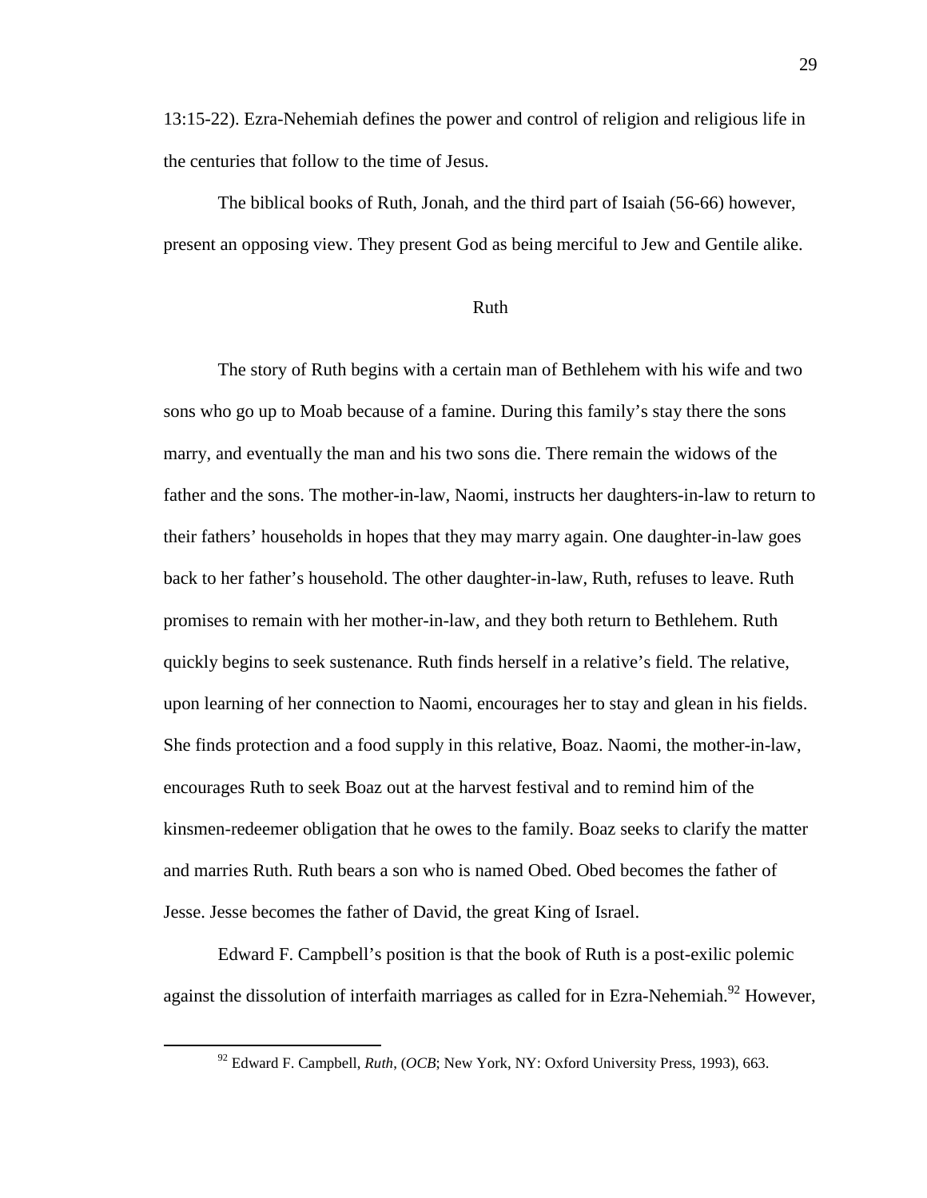13:15-22). Ezra-Nehemiah defines the power and control of religion and religious life in the centuries that follow to the time of Jesus.

The biblical books of Ruth, Jonah, and the third part of Isaiah (56-66) however, present an opposing view. They present God as being merciful to Jew and Gentile alike.

## Ruth

The story of Ruth begins with a certain man of Bethlehem with his wife and two sons who go up to Moab because of a famine. During this family's stay there the sons marry, and eventually the man and his two sons die. There remain the widows of the father and the sons. The mother-in-law, Naomi, instructs her daughters-in-law to return to their fathers' households in hopes that they may marry again. One daughter-in-law goes back to her father's household. The other daughter-in-law, Ruth, refuses to leave. Ruth promises to remain with her mother-in-law, and they both return to Bethlehem. Ruth quickly begins to seek sustenance. Ruth finds herself in a relative's field. The relative, upon learning of her connection to Naomi, encourages her to stay and glean in his fields. She finds protection and a food supply in this relative, Boaz. Naomi, the mother-in-law, encourages Ruth to seek Boaz out at the harvest festival and to remind him of the kinsmen-redeemer obligation that he owes to the family. Boaz seeks to clarify the matter and marries Ruth. Ruth bears a son who is named Obed. Obed becomes the father of Jesse. Jesse becomes the father of David, the great King of Israel.

Edward F. Campbell's position is that the book of Ruth is a post-exilic polemic against the dissolution of interfaith marriages as called for in Ezra-Nehemiah.[92] However,

[92] Edward F. Campbell, *Ruth*, (*OCB*; New York, NY: Oxford University Press, 1993), 663.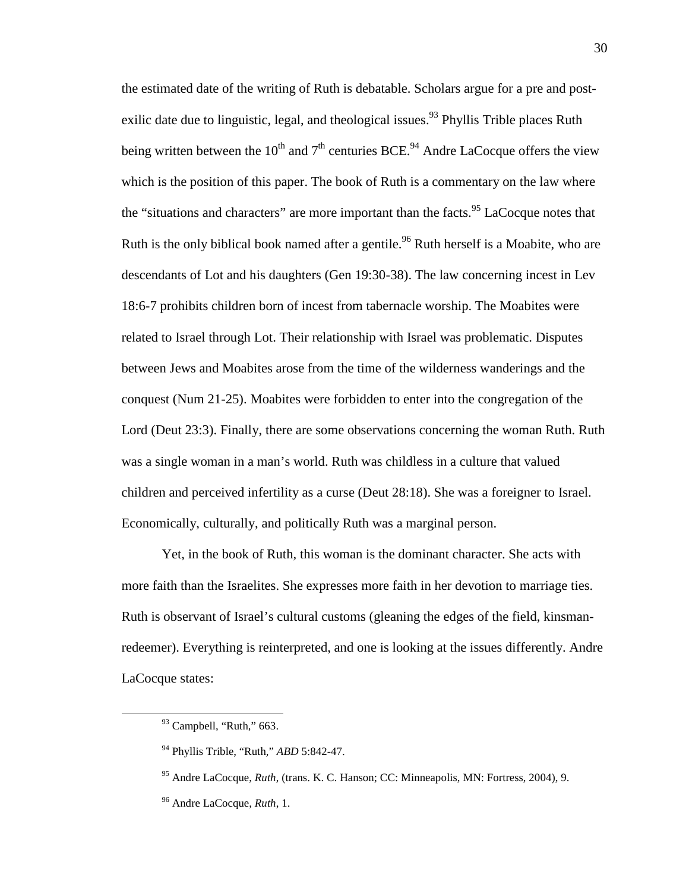the estimated date of the writing of Ruth is debatable. Scholars argue for a pre and post-exilic date due to linguistic, legal, and theological issues.[93] Phyllis Trible places Ruth being written between the 10th and 7th centuries BCE.[94] Andre LaCocque offers the view which is the position of this paper. The book of Ruth is a commentary on the law where the "situations and characters" are more important than the facts.[95] LaCocque notes that Ruth is the only biblical book named after a gentile.[96] Ruth herself is a Moabite, who are descendants of Lot and his daughters (Gen 19:30-38). The law concerning incest in Lev 18:6-7 prohibits children born of incest from tabernacle worship. The Moabites were related to Israel through Lot. Their relationship with Israel was problematic. Disputes between Jews and Moabites arose from the time of the wilderness wanderings and the conquest (Num 21-25). Moabites were forbidden to enter into the congregation of the Lord (Deut 23:3). Finally, there are some observations concerning the woman Ruth. Ruth was a single woman in a man's world. Ruth was childless in a culture that valued children and perceived infertility as a curse (Deut 28:18). She was a foreigner to Israel. Economically, culturally, and politically Ruth was a marginal person.

Yet, in the book of Ruth, this woman is the dominant character. She acts with more faith than the Israelites. She expresses more faith in her devotion to marriage ties. Ruth is observant of Israel's cultural customs (gleaning the edges of the field, kinsman-redeemer). Everything is reinterpreted, and one is looking at the issues differently. Andre LaCocque states:

---

[93] Campbell, "Ruth," 663.

[94] Phyllis Trible, "Ruth," *ABD* 5:842-47.

[95] Andre LaCocque, *Ruth*, (trans. K. C. Hanson; CC: Minneapolis, MN: Fortress, 2004), 9.

[96] Andre LaCocque, *Ruth*, 1.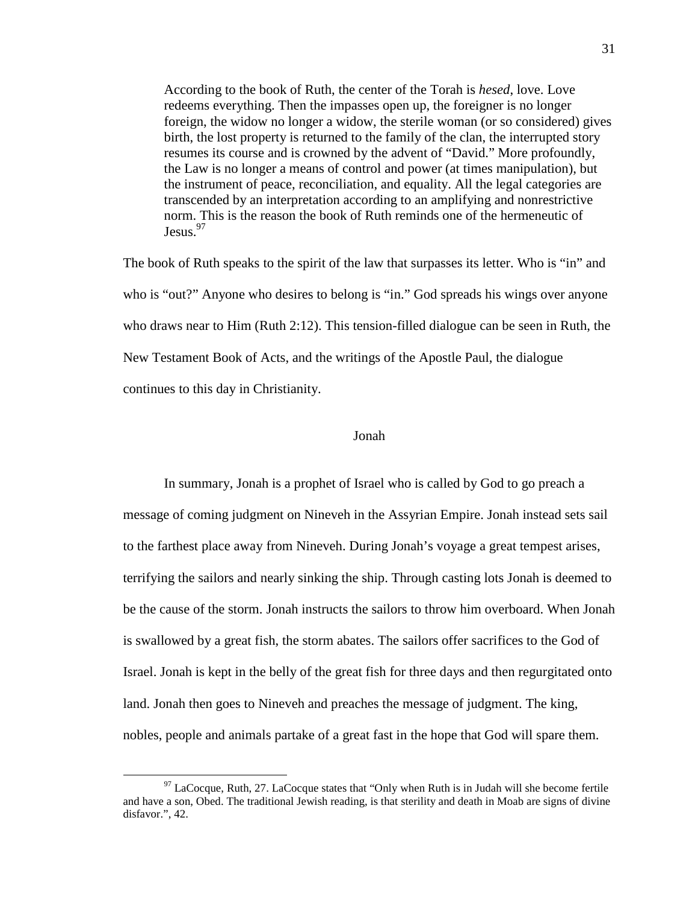> According to the book of Ruth, the center of the Torah is *hesed*, love. Love redeems everything. Then the impasses open up, the foreigner is no longer foreign, the widow no longer a widow, the sterile woman (or so considered) gives birth, the lost property is returned to the family of the clan, the interrupted story resumes its course and is crowned by the advent of "David." More profoundly, the Law is no longer a means of control and power (at times manipulation), but the instrument of peace, reconciliation, and equality. All the legal categories are transcended by an interpretation according to an amplifying and nonrestrictive norm. This is the reason the book of Ruth reminds one of the hermeneutic of Jesus.[97]

The book of Ruth speaks to the spirit of the law that surpasses its letter. Who is "in" and who is "out?" Anyone who desires to belong is "in." God spreads his wings over anyone who draws near to Him (Ruth 2:12). This tension-filled dialogue can be seen in Ruth, the New Testament Book of Acts, and the writings of the Apostle Paul, the dialogue continues to this day in Christianity.

## Jonah

In summary, Jonah is a prophet of Israel who is called by God to go preach a message of coming judgment on Nineveh in the Assyrian Empire. Jonah instead sets sail to the farthest place away from Nineveh. During Jonah's voyage a great tempest arises, terrifying the sailors and nearly sinking the ship. Through casting lots Jonah is deemed to be the cause of the storm. Jonah instructs the sailors to throw him overboard. When Jonah is swallowed by a great fish, the storm abates. The sailors offer sacrifices to the God of Israel. Jonah is kept in the belly of the great fish for three days and then regurgitated onto land. Jonah then goes to Nineveh and preaches the message of judgment. The king, nobles, people and animals partake of a great fast in the hope that God will spare them.

---

[97] LaCocque, Ruth, 27. LaCocque states that "Only when Ruth is in Judah will she become fertile and have a son, Obed. The traditional Jewish reading, is that sterility and death in Moab are signs of divine disfavor.", 42.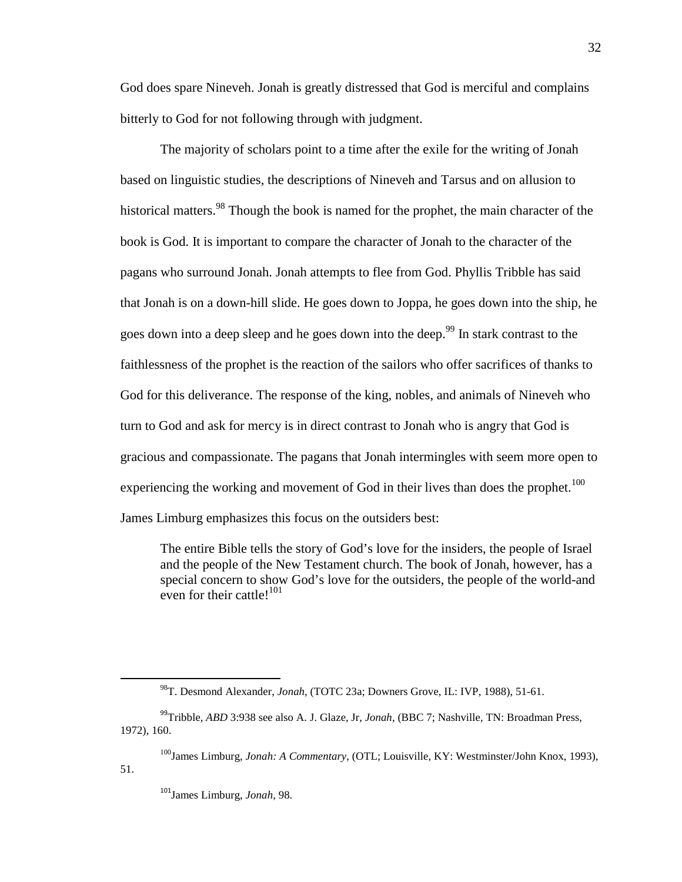God does spare Nineveh. Jonah is greatly distressed that God is merciful and complains bitterly to God for not following through with judgment.

The majority of scholars point to a time after the exile for the writing of Jonah based on linguistic studies, the descriptions of Nineveh and Tarsus and on allusion to historical matters.[98] Though the book is named for the prophet, the main character of the book is God. It is important to compare the character of Jonah to the character of the pagans who surround Jonah. Jonah attempts to flee from God. Phyllis Tribble has said that Jonah is on a down-hill slide. He goes down to Joppa, he goes down into the ship, he goes down into a deep sleep and he goes down into the deep.[99] In stark contrast to the faithlessness of the prophet is the reaction of the sailors who offer sacrifices of thanks to God for this deliverance. The response of the king, nobles, and animals of Nineveh who turn to God and ask for mercy is in direct contrast to Jonah who is angry that God is gracious and compassionate. The pagans that Jonah intermingles with seem more open to experiencing the working and movement of God in their lives than does the prophet.[100] James Limburg emphasizes this focus on the outsiders best:

> The entire Bible tells the story of God's love for the insiders, the people of Israel and the people of the New Testament church. The book of Jonah, however, has a special concern to show God's love for the outsiders, the people of the world-and even for their cattle![101]

---

[98] T. Desmond Alexander, *Jonah*, (TOTC 23a; Downers Grove, IL: IVP, 1988), 51-61.

[99] Tribble, *ABD* 3:938 see also A. J. Glaze, Jr, *Jonah*, (BBC 7; Nashville, TN: Broadman Press, 1972), 160.

[100] James Limburg, *Jonah: A Commentary*, (OTL; Louisville, KY: Westminster/John Knox, 1993), 51.

[101] James Limburg, *Jonah*, 98.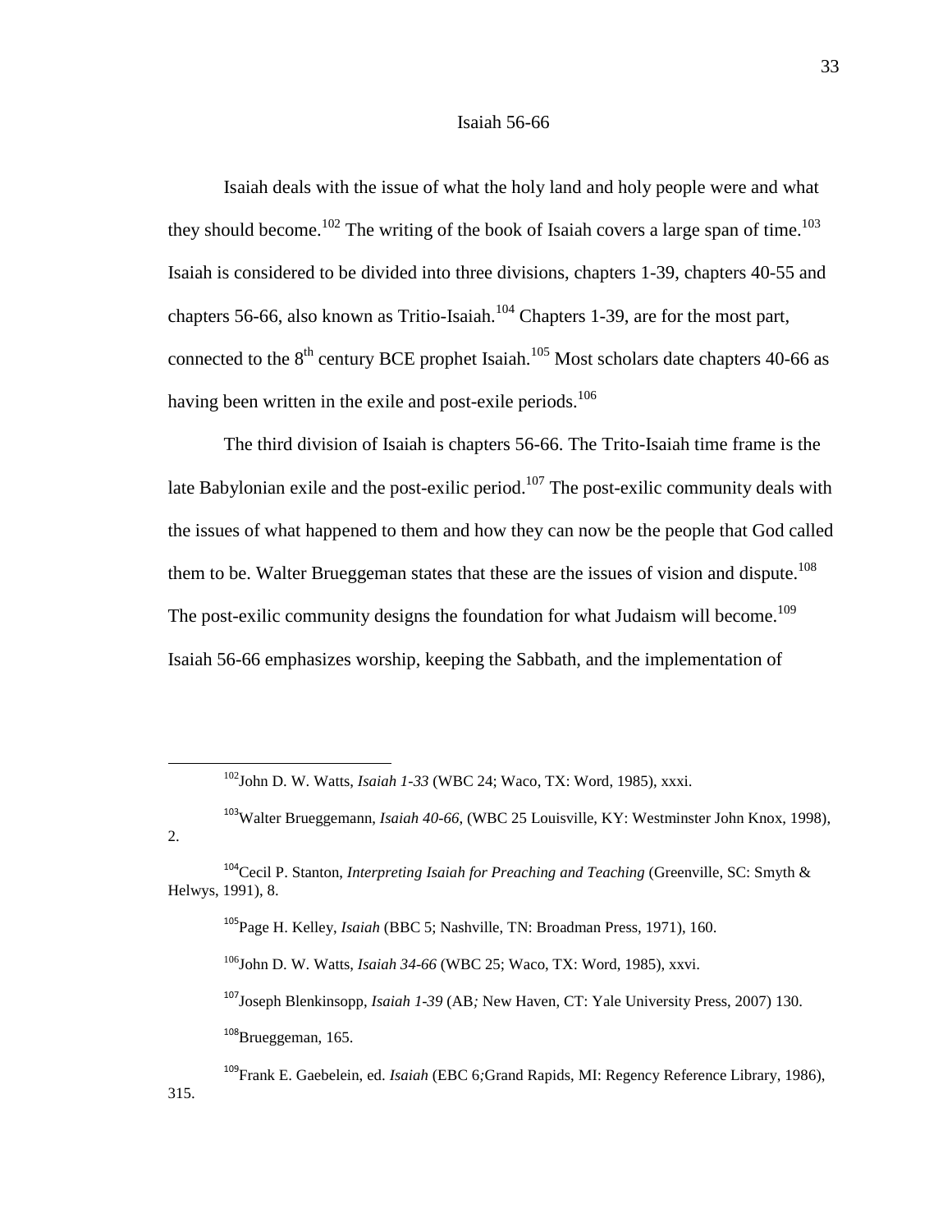## Isaiah 56-66

Isaiah deals with the issue of what the holy land and holy people were and what they should become.[102] The writing of the book of Isaiah covers a large span of time.[103] Isaiah is considered to be divided into three divisions, chapters 1-39, chapters 40-55 and chapters 56-66, also known as Tritio-Isaiah.[104] Chapters 1-39, are for the most part, connected to the 8th century BCE prophet Isaiah.[105] Most scholars date chapters 40-66 as having been written in the exile and post-exile periods.[106]

The third division of Isaiah is chapters 56-66. The Trito-Isaiah time frame is the late Babylonian exile and the post-exilic period.[107] The post-exilic community deals with the issues of what happened to them and how they can now be the people that God called them to be. Walter Brueggeman states that these are the issues of vision and dispute.[108] The post-exilic community designs the foundation for what Judaism will become.[109] Isaiah 56-66 emphasizes worship, keeping the Sabbath, and the implementation of

---

[102] John D. W. Watts, *Isaiah 1-33* (WBC 24; Waco, TX: Word, 1985), xxxi.

[103] Walter Brueggemann, *Isaiah 40-66*, (WBC 25 Louisville, KY: Westminster John Knox, 1998), 2.

[104] Cecil P. Stanton, *Interpreting Isaiah for Preaching and Teaching* (Greenville, SC: Smyth & Helwys, 1991), 8.

[105] Page H. Kelley, *Isaiah* (BBC 5; Nashville, TN: Broadman Press, 1971), 160.

[106] John D. W. Watts, *Isaiah 34-66* (WBC 25; Waco, TX: Word, 1985), xxvi.

[107] Joseph Blenkinsopp, *Isaiah 1-39* (AB*;* New Haven, CT: Yale University Press, 2007) 130.

[108] Brueggeman, 165.

[109] Frank E. Gaebelein, ed. *Isaiah* (EBC 6*;*Grand Rapids, MI: Regency Reference Library, 1986), 315.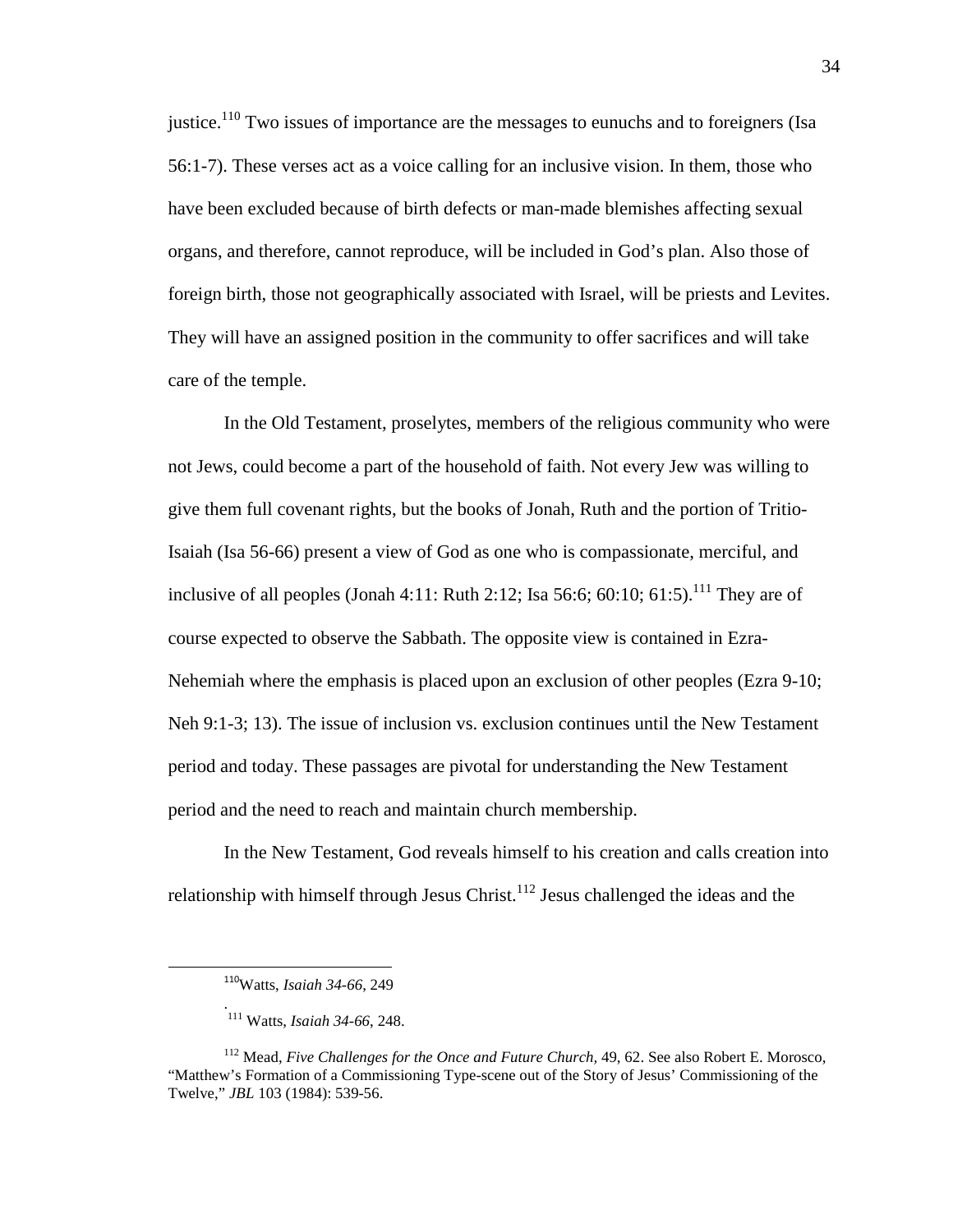justice.[110] Two issues of importance are the messages to eunuchs and to foreigners (Isa 56:1-7). These verses act as a voice calling for an inclusive vision. In them, those who have been excluded because of birth defects or man-made blemishes affecting sexual organs, and therefore, cannot reproduce, will be included in God's plan. Also those of foreign birth, those not geographically associated with Israel, will be priests and Levites. They will have an assigned position in the community to offer sacrifices and will take care of the temple.

In the Old Testament, proselytes, members of the religious community who were not Jews, could become a part of the household of faith. Not every Jew was willing to give them full covenant rights, but the books of Jonah, Ruth and the portion of Tritio-Isaiah (Isa 56-66) present a view of God as one who is compassionate, merciful, and inclusive of all peoples (Jonah 4:11: Ruth 2:12; Isa 56:6; 60:10; 61:5).[111] They are of course expected to observe the Sabbath. The opposite view is contained in Ezra-Nehemiah where the emphasis is placed upon an exclusion of other peoples (Ezra 9-10; Neh 9:1-3; 13). The issue of inclusion vs. exclusion continues until the New Testament period and today. These passages are pivotal for understanding the New Testament period and the need to reach and maintain church membership.

In the New Testament, God reveals himself to his creation and calls creation into relationship with himself through Jesus Christ.[112] Jesus challenged the ideas and the

---

[110] Watts, *Isaiah 34-66*, 249

.
[111] Watts, *Isaiah 34-66*, 248.

[112] Mead, *Five Challenges for the Once and Future Church,* 49, 62. See also Robert E. Morosco, "Matthew's Formation of a Commissioning Type-scene out of the Story of Jesus' Commissioning of the Twelve," *JBL* 103 (1984): 539-56.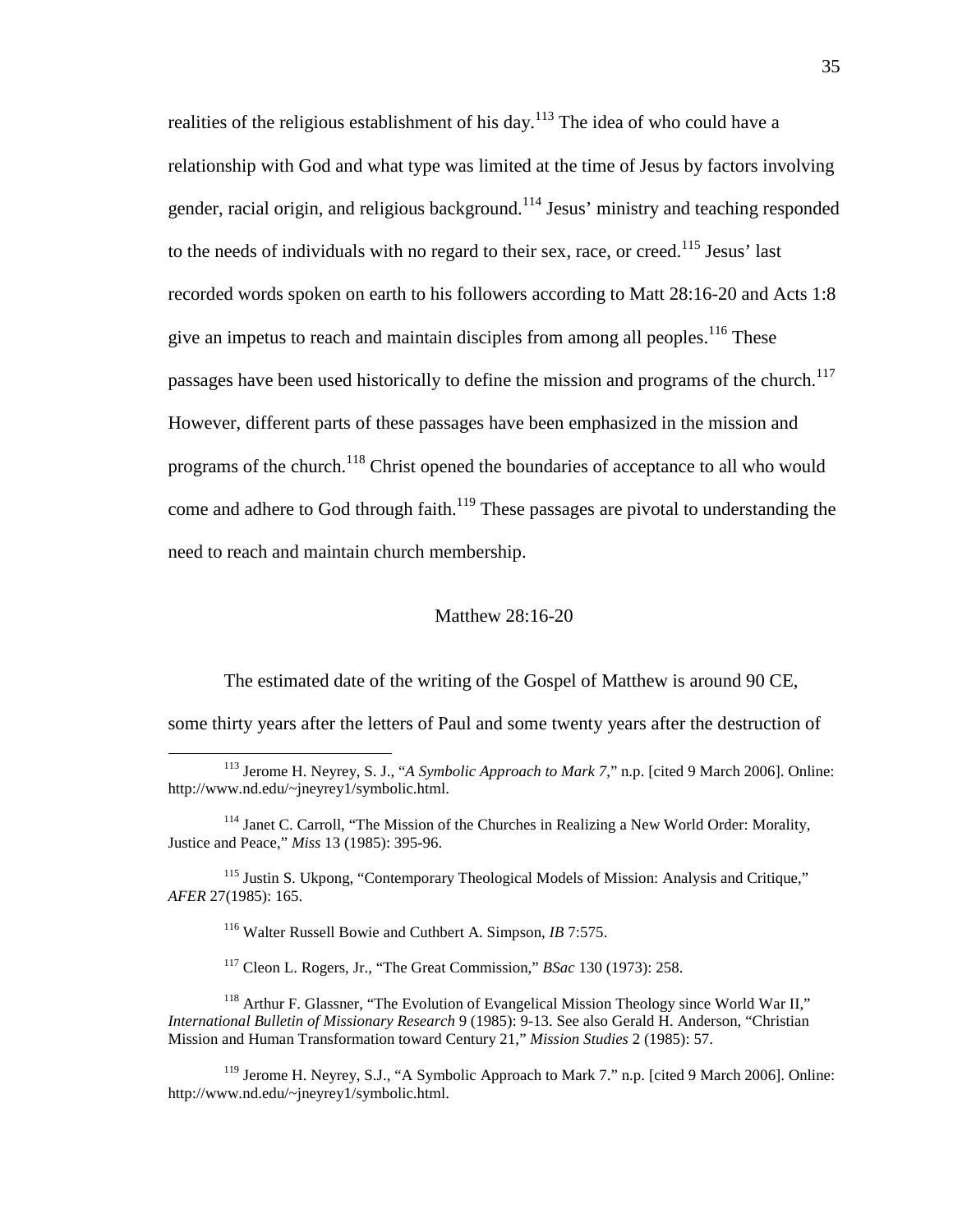realities of the religious establishment of his day.[113] The idea of who could have a relationship with God and what type was limited at the time of Jesus by factors involving gender, racial origin, and religious background.[114] Jesus' ministry and teaching responded to the needs of individuals with no regard to their sex, race, or creed.[115] Jesus' last recorded words spoken on earth to his followers according to Matt 28:16-20 and Acts 1:8 give an impetus to reach and maintain disciples from among all peoples.[116] These passages have been used historically to define the mission and programs of the church.[117] However, different parts of these passages have been emphasized in the mission and programs of the church.[118] Christ opened the boundaries of acceptance to all who would come and adhere to God through faith.[119] These passages are pivotal to understanding the need to reach and maintain church membership.

## Matthew 28:16-20

The estimated date of the writing of the Gospel of Matthew is around 90 CE, some thirty years after the letters of Paul and some twenty years after the destruction of

---

[113] Jerome H. Neyrey, S. J., "*A Symbolic Approach to Mark 7*," n.p. [cited 9 March 2006]. Online: http://www.nd.edu/~jneyrey1/symbolic.html.

[114] Janet C. Carroll, "The Mission of the Churches in Realizing a New World Order: Morality, Justice and Peace," *Miss* 13 (1985): 395-96.

[115] Justin S. Ukpong, "Contemporary Theological Models of Mission: Analysis and Critique," *AFER* 27(1985): 165.

[116] Walter Russell Bowie and Cuthbert A. Simpson, *IB* 7:575.

[117] Cleon L. Rogers, Jr., "The Great Commission," *BSac* 130 (1973): 258.

[118] Arthur F. Glassner, "The Evolution of Evangelical Mission Theology since World War II," *International Bulletin of Missionary Research* 9 (1985): 9-13. See also Gerald H. Anderson, "Christian Mission and Human Transformation toward Century 21," *Mission Studies* 2 (1985): 57.

[119] Jerome H. Neyrey, S.J., "A Symbolic Approach to Mark 7." n.p. [cited 9 March 2006]. Online: http://www.nd.edu/~jneyrey1/symbolic.html.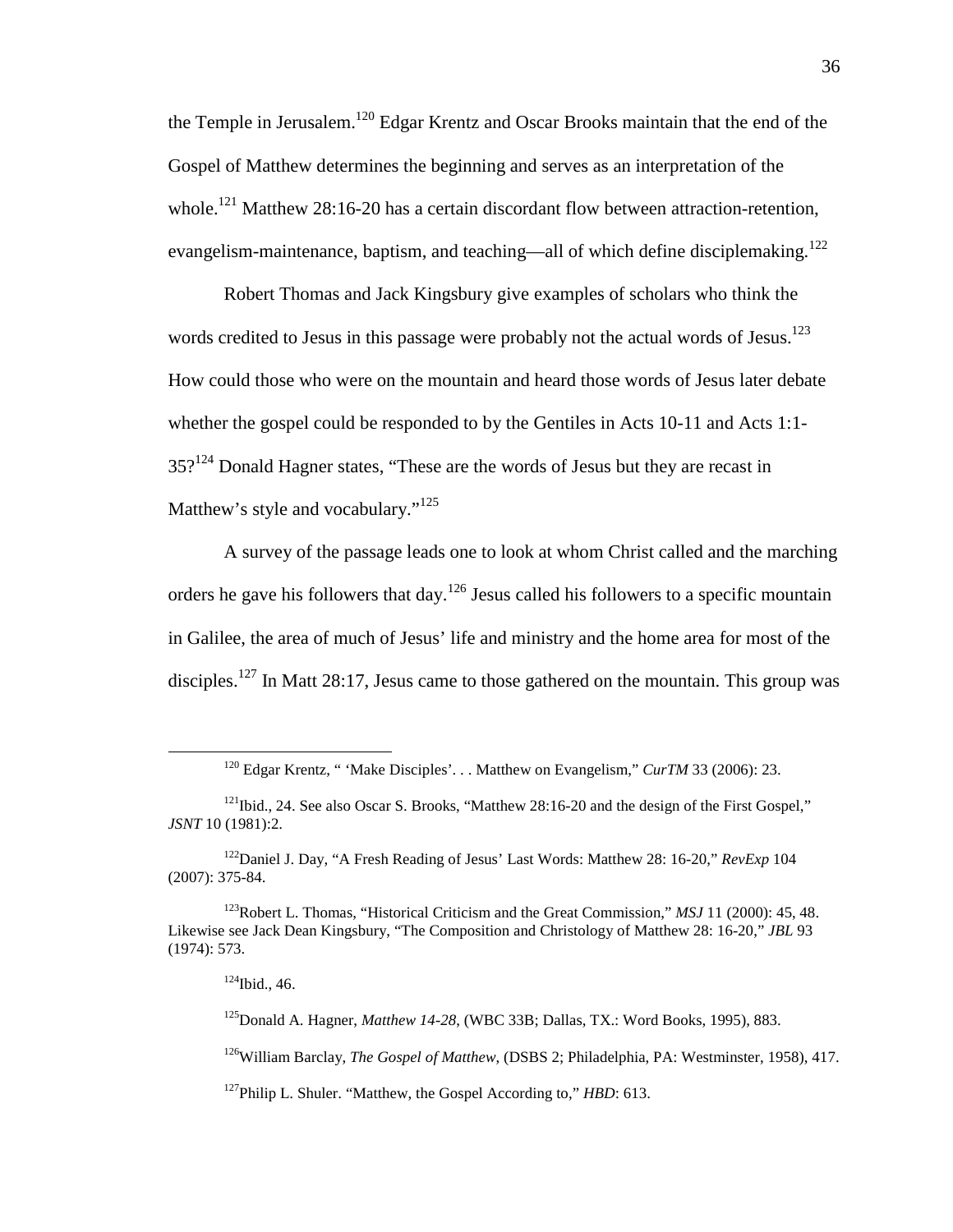the Temple in Jerusalem.[120] Edgar Krentz and Oscar Brooks maintain that the end of the Gospel of Matthew determines the beginning and serves as an interpretation of the whole.[121] Matthew 28:16-20 has a certain discordant flow between attraction-retention, evangelism-maintenance, baptism, and teaching—all of which define disciplemaking.[122]

Robert Thomas and Jack Kingsbury give examples of scholars who think the words credited to Jesus in this passage were probably not the actual words of Jesus.[123] How could those who were on the mountain and heard those words of Jesus later debate whether the gospel could be responded to by the Gentiles in Acts 10-11 and Acts 1:1-35?[124] Donald Hagner states, "These are the words of Jesus but they are recast in Matthew's style and vocabulary."[125]

A survey of the passage leads one to look at whom Christ called and the marching orders he gave his followers that day.[126] Jesus called his followers to a specific mountain in Galilee, the area of much of Jesus' life and ministry and the home area for most of the disciples.[127] In Matt 28:17, Jesus came to those gathered on the mountain. This group was

---

[120] Edgar Krentz, " 'Make Disciples'. . . Matthew on Evangelism," *CurTM* 33 (2006): 23.

[121] Ibid., 24. See also Oscar S. Brooks, "Matthew 28:16-20 and the design of the First Gospel," *JSNT* 10 (1981):2.

[122] Daniel J. Day, "A Fresh Reading of Jesus' Last Words: Matthew 28: 16-20," *RevExp* 104 (2007): 375-84.

[123] Robert L. Thomas, "Historical Criticism and the Great Commission," *MSJ* 11 (2000): 45, 48. Likewise see Jack Dean Kingsbury, "The Composition and Christology of Matthew 28: 16-20," *JBL* 93 (1974): 573.

[124] Ibid., 46.

[125] Donald A. Hagner, *Matthew 14-28*, (WBC 33B; Dallas, TX.: Word Books, 1995), 883.

[126] William Barclay, *The Gospel of Matthew*, (DSBS 2; Philadelphia, PA: Westminster, 1958), 417.

[127] Philip L. Shuler. "Matthew, the Gospel According to," *HBD*: 613.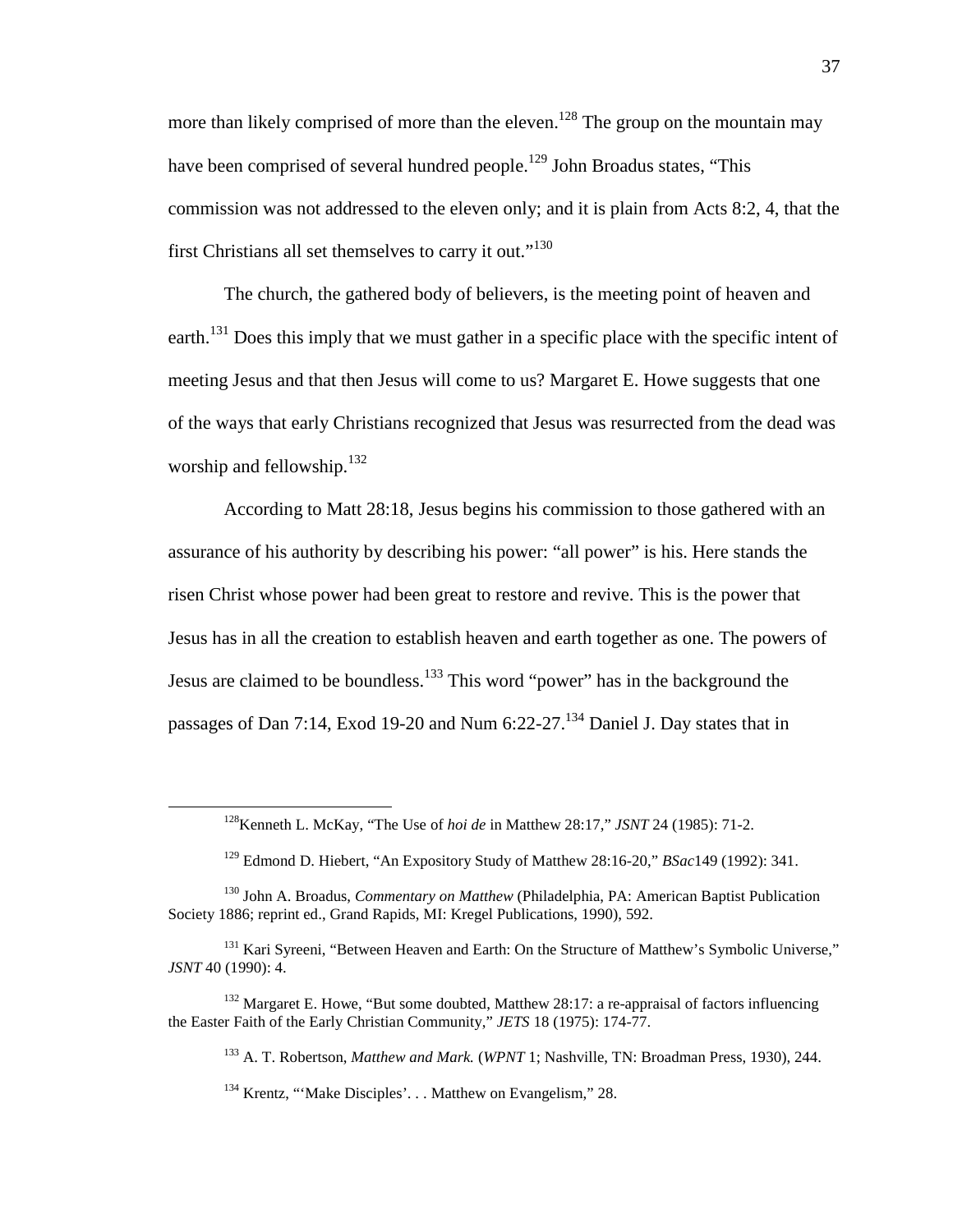more than likely comprised of more than the eleven.[128] The group on the mountain may have been comprised of several hundred people.[129] John Broadus states, "This commission was not addressed to the eleven only; and it is plain from Acts 8:2, 4, that the first Christians all set themselves to carry it out."[130]

The church, the gathered body of believers, is the meeting point of heaven and earth.[131] Does this imply that we must gather in a specific place with the specific intent of meeting Jesus and that then Jesus will come to us? Margaret E. Howe suggests that one of the ways that early Christians recognized that Jesus was resurrected from the dead was worship and fellowship.[132]

According to Matt 28:18, Jesus begins his commission to those gathered with an assurance of his authority by describing his power: "all power" is his. Here stands the risen Christ whose power had been great to restore and revive. This is the power that Jesus has in all the creation to establish heaven and earth together as one. The powers of Jesus are claimed to be boundless.[133] This word "power" has in the background the passages of Dan 7:14, Exod 19-20 and Num 6:22-27.[134] Daniel J. Day states that in

---

[128]Kenneth L. McKay, "The Use of *hoi de* in Matthew 28:17," *JSNT* 24 (1985): 71-2.

[129] Edmond D. Hiebert, "An Expository Study of Matthew 28:16-20," *BSac*149 (1992): 341.

[130] John A. Broadus, *Commentary on Matthew* (Philadelphia, PA: American Baptist Publication Society 1886; reprint ed., Grand Rapids, MI: Kregel Publications, 1990), 592.

[131] Kari Syreeni, "Between Heaven and Earth: On the Structure of Matthew's Symbolic Universe," *JSNT* 40 (1990): 4.

[132] Margaret E. Howe, "But some doubted, Matthew 28:17: a re-appraisal of factors influencing the Easter Faith of the Early Christian Community," *JETS* 18 (1975): 174-77.

[133] A. T. Robertson, *Matthew and Mark.* (*WPNT* 1; Nashville, TN: Broadman Press, 1930), 244.

[134] Krentz, "'Make Disciples'. . . Matthew on Evangelism," 28.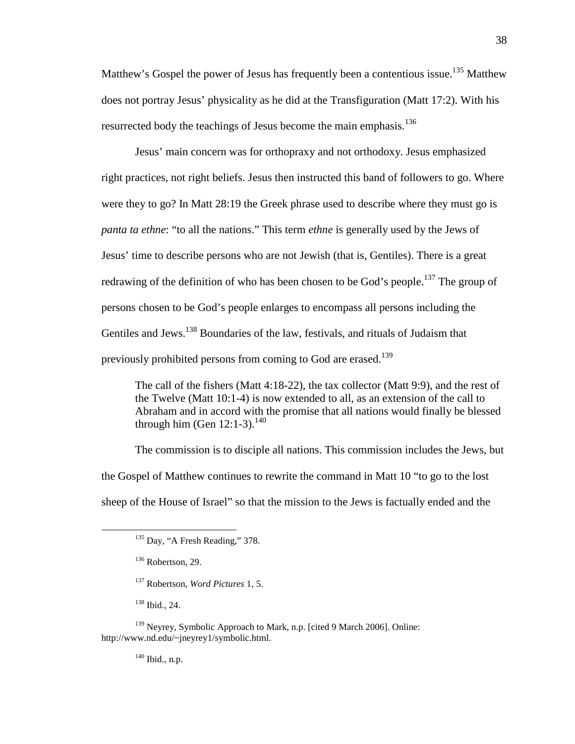Matthew's Gospel the power of Jesus has frequently been a contentious issue.[135] Matthew does not portray Jesus' physicality as he did at the Transfiguration (Matt 17:2). With his resurrected body the teachings of Jesus become the main emphasis.[136]

Jesus' main concern was for orthopraxy and not orthodoxy. Jesus emphasized right practices, not right beliefs. Jesus then instructed this band of followers to go. Where were they to go? In Matt 28:19 the Greek phrase used to describe where they must go is *panta ta ethne*: "to all the nations." This term *ethne* is generally used by the Jews of Jesus' time to describe persons who are not Jewish (that is, Gentiles). There is a great redrawing of the definition of who has been chosen to be God's people.[137] The group of persons chosen to be God's people enlarges to encompass all persons including the Gentiles and Jews.[138] Boundaries of the law, festivals, and rituals of Judaism that previously prohibited persons from coming to God are erased.[139]

> The call of the fishers (Matt 4:18-22), the tax collector (Matt 9:9), and the rest of the Twelve (Matt 10:1-4) is now extended to all, as an extension of the call to Abraham and in accord with the promise that all nations would finally be blessed through him (Gen 12:1-3).[140]

The commission is to disciple all nations. This commission includes the Jews, but the Gospel of Matthew continues to rewrite the command in Matt 10 "to go to the lost sheep of the House of Israel" so that the mission to the Jews is factually ended and the

---

[135] Day, "A Fresh Reading," 378.

[136] Robertson, 29.

[137] Robertson, *Word Pictures* 1, 5.

[138] Ibid., 24.

[139] Neyrey, Symbolic Approach to Mark, n.p. [cited 9 March 2006]. Online: http://www.nd.edu/~jneyrey1/symbolic.html.

[140] Ibid., n.p.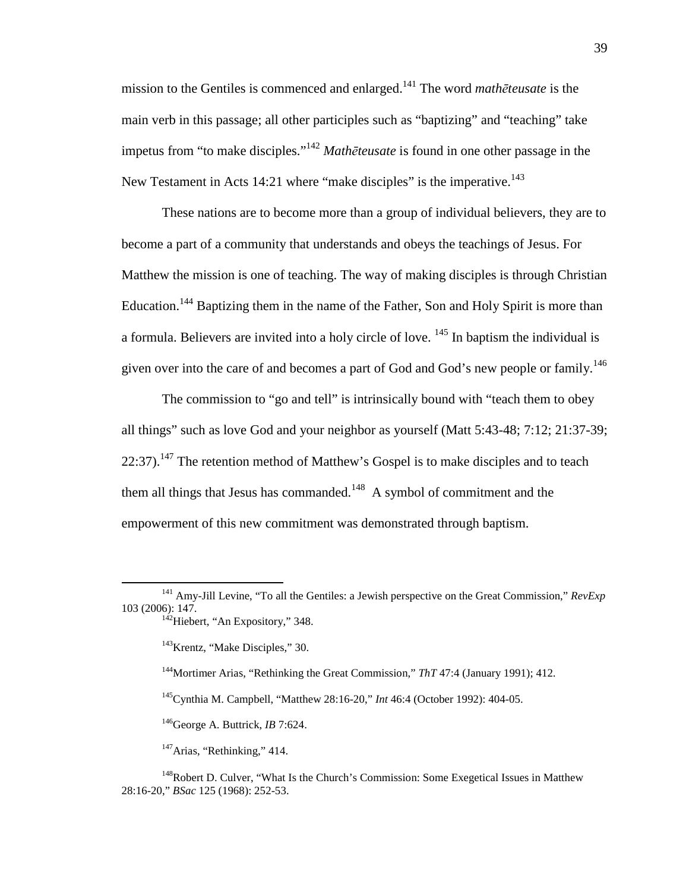mission to the Gentiles is commenced and enlarged.[141] The word *mathēteusate* is the main verb in this passage; all other participles such as "baptizing" and "teaching" take impetus from "to make disciples."[142] *Mathēteusate* is found in one other passage in the New Testament in Acts 14:21 where "make disciples" is the imperative.[143]

These nations are to become more than a group of individual believers, they are to become a part of a community that understands and obeys the teachings of Jesus. For Matthew the mission is one of teaching. The way of making disciples is through Christian Education.[144] Baptizing them in the name of the Father, Son and Holy Spirit is more than a formula. Believers are invited into a holy circle of love. [145] In baptism the individual is given over into the care of and becomes a part of God and God's new people or family.[146]

The commission to "go and tell" is intrinsically bound with "teach them to obey all things" such as love God and your neighbor as yourself (Matt 5:43-48; 7:12; 21:37-39; 22:37).[147] The retention method of Matthew's Gospel is to make disciples and to teach them all things that Jesus has commanded.[148] A symbol of commitment and the empowerment of this new commitment was demonstrated through baptism.

---

[141] Amy-Jill Levine, "To all the Gentiles: a Jewish perspective on the Great Commission," *RevExp* 103 (2006): 147.

[142] Hiebert, "An Expository," 348.

[143] Krentz, "Make Disciples," 30.

[144] Mortimer Arias, "Rethinking the Great Commission," *ThT* 47:4 (January 1991); 412.

[145] Cynthia M. Campbell, "Matthew 28:16-20," *Int* 46:4 (October 1992): 404-05.

[146] George A. Buttrick, *IB* 7:624.

[147] Arias, "Rethinking," 414.

[148] Robert D. Culver, "What Is the Church's Commission: Some Exegetical Issues in Matthew 28:16-20," *BSac* 125 (1968): 252-53.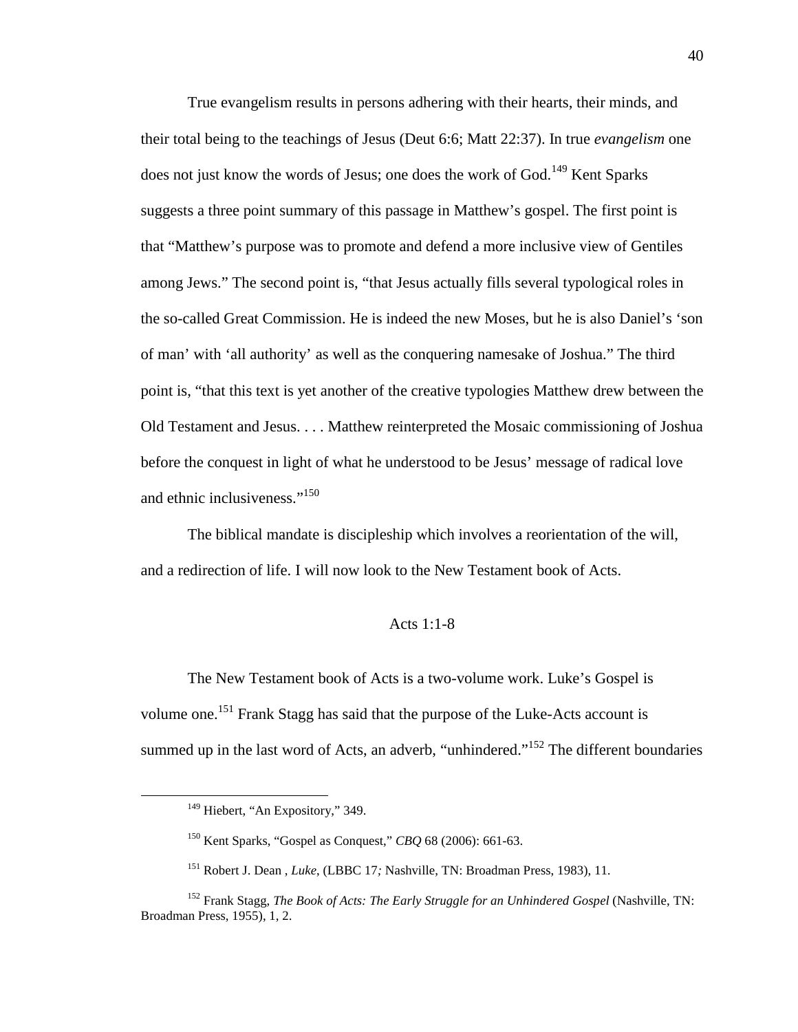True evangelism results in persons adhering with their hearts, their minds, and their total being to the teachings of Jesus (Deut 6:6; Matt 22:37). In true *evangelism* one does not just know the words of Jesus; one does the work of God.[149] Kent Sparks suggests a three point summary of this passage in Matthew's gospel. The first point is that "Matthew's purpose was to promote and defend a more inclusive view of Gentiles among Jews." The second point is, "that Jesus actually fills several typological roles in the so-called Great Commission. He is indeed the new Moses, but he is also Daniel's 'son of man' with 'all authority' as well as the conquering namesake of Joshua." The third point is, "that this text is yet another of the creative typologies Matthew drew between the Old Testament and Jesus. . . . Matthew reinterpreted the Mosaic commissioning of Joshua before the conquest in light of what he understood to be Jesus' message of radical love and ethnic inclusiveness."[150]

The biblical mandate is discipleship which involves a reorientation of the will, and a redirection of life. I will now look to the New Testament book of Acts.

## Acts 1:1-8

The New Testament book of Acts is a two-volume work. Luke's Gospel is volume one.[151] Frank Stagg has said that the purpose of the Luke-Acts account is summed up in the last word of Acts, an adverb, "unhindered."[152] The different boundaries

---

[149] Hiebert, "An Expository," 349.

[150] Kent Sparks, "Gospel as Conquest," *CBQ* 68 (2006): 661-63.

[151] Robert J. Dean , *Luke*, (LBBC 17*;* Nashville, TN: Broadman Press, 1983), 11.

[152] Frank Stagg, *The Book of Acts: The Early Struggle for an Unhindered Gospel* (Nashville, TN: Broadman Press, 1955), 1, 2.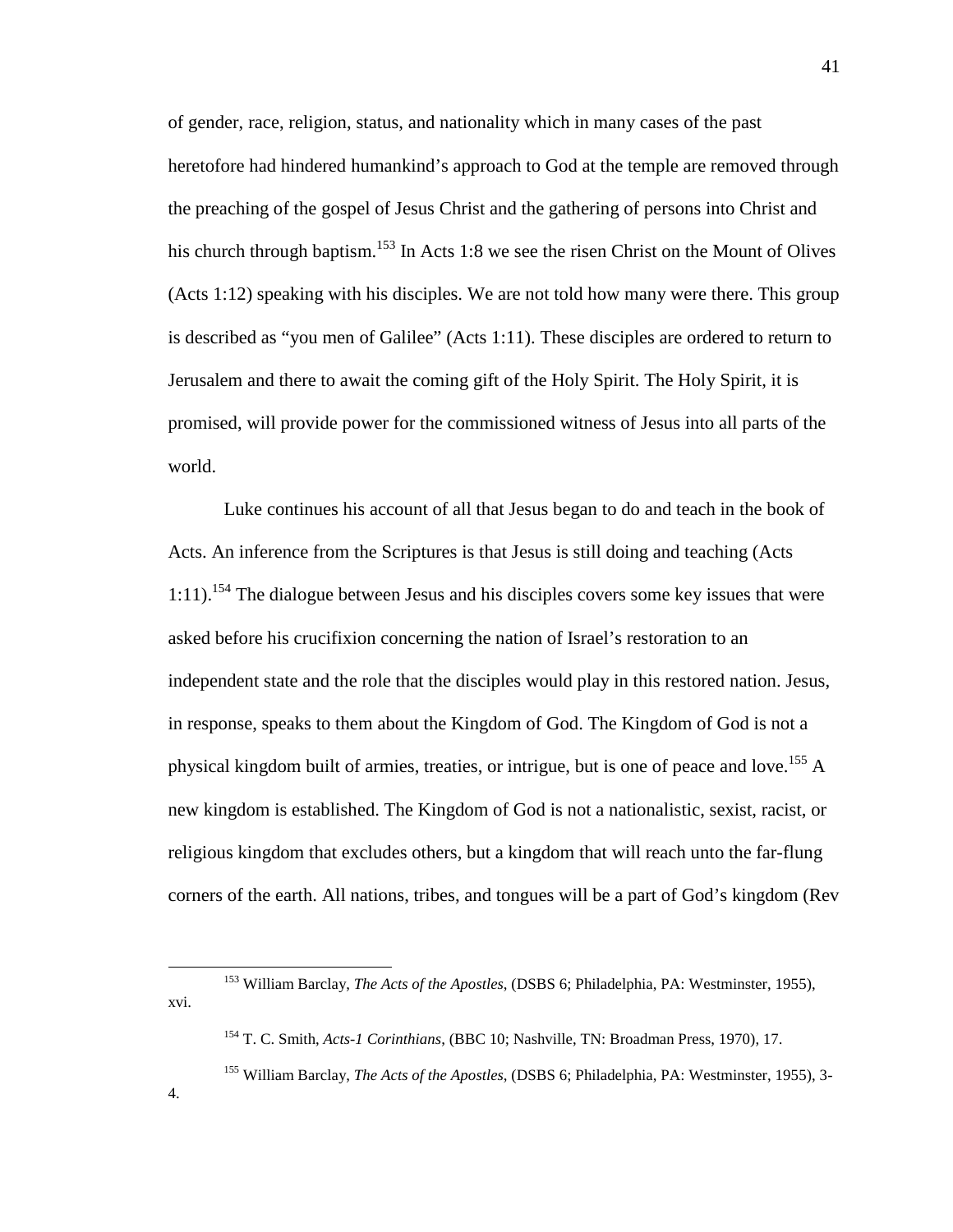of gender, race, religion, status, and nationality which in many cases of the past heretofore had hindered humankind's approach to God at the temple are removed through the preaching of the gospel of Jesus Christ and the gathering of persons into Christ and his church through baptism.[153] In Acts 1:8 we see the risen Christ on the Mount of Olives (Acts 1:12) speaking with his disciples. We are not told how many were there. This group is described as "you men of Galilee" (Acts 1:11). These disciples are ordered to return to Jerusalem and there to await the coming gift of the Holy Spirit. The Holy Spirit, it is promised, will provide power for the commissioned witness of Jesus into all parts of the world.

Luke continues his account of all that Jesus began to do and teach in the book of Acts. An inference from the Scriptures is that Jesus is still doing and teaching (Acts 1:11).[154] The dialogue between Jesus and his disciples covers some key issues that were asked before his crucifixion concerning the nation of Israel's restoration to an independent state and the role that the disciples would play in this restored nation. Jesus, in response, speaks to them about the Kingdom of God. The Kingdom of God is not a physical kingdom built of armies, treaties, or intrigue, but is one of peace and love.[155] A new kingdom is established. The Kingdom of God is not a nationalistic, sexist, racist, or religious kingdom that excludes others, but a kingdom that will reach unto the far-flung corners of the earth. All nations, tribes, and tongues will be a part of God's kingdom (Rev

---

[153] William Barclay, *The Acts of the Apostles*, (DSBS 6; Philadelphia, PA: Westminster, 1955), xvi.

[154] T. C. Smith, *Acts-1 Corinthians*, (BBC 10; Nashville, TN: Broadman Press, 1970), 17.

[155] William Barclay, *The Acts of the Apostles*, (DSBS 6; Philadelphia, PA: Westminster, 1955), 3-4.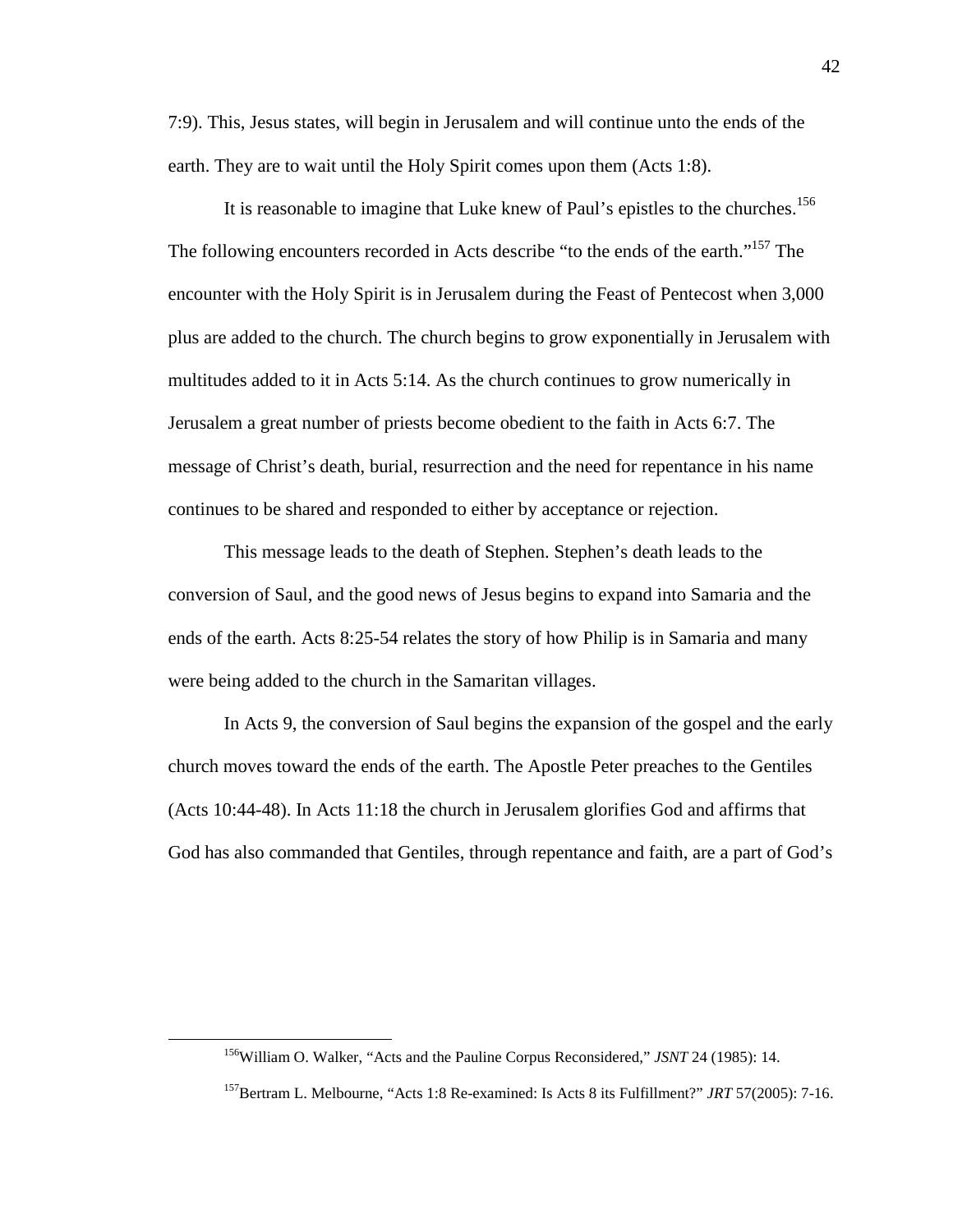7:9). This, Jesus states, will begin in Jerusalem and will continue unto the ends of the earth. They are to wait until the Holy Spirit comes upon them (Acts 1:8).

It is reasonable to imagine that Luke knew of Paul's epistles to the churches.[156] The following encounters recorded in Acts describe "to the ends of the earth."[157] The encounter with the Holy Spirit is in Jerusalem during the Feast of Pentecost when 3,000 plus are added to the church. The church begins to grow exponentially in Jerusalem with multitudes added to it in Acts 5:14. As the church continues to grow numerically in Jerusalem a great number of priests become obedient to the faith in Acts 6:7. The message of Christ's death, burial, resurrection and the need for repentance in his name continues to be shared and responded to either by acceptance or rejection.

This message leads to the death of Stephen. Stephen's death leads to the conversion of Saul, and the good news of Jesus begins to expand into Samaria and the ends of the earth. Acts 8:25-54 relates the story of how Philip is in Samaria and many were being added to the church in the Samaritan villages.

In Acts 9, the conversion of Saul begins the expansion of the gospel and the early church moves toward the ends of the earth. The Apostle Peter preaches to the Gentiles (Acts 10:44-48). In Acts 11:18 the church in Jerusalem glorifies God and affirms that God has also commanded that Gentiles, through repentance and faith, are a part of God's

---

[156] William O. Walker, "Acts and the Pauline Corpus Reconsidered," *JSNT* 24 (1985): 14.

[157] Bertram L. Melbourne, "Acts 1:8 Re-examined: Is Acts 8 its Fulfillment?" *JRT* 57(2005): 7-16.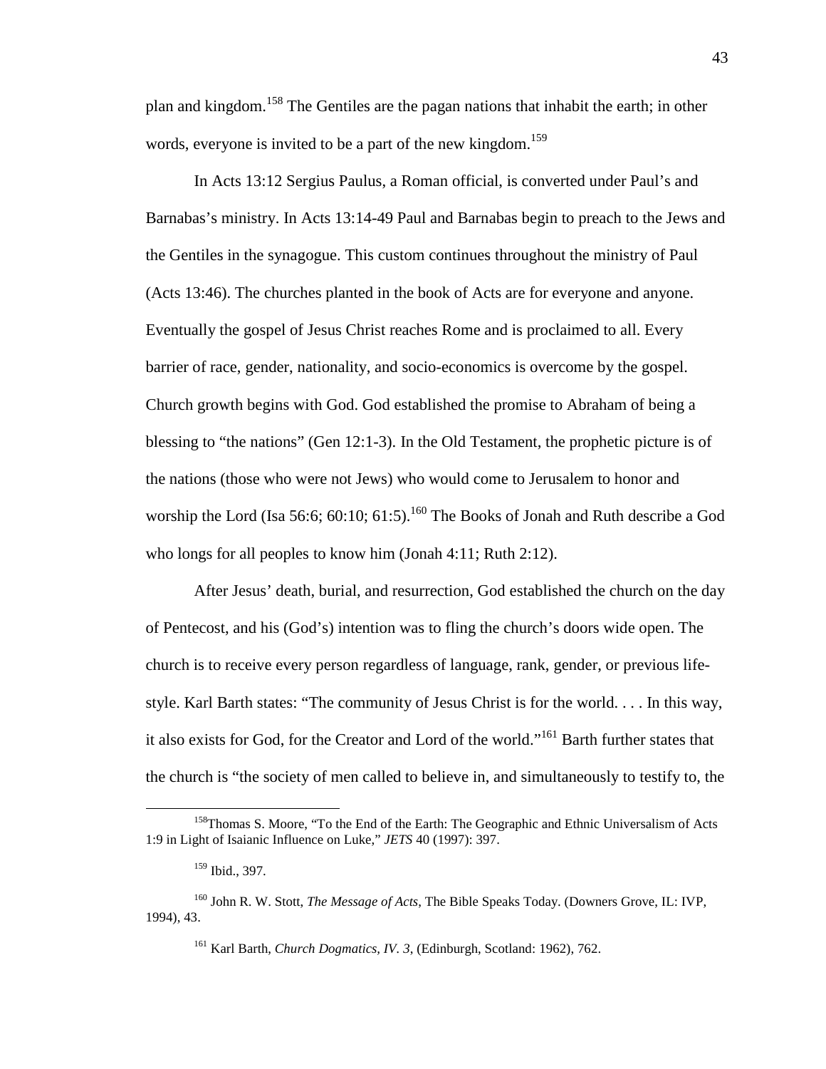plan and kingdom.[158] The Gentiles are the pagan nations that inhabit the earth; in other words, everyone is invited to be a part of the new kingdom.[159]

In Acts 13:12 Sergius Paulus, a Roman official, is converted under Paul's and Barnabas's ministry. In Acts 13:14-49 Paul and Barnabas begin to preach to the Jews and the Gentiles in the synagogue. This custom continues throughout the ministry of Paul (Acts 13:46). The churches planted in the book of Acts are for everyone and anyone. Eventually the gospel of Jesus Christ reaches Rome and is proclaimed to all. Every barrier of race, gender, nationality, and socio-economics is overcome by the gospel. Church growth begins with God. God established the promise to Abraham of being a blessing to "the nations" (Gen 12:1-3). In the Old Testament, the prophetic picture is of the nations (those who were not Jews) who would come to Jerusalem to honor and worship the Lord (Isa 56:6; 60:10; 61:5).[160] The Books of Jonah and Ruth describe a God who longs for all peoples to know him (Jonah 4:11; Ruth 2:12).

After Jesus' death, burial, and resurrection, God established the church on the day of Pentecost, and his (God's) intention was to fling the church's doors wide open. The church is to receive every person regardless of language, rank, gender, or previous life-style. Karl Barth states: "The community of Jesus Christ is for the world. . . . In this way, it also exists for God, for the Creator and Lord of the world."[161] Barth further states that the church is "the society of men called to believe in, and simultaneously to testify to, the

---

[158] Thomas S. Moore, "To the End of the Earth: The Geographic and Ethnic Universalism of Acts 1:9 in Light of Isaianic Influence on Luke," *JETS* 40 (1997): 397.

[159] Ibid., 397.

[160] John R. W. Stott, *The Message of Acts*, The Bible Speaks Today. (Downers Grove, IL: IVP, 1994), 43.

[161] Karl Barth, *Church Dogmatics, IV. 3*, (Edinburgh, Scotland: 1962), 762.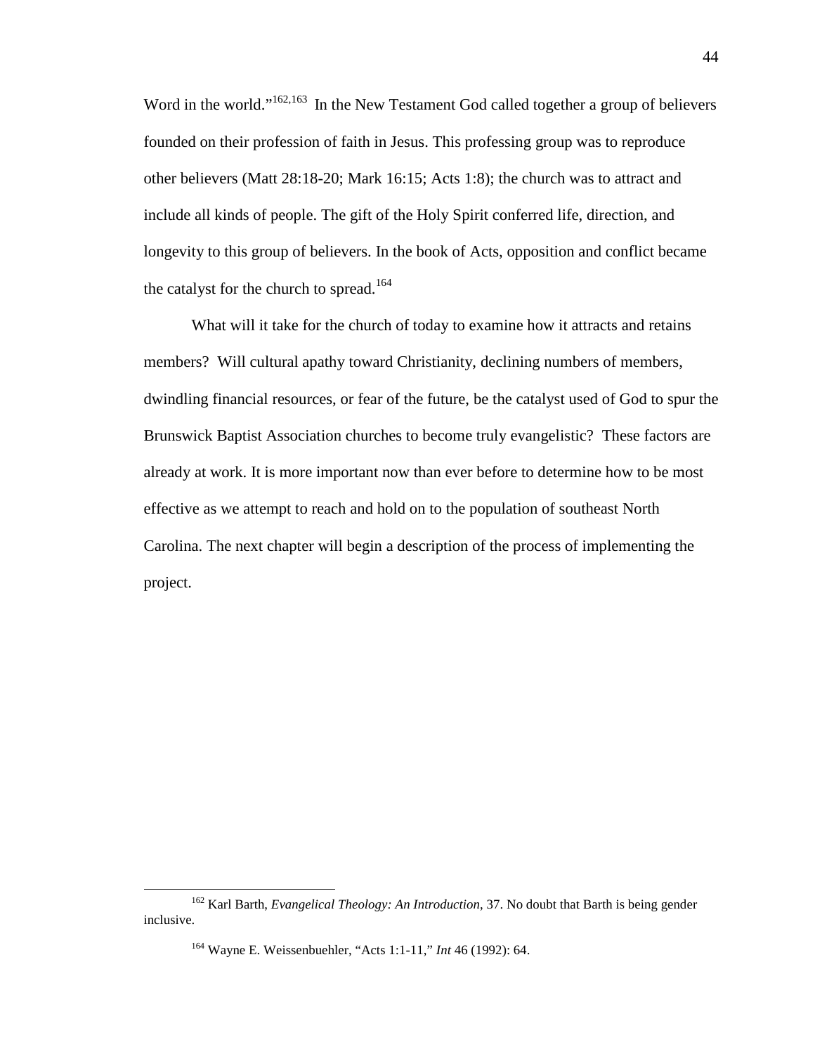Word in the world."[162,163] In the New Testament God called together a group of believers founded on their profession of faith in Jesus. This professing group was to reproduce other believers (Matt 28:18-20; Mark 16:15; Acts 1:8); the church was to attract and include all kinds of people. The gift of the Holy Spirit conferred life, direction, and longevity to this group of believers. In the book of Acts, opposition and conflict became the catalyst for the church to spread.[164]

What will it take for the church of today to examine how it attracts and retains members? Will cultural apathy toward Christianity, declining numbers of members, dwindling financial resources, or fear of the future, be the catalyst used of God to spur the Brunswick Baptist Association churches to become truly evangelistic? These factors are already at work. It is more important now than ever before to determine how to be most effective as we attempt to reach and hold on to the population of southeast North Carolina. The next chapter will begin a description of the process of implementing the project.

---

[162] Karl Barth, *Evangelical Theology: An Introduction*, 37. No doubt that Barth is being gender inclusive.

[164] Wayne E. Weissenbuehler, "Acts 1:1-11," *Int* 46 (1992): 64.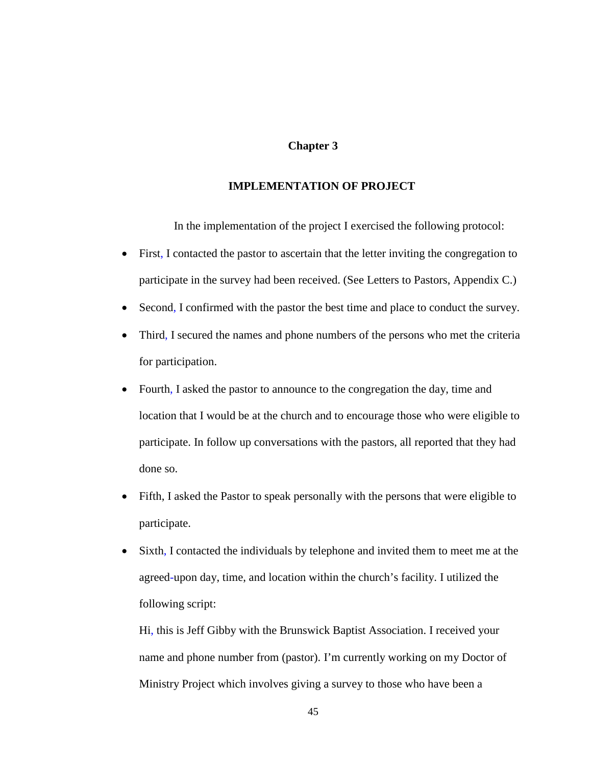# Chapter 3

## IMPLEMENTATION OF PROJECT

In the implementation of the project I exercised the following protocol:

- First, I contacted the pastor to ascertain that the letter inviting the congregation to participate in the survey had been received. (See Letters to Pastors, Appendix C.)
- Second, I confirmed with the pastor the best time and place to conduct the survey.
- Third, I secured the names and phone numbers of the persons who met the criteria for participation.
- Fourth, I asked the pastor to announce to the congregation the day, time and location that I would be at the church and to encourage those who were eligible to participate. In follow up conversations with the pastors, all reported that they had done so.
- Fifth, I asked the Pastor to speak personally with the persons that were eligible to participate.
- Sixth, I contacted the individuals by telephone and invited them to meet me at the agreed-upon day, time, and location within the church's facility. I utilized the following script:

  Hi, this is Jeff Gibby with the Brunswick Baptist Association. I received your name and phone number from (pastor). I'm currently working on my Doctor of Ministry Project which involves giving a survey to those who have been a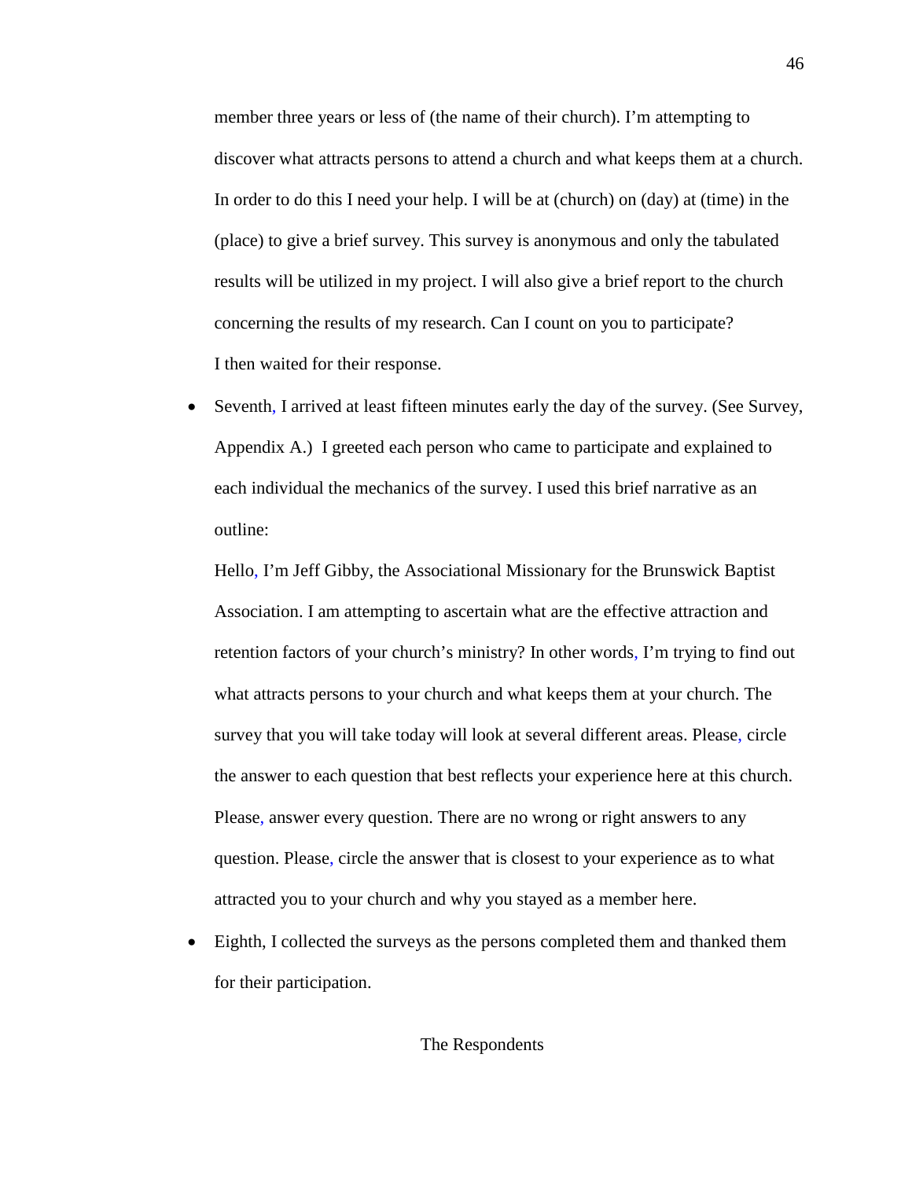member three years or less of (the name of their church). I'm attempting to discover what attracts persons to attend a church and what keeps them at a church. In order to do this I need your help. I will be at (church) on (day) at (time) in the (place) to give a brief survey. This survey is anonymous and only the tabulated results will be utilized in my project. I will also give a brief report to the church concerning the results of my research. Can I count on you to participate?

I then waited for their response.

- Seventh, I arrived at least fifteen minutes early the day of the survey. (See Survey, Appendix A.) I greeted each person who came to participate and explained to each individual the mechanics of the survey. I used this brief narrative as an outline:

  Hello, I'm Jeff Gibby, the Associational Missionary for the Brunswick Baptist Association. I am attempting to ascertain what are the effective attraction and retention factors of your church's ministry? In other words, I'm trying to find out what attracts persons to your church and what keeps them at your church. The survey that you will take today will look at several different areas. Please, circle the answer to each question that best reflects your experience here at this church. Please, answer every question. There are no wrong or right answers to any question. Please, circle the answer that is closest to your experience as to what attracted you to your church and why you stayed as a member here.

- Eighth, I collected the surveys as the persons completed them and thanked them for their participation.

## The Respondents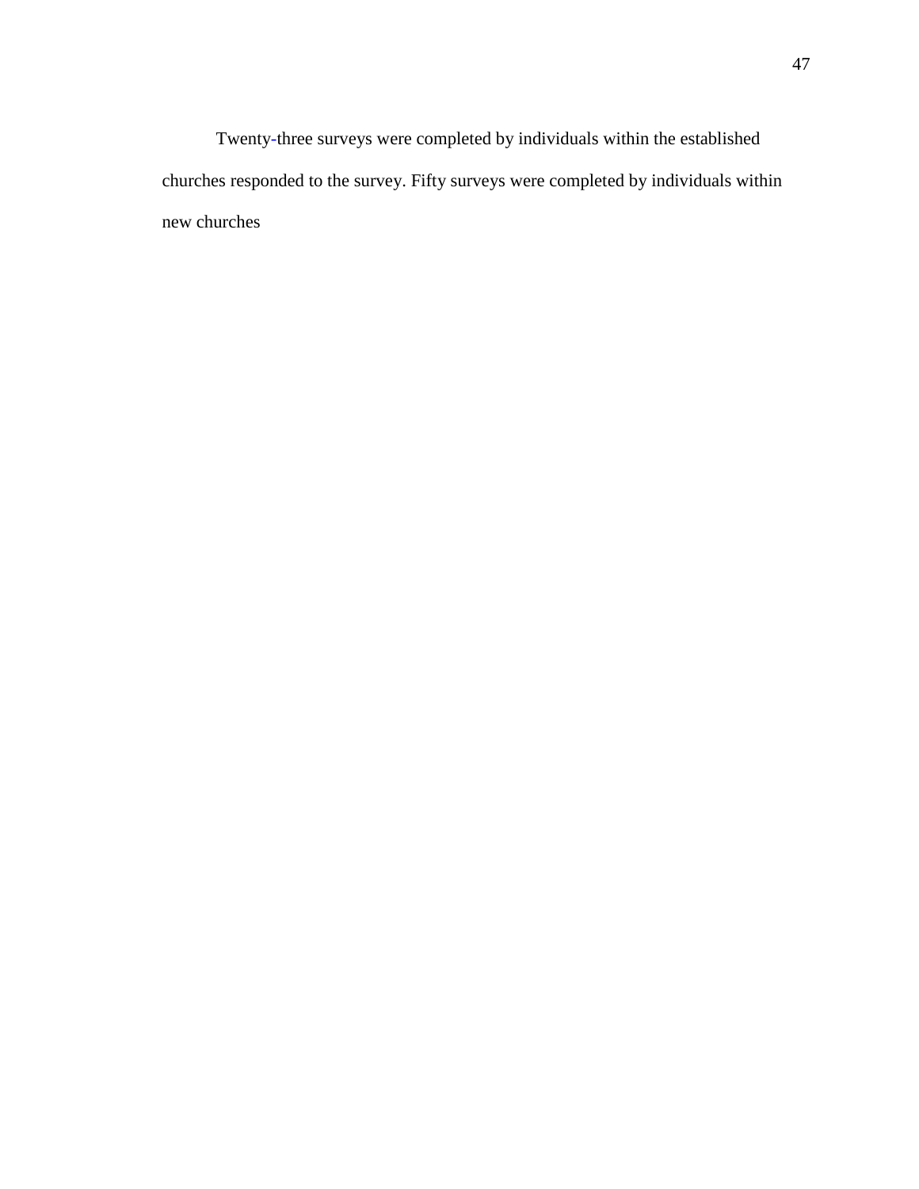Twenty-three surveys were completed by individuals within the established churches responded to the survey. Fifty surveys were completed by individuals within new churches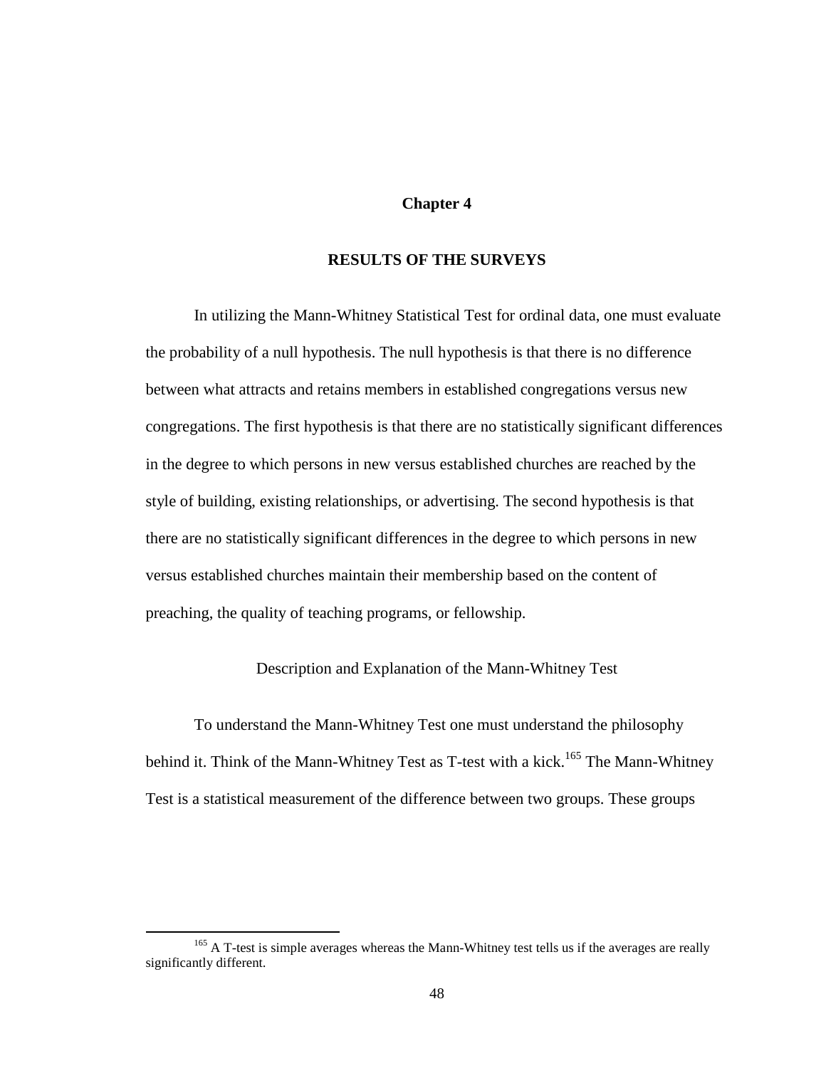# Chapter 4

## RESULTS OF THE SURVEYS

In utilizing the Mann-Whitney Statistical Test for ordinal data, one must evaluate the probability of a null hypothesis. The null hypothesis is that there is no difference between what attracts and retains members in established congregations versus new congregations. The first hypothesis is that there are no statistically significant differences in the degree to which persons in new versus established churches are reached by the style of building, existing relationships, or advertising. The second hypothesis is that there are no statistically significant differences in the degree to which persons in new versus established churches maintain their membership based on the content of preaching, the quality of teaching programs, or fellowship.

### Description and Explanation of the Mann-Whitney Test

To understand the Mann-Whitney Test one must understand the philosophy behind it. Think of the Mann-Whitney Test as T-test with a kick.[165] The Mann-Whitney Test is a statistical measurement of the difference between two groups. These groups

---

[165] A T-test is simple averages whereas the Mann-Whitney test tells us if the averages are really significantly different.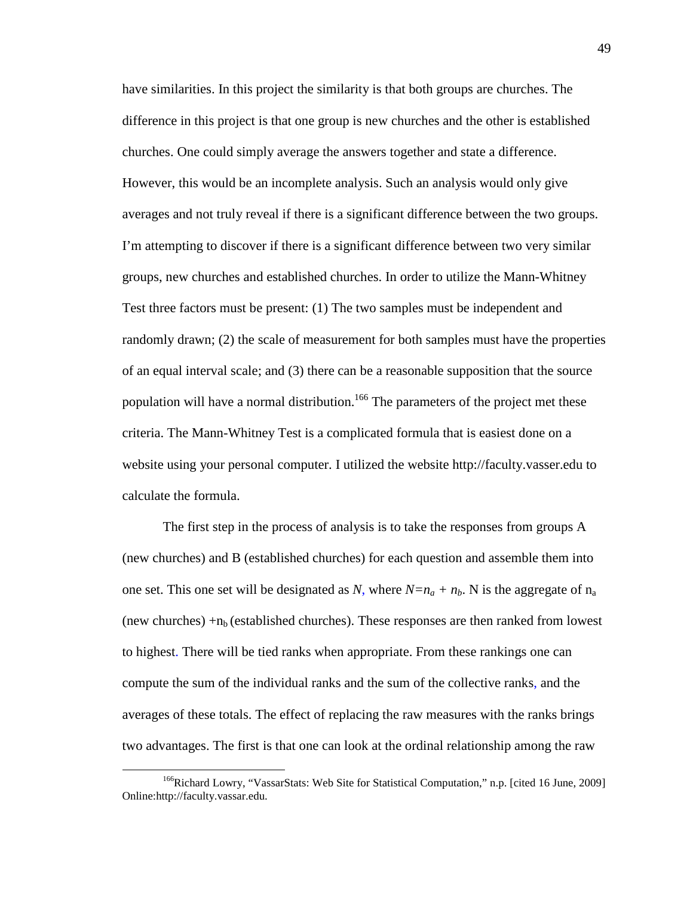have similarities. In this project the similarity is that both groups are churches. The difference in this project is that one group is new churches and the other is established churches. One could simply average the answers together and state a difference. However, this would be an incomplete analysis. Such an analysis would only give averages and not truly reveal if there is a significant difference between the two groups. I'm attempting to discover if there is a significant difference between two very similar groups, new churches and established churches. In order to utilize the Mann-Whitney Test three factors must be present: (1) The two samples must be independent and randomly drawn; (2) the scale of measurement for both samples must have the properties of an equal interval scale; and (3) there can be a reasonable supposition that the source population will have a normal distribution.[166] The parameters of the project met these criteria. The Mann-Whitney Test is a complicated formula that is easiest done on a website using your personal computer. I utilized the website http://faculty.vasser.edu to calculate the formula.

The first step in the process of analysis is to take the responses from groups A (new churches) and B (established churches) for each question and assemble them into one set. This one set will be designated as $N$, where $N=n_a + n_b$. N is the aggregate of $n_a$ (new churches) $+n_b$ (established churches). These responses are then ranked from lowest to highest. There will be tied ranks when appropriate. From these rankings one can compute the sum of the individual ranks and the sum of the collective ranks, and the averages of these totals. The effect of replacing the raw measures with the ranks brings two advantages. The first is that one can look at the ordinal relationship among the raw

[166]Richard Lowry, "VassarStats: Web Site for Statistical Computation," n.p. [cited 16 June, 2009] Online:http://faculty.vassar.edu.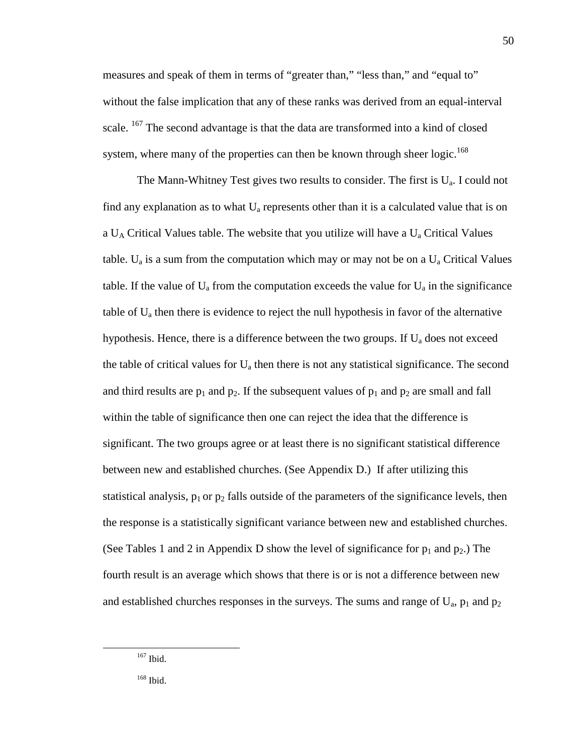measures and speak of them in terms of “greater than,” “less than,” and “equal to” without the false implication that any of these ranks was derived from an equal-interval scale. [167] The second advantage is that the data are transformed into a kind of closed system, where many of the properties can then be known through sheer logic.[168]

The Mann-Whitney Test gives two results to consider. The first is $U_a$. I could not find any explanation as to what $U_a$ represents other than it is a calculated value that is on a $U_A$ Critical Values table. The website that you utilize will have a $U_a$ Critical Values table. $U_a$ is a sum from the computation which may or may not be on a $U_a$ Critical Values table. If the value of $U_a$ from the computation exceeds the value for $U_a$ in the significance table of $U_a$ then there is evidence to reject the null hypothesis in favor of the alternative hypothesis. Hence, there is a difference between the two groups. If $U_a$ does not exceed the table of critical values for $U_a$ then there is not any statistical significance. The second and third results are $p_1$ and $p_2$. If the subsequent values of $p_1$ and $p_2$ are small and fall within the table of significance then one can reject the idea that the difference is significant. The two groups agree or at least there is no significant statistical difference between new and established churches. (See Appendix D.) If after utilizing this statistical analysis, $p_1$ or $p_2$ falls outside of the parameters of the significance levels, then the response is a statistically significant variance between new and established churches. (See Tables 1 and 2 in Appendix D show the level of significance for $p_1$ and $p_2$.) The fourth result is an average which shows that there is or is not a difference between new and established churches responses in the surveys. The sums and range of $U_a$, $p_1$ and $p_2$

---

[167] Ibid.

[168] Ibid.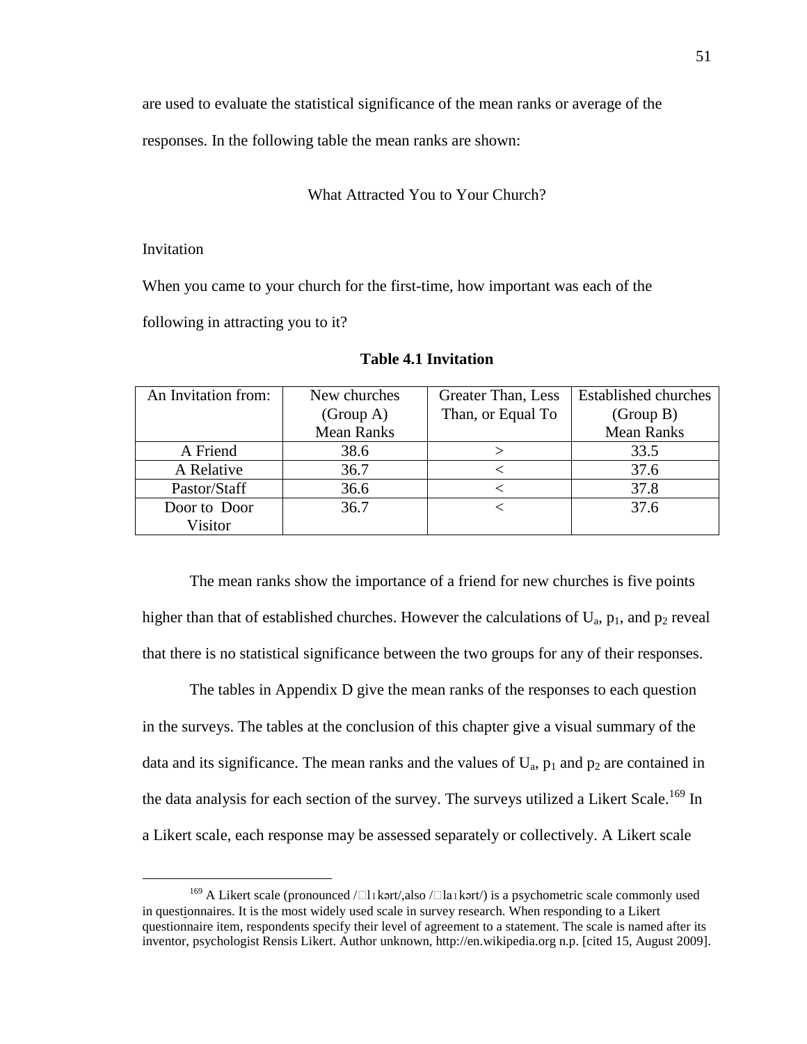are used to evaluate the statistical significance of the mean ranks or average of the responses. In the following table the mean ranks are shown:

What Attracted You to Your Church?

Invitation

When you came to your church for the first-time, how important was each of the following in attracting you to it?

**Table 4.1 Invitation**

| An Invitation from: | New churches (Group A) Mean Ranks | Greater Than, Less Than, or Equal To | Established churches (Group B) Mean Ranks |
|---|---|---|---|
| A Friend | 38.6 | > | 33.5 |
| A Relative | 36.7 | < | 37.6 |
| Pastor/Staff | 36.6 | < | 37.8 |
| Door to Door Visitor | 36.7 | < | 37.6 |

The mean ranks show the importance of a friend for new churches is five points higher than that of established churches. However the calculations of $U_a$, $p_1$, and $p_2$ reveal that there is no statistical significance between the two groups for any of their responses.

The tables in Appendix D give the mean ranks of the responses to each question in the surveys. The tables at the conclusion of this chapter give a visual summary of the data and its significance. The mean ranks and the values of $U_a$, $p_1$ and $p_2$ are contained in the data analysis for each section of the survey. The surveys utilized a Likert Scale.[169] In a Likert scale, each response may be assessed separately or collectively. A Likert scale

---

[169] A Likert scale (pronounced /ˈlɪkərt/,also /ˈlaɪkərt/) is a psychometric scale commonly used in questionnaires. It is the most widely used scale in survey research. When responding to a Likert questionnaire item, respondents specify their level of agreement to a statement. The scale is named after its inventor, psychologist Rensis Likert. Author unknown, http://en.wikipedia.org n.p. [cited 15, August 2009].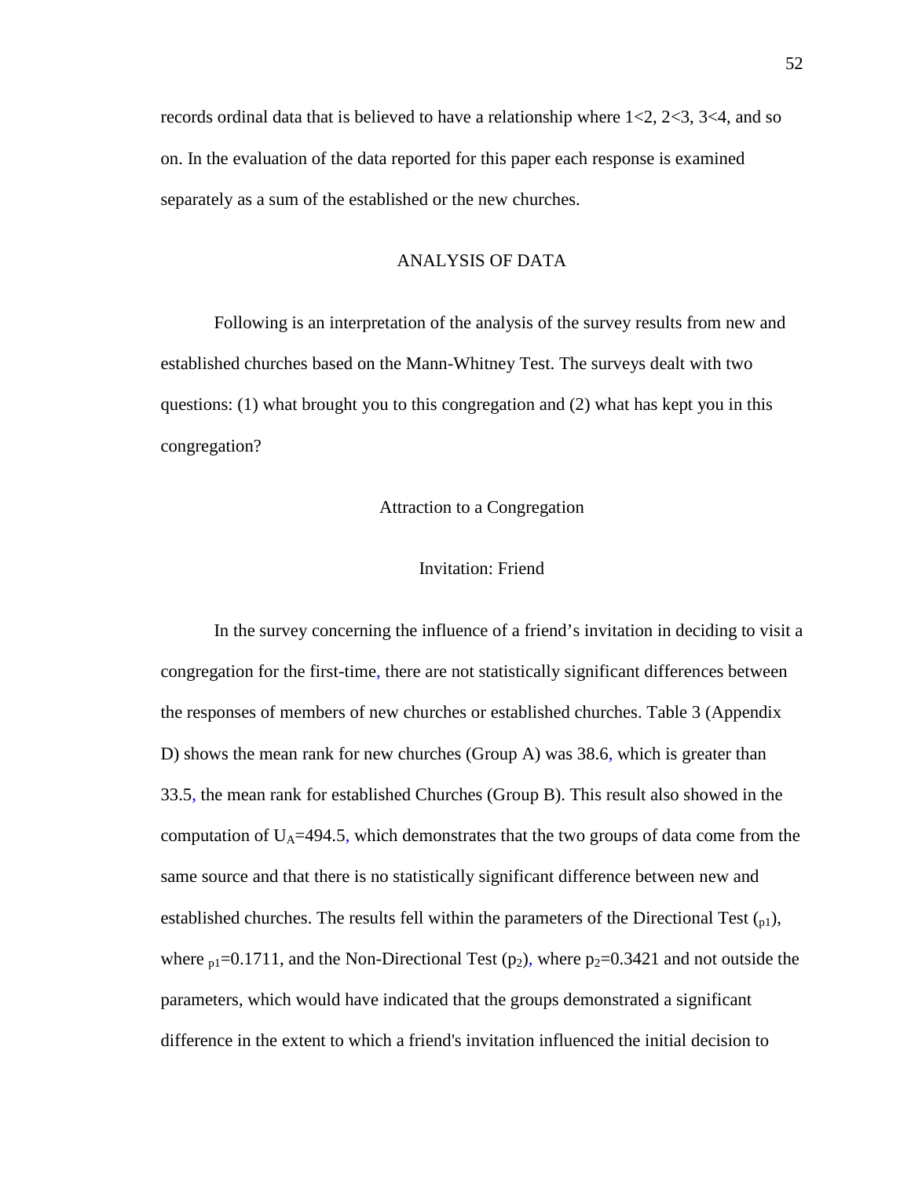records ordinal data that is believed to have a relationship where 1<2, 2<3, 3<4, and so on. In the evaluation of the data reported for this paper each response is examined separately as a sum of the established or the new churches.

## ANALYSIS OF DATA

Following is an interpretation of the analysis of the survey results from new and established churches based on the Mann-Whitney Test. The surveys dealt with two questions: (1) what brought you to this congregation and (2) what has kept you in this congregation?

### Attraction to a Congregation

#### Invitation: Friend

In the survey concerning the influence of a friend's invitation in deciding to visit a congregation for the first-time, there are not statistically significant differences between the responses of members of new churches or established churches. Table 3 (Appendix D) shows the mean rank for new churches (Group A) was 38.6, which is greater than 33.5, the mean rank for established Churches (Group B). This result also showed in the computation of $U_A$=494.5, which demonstrates that the two groups of data come from the same source and that there is no statistically significant difference between new and established churches. The results fell within the parameters of the Directional Test ($_{p1}$), where $_{p1}$=0.1711, and the Non-Directional Test ($p_2$), where $p_2$=0.3421 and not outside the parameters, which would have indicated that the groups demonstrated a significant difference in the extent to which a friend's invitation influenced the initial decision to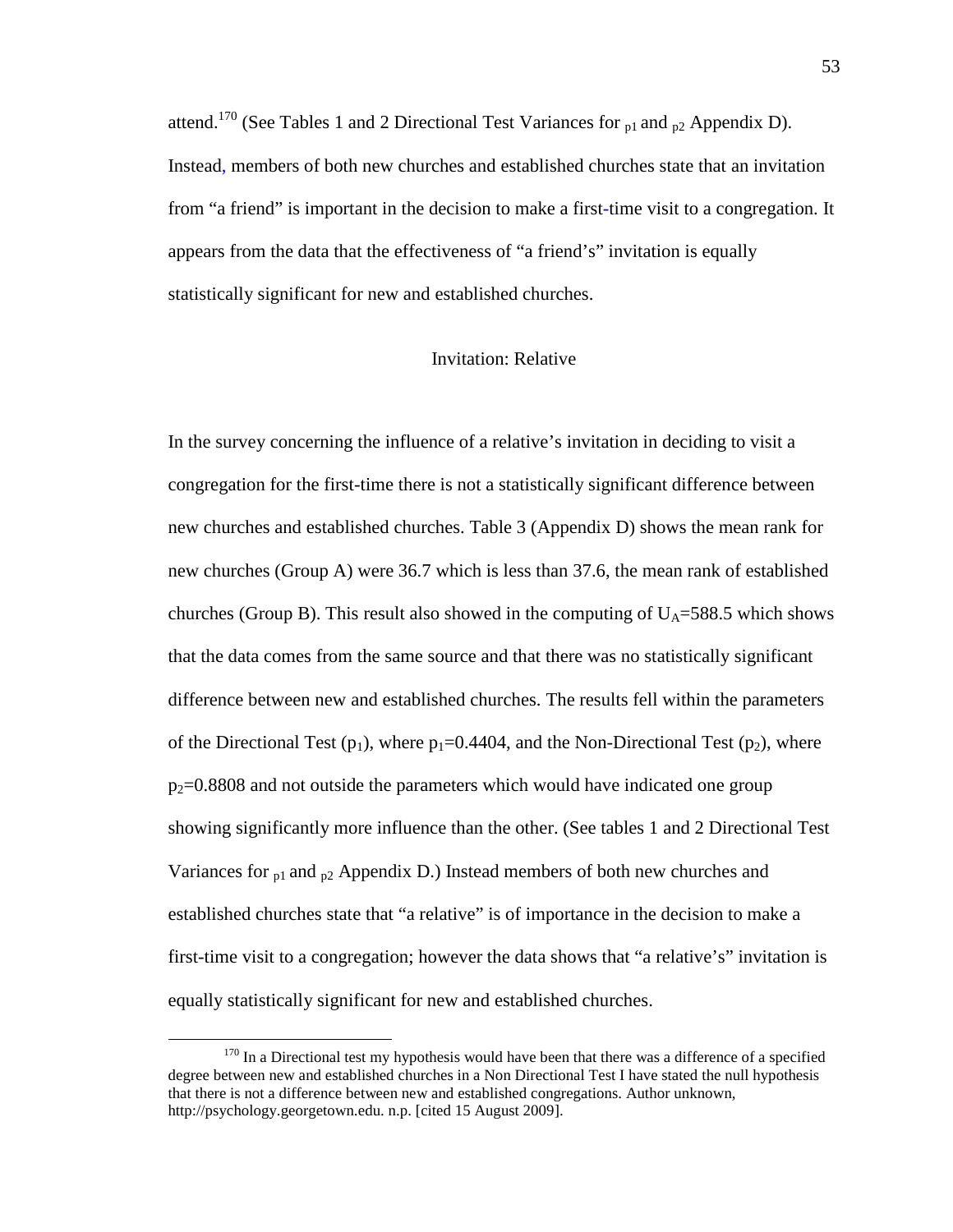attend.[170] (See Tables 1 and 2 Directional Test Variances for $_{p1}$ and $_{p2}$ Appendix D). Instead, members of both new churches and established churches state that an invitation from "a friend" is important in the decision to make a first-time visit to a congregation. It appears from the data that the effectiveness of "a friend's" invitation is equally statistically significant for new and established churches.

## Invitation: Relative

In the survey concerning the influence of a relative's invitation in deciding to visit a congregation for the first-time there is not a statistically significant difference between new churches and established churches. Table 3 (Appendix D) shows the mean rank for new churches (Group A) were 36.7 which is less than 37.6, the mean rank of established churches (Group B). This result also showed in the computing of $U_A$=588.5 which shows that the data comes from the same source and that there was no statistically significant difference between new and established churches. The results fell within the parameters of the Directional Test ($p_1$), where $p_1$=0.4404, and the Non-Directional Test ($p_2$), where $p_2$=0.8808 and not outside the parameters which would have indicated one group showing significantly more influence than the other. (See tables 1 and 2 Directional Test Variances for $_{p1}$ and $_{p2}$ Appendix D.) Instead members of both new churches and established churches state that "a relative" is of importance in the decision to make a first-time visit to a congregation; however the data shows that "a relative's" invitation is equally statistically significant for new and established churches.

---

[170] In a Directional test my hypothesis would have been that there was a difference of a specified degree between new and established churches in a Non Directional Test I have stated the null hypothesis that there is not a difference between new and established congregations. Author unknown, http://psychology.georgetown.edu. n.p. [cited 15 August 2009].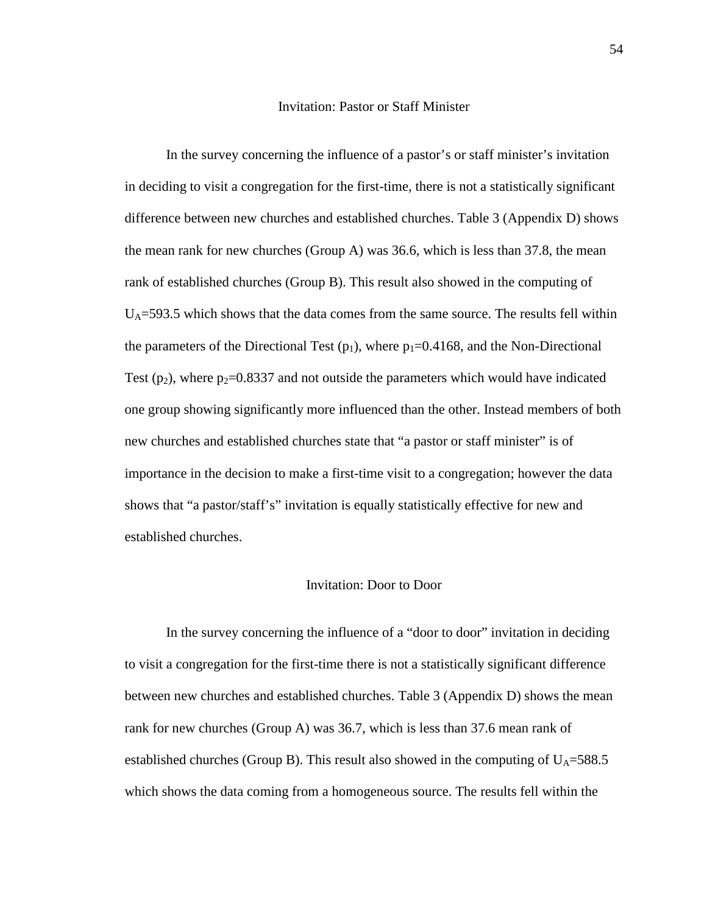## Invitation: Pastor or Staff Minister

In the survey concerning the influence of a pastor's or staff minister's invitation in deciding to visit a congregation for the first-time, there is not a statistically significant difference between new churches and established churches. Table 3 (Appendix D) shows the mean rank for new churches (Group A) was 36.6, which is less than 37.8, the mean rank of established churches (Group B). This result also showed in the computing of $U_A$=593.5 which shows that the data comes from the same source. The results fell within the parameters of the Directional Test ($p_1$), where $p_1$=0.4168, and the Non-Directional Test ($p_2$), where $p_2$=0.8337 and not outside the parameters which would have indicated one group showing significantly more influenced than the other. Instead members of both new churches and established churches state that "a pastor or staff minister" is of importance in the decision to make a first-time visit to a congregation; however the data shows that "a pastor/staff's" invitation is equally statistically effective for new and established churches.

## Invitation: Door to Door

In the survey concerning the influence of a "door to door" invitation in deciding to visit a congregation for the first-time there is not a statistically significant difference between new churches and established churches. Table 3 (Appendix D) shows the mean rank for new churches (Group A) was 36.7, which is less than 37.6 mean rank of established churches (Group B). This result also showed in the computing of $U_A$=588.5 which shows the data coming from a homogeneous source. The results fell within the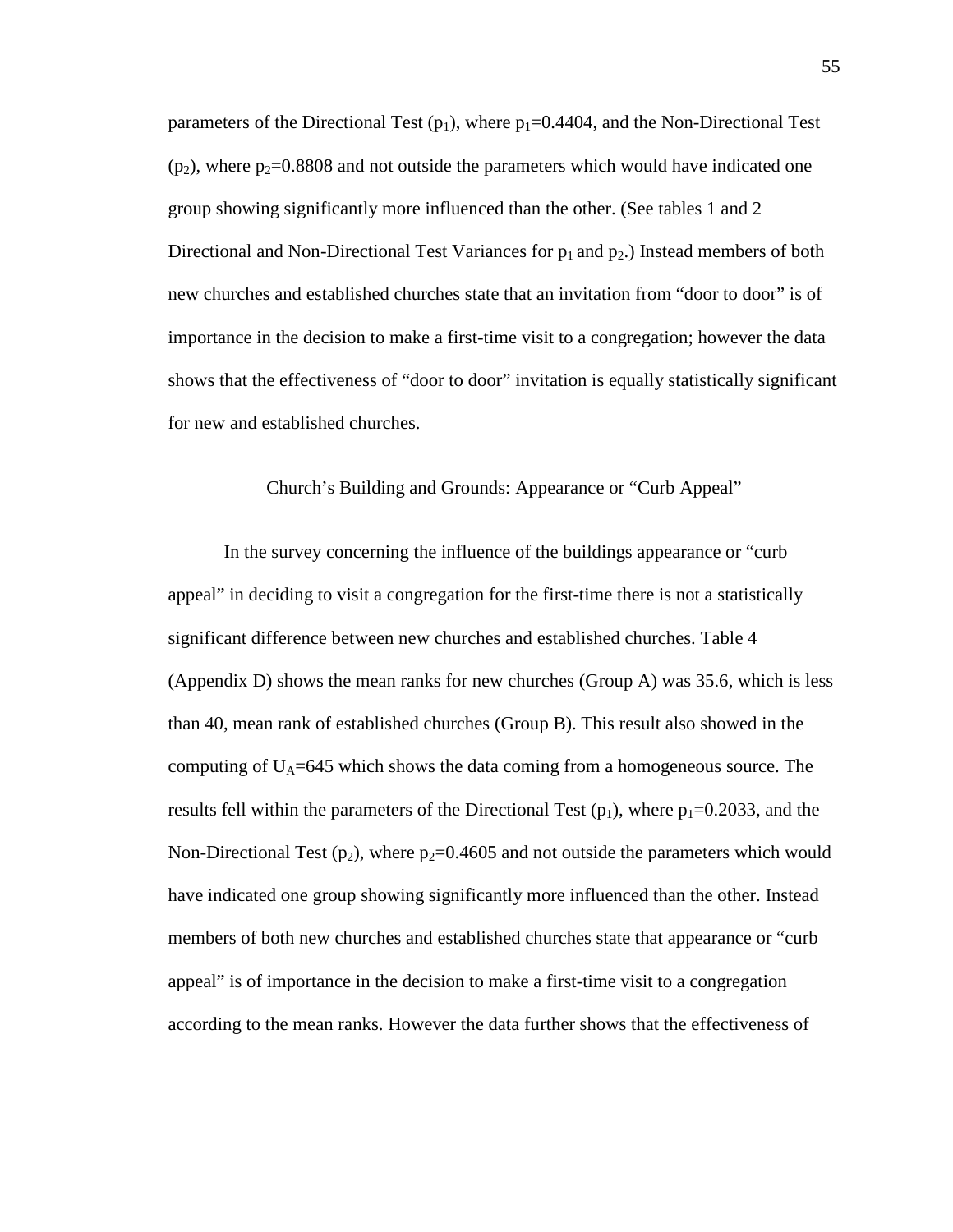parameters of the Directional Test ($p_1$), where $p_1$=0.4404, and the Non-Directional Test ($p_2$), where $p_2$=0.8808 and not outside the parameters which would have indicated one group showing significantly more influenced than the other. (See tables 1 and 2 Directional and Non-Directional Test Variances for $p_1$ and $p_2$.) Instead members of both new churches and established churches state that an invitation from "door to door" is of importance in the decision to make a first-time visit to a congregation; however the data shows that the effectiveness of "door to door" invitation is equally statistically significant for new and established churches.

## Church's Building and Grounds: Appearance or "Curb Appeal"

In the survey concerning the influence of the buildings appearance or "curb appeal" in deciding to visit a congregation for the first-time there is not a statistically significant difference between new churches and established churches. Table 4 (Appendix D) shows the mean ranks for new churches (Group A) was 35.6, which is less than 40, mean rank of established churches (Group B). This result also showed in the computing of $U_A$=645 which shows the data coming from a homogeneous source. The results fell within the parameters of the Directional Test ($p_1$), where $p_1$=0.2033, and the Non-Directional Test ($p_2$), where $p_2$=0.4605 and not outside the parameters which would have indicated one group showing significantly more influenced than the other. Instead members of both new churches and established churches state that appearance or "curb appeal" is of importance in the decision to make a first-time visit to a congregation according to the mean ranks. However the data further shows that the effectiveness of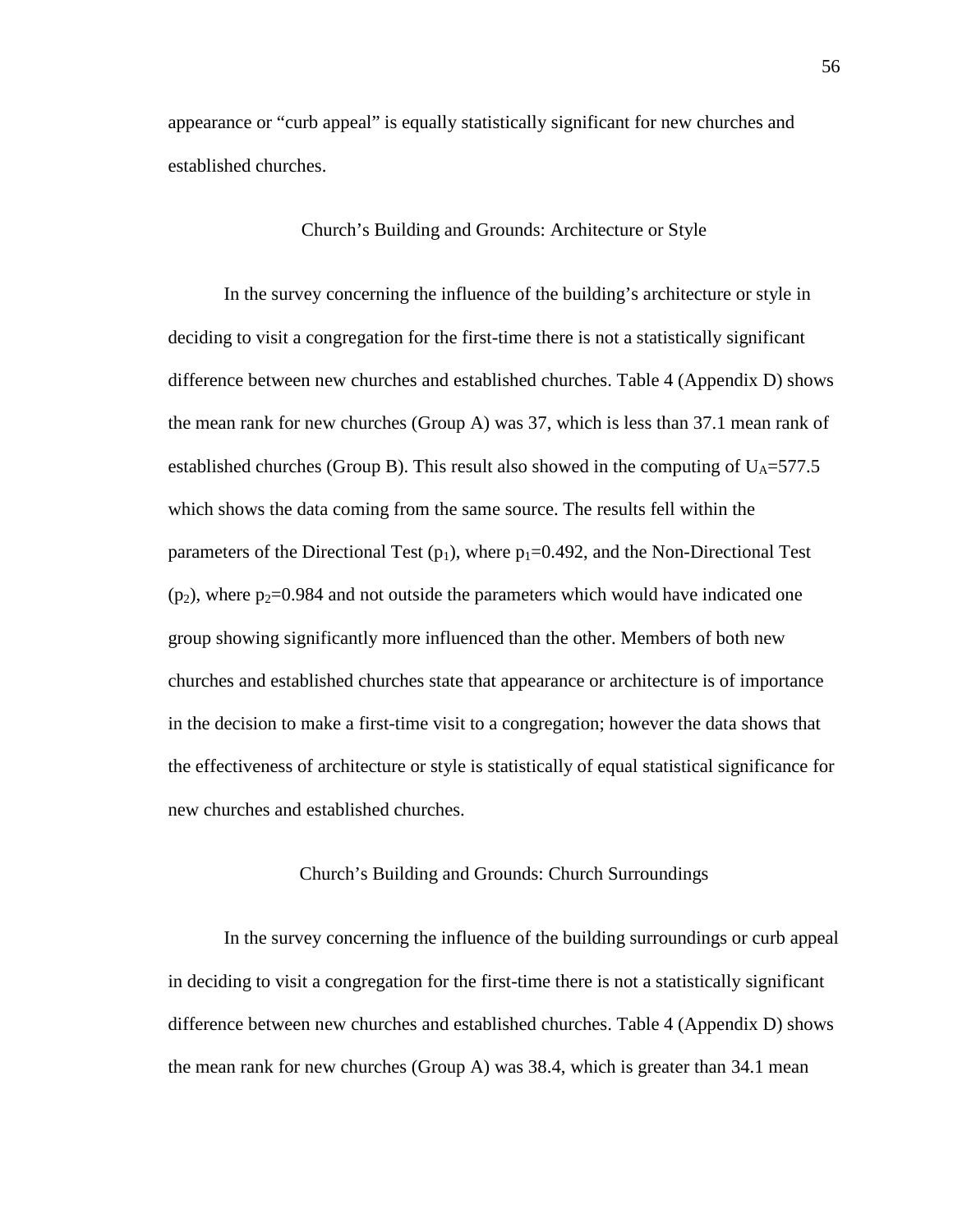appearance or "curb appeal" is equally statistically significant for new churches and established churches.

## Church's Building and Grounds: Architecture or Style

In the survey concerning the influence of the building's architecture or style in deciding to visit a congregation for the first-time there is not a statistically significant difference between new churches and established churches. Table 4 (Appendix D) shows the mean rank for new churches (Group A) was 37, which is less than 37.1 mean rank of established churches (Group B). This result also showed in the computing of $U_A$=577.5 which shows the data coming from the same source. The results fell within the parameters of the Directional Test ($p_1$), where $p_1$=0.492, and the Non-Directional Test ($p_2$), where $p_2$=0.984 and not outside the parameters which would have indicated one group showing significantly more influenced than the other. Members of both new churches and established churches state that appearance or architecture is of importance in the decision to make a first-time visit to a congregation; however the data shows that the effectiveness of architecture or style is statistically of equal statistical significance for new churches and established churches.

## Church's Building and Grounds: Church Surroundings

In the survey concerning the influence of the building surroundings or curb appeal in deciding to visit a congregation for the first-time there is not a statistically significant difference between new churches and established churches. Table 4 (Appendix D) shows the mean rank for new churches (Group A) was 38.4, which is greater than 34.1 mean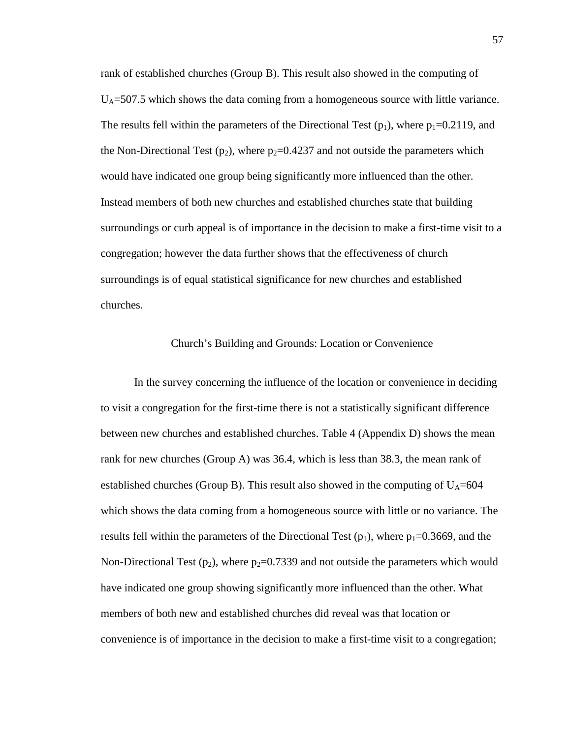rank of established churches (Group B). This result also showed in the computing of $U_A$=507.5 which shows the data coming from a homogeneous source with little variance. The results fell within the parameters of the Directional Test ($p_1$), where $p_1$=0.2119, and the Non-Directional Test ($p_2$), where $p_2$=0.4237 and not outside the parameters which would have indicated one group being significantly more influenced than the other. Instead members of both new churches and established churches state that building surroundings or curb appeal is of importance in the decision to make a first-time visit to a congregation; however the data further shows that the effectiveness of church surroundings is of equal statistical significance for new churches and established churches.

## Church's Building and Grounds: Location or Convenience

In the survey concerning the influence of the location or convenience in deciding to visit a congregation for the first-time there is not a statistically significant difference between new churches and established churches. Table 4 (Appendix D) shows the mean rank for new churches (Group A) was 36.4, which is less than 38.3, the mean rank of established churches (Group B). This result also showed in the computing of $U_A$=604 which shows the data coming from a homogeneous source with little or no variance. The results fell within the parameters of the Directional Test ($p_1$), where $p_1$=0.3669, and the Non-Directional Test ($p_2$), where $p_2$=0.7339 and not outside the parameters which would have indicated one group showing significantly more influenced than the other. What members of both new and established churches did reveal was that location or convenience is of importance in the decision to make a first-time visit to a congregation;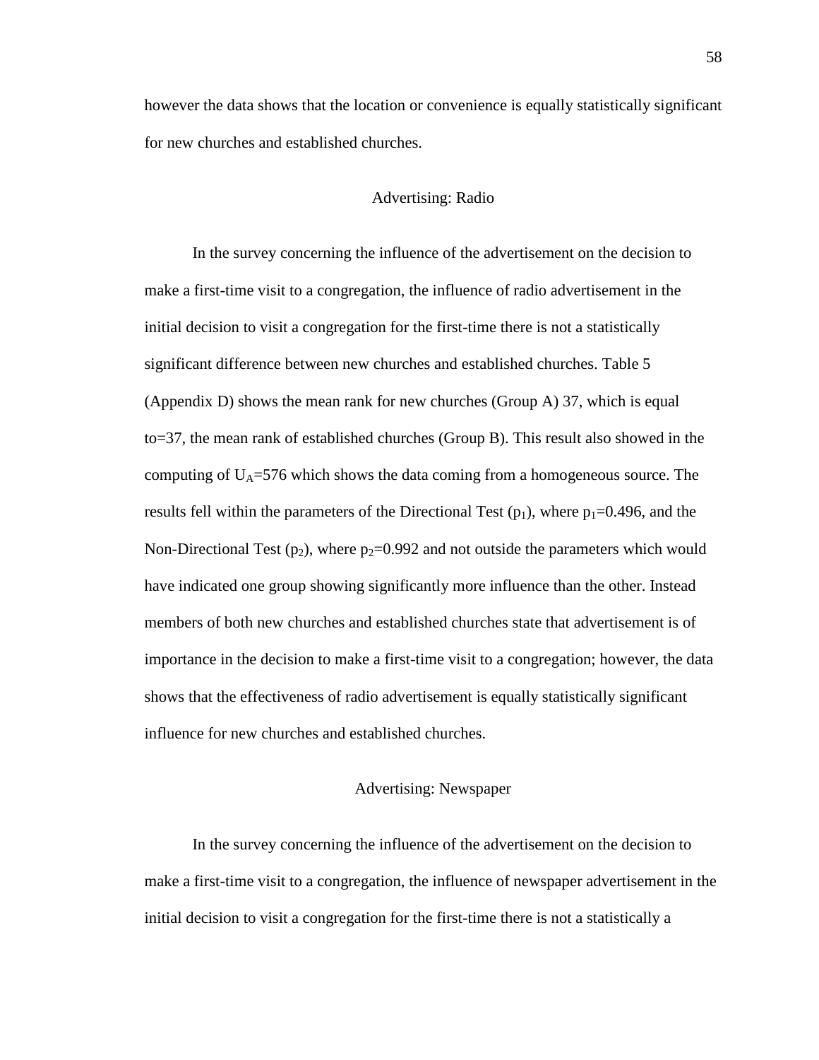however the data shows that the location or convenience is equally statistically significant for new churches and established churches.

## Advertising: Radio

In the survey concerning the influence of the advertisement on the decision to make a first-time visit to a congregation, the influence of radio advertisement in the initial decision to visit a congregation for the first-time there is not a statistically significant difference between new churches and established churches. Table 5 (Appendix D) shows the mean rank for new churches (Group A) 37, which is equal to=37, the mean rank of established churches (Group B). This result also showed in the computing of $U_A$=576 which shows the data coming from a homogeneous source. The results fell within the parameters of the Directional Test ($p_1$), where $p_1$=0.496, and the Non-Directional Test ($p_2$), where $p_2$=0.992 and not outside the parameters which would have indicated one group showing significantly more influence than the other. Instead members of both new churches and established churches state that advertisement is of importance in the decision to make a first-time visit to a congregation; however, the data shows that the effectiveness of radio advertisement is equally statistically significant influence for new churches and established churches.

## Advertising: Newspaper

In the survey concerning the influence of the advertisement on the decision to make a first-time visit to a congregation, the influence of newspaper advertisement in the initial decision to visit a congregation for the first-time there is not a statistically a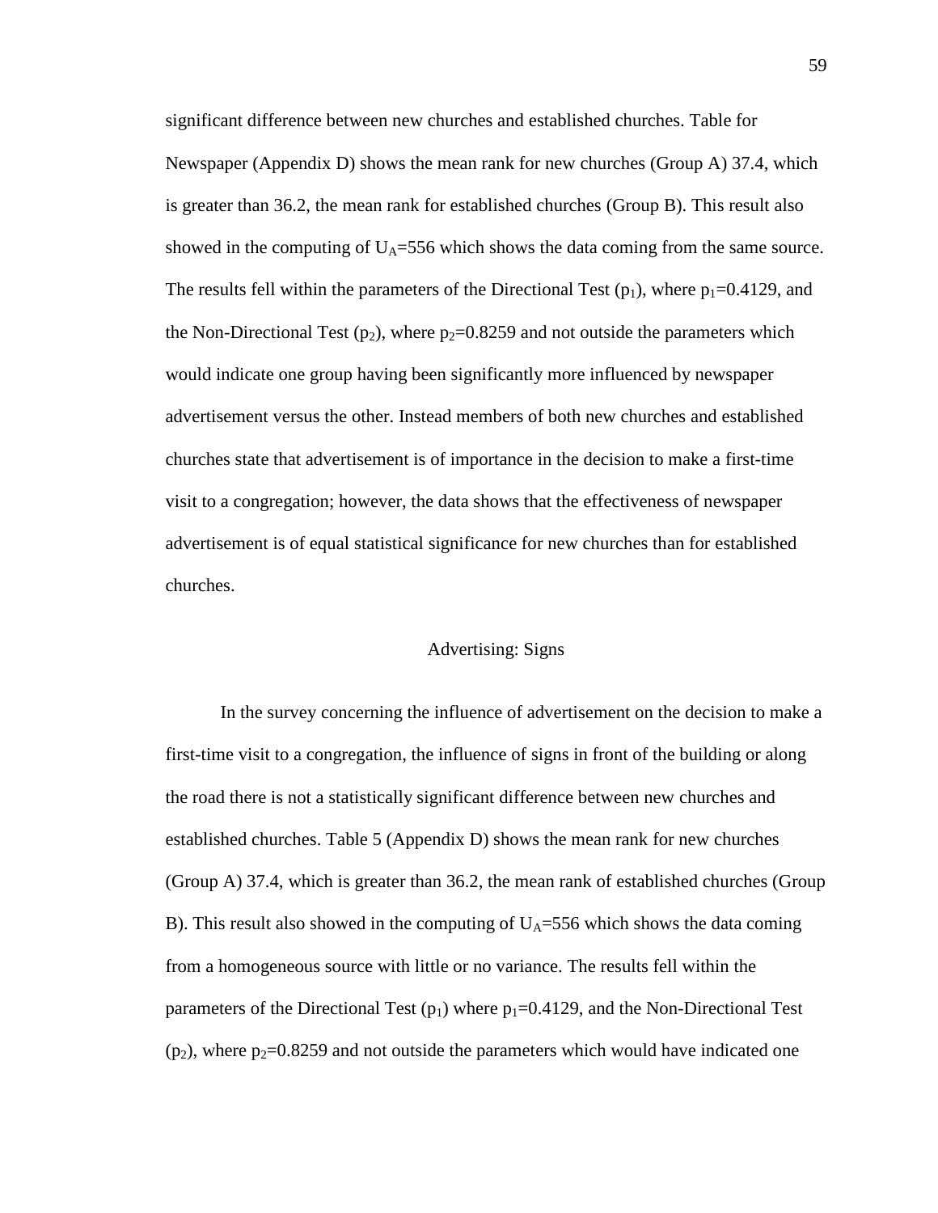significant difference between new churches and established churches. Table for Newspaper (Appendix D) shows the mean rank for new churches (Group A) 37.4, which is greater than 36.2, the mean rank for established churches (Group B). This result also showed in the computing of $U_A$=556 which shows the data coming from the same source. The results fell within the parameters of the Directional Test ($p_1$), where $p_1$=0.4129, and the Non-Directional Test ($p_2$), where $p_2$=0.8259 and not outside the parameters which would indicate one group having been significantly more influenced by newspaper advertisement versus the other. Instead members of both new churches and established churches state that advertisement is of importance in the decision to make a first-time visit to a congregation; however, the data shows that the effectiveness of newspaper advertisement is of equal statistical significance for new churches than for established churches.

## Advertising: Signs

In the survey concerning the influence of advertisement on the decision to make a first-time visit to a congregation, the influence of signs in front of the building or along the road there is not a statistically significant difference between new churches and established churches. Table 5 (Appendix D) shows the mean rank for new churches (Group A) 37.4, which is greater than 36.2, the mean rank of established churches (Group B). This result also showed in the computing of $U_A$=556 which shows the data coming from a homogeneous source with little or no variance. The results fell within the parameters of the Directional Test ($p_1$) where $p_1$=0.4129, and the Non-Directional Test ($p_2$), where $p_2$=0.8259 and not outside the parameters which would have indicated one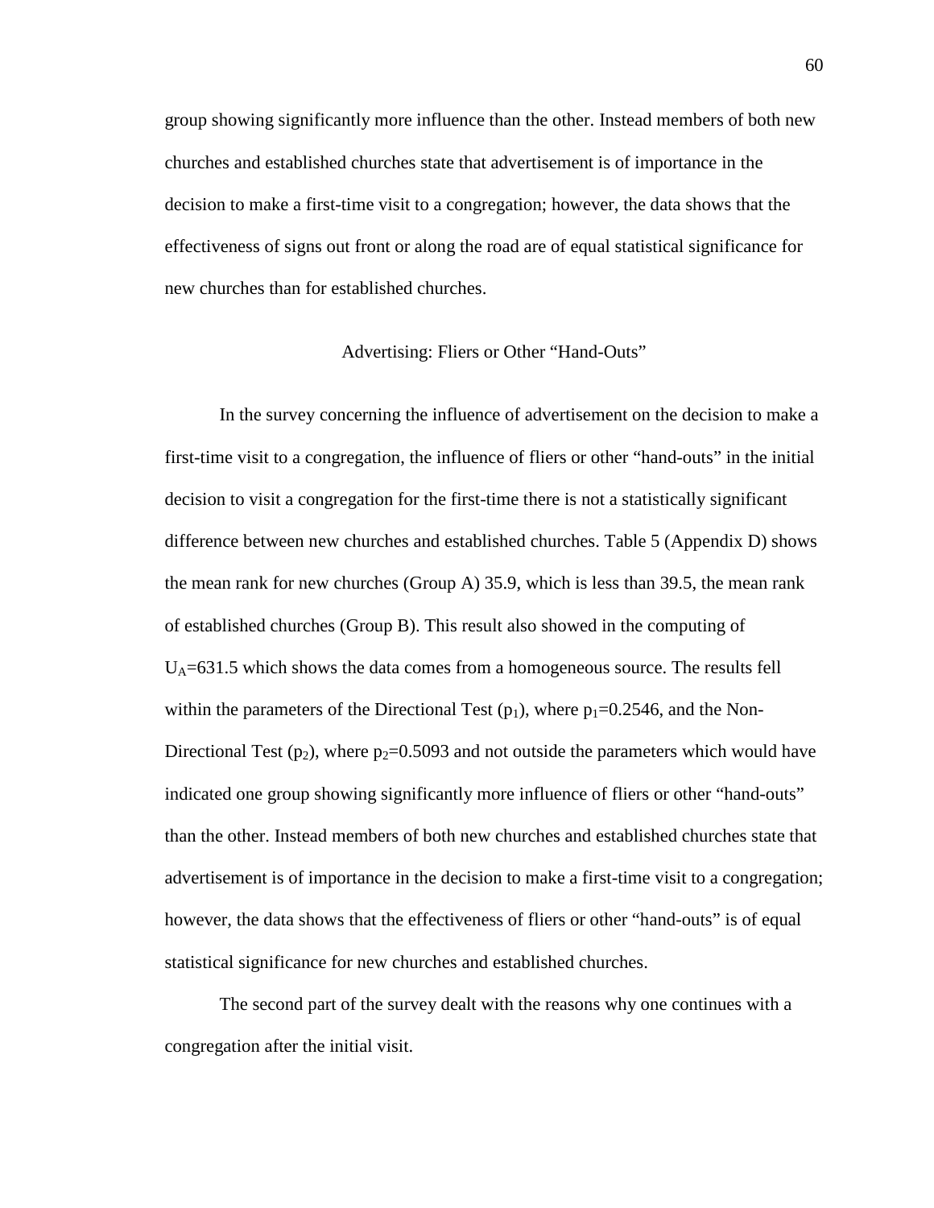group showing significantly more influence than the other. Instead members of both new churches and established churches state that advertisement is of importance in the decision to make a first-time visit to a congregation; however, the data shows that the effectiveness of signs out front or along the road are of equal statistical significance for new churches than for established churches.

## Advertising: Fliers or Other "Hand-Outs"

In the survey concerning the influence of advertisement on the decision to make a first-time visit to a congregation, the influence of fliers or other "hand-outs" in the initial decision to visit a congregation for the first-time there is not a statistically significant difference between new churches and established churches. Table 5 (Appendix D) shows the mean rank for new churches (Group A) 35.9, which is less than 39.5, the mean rank of established churches (Group B). This result also showed in the computing of $U_A$=631.5 which shows the data comes from a homogeneous source. The results fell within the parameters of the Directional Test ($p_1$), where $p_1$=0.2546, and the Non-Directional Test ($p_2$), where $p_2$=0.5093 and not outside the parameters which would have indicated one group showing significantly more influence of fliers or other "hand-outs" than the other. Instead members of both new churches and established churches state that advertisement is of importance in the decision to make a first-time visit to a congregation; however, the data shows that the effectiveness of fliers or other "hand-outs" is of equal statistical significance for new churches and established churches.

The second part of the survey dealt with the reasons why one continues with a congregation after the initial visit.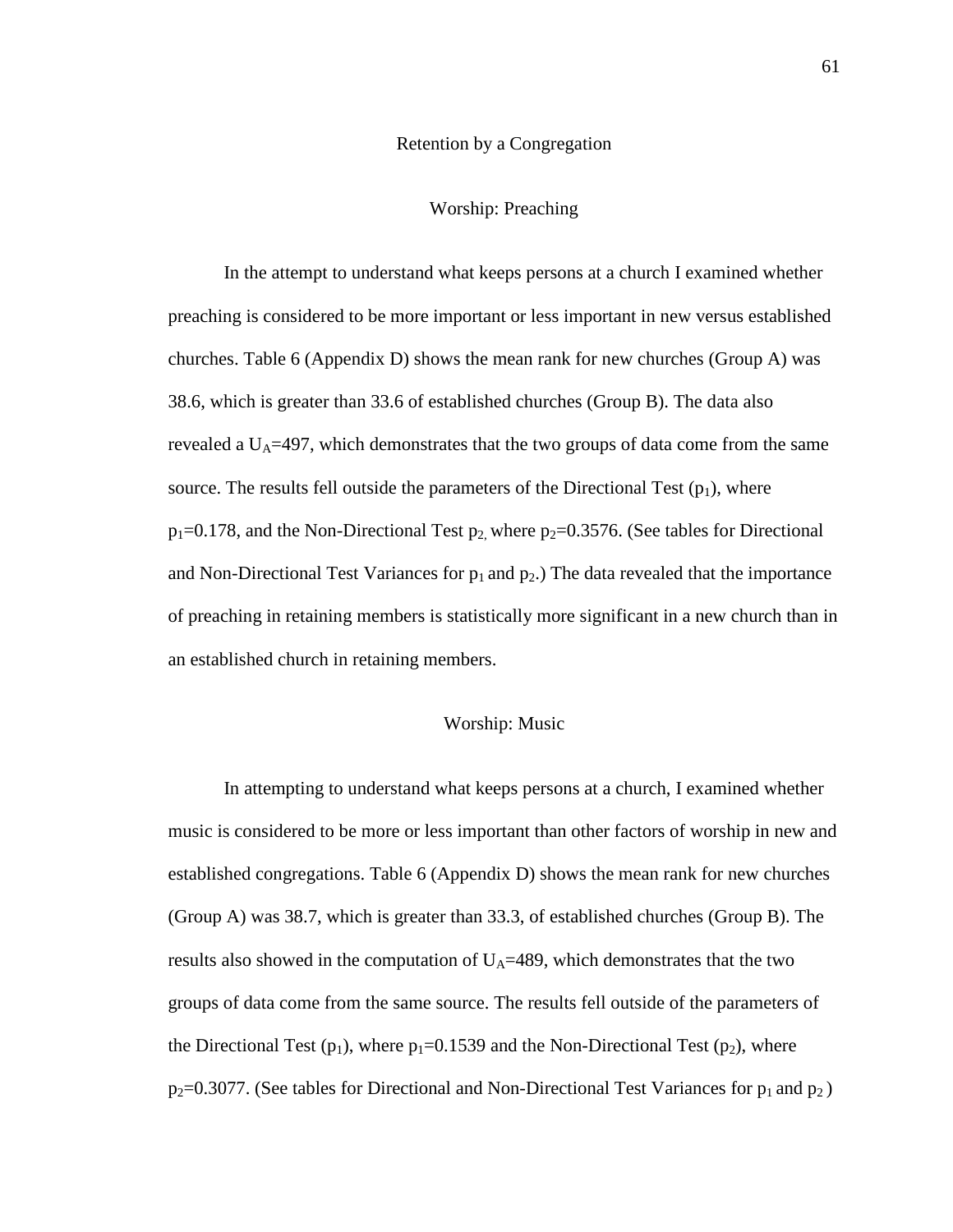## Retention by a Congregation

### Worship: Preaching

In the attempt to understand what keeps persons at a church I examined whether preaching is considered to be more important or less important in new versus established churches. Table 6 (Appendix D) shows the mean rank for new churches (Group A) was 38.6, which is greater than 33.6 of established churches (Group B). The data also revealed a $U_A$=497, which demonstrates that the two groups of data come from the same source. The results fell outside the parameters of the Directional Test ($p_1$), where $p_1$=0.178, and the Non-Directional Test $p_2$, where $p_2$=0.3576. (See tables for Directional and Non-Directional Test Variances for $p_1$ and $p_2$.) The data revealed that the importance of preaching in retaining members is statistically more significant in a new church than in an established church in retaining members.

### Worship: Music

In attempting to understand what keeps persons at a church, I examined whether music is considered to be more or less important than other factors of worship in new and established congregations. Table 6 (Appendix D) shows the mean rank for new churches (Group A) was 38.7, which is greater than 33.3, of established churches (Group B). The results also showed in the computation of $U_A$=489, which demonstrates that the two groups of data come from the same source. The results fell outside of the parameters of the Directional Test ($p_1$), where $p_1$=0.1539 and the Non-Directional Test ($p_2$), where $p_2$=0.3077. (See tables for Directional and Non-Directional Test Variances for $p_1$ and $p_2$ )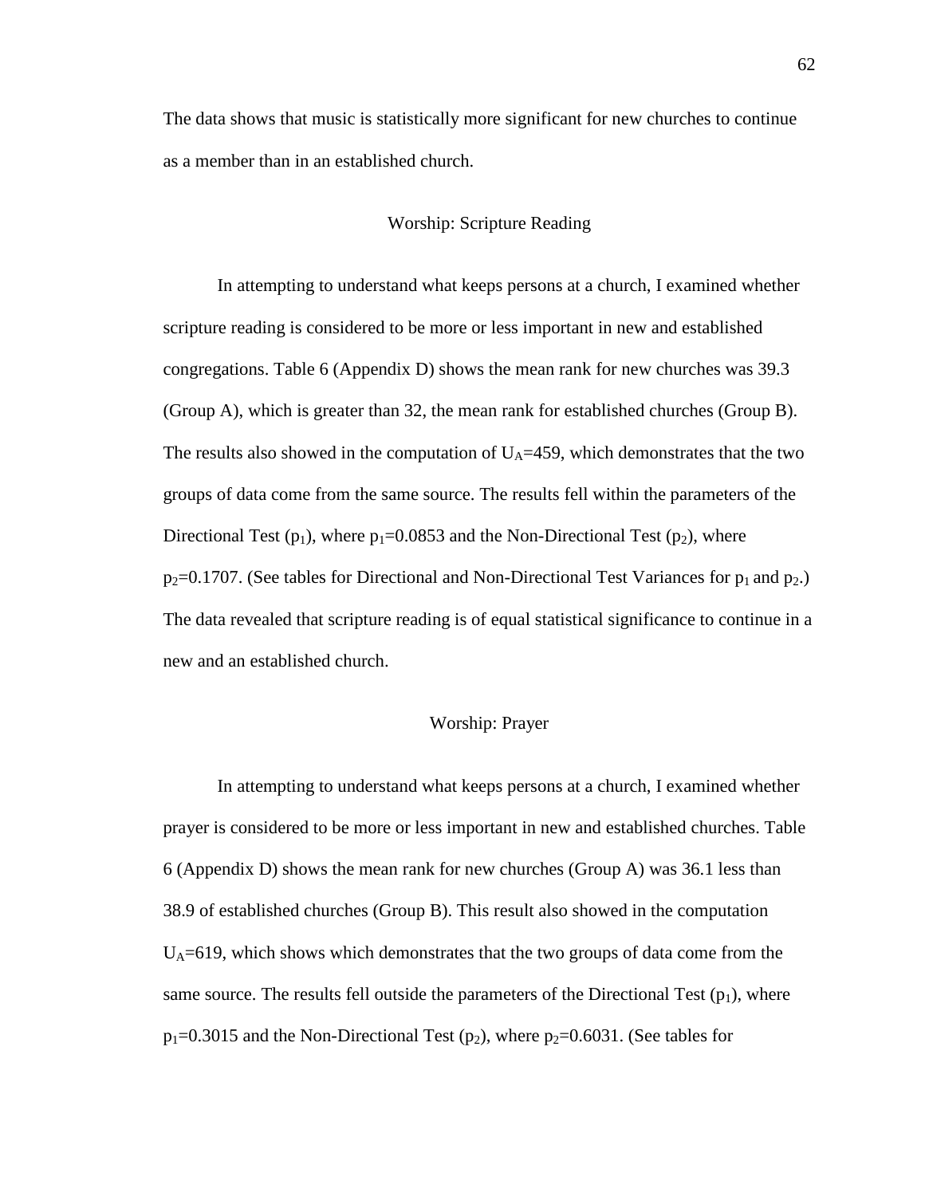The data shows that music is statistically more significant for new churches to continue as a member than in an established church.

## Worship: Scripture Reading

In attempting to understand what keeps persons at a church, I examined whether scripture reading is considered to be more or less important in new and established congregations. Table 6 (Appendix D) shows the mean rank for new churches was 39.3 (Group A), which is greater than 32, the mean rank for established churches (Group B). The results also showed in the computation of $U_A$=459, which demonstrates that the two groups of data come from the same source. The results fell within the parameters of the Directional Test ($p_1$), where $p_1$=0.0853 and the Non-Directional Test ($p_2$), where $p_2$=0.1707. (See tables for Directional and Non-Directional Test Variances for $p_1$ and $p_2$.) The data revealed that scripture reading is of equal statistical significance to continue in a new and an established church.

## Worship: Prayer

In attempting to understand what keeps persons at a church, I examined whether prayer is considered to be more or less important in new and established churches. Table 6 (Appendix D) shows the mean rank for new churches (Group A) was 36.1 less than 38.9 of established churches (Group B). This result also showed in the computation $U_A$=619, which shows which demonstrates that the two groups of data come from the same source. The results fell outside the parameters of the Directional Test ($p_1$), where $p_1$=0.3015 and the Non-Directional Test ($p_2$), where $p_2$=0.6031. (See tables for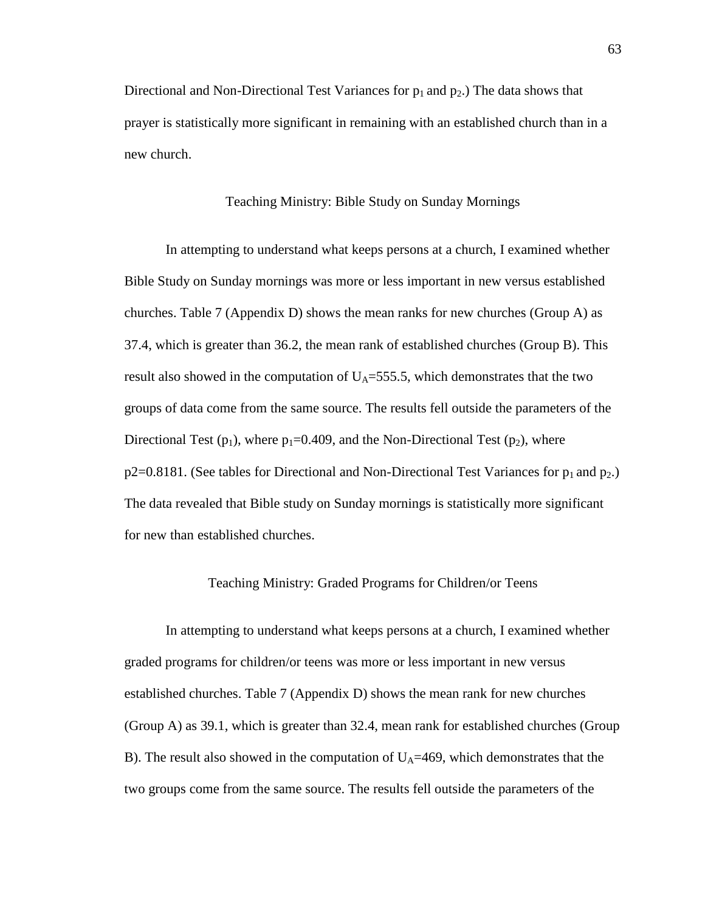Directional and Non-Directional Test Variances for $p_1$ and $p_2$.) The data shows that prayer is statistically more significant in remaining with an established church than in a new church.

## Teaching Ministry: Bible Study on Sunday Mornings

In attempting to understand what keeps persons at a church, I examined whether Bible Study on Sunday mornings was more or less important in new versus established churches. Table 7 (Appendix D) shows the mean ranks for new churches (Group A) as 37.4, which is greater than 36.2, the mean rank of established churches (Group B). This result also showed in the computation of $U_A$=555.5, which demonstrates that the two groups of data come from the same source. The results fell outside the parameters of the Directional Test ($p_1$), where $p_1$=0.409, and the Non-Directional Test ($p_2$), where p2=0.8181. (See tables for Directional and Non-Directional Test Variances for $p_1$ and $p_2$.) The data revealed that Bible study on Sunday mornings is statistically more significant for new than established churches.

## Teaching Ministry: Graded Programs for Children/or Teens

In attempting to understand what keeps persons at a church, I examined whether graded programs for children/or teens was more or less important in new versus established churches. Table 7 (Appendix D) shows the mean rank for new churches (Group A) as 39.1, which is greater than 32.4, mean rank for established churches (Group B). The result also showed in the computation of $U_A$=469, which demonstrates that the two groups come from the same source. The results fell outside the parameters of the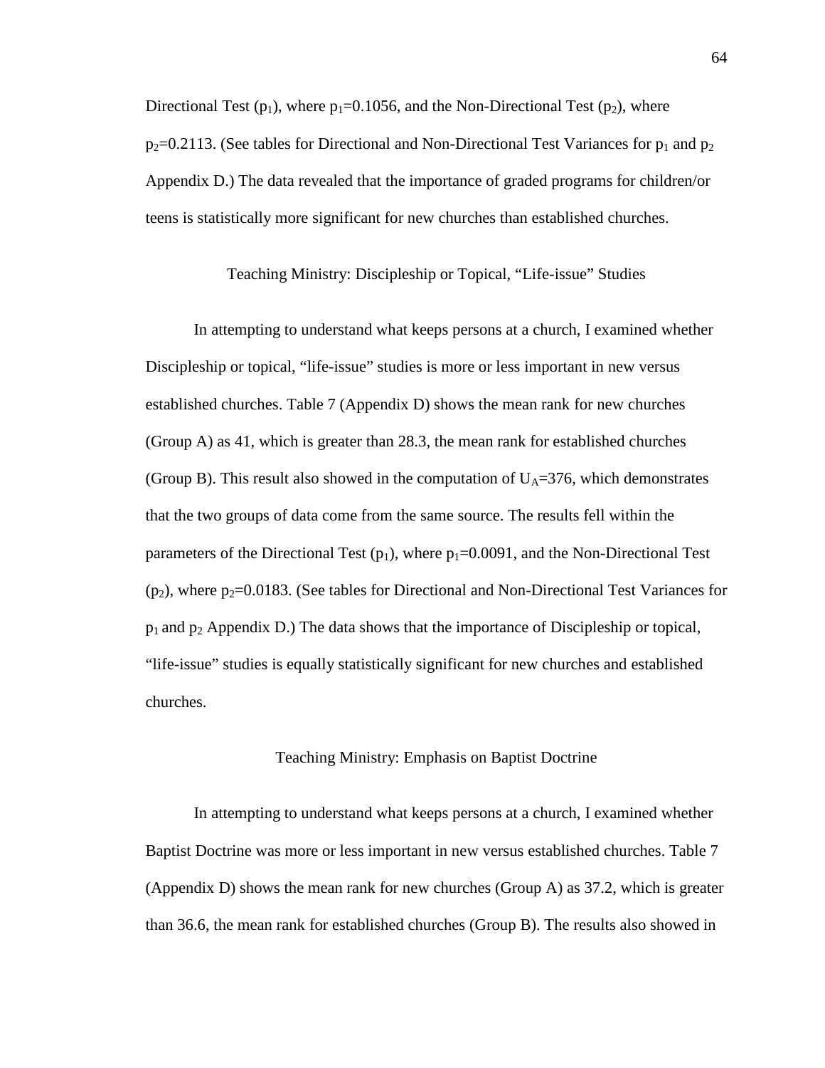Directional Test ($p_1$), where $p_1$=0.1056, and the Non-Directional Test ($p_2$), where $p_2$=0.2113. (See tables for Directional and Non-Directional Test Variances for $p_1$ and $p_2$ Appendix D.) The data revealed that the importance of graded programs for children/or teens is statistically more significant for new churches than established churches.

## Teaching Ministry: Discipleship or Topical, "Life-issue" Studies

In attempting to understand what keeps persons at a church, I examined whether Discipleship or topical, "life-issue" studies is more or less important in new versus established churches. Table 7 (Appendix D) shows the mean rank for new churches (Group A) as 41, which is greater than 28.3, the mean rank for established churches (Group B). This result also showed in the computation of $U_A$=376, which demonstrates that the two groups of data come from the same source. The results fell within the parameters of the Directional Test ($p_1$), where $p_1$=0.0091, and the Non-Directional Test ($p_2$), where $p_2$=0.0183. (See tables for Directional and Non-Directional Test Variances for $p_1$ and $p_2$ Appendix D.) The data shows that the importance of Discipleship or topical, "life-issue" studies is equally statistically significant for new churches and established churches.

## Teaching Ministry: Emphasis on Baptist Doctrine

In attempting to understand what keeps persons at a church, I examined whether Baptist Doctrine was more or less important in new versus established churches. Table 7 (Appendix D) shows the mean rank for new churches (Group A) as 37.2, which is greater than 36.6, the mean rank for established churches (Group B). The results also showed in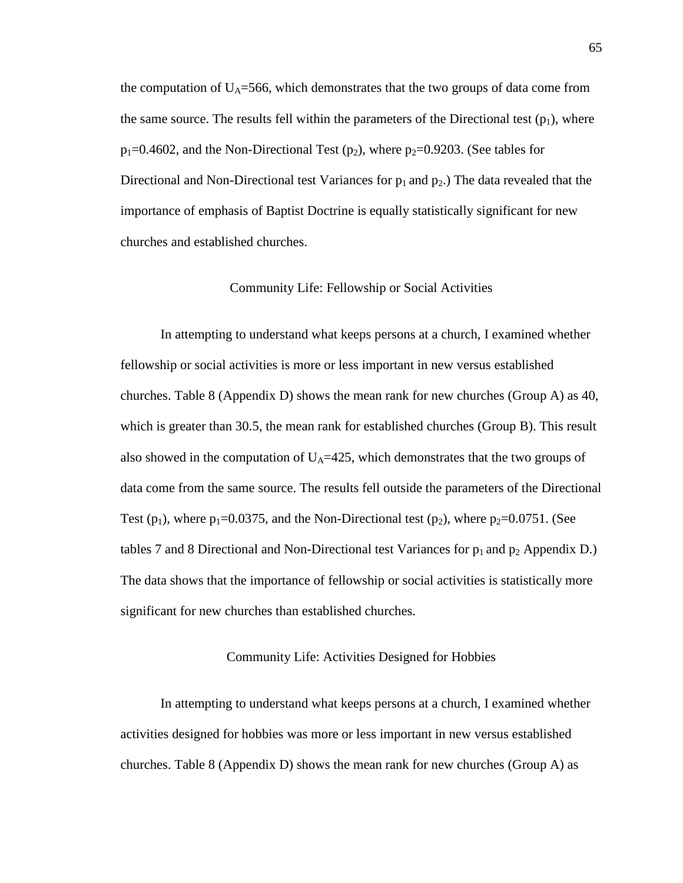the computation of $U_A$=566, which demonstrates that the two groups of data come from the same source. The results fell within the parameters of the Directional test ($p_1$), where $p_1$=0.4602, and the Non-Directional Test ($p_2$), where $p_2$=0.9203. (See tables for Directional and Non-Directional test Variances for $p_1$ and $p_2$.) The data revealed that the importance of emphasis of Baptist Doctrine is equally statistically significant for new churches and established churches.

### Community Life: Fellowship or Social Activities

In attempting to understand what keeps persons at a church, I examined whether fellowship or social activities is more or less important in new versus established churches. Table 8 (Appendix D) shows the mean rank for new churches (Group A) as 40, which is greater than 30.5, the mean rank for established churches (Group B). This result also showed in the computation of $U_A$=425, which demonstrates that the two groups of data come from the same source. The results fell outside the parameters of the Directional Test ($p_1$), where $p_1$=0.0375, and the Non-Directional test ($p_2$), where $p_2$=0.0751. (See tables 7 and 8 Directional and Non-Directional test Variances for $p_1$ and $p_2$ Appendix D.) The data shows that the importance of fellowship or social activities is statistically more significant for new churches than established churches.

### Community Life: Activities Designed for Hobbies

In attempting to understand what keeps persons at a church, I examined whether activities designed for hobbies was more or less important in new versus established churches. Table 8 (Appendix D) shows the mean rank for new churches (Group A) as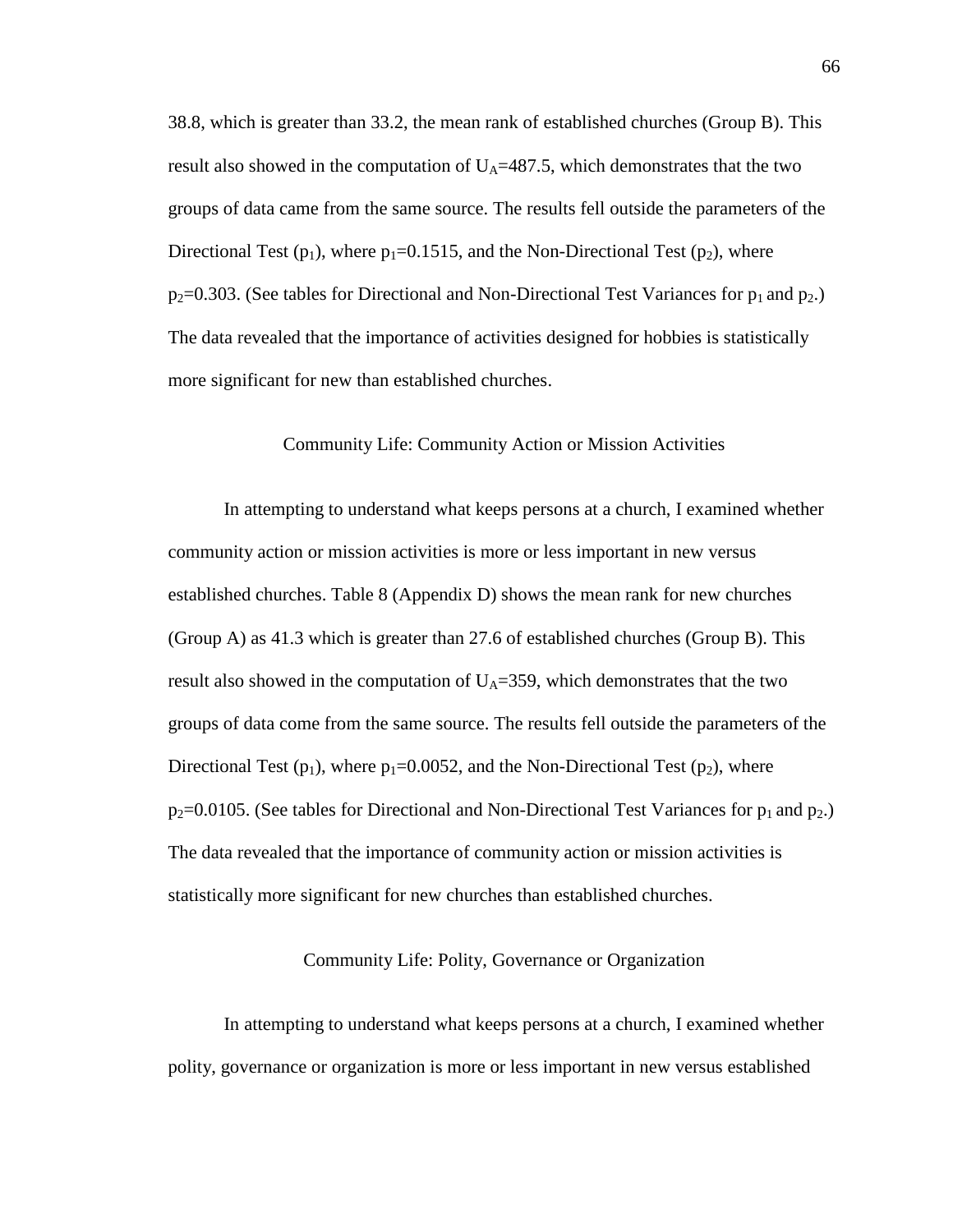38.8, which is greater than 33.2, the mean rank of established churches (Group B). This result also showed in the computation of $U_A$=487.5, which demonstrates that the two groups of data came from the same source. The results fell outside the parameters of the Directional Test ($p_1$), where $p_1$=0.1515, and the Non-Directional Test ($p_2$), where $p_2$=0.303. (See tables for Directional and Non-Directional Test Variances for $p_1$ and $p_2$.) The data revealed that the importance of activities designed for hobbies is statistically more significant for new than established churches.

### Community Life: Community Action or Mission Activities

In attempting to understand what keeps persons at a church, I examined whether community action or mission activities is more or less important in new versus established churches. Table 8 (Appendix D) shows the mean rank for new churches (Group A) as 41.3 which is greater than 27.6 of established churches (Group B). This result also showed in the computation of $U_A$=359, which demonstrates that the two groups of data come from the same source. The results fell outside the parameters of the Directional Test ($p_1$), where $p_1$=0.0052, and the Non-Directional Test ($p_2$), where $p_2$=0.0105. (See tables for Directional and Non-Directional Test Variances for $p_1$ and $p_2$.) The data revealed that the importance of community action or mission activities is statistically more significant for new churches than established churches.

### Community Life: Polity, Governance or Organization

In attempting to understand what keeps persons at a church, I examined whether polity, governance or organization is more or less important in new versus established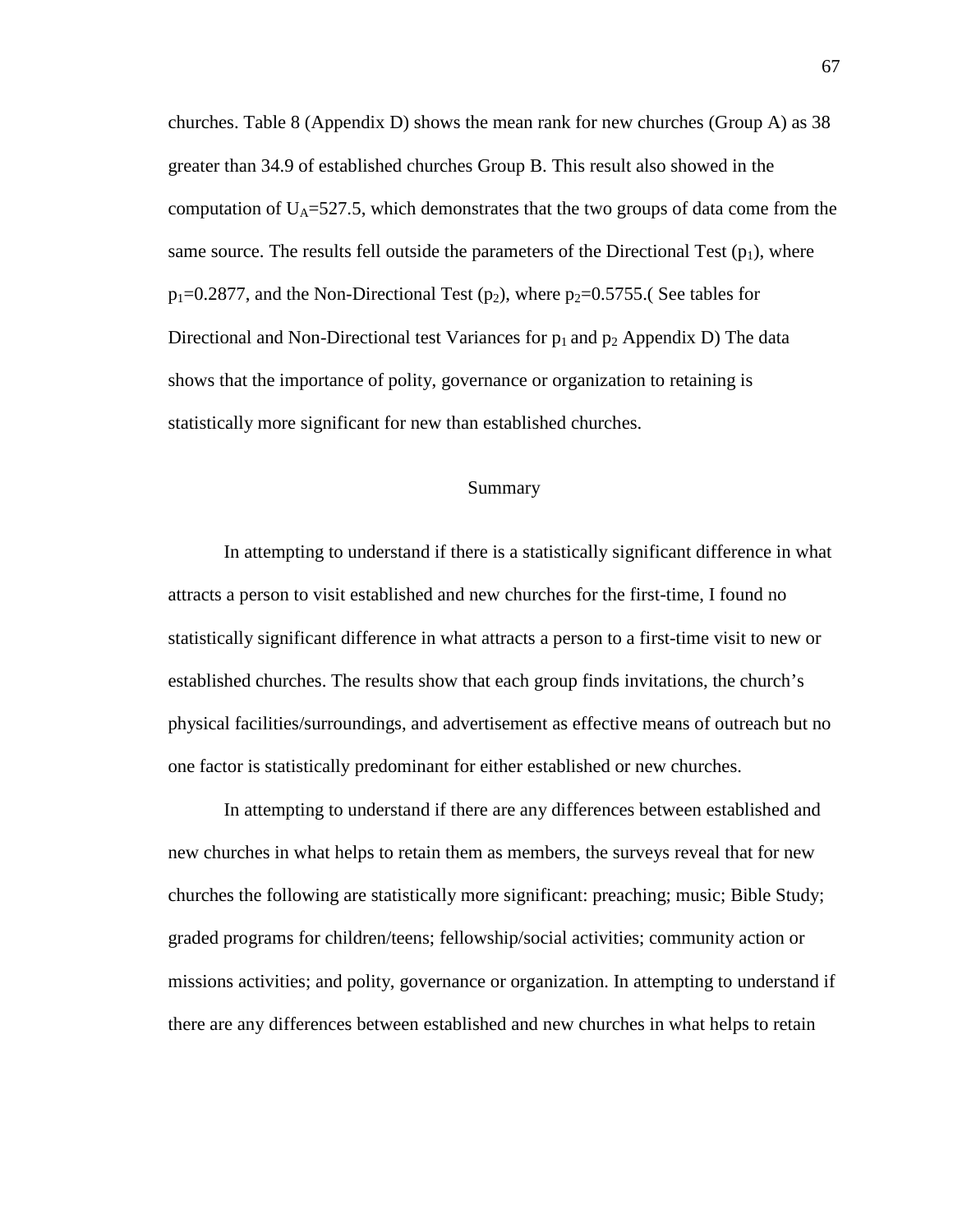churches. Table 8 (Appendix D) shows the mean rank for new churches (Group A) as 38 greater than 34.9 of established churches Group B. This result also showed in the computation of $U_A$=527.5, which demonstrates that the two groups of data come from the same source. The results fell outside the parameters of the Directional Test ($p_1$), where $p_1$=0.2877, and the Non-Directional Test ($p_2$), where $p_2$=0.5755.( See tables for Directional and Non-Directional test Variances for $p_1$ and $p_2$ Appendix D) The data shows that the importance of polity, governance or organization to retaining is statistically more significant for new than established churches.

## Summary

In attempting to understand if there is a statistically significant difference in what attracts a person to visit established and new churches for the first-time, I found no statistically significant difference in what attracts a person to a first-time visit to new or established churches. The results show that each group finds invitations, the church's physical facilities/surroundings, and advertisement as effective means of outreach but no one factor is statistically predominant for either established or new churches.

In attempting to understand if there are any differences between established and new churches in what helps to retain them as members, the surveys reveal that for new churches the following are statistically more significant: preaching; music; Bible Study; graded programs for children/teens; fellowship/social activities; community action or missions activities; and polity, governance or organization. In attempting to understand if there are any differences between established and new churches in what helps to retain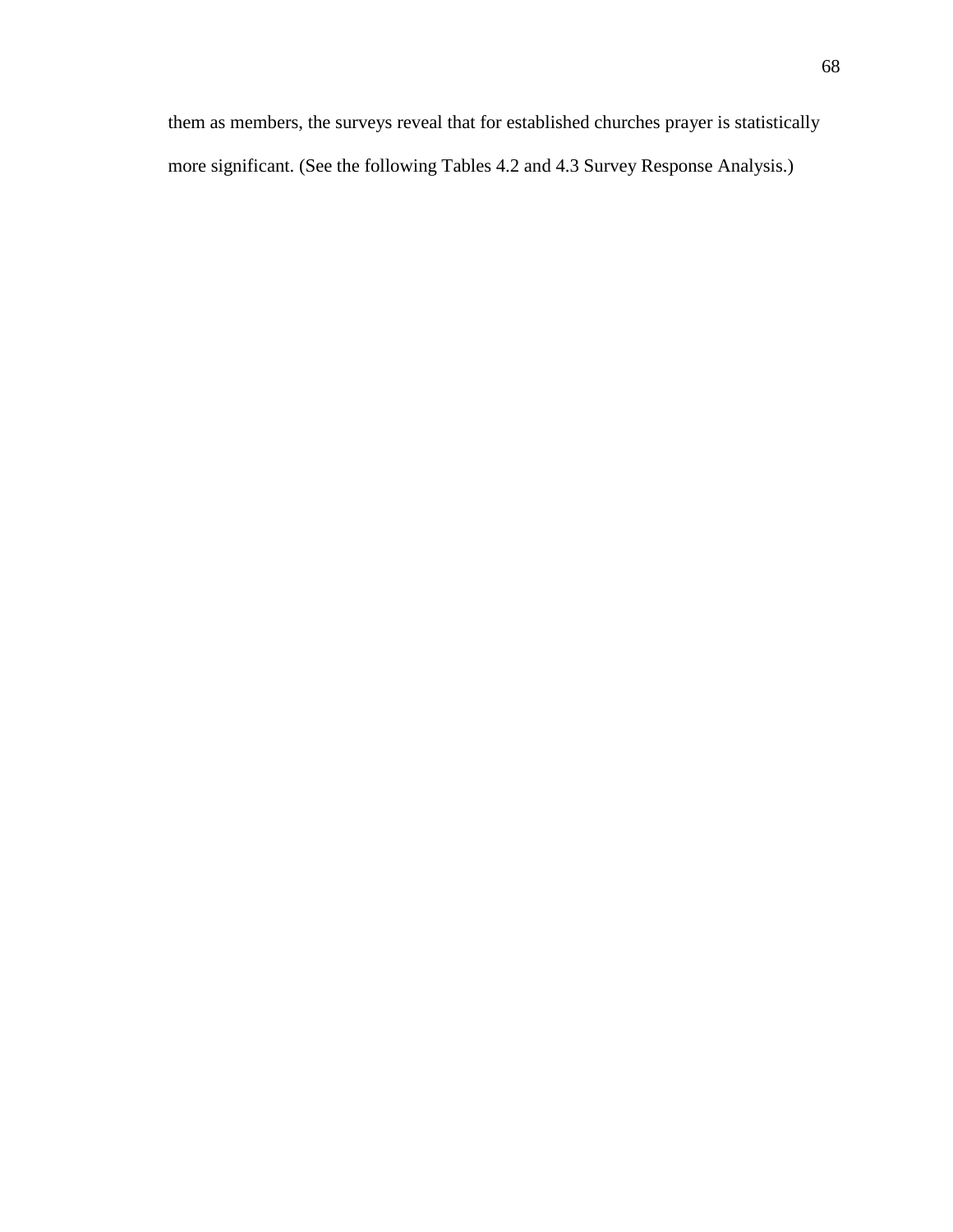them as members, the surveys reveal that for established churches prayer is statistically more significant. (See the following Tables 4.2 and 4.3 Survey Response Analysis.)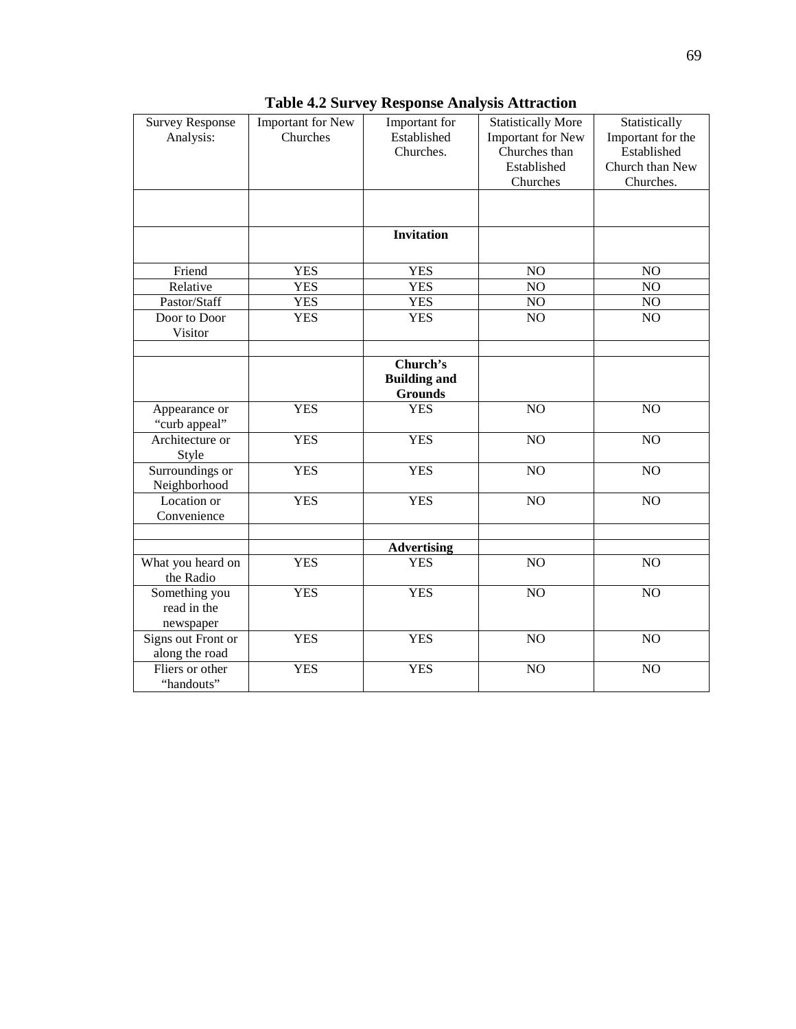**Table 4.2 Survey Response Analysis Attraction**

| Survey Response Analysis: | Important for New Churches | Important for Established Churches. | Statistically More Important for New Churches than Established Churches | Statistically Important for the Established Church than New Churches. |
|---|---|---|---|---|
| | | | | |
| | | **Invitation** | | |
| Friend | YES | YES | NO | NO |
| Relative | YES | YES | NO | NO |
| Pastor/Staff | YES | YES | NO | NO |
| Door to Door Visitor | YES | YES | NO | NO |
| | | | | |
| | | **Church's Building and Grounds** | | |
| Appearance or "curb appeal" | YES | YES | NO | NO |
| Architecture or Style | YES | YES | NO | NO |
| Surroundings or Neighborhood | YES | YES | NO | NO |
| Location or Convenience | YES | YES | NO | NO |
| | | | | |
| | | **Advertising** | | |
| What you heard on the Radio | YES | YES | NO | NO |
| Something you read in the newspaper | YES | YES | NO | NO |
| Signs out Front or along the road | YES | YES | NO | NO |
| Fliers or other "handouts" | YES | YES | NO | NO |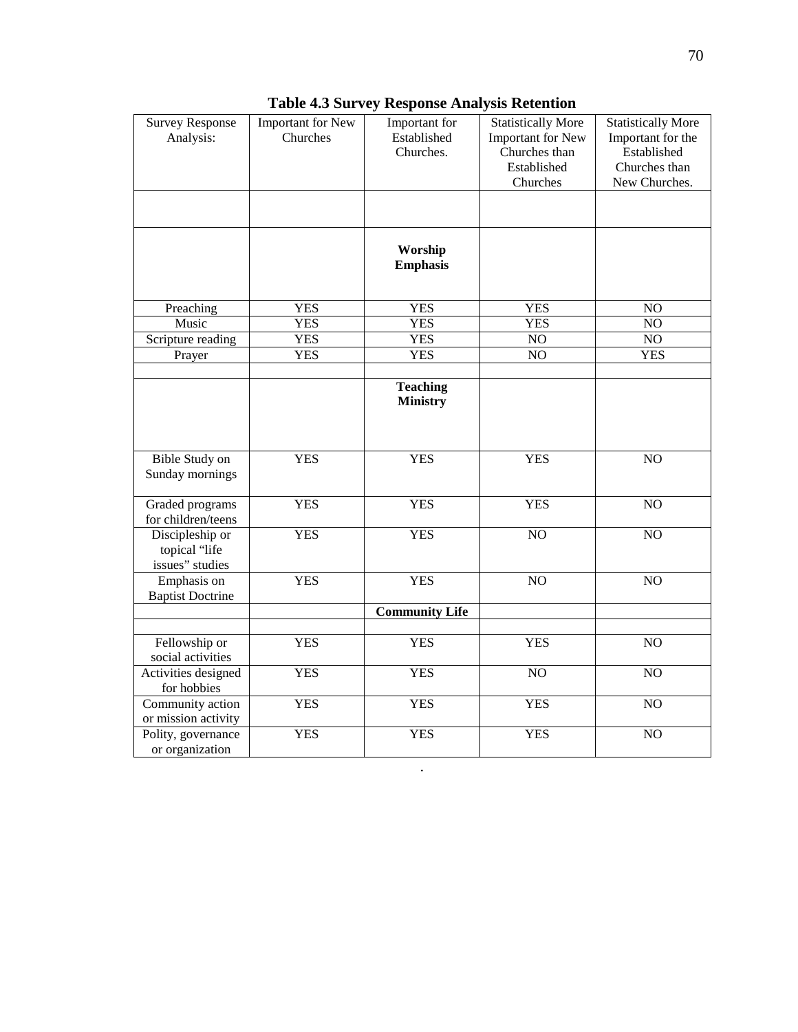**Table 4.3 Survey Response Analysis Retention**

| Survey Response Analysis: | Important for New Churches | Important for Established Churches. | Statistically More Important for New Churches than Established Churches | Statistically More Important for the Established Churches than New Churches. |
|---|---|---|---|---|
| | | | | |
| | | **Worship Emphasis** | | |
| Preaching | YES | YES | YES | NO |
| Music | YES | YES | YES | NO |
| Scripture reading | YES | YES | NO | NO |
| Prayer | YES | YES | NO | YES |
| | | | | |
| | | **Teaching Ministry** | | |
| Bible Study on Sunday mornings | YES | YES | YES | NO |
| Graded programs for children/teens | YES | YES | YES | NO |
| Discipleship or topical “life issues” studies | YES | YES | NO | NO |
| Emphasis on Baptist Doctrine | YES | YES | NO | NO |
| | | **Community Life** | | |
| | | | | |
| Fellowship or social activities | YES | YES | YES | NO |
| Activities designed for hobbies | YES | YES | NO | NO |
| Community action or mission activity | YES | YES | YES | NO |
| Polity, governance or organization | YES | YES | YES | NO |

.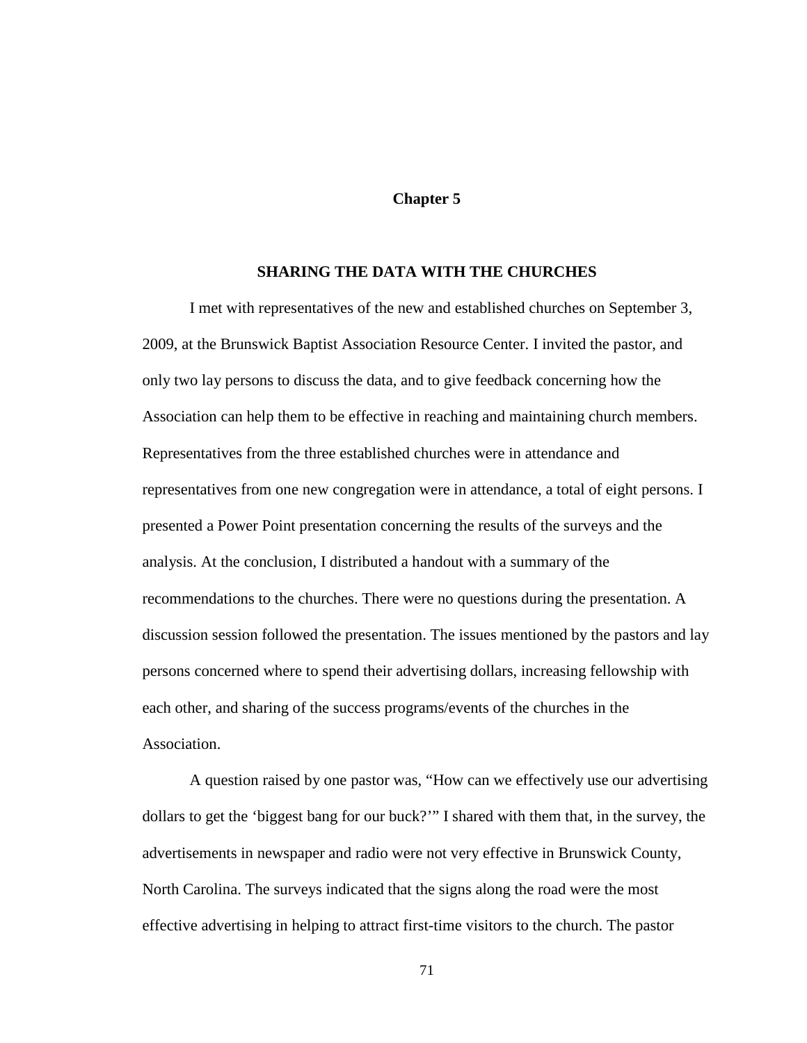# Chapter 5

## SHARING THE DATA WITH THE CHURCHES

I met with representatives of the new and established churches on September 3, 2009, at the Brunswick Baptist Association Resource Center. I invited the pastor, and only two lay persons to discuss the data, and to give feedback concerning how the Association can help them to be effective in reaching and maintaining church members. Representatives from the three established churches were in attendance and representatives from one new congregation were in attendance, a total of eight persons. I presented a Power Point presentation concerning the results of the surveys and the analysis. At the conclusion, I distributed a handout with a summary of the recommendations to the churches. There were no questions during the presentation. A discussion session followed the presentation. The issues mentioned by the pastors and lay persons concerned where to spend their advertising dollars, increasing fellowship with each other, and sharing of the success programs/events of the churches in the Association.

A question raised by one pastor was, "How can we effectively use our advertising dollars to get the 'biggest bang for our buck?'" I shared with them that, in the survey, the advertisements in newspaper and radio were not very effective in Brunswick County, North Carolina. The surveys indicated that the signs along the road were the most effective advertising in helping to attract first-time visitors to the church. The pastor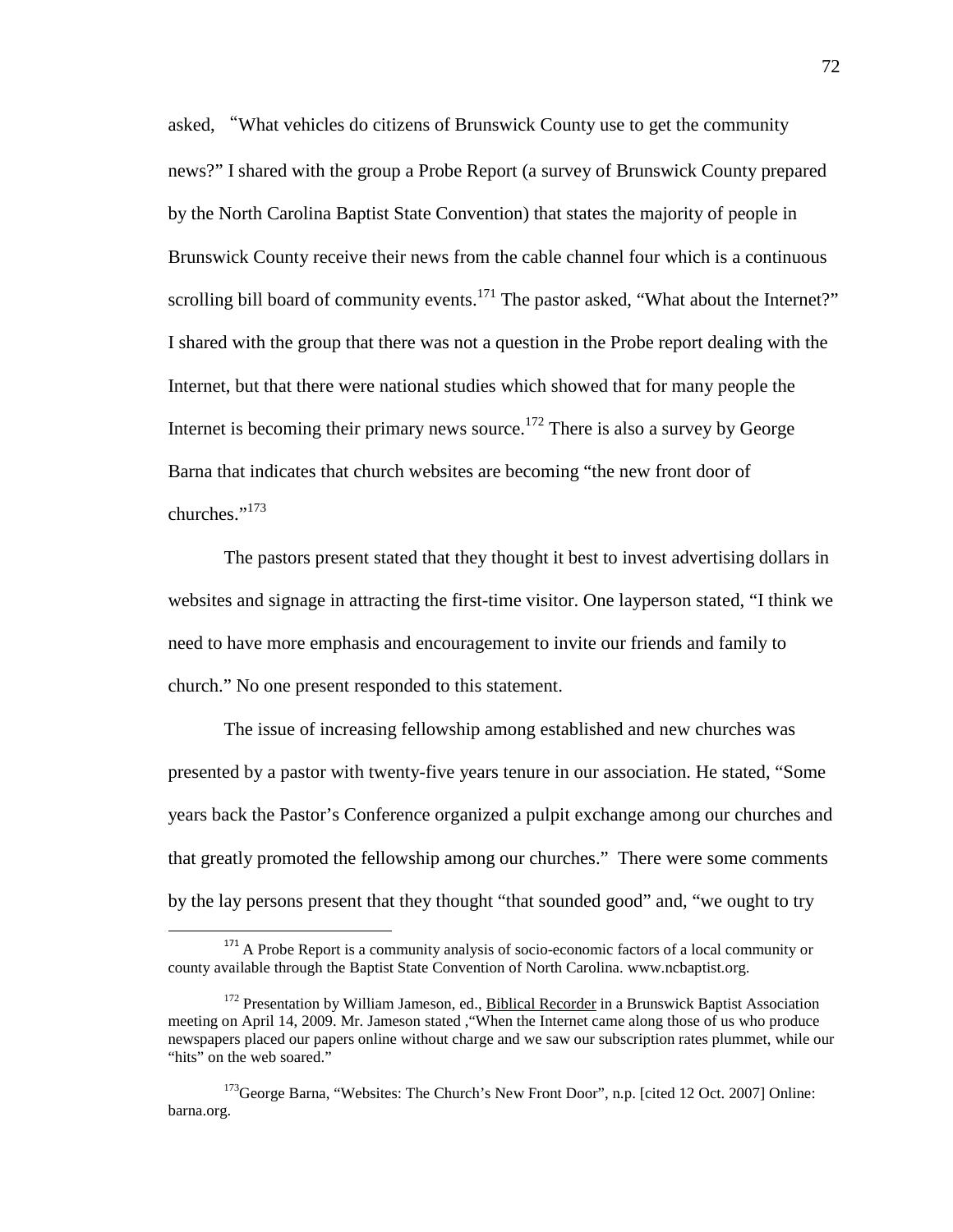asked, "What vehicles do citizens of Brunswick County use to get the community news?" I shared with the group a Probe Report (a survey of Brunswick County prepared by the North Carolina Baptist State Convention) that states the majority of people in Brunswick County receive their news from the cable channel four which is a continuous scrolling bill board of community events.[171] The pastor asked, "What about the Internet?" I shared with the group that there was not a question in the Probe report dealing with the Internet, but that there were national studies which showed that for many people the Internet is becoming their primary news source.[172] There is also a survey by George Barna that indicates that church websites are becoming "the new front door of churches."[173]

The pastors present stated that they thought it best to invest advertising dollars in websites and signage in attracting the first-time visitor. One layperson stated, "I think we need to have more emphasis and encouragement to invite our friends and family to church." No one present responded to this statement.

The issue of increasing fellowship among established and new churches was presented by a pastor with twenty-five years tenure in our association. He stated, "Some years back the Pastor's Conference organized a pulpit exchange among our churches and that greatly promoted the fellowship among our churches." There were some comments by the lay persons present that they thought "that sounded good" and, "we ought to try

---

[171] A Probe Report is a community analysis of socio-economic factors of a local community or county available through the Baptist State Convention of North Carolina. www.ncbaptist.org.

[172] Presentation by William Jameson, ed., Biblical Recorder in a Brunswick Baptist Association meeting on April 14, 2009. Mr. Jameson stated ,"When the Internet came along those of us who produce newspapers placed our papers online without charge and we saw our subscription rates plummet, while our "hits" on the web soared."

[173] George Barna, "Websites: The Church's New Front Door", n.p. [cited 12 Oct. 2007] Online: barna.org.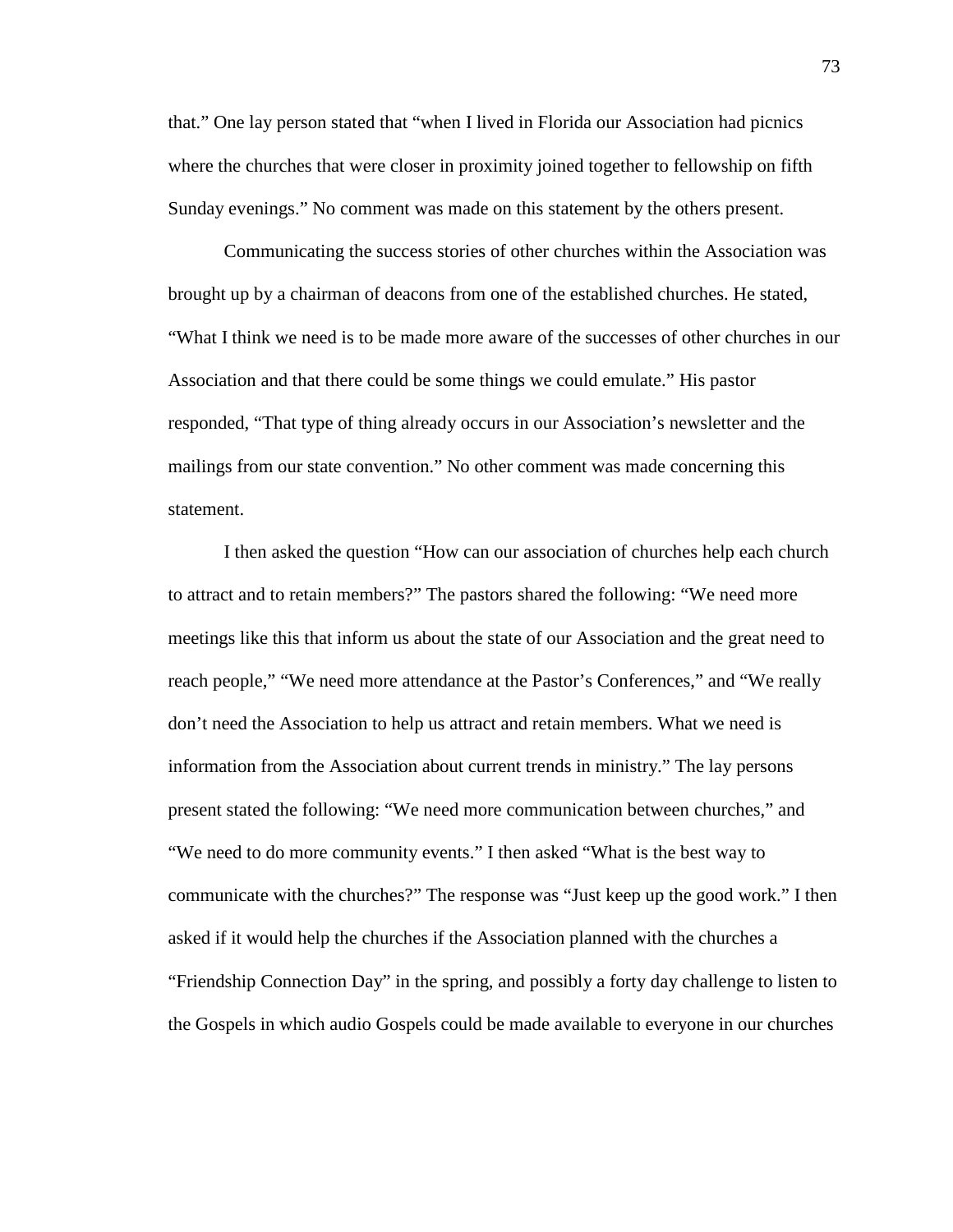that." One lay person stated that "when I lived in Florida our Association had picnics where the churches that were closer in proximity joined together to fellowship on fifth Sunday evenings." No comment was made on this statement by the others present.

Communicating the success stories of other churches within the Association was brought up by a chairman of deacons from one of the established churches. He stated, "What I think we need is to be made more aware of the successes of other churches in our Association and that there could be some things we could emulate." His pastor responded, "That type of thing already occurs in our Association's newsletter and the mailings from our state convention." No other comment was made concerning this statement.

I then asked the question "How can our association of churches help each church to attract and to retain members?" The pastors shared the following: "We need more meetings like this that inform us about the state of our Association and the great need to reach people," "We need more attendance at the Pastor's Conferences," and "We really don't need the Association to help us attract and retain members. What we need is information from the Association about current trends in ministry." The lay persons present stated the following: "We need more communication between churches," and "We need to do more community events." I then asked "What is the best way to communicate with the churches?" The response was "Just keep up the good work." I then asked if it would help the churches if the Association planned with the churches a "Friendship Connection Day" in the spring, and possibly a forty day challenge to listen to the Gospels in which audio Gospels could be made available to everyone in our churches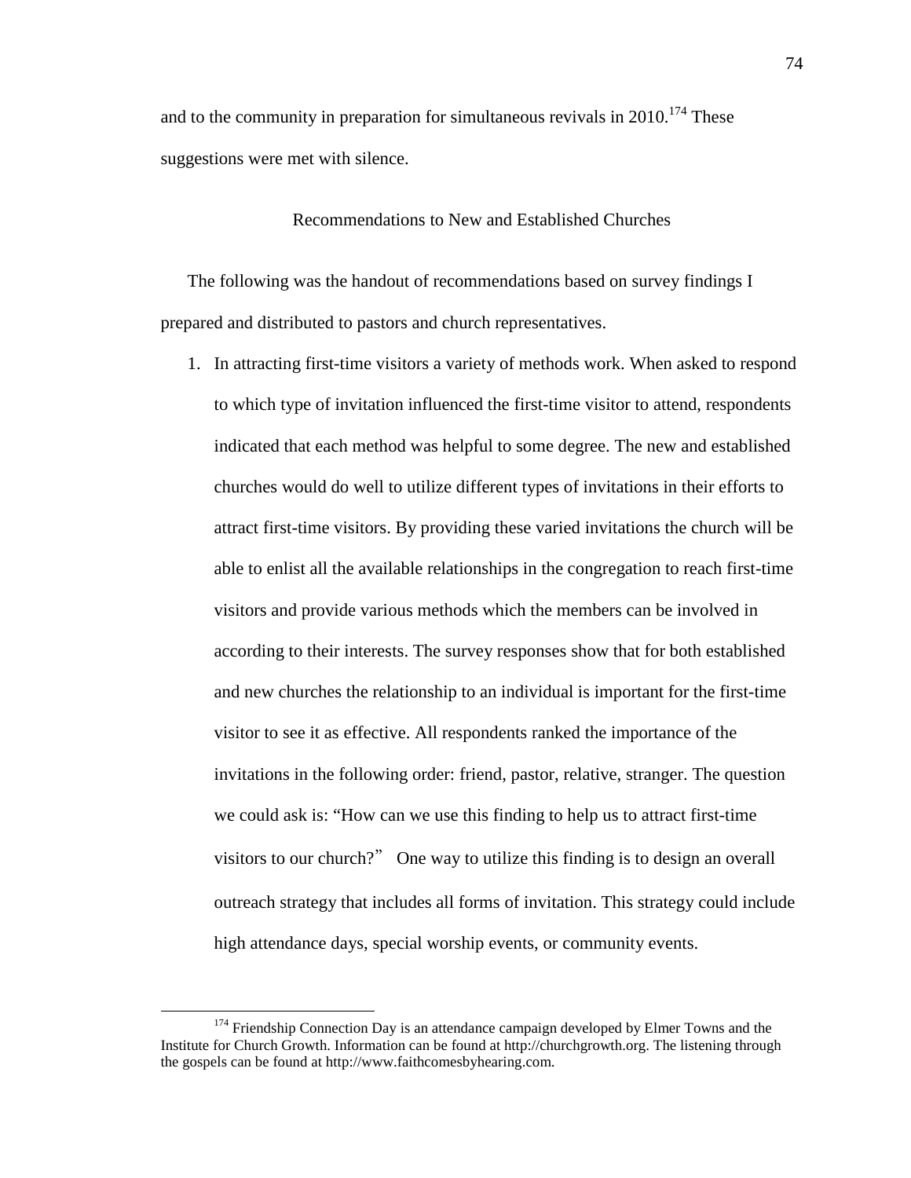and to the community in preparation for simultaneous revivals in 2010.[174] These suggestions were met with silence.

## Recommendations to New and Established Churches

The following was the handout of recommendations based on survey findings I prepared and distributed to pastors and church representatives.

1. In attracting first-time visitors a variety of methods work. When asked to respond to which type of invitation influenced the first-time visitor to attend, respondents indicated that each method was helpful to some degree. The new and established churches would do well to utilize different types of invitations in their efforts to attract first-time visitors. By providing these varied invitations the church will be able to enlist all the available relationships in the congregation to reach first-time visitors and provide various methods which the members can be involved in according to their interests. The survey responses show that for both established and new churches the relationship to an individual is important for the first-time visitor to see it as effective. All respondents ranked the importance of the invitations in the following order: friend, pastor, relative, stranger. The question we could ask is: "How can we use this finding to help us to attract first-time visitors to our church?" One way to utilize this finding is to design an overall outreach strategy that includes all forms of invitation. This strategy could include high attendance days, special worship events, or community events.

---

[174] Friendship Connection Day is an attendance campaign developed by Elmer Towns and the Institute for Church Growth. Information can be found at http://churchgrowth.org. The listening through the gospels can be found at http://www.faithcomesbyhearing.com.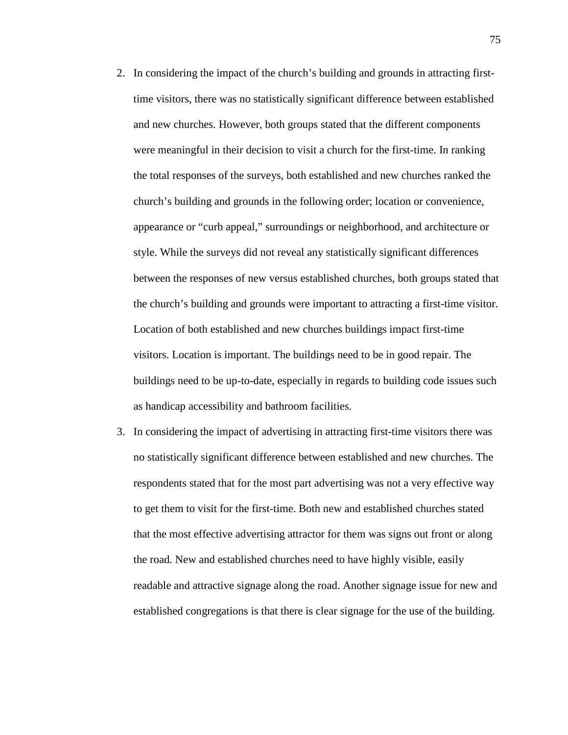2. In considering the impact of the church's building and grounds in attracting first-time visitors, there was no statistically significant difference between established and new churches. However, both groups stated that the different components were meaningful in their decision to visit a church for the first-time. In ranking the total responses of the surveys, both established and new churches ranked the church's building and grounds in the following order; location or convenience, appearance or "curb appeal," surroundings or neighborhood, and architecture or style. While the surveys did not reveal any statistically significant differences between the responses of new versus established churches, both groups stated that the church's building and grounds were important to attracting a first-time visitor. Location of both established and new churches buildings impact first-time visitors. Location is important. The buildings need to be in good repair. The buildings need to be up-to-date, especially in regards to building code issues such as handicap accessibility and bathroom facilities.

3. In considering the impact of advertising in attracting first-time visitors there was no statistically significant difference between established and new churches. The respondents stated that for the most part advertising was not a very effective way to get them to visit for the first-time. Both new and established churches stated that the most effective advertising attractor for them was signs out front or along the road. New and established churches need to have highly visible, easily readable and attractive signage along the road. Another signage issue for new and established congregations is that there is clear signage for the use of the building.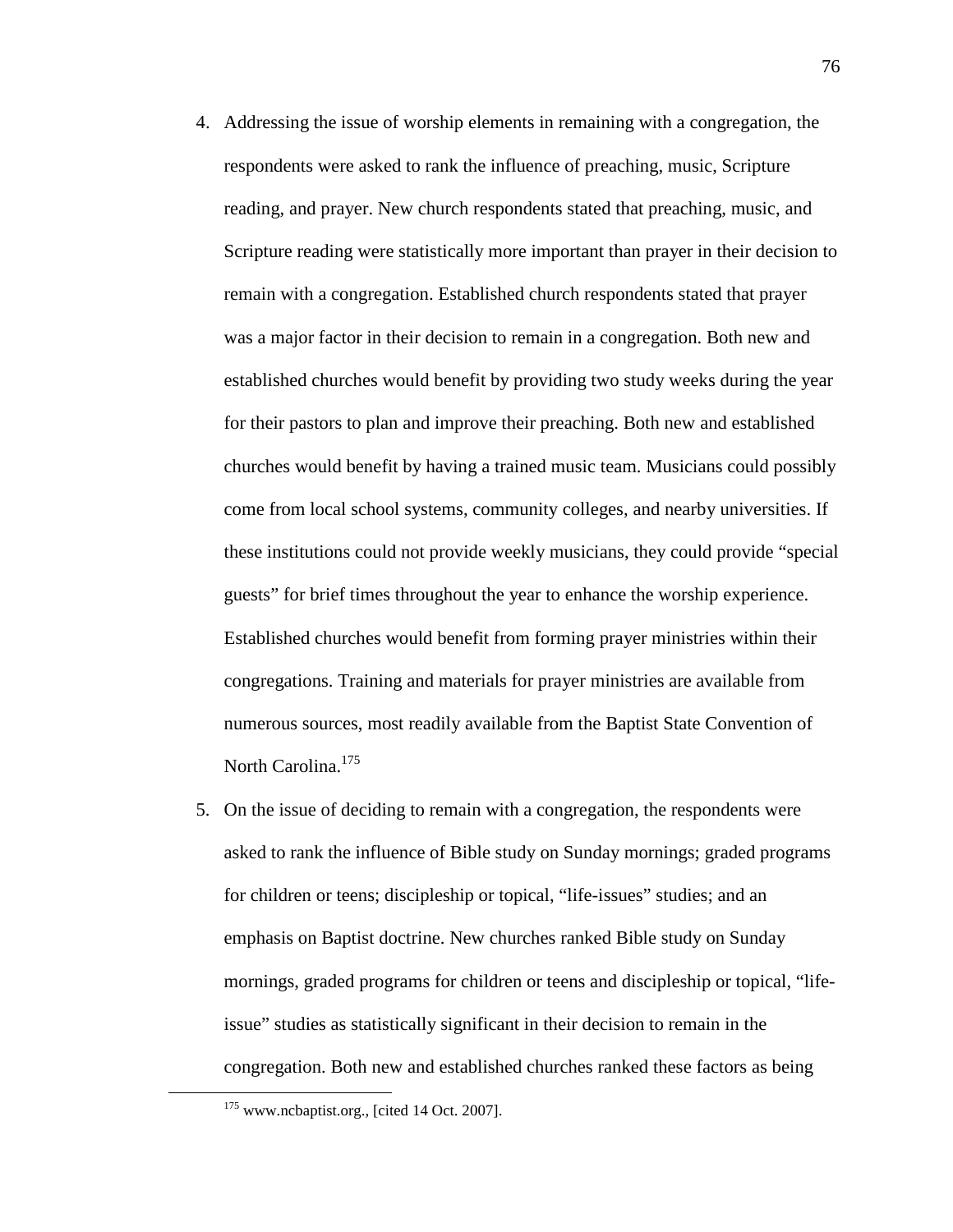4. Addressing the issue of worship elements in remaining with a congregation, the respondents were asked to rank the influence of preaching, music, Scripture reading, and prayer. New church respondents stated that preaching, music, and Scripture reading were statistically more important than prayer in their decision to remain with a congregation. Established church respondents stated that prayer was a major factor in their decision to remain in a congregation. Both new and established churches would benefit by providing two study weeks during the year for their pastors to plan and improve their preaching. Both new and established churches would benefit by having a trained music team. Musicians could possibly come from local school systems, community colleges, and nearby universities. If these institutions could not provide weekly musicians, they could provide "special guests" for brief times throughout the year to enhance the worship experience. Established churches would benefit from forming prayer ministries within their congregations. Training and materials for prayer ministries are available from numerous sources, most readily available from the Baptist State Convention of North Carolina.[175]

5. On the issue of deciding to remain with a congregation, the respondents were asked to rank the influence of Bible study on Sunday mornings; graded programs for children or teens; discipleship or topical, "life-issues" studies; and an emphasis on Baptist doctrine. New churches ranked Bible study on Sunday mornings, graded programs for children or teens and discipleship or topical, "life-issue" studies as statistically significant in their decision to remain in the congregation. Both new and established churches ranked these factors as being

---

[175] www.ncbaptist.org., [cited 14 Oct. 2007].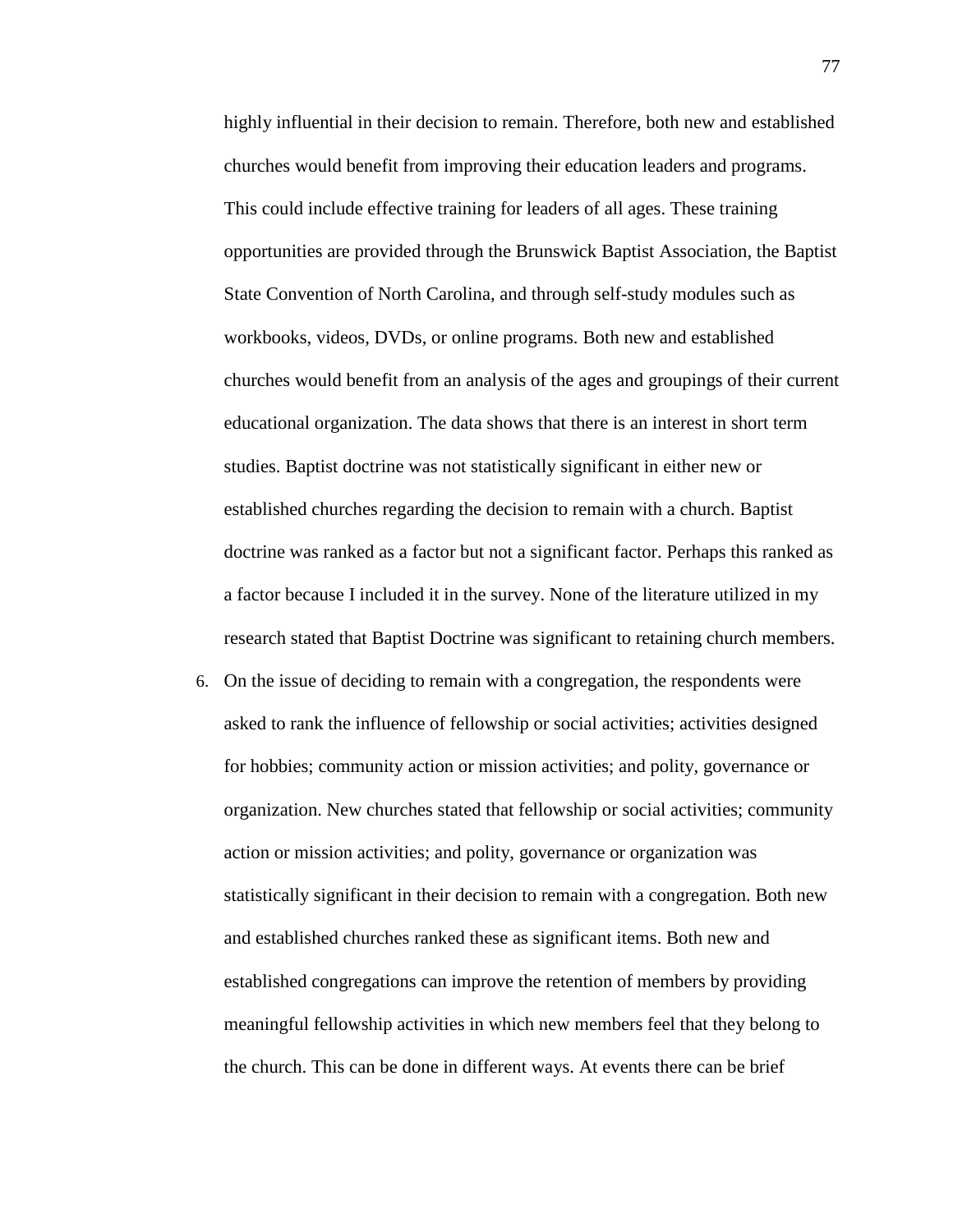highly influential in their decision to remain. Therefore, both new and established churches would benefit from improving their education leaders and programs. This could include effective training for leaders of all ages. These training opportunities are provided through the Brunswick Baptist Association, the Baptist State Convention of North Carolina, and through self-study modules such as workbooks, videos, DVDs, or online programs. Both new and established churches would benefit from an analysis of the ages and groupings of their current educational organization. The data shows that there is an interest in short term studies. Baptist doctrine was not statistically significant in either new or established churches regarding the decision to remain with a church. Baptist doctrine was ranked as a factor but not a significant factor. Perhaps this ranked as a factor because I included it in the survey. None of the literature utilized in my research stated that Baptist Doctrine was significant to retaining church members.

6. On the issue of deciding to remain with a congregation, the respondents were asked to rank the influence of fellowship or social activities; activities designed for hobbies; community action or mission activities; and polity, governance or organization. New churches stated that fellowship or social activities; community action or mission activities; and polity, governance or organization was statistically significant in their decision to remain with a congregation. Both new and established churches ranked these as significant items. Both new and established congregations can improve the retention of members by providing meaningful fellowship activities in which new members feel that they belong to the church. This can be done in different ways. At events there can be brief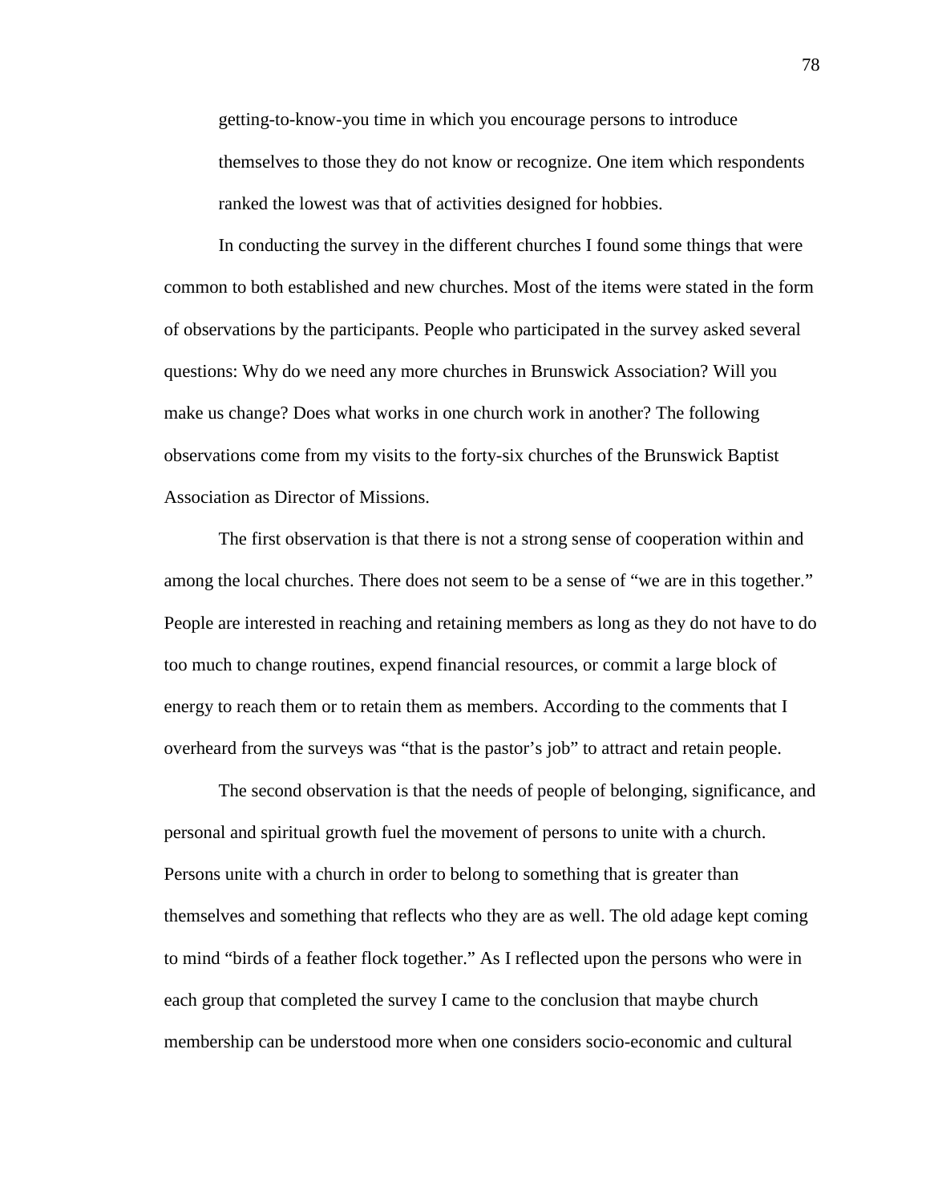getting-to-know-you time in which you encourage persons to introduce themselves to those they do not know or recognize. One item which respondents ranked the lowest was that of activities designed for hobbies.

In conducting the survey in the different churches I found some things that were common to both established and new churches. Most of the items were stated in the form of observations by the participants. People who participated in the survey asked several questions: Why do we need any more churches in Brunswick Association? Will you make us change? Does what works in one church work in another? The following observations come from my visits to the forty-six churches of the Brunswick Baptist Association as Director of Missions.

The first observation is that there is not a strong sense of cooperation within and among the local churches. There does not seem to be a sense of "we are in this together." People are interested in reaching and retaining members as long as they do not have to do too much to change routines, expend financial resources, or commit a large block of energy to reach them or to retain them as members. According to the comments that I overheard from the surveys was "that is the pastor's job" to attract and retain people.

The second observation is that the needs of people of belonging, significance, and personal and spiritual growth fuel the movement of persons to unite with a church. Persons unite with a church in order to belong to something that is greater than themselves and something that reflects who they are as well. The old adage kept coming to mind "birds of a feather flock together." As I reflected upon the persons who were in each group that completed the survey I came to the conclusion that maybe church membership can be understood more when one considers socio-economic and cultural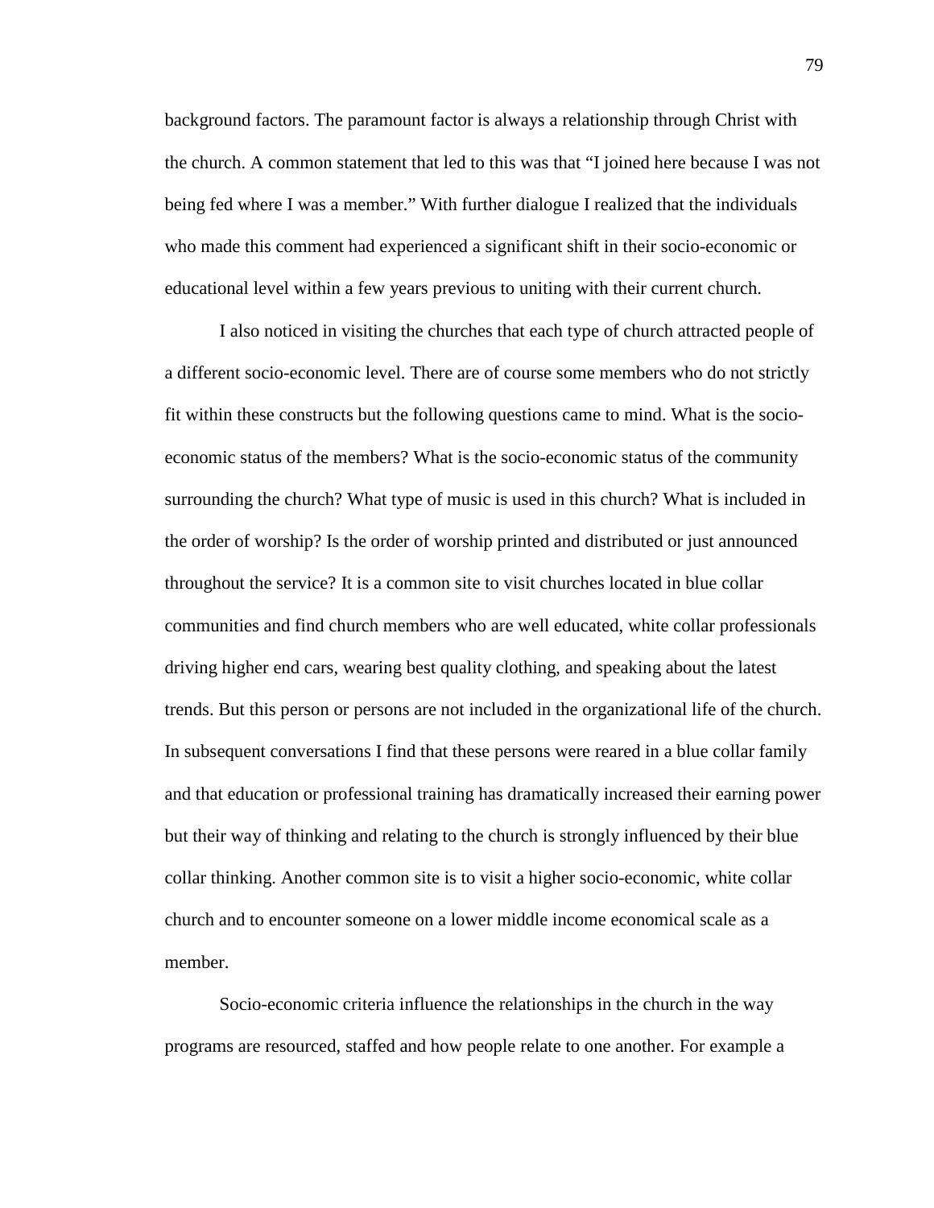background factors. The paramount factor is always a relationship through Christ with the church. A common statement that led to this was that "I joined here because I was not being fed where I was a member." With further dialogue I realized that the individuals who made this comment had experienced a significant shift in their socio-economic or educational level within a few years previous to uniting with their current church.

I also noticed in visiting the churches that each type of church attracted people of a different socio-economic level. There are of course some members who do not strictly fit within these constructs but the following questions came to mind. What is the socio-economic status of the members? What is the socio-economic status of the community surrounding the church? What type of music is used in this church? What is included in the order of worship? Is the order of worship printed and distributed or just announced throughout the service? It is a common site to visit churches located in blue collar communities and find church members who are well educated, white collar professionals driving higher end cars, wearing best quality clothing, and speaking about the latest trends. But this person or persons are not included in the organizational life of the church. In subsequent conversations I find that these persons were reared in a blue collar family and that education or professional training has dramatically increased their earning power but their way of thinking and relating to the church is strongly influenced by their blue collar thinking. Another common site is to visit a higher socio-economic, white collar church and to encounter someone on a lower middle income economical scale as a member.

Socio-economic criteria influence the relationships in the church in the way programs are resourced, staffed and how people relate to one another. For example a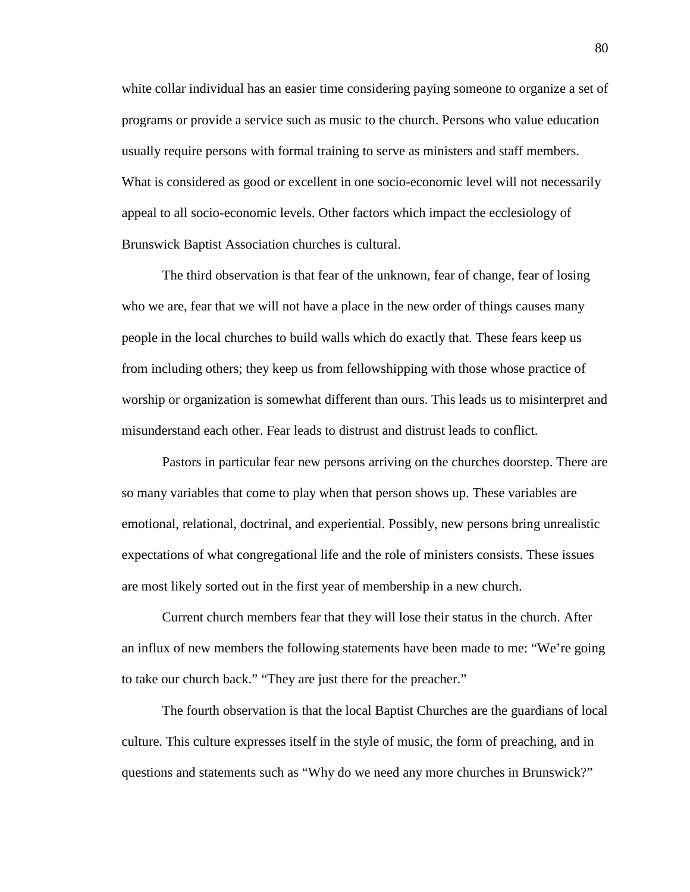white collar individual has an easier time considering paying someone to organize a set of programs or provide a service such as music to the church. Persons who value education usually require persons with formal training to serve as ministers and staff members. What is considered as good or excellent in one socio-economic level will not necessarily appeal to all socio-economic levels. Other factors which impact the ecclesiology of Brunswick Baptist Association churches is cultural.

The third observation is that fear of the unknown, fear of change, fear of losing who we are, fear that we will not have a place in the new order of things causes many people in the local churches to build walls which do exactly that. These fears keep us from including others; they keep us from fellowshipping with those whose practice of worship or organization is somewhat different than ours. This leads us to misinterpret and misunderstand each other. Fear leads to distrust and distrust leads to conflict.

Pastors in particular fear new persons arriving on the churches doorstep. There are so many variables that come to play when that person shows up. These variables are emotional, relational, doctrinal, and experiential. Possibly, new persons bring unrealistic expectations of what congregational life and the role of ministers consists. These issues are most likely sorted out in the first year of membership in a new church.

Current church members fear that they will lose their status in the church. After an influx of new members the following statements have been made to me: "We're going to take our church back." "They are just there for the preacher."

The fourth observation is that the local Baptist Churches are the guardians of local culture. This culture expresses itself in the style of music, the form of preaching, and in questions and statements such as "Why do we need any more churches in Brunswick?"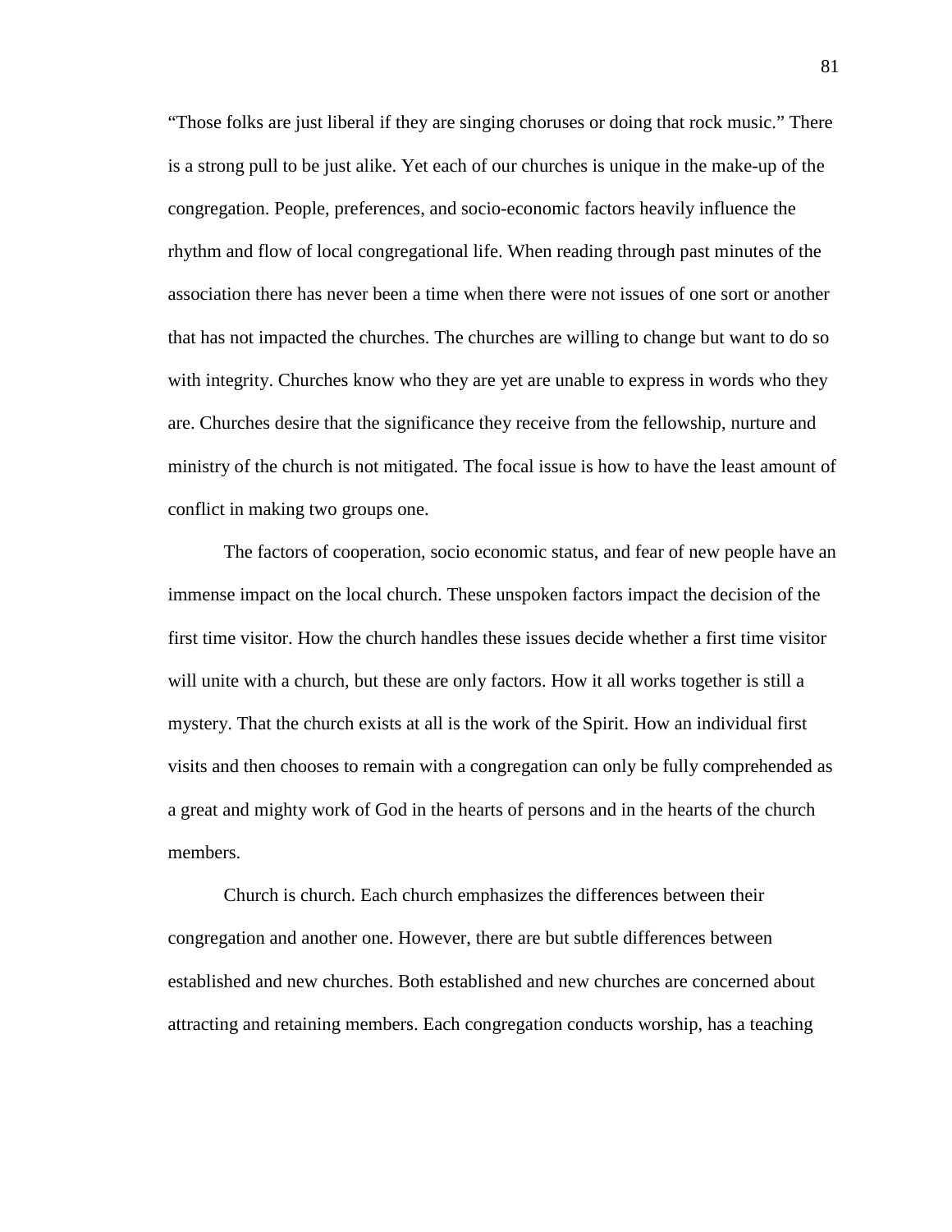"Those folks are just liberal if they are singing choruses or doing that rock music." There is a strong pull to be just alike. Yet each of our churches is unique in the make-up of the congregation. People, preferences, and socio-economic factors heavily influence the rhythm and flow of local congregational life. When reading through past minutes of the association there has never been a time when there were not issues of one sort or another that has not impacted the churches. The churches are willing to change but want to do so with integrity. Churches know who they are yet are unable to express in words who they are. Churches desire that the significance they receive from the fellowship, nurture and ministry of the church is not mitigated. The focal issue is how to have the least amount of conflict in making two groups one.

The factors of cooperation, socio economic status, and fear of new people have an immense impact on the local church. These unspoken factors impact the decision of the first time visitor. How the church handles these issues decide whether a first time visitor will unite with a church, but these are only factors. How it all works together is still a mystery. That the church exists at all is the work of the Spirit. How an individual first visits and then chooses to remain with a congregation can only be fully comprehended as a great and mighty work of God in the hearts of persons and in the hearts of the church members.

Church is church. Each church emphasizes the differences between their congregation and another one. However, there are but subtle differences between established and new churches. Both established and new churches are concerned about attracting and retaining members. Each congregation conducts worship, has a teaching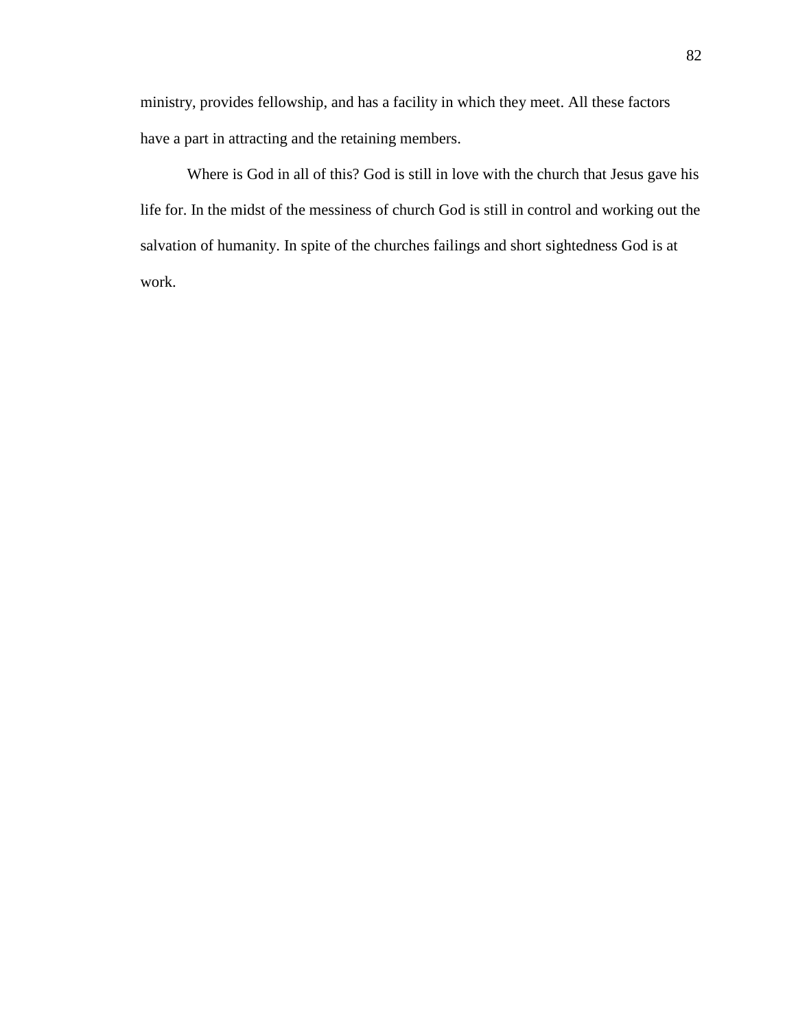ministry, provides fellowship, and has a facility in which they meet. All these factors have a part in attracting and the retaining members.

Where is God in all of this? God is still in love with the church that Jesus gave his life for. In the midst of the messiness of church God is still in control and working out the salvation of humanity. In spite of the churches failings and short sightedness God is at work.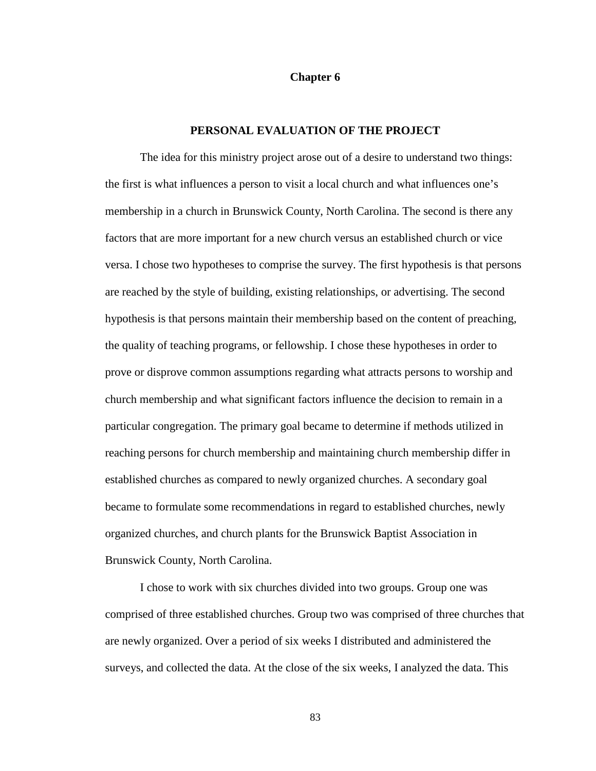# Chapter 6

## PERSONAL EVALUATION OF THE PROJECT

The idea for this ministry project arose out of a desire to understand two things: the first is what influences a person to visit a local church and what influences one's membership in a church in Brunswick County, North Carolina. The second is there any factors that are more important for a new church versus an established church or vice versa. I chose two hypotheses to comprise the survey. The first hypothesis is that persons are reached by the style of building, existing relationships, or advertising. The second hypothesis is that persons maintain their membership based on the content of preaching, the quality of teaching programs, or fellowship. I chose these hypotheses in order to prove or disprove common assumptions regarding what attracts persons to worship and church membership and what significant factors influence the decision to remain in a particular congregation. The primary goal became to determine if methods utilized in reaching persons for church membership and maintaining church membership differ in established churches as compared to newly organized churches. A secondary goal became to formulate some recommendations in regard to established churches, newly organized churches, and church plants for the Brunswick Baptist Association in Brunswick County, North Carolina.

I chose to work with six churches divided into two groups. Group one was comprised of three established churches. Group two was comprised of three churches that are newly organized. Over a period of six weeks I distributed and administered the surveys, and collected the data. At the close of the six weeks, I analyzed the data. This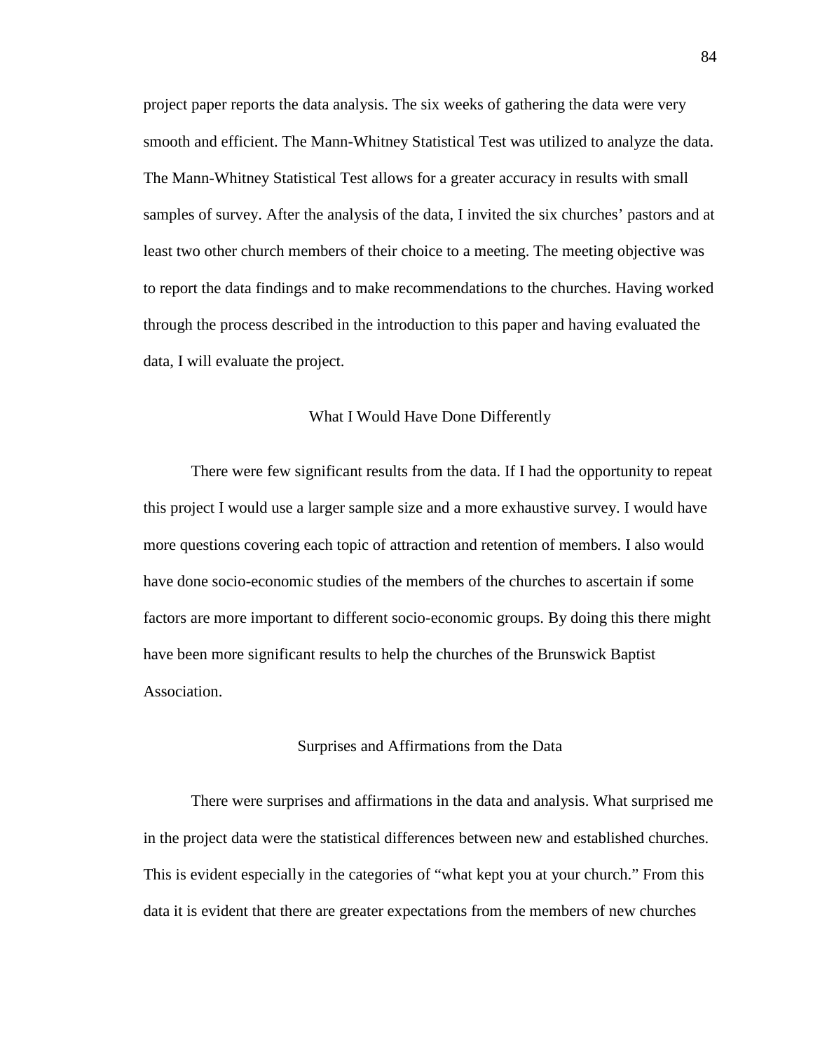project paper reports the data analysis. The six weeks of gathering the data were very smooth and efficient. The Mann-Whitney Statistical Test was utilized to analyze the data. The Mann-Whitney Statistical Test allows for a greater accuracy in results with small samples of survey. After the analysis of the data, I invited the six churches' pastors and at least two other church members of their choice to a meeting. The meeting objective was to report the data findings and to make recommendations to the churches. Having worked through the process described in the introduction to this paper and having evaluated the data, I will evaluate the project.

## What I Would Have Done Differently

There were few significant results from the data. If I had the opportunity to repeat this project I would use a larger sample size and a more exhaustive survey. I would have more questions covering each topic of attraction and retention of members. I also would have done socio-economic studies of the members of the churches to ascertain if some factors are more important to different socio-economic groups. By doing this there might have been more significant results to help the churches of the Brunswick Baptist Association.

## Surprises and Affirmations from the Data

There were surprises and affirmations in the data and analysis. What surprised me in the project data were the statistical differences between new and established churches. This is evident especially in the categories of "what kept you at your church." From this data it is evident that there are greater expectations from the members of new churches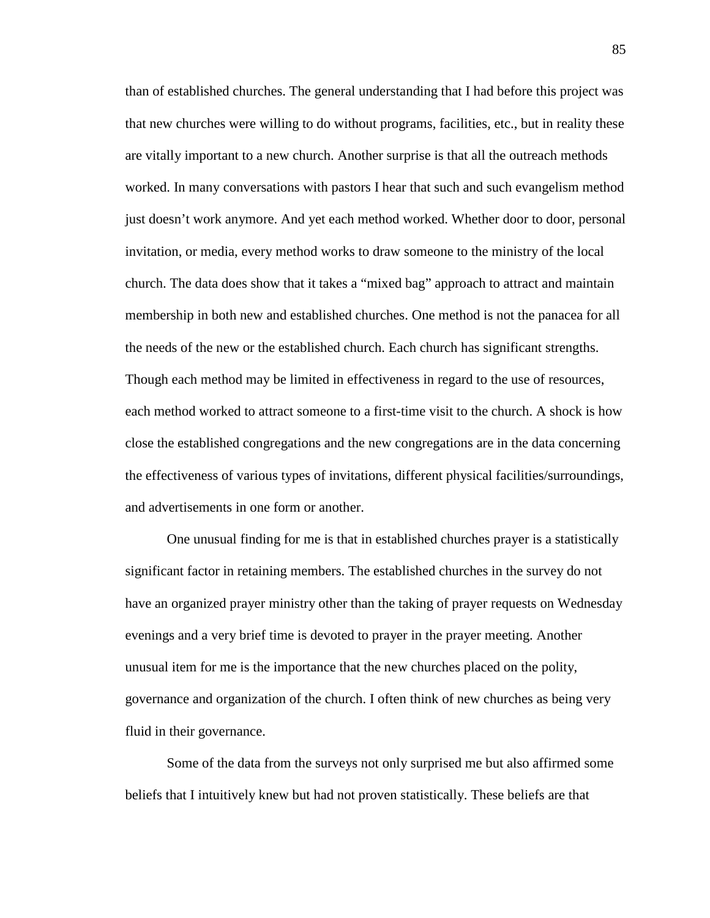than of established churches. The general understanding that I had before this project was that new churches were willing to do without programs, facilities, etc., but in reality these are vitally important to a new church. Another surprise is that all the outreach methods worked. In many conversations with pastors I hear that such and such evangelism method just doesn't work anymore. And yet each method worked. Whether door to door, personal invitation, or media, every method works to draw someone to the ministry of the local church. The data does show that it takes a "mixed bag" approach to attract and maintain membership in both new and established churches. One method is not the panacea for all the needs of the new or the established church. Each church has significant strengths. Though each method may be limited in effectiveness in regard to the use of resources, each method worked to attract someone to a first-time visit to the church. A shock is how close the established congregations and the new congregations are in the data concerning the effectiveness of various types of invitations, different physical facilities/surroundings, and advertisements in one form or another.

One unusual finding for me is that in established churches prayer is a statistically significant factor in retaining members. The established churches in the survey do not have an organized prayer ministry other than the taking of prayer requests on Wednesday evenings and a very brief time is devoted to prayer in the prayer meeting. Another unusual item for me is the importance that the new churches placed on the polity, governance and organization of the church. I often think of new churches as being very fluid in their governance.

Some of the data from the surveys not only surprised me but also affirmed some beliefs that I intuitively knew but had not proven statistically. These beliefs are that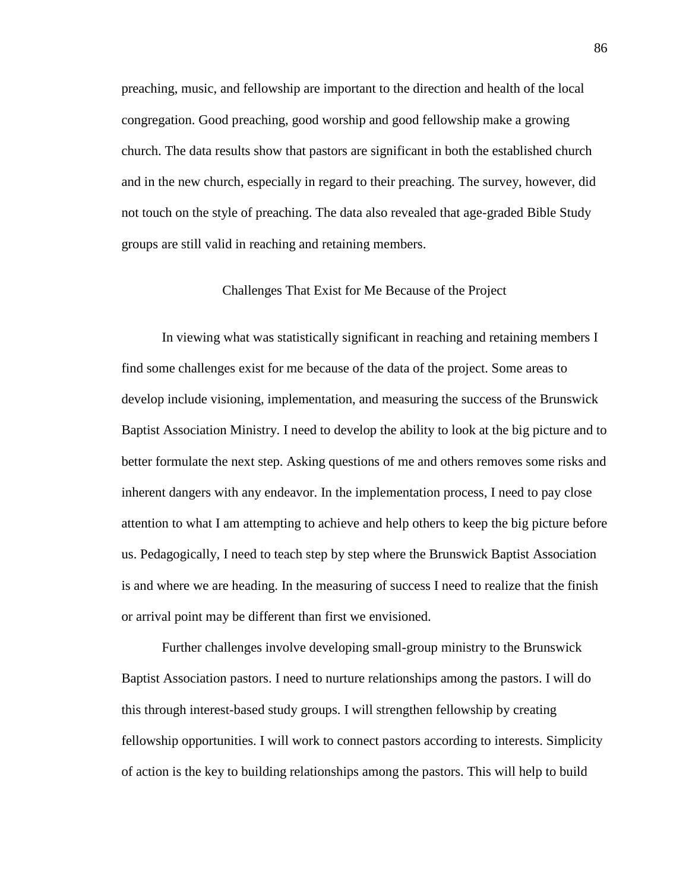preaching, music, and fellowship are important to the direction and health of the local congregation. Good preaching, good worship and good fellowship make a growing church. The data results show that pastors are significant in both the established church and in the new church, especially in regard to their preaching. The survey, however, did not touch on the style of preaching. The data also revealed that age-graded Bible Study groups are still valid in reaching and retaining members.

## Challenges That Exist for Me Because of the Project

In viewing what was statistically significant in reaching and retaining members I find some challenges exist for me because of the data of the project. Some areas to develop include visioning, implementation, and measuring the success of the Brunswick Baptist Association Ministry. I need to develop the ability to look at the big picture and to better formulate the next step. Asking questions of me and others removes some risks and inherent dangers with any endeavor. In the implementation process, I need to pay close attention to what I am attempting to achieve and help others to keep the big picture before us. Pedagogically, I need to teach step by step where the Brunswick Baptist Association is and where we are heading. In the measuring of success I need to realize that the finish or arrival point may be different than first we envisioned.

Further challenges involve developing small-group ministry to the Brunswick Baptist Association pastors. I need to nurture relationships among the pastors. I will do this through interest-based study groups. I will strengthen fellowship by creating fellowship opportunities. I will work to connect pastors according to interests. Simplicity of action is the key to building relationships among the pastors. This will help to build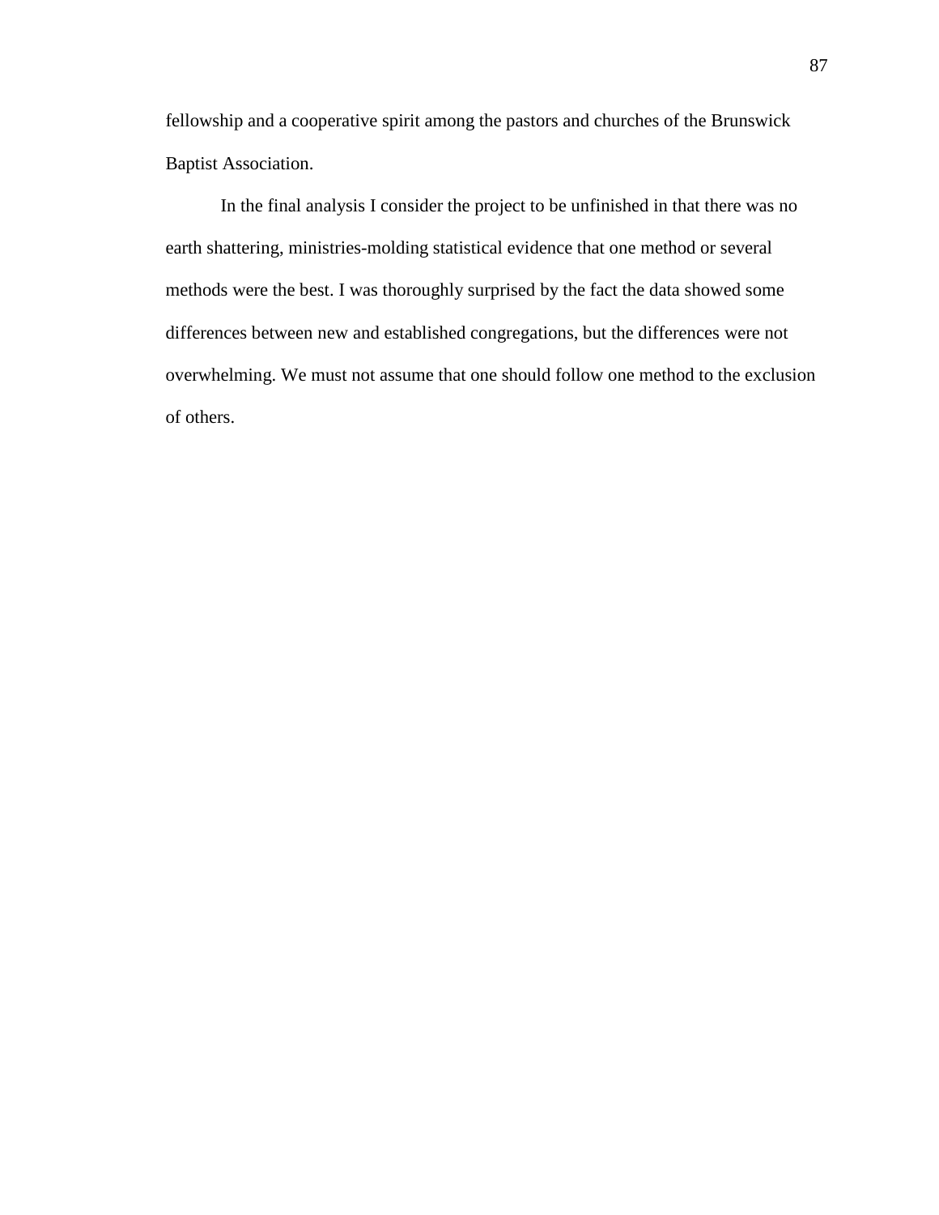fellowship and a cooperative spirit among the pastors and churches of the Brunswick Baptist Association.

In the final analysis I consider the project to be unfinished in that there was no earth shattering, ministries-molding statistical evidence that one method or several methods were the best. I was thoroughly surprised by the fact the data showed some differences between new and established congregations, but the differences were not overwhelming. We must not assume that one should follow one method to the exclusion of others.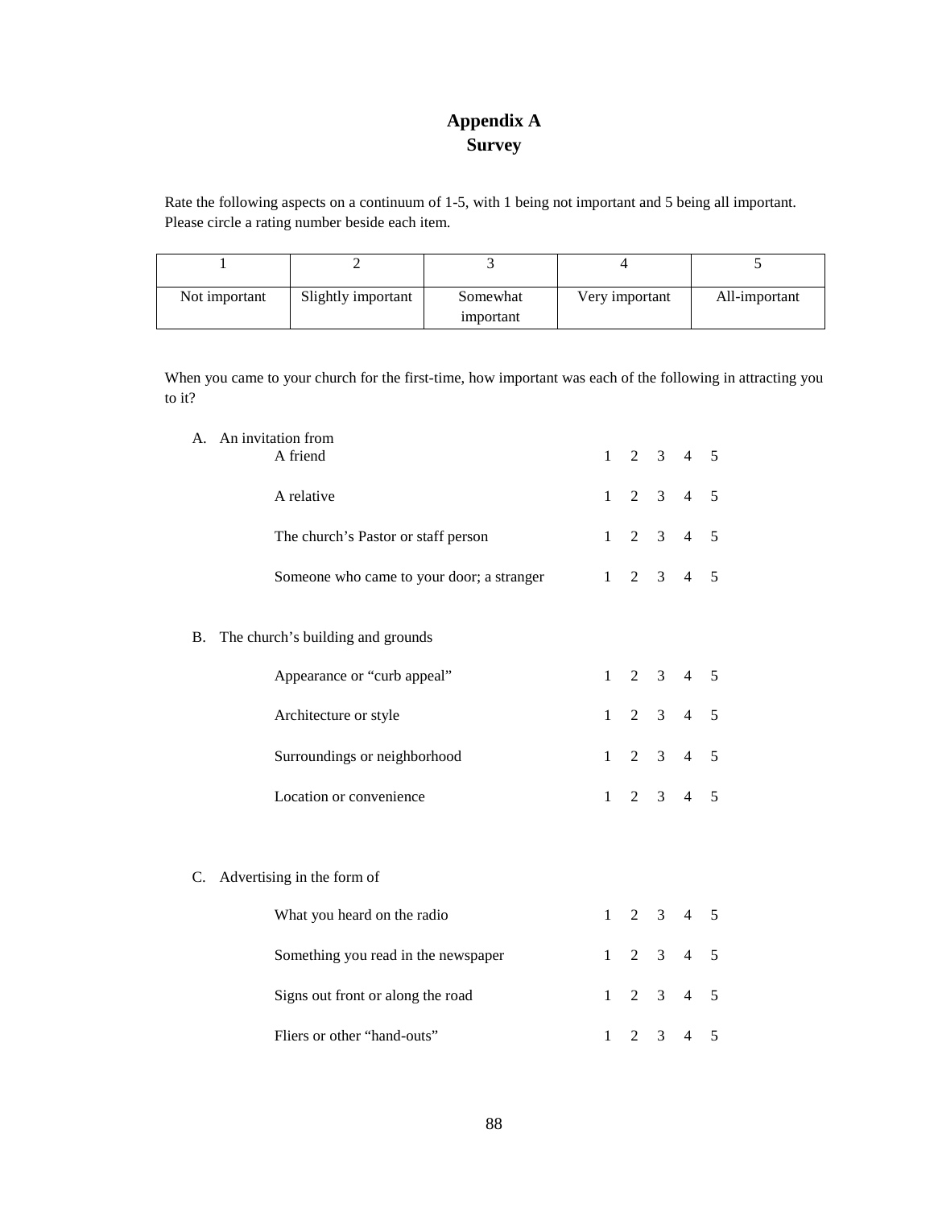# Appendix A
## Survey

Rate the following aspects on a continuum of 1-5, with 1 being not important and 5 being all important. Please circle a rating number beside each item.

| 1 | 2 | 3 | 4 | 5 |
|---|---|---|---|---|
| Not important | Slightly important | Somewhat important | Very important | All-important |

When you came to your church for the first-time, how important was each of the following in attracting you to it?

A. An invitation from

| | |
|---|---|
| A friend | 1 2 3 4 5 |
| A relative | 1 2 3 4 5 |
| The church's Pastor or staff person | 1 2 3 4 5 |
| Someone who came to your door; a stranger | 1 2 3 4 5 |

B. The church's building and grounds

| | |
|---|---|
| Appearance or "curb appeal" | 1 2 3 4 5 |
| Architecture or style | 1 2 3 4 5 |
| Surroundings or neighborhood | 1 2 3 4 5 |
| Location or convenience | 1 2 3 4 5 |

C. Advertising in the form of

| | |
|---|---|
| What you heard on the radio | 1 2 3 4 5 |
| Something you read in the newspaper | 1 2 3 4 5 |
| Signs out front or along the road | 1 2 3 4 5 |
| Fliers or other "hand-outs" | 1 2 3 4 5 |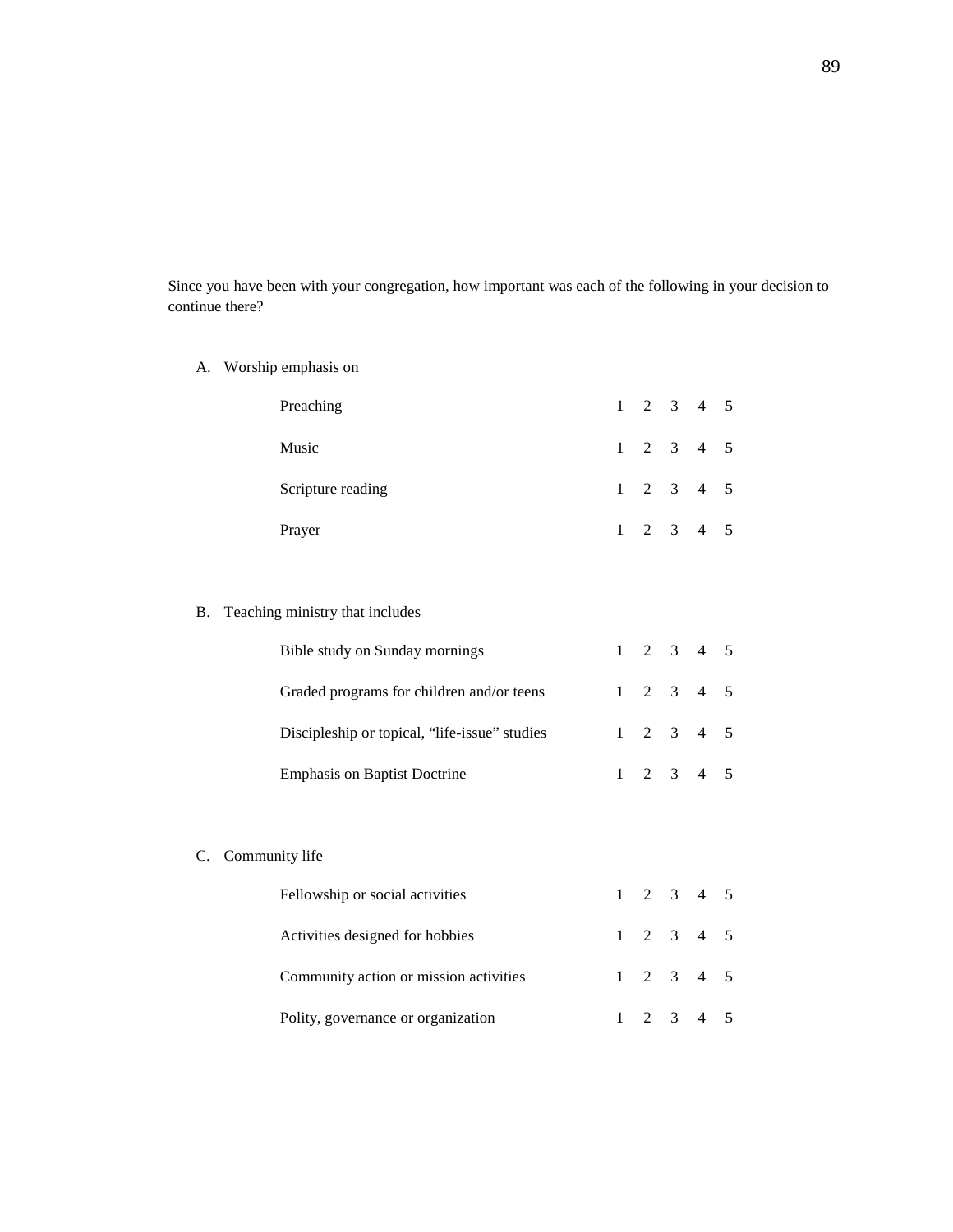Since you have been with your congregation, how important was each of the following in your decision to continue there?

A. Worship emphasis on

| | | | | | |
|---|---|---|---|---|---|
| Preaching | 1 | 2 | 3 | 4 | 5 |
| Music | 1 | 2 | 3 | 4 | 5 |
| Scripture reading | 1 | 2 | 3 | 4 | 5 |
| Prayer | 1 | 2 | 3 | 4 | 5 |

B. Teaching ministry that includes

| | | | | | |
|---|---|---|---|---|---|
| Bible study on Sunday mornings | 1 | 2 | 3 | 4 | 5 |
| Graded programs for children and/or teens | 1 | 2 | 3 | 4 | 5 |
| Discipleship or topical, "life-issue" studies | 1 | 2 | 3 | 4 | 5 |
| Emphasis on Baptist Doctrine | 1 | 2 | 3 | 4 | 5 |

C. Community life

| | | | | | |
|---|---|---|---|---|---|
| Fellowship or social activities | 1 | 2 | 3 | 4 | 5 |
| Activities designed for hobbies | 1 | 2 | 3 | 4 | 5 |
| Community action or mission activities | 1 | 2 | 3 | 4 | 5 |
| Polity, governance or organization | 1 | 2 | 3 | 4 | 5 |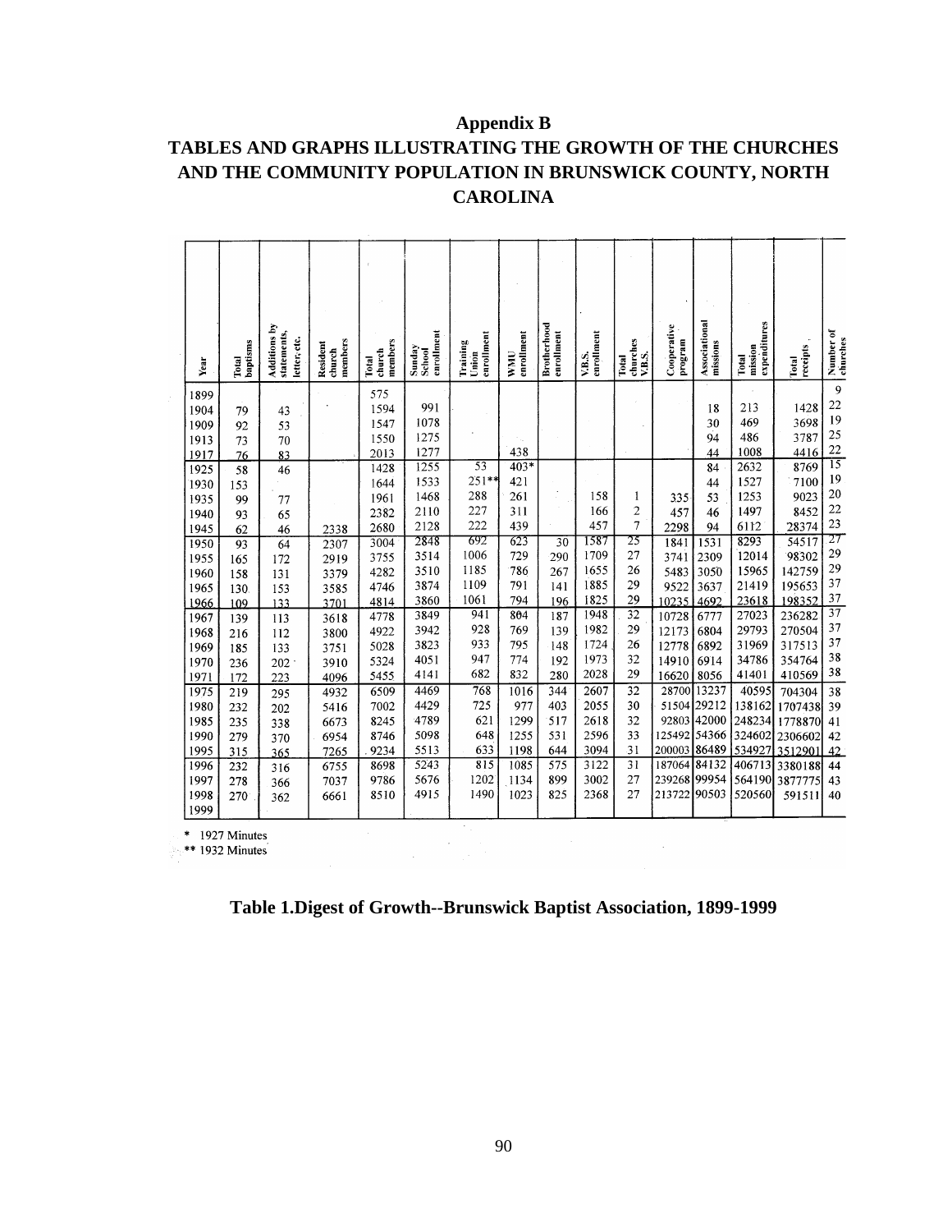# Appendix B

# TABLES AND GRAPHS ILLUSTRATING THE GROWTH OF THE CHURCHES AND THE COMMUNITY POPULATION IN BRUNSWICK COUNTY, NORTH CAROLINA

| Year | Total baptisms | Additions by statements, letter, etc. | Resident church members | Total church members | Sunday School enrollment | Training Union enrollment | WMU enrollment | Brotherhood enrollment | V.B.S. enrollment | Total churches V.B.S. | Cooperative program | Associational missions | Total mission expenditures | Total receipts | Number of churches |
|---|---|---|---|---|---|---|---|---|---|---|---|---|---|---|---|
| 1899 | | | | 575 | | | | | | | | | | | 9 |
| 1904 | 79 | 43 | | 1594 | 991 | | | | | | | 18 | 213 | 1428 | 22 |
| 1909 | 92 | 53 | | 1547 | 1078 | | | | | | | 30 | 469 | 3698 | 19 |
| 1913 | 73 | 70 | | 1550 | 1275 | | | | | | | 94 | 486 | 3787 | 25 |
| 1917 | 76 | 83 | | 2013 | 1277 | | 438 | | | | | 44 | 1008 | 4416 | 22 |
| 1925 | 58 | 46 | | 1428 | 1255 | 53 | 403* | | | | | 84 | 2632 | 8769 | 15 |
| 1930 | 153 | | | 1644 | 1533 | 251** | 421 | | | | | 44 | 1527 | 7100 | 19 |
| 1935 | 99 | 77 | | 1961 | 1468 | 288 | 261 | | 158 | 1 | 335 | 53 | 1253 | 9023 | 20 |
| 1940 | 93 | 65 | | 2382 | 2110 | 227 | 311 | | 166 | 2 | 457 | 46 | 1497 | 8452 | 22 |
| 1945 | 62 | 46 | 2338 | 2680 | 2128 | 222 | 439 | | 457 | 7 | 2298 | 94 | 6112 | 28374 | 23 |
| 1950 | 93 | 64 | 2307 | 3004 | 2848 | 692 | 623 | 30 | 1587 | 25 | 1841 | 1531 | 8293 | 54517 | 27 |
| 1955 | 165 | 172 | 2919 | 3755 | 3514 | 1006 | 729 | 290 | 1709 | 27 | 3741 | 2309 | 12014 | 98302 | 29 |
| 1960 | 158 | 131 | 3379 | 4282 | 3510 | 1185 | 786 | 267 | 1655 | 26 | 5483 | 3050 | 15965 | 142759 | 29 |
| 1965 | 130 | 153 | 3585 | 4746 | 3874 | 1109 | 791 | 141 | 1885 | 29 | 9522 | 3637 | 21419 | 195653 | 37 |
| 1966 | 109 | 133 | 3701 | 4814 | 3860 | 1061 | 794 | 196 | 1825 | 29 | 10235 | 4692 | 23618 | 198352 | 37 |
| 1967 | 139 | 113 | 3618 | 4778 | 3849 | 941 | 804 | 187 | 1948 | 32 | 10728 | 6777 | 27023 | 236282 | 37 |
| 1968 | 216 | 112 | 3800 | 4922 | 3942 | 928 | 769 | 139 | 1982 | 29 | 12173 | 6804 | 29793 | 270504 | 37 |
| 1969 | 185 | 133 | 3751 | 5028 | 3823 | 933 | 795 | 148 | 1724 | 26 | 12778 | 6892 | 31969 | 317513 | 37 |
| 1970 | 236 | 202 | 3910 | 5324 | 4051 | 947 | 774 | 192 | 1973 | 32 | 14910 | 6914 | 34786 | 354764 | 38 |
| 1971 | 172 | 223 | 4096 | 5455 | 4141 | 682 | 832 | 280 | 2028 | 29 | 16620 | 8056 | 41401 | 410569 | 38 |
| 1975 | 219 | 295 | 4932 | 6509 | 4469 | 768 | 1016 | 344 | 2607 | 32 | 28700 | 13237 | 40595 | 704304 | 38 |
| 1980 | 232 | 202 | 5416 | 7002 | 4429 | 725 | 977 | 403 | 2055 | 30 | 51504 | 29212 | 138162 | 1707438 | 39 |
| 1985 | 235 | 338 | 6673 | 8245 | 4789 | 621 | 1299 | 517 | 2618 | 32 | 92803 | 42000 | 248234 | 1778870 | 41 |
| 1990 | 279 | 370 | 6954 | 8746 | 5098 | 648 | 1255 | 531 | 2596 | 33 | 125492 | 54366 | 324602 | 2306602 | 42 |
| 1995 | 315 | 365 | 7265 | 9234 | 5513 | 633 | 1198 | 644 | 3094 | 31 | 200003 | 86489 | 534927 | 3512901 | 42 |
| 1996 | 232 | 316 | 6755 | 8698 | 5243 | 815 | 1085 | 575 | 3122 | 31 | 187064 | 84132 | 406713 | 3380188 | 44 |
| 1997 | 278 | 366 | 7037 | 9786 | 5676 | 1202 | 1134 | 899 | 3002 | 27 | 239268 | 99954 | 564190 | 3877775 | 43 |
| 1998 | 270 | 362 | 6661 | 8510 | 4915 | 1490 | 1023 | 825 | 2368 | 27 | 213722 | 90503 | 520560 | 591511 | 40 |
| 1999 | | | | | | | | | | | | | | | |

\* 1927 Minutes
** 1932 Minutes

**Table 1.Digest of Growth--Brunswick Baptist Association, 1899-1999**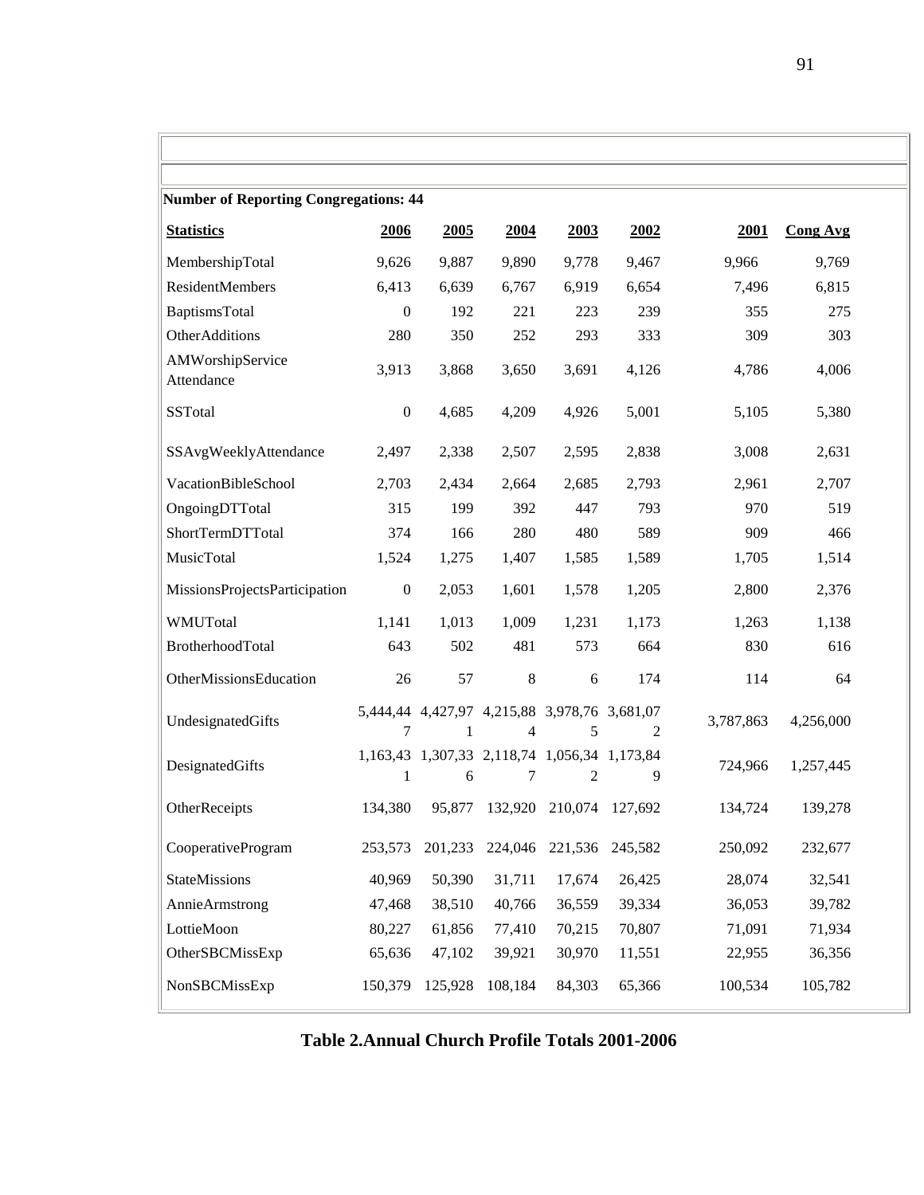| Number of Reporting Congregations: 44 | | | | | | | |
|---|---|---|---|---|---|---|---|
| **Statistics** | **2006** | **2005** | **2004** | **2003** | **2002** | **2001** | **Cong Avg** |
| MembershipTotal | 9,626 | 9,887 | 9,890 | 9,778 | 9,467 | 9,966 | 9,769 |
| ResidentMembers | 6,413 | 6,639 | 6,767 | 6,919 | 6,654 | 7,496 | 6,815 |
| BaptismsTotal | 0 | 192 | 221 | 223 | 239 | 355 | 275 |
| OtherAdditions | 280 | 350 | 252 | 293 | 333 | 309 | 303 |
| AMWorshipService Attendance | 3,913 | 3,868 | 3,650 | 3,691 | 4,126 | 4,786 | 4,006 |
| SSTotal | 0 | 4,685 | 4,209 | 4,926 | 5,001 | 5,105 | 5,380 |
| SSAvgWeeklyAttendance | 2,497 | 2,338 | 2,507 | 2,595 | 2,838 | 3,008 | 2,631 |
| VacationBibleSchool | 2,703 | 2,434 | 2,664 | 2,685 | 2,793 | 2,961 | 2,707 |
| OngoingDTTotal | 315 | 199 | 392 | 447 | 793 | 970 | 519 |
| ShortTermDTTotal | 374 | 166 | 280 | 480 | 589 | 909 | 466 |
| MusicTotal | 1,524 | 1,275 | 1,407 | 1,585 | 1,589 | 1,705 | 1,514 |
| MissionsProjectsParticipation | 0 | 2,053 | 1,601 | 1,578 | 1,205 | 2,800 | 2,376 |
| WMUTotal | 1,141 | 1,013 | 1,009 | 1,231 | 1,173 | 1,263 | 1,138 |
| BrotherhoodTotal | 643 | 502 | 481 | 573 | 664 | 830 | 616 |
| OtherMissionsEducation | 26 | 57 | 8 | 6 | 174 | 114 | 64 |
| UndesignatedGifts | 5,444,447 | 4,427,971 | 4,215,884 | 3,978,765 | 3,681,072 | 3,787,863 | 4,256,000 |
| DesignatedGifts | 1,163,431 | 1,307,336 | 2,118,747 | 1,056,342 | 1,173,849 | 724,966 | 1,257,445 |
| OtherReceipts | 134,380 | 95,877 | 132,920 | 210,074 | 127,692 | 134,724 | 139,278 |
| CooperativeProgram | 253,573 | 201,233 | 224,046 | 221,536 | 245,582 | 250,092 | 232,677 |
| StateMissions | 40,969 | 50,390 | 31,711 | 17,674 | 26,425 | 28,074 | 32,541 |
| AnnieArmstrong | 47,468 | 38,510 | 40,766 | 36,559 | 39,334 | 36,053 | 39,782 |
| LottieMoon | 80,227 | 61,856 | 77,410 | 70,215 | 70,807 | 71,091 | 71,934 |
| OtherSBCMissExp | 65,636 | 47,102 | 39,921 | 30,970 | 11,551 | 22,955 | 36,356 |
| NonSBCMissExp | 150,379 | 125,928 | 108,184 | 84,303 | 65,366 | 100,534 | 105,782 |

**Table 2.Annual Church Profile Totals 2001-2006**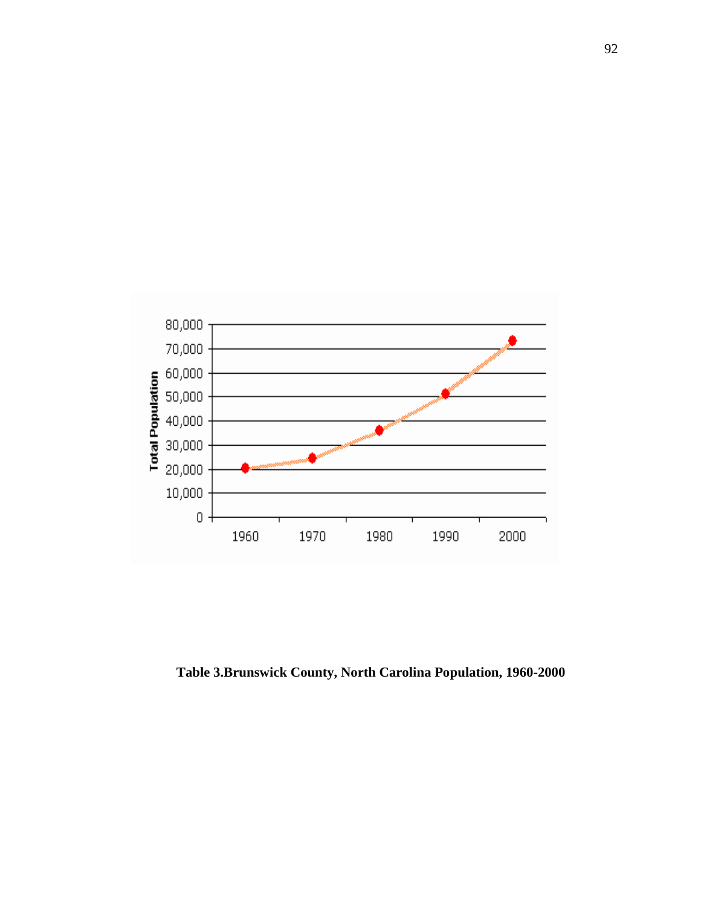**Table 3.Brunswick County, North Carolina Population, 1960-2000**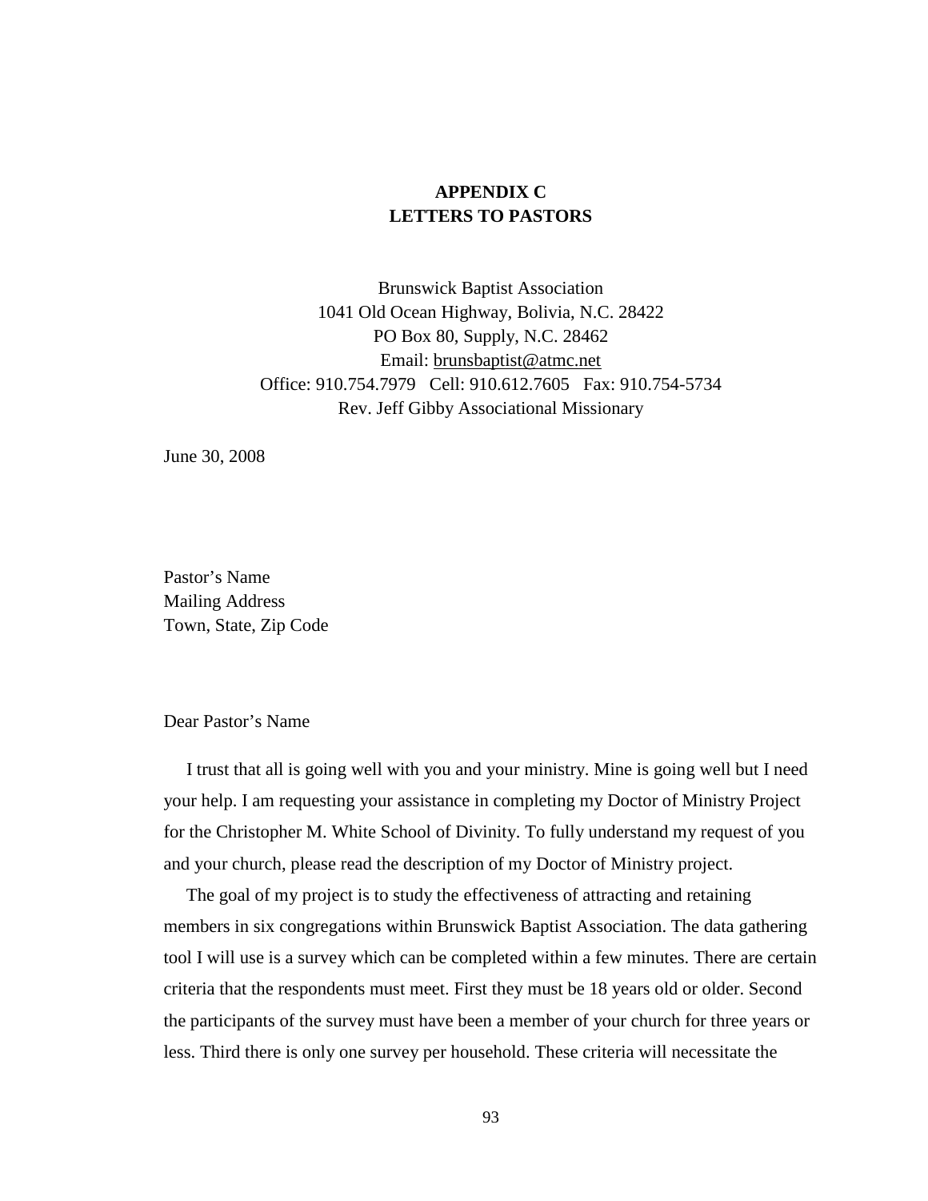# APPENDIX C
# LETTERS TO PASTORS

Brunswick Baptist Association
1041 Old Ocean Highway, Bolivia, N.C. 28422
PO Box 80, Supply, N.C. 28462
Email: brunsbaptist@atmc.net
Office: 910.754.7979 Cell: 910.612.7605 Fax: 910.754-5734
Rev. Jeff Gibby Associational Missionary

June 30, 2008

Pastor's Name
Mailing Address
Town, State, Zip Code

Dear Pastor's Name

I trust that all is going well with you and your ministry. Mine is going well but I need your help. I am requesting your assistance in completing my Doctor of Ministry Project for the Christopher M. White School of Divinity. To fully understand my request of you and your church, please read the description of my Doctor of Ministry project.

The goal of my project is to study the effectiveness of attracting and retaining members in six congregations within Brunswick Baptist Association. The data gathering tool I will use is a survey which can be completed within a few minutes. There are certain criteria that the respondents must meet. First they must be 18 years old or older. Second the participants of the survey must have been a member of your church for three years or less. Third there is only one survey per household. These criteria will necessitate the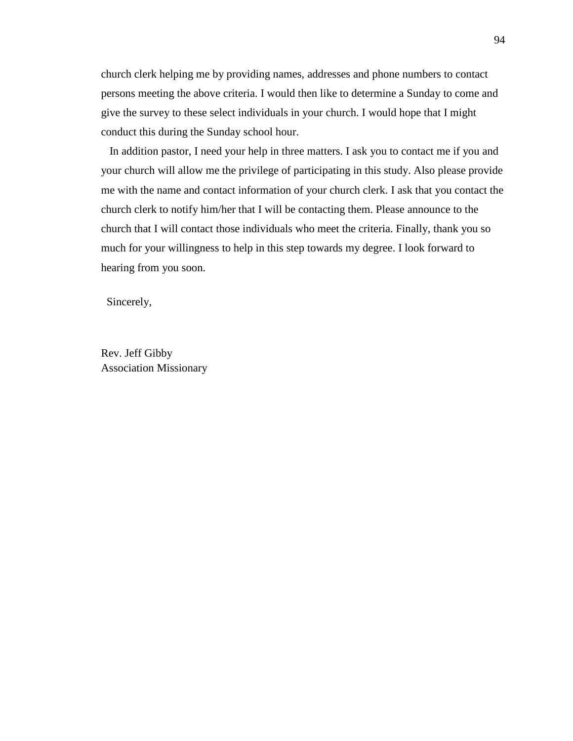church clerk helping me by providing names, addresses and phone numbers to contact persons meeting the above criteria. I would then like to determine a Sunday to come and give the survey to these select individuals in your church. I would hope that I might conduct this during the Sunday school hour.

In addition pastor, I need your help in three matters. I ask you to contact me if you and your church will allow me the privilege of participating in this study. Also please provide me with the name and contact information of your church clerk. I ask that you contact the church clerk to notify him/her that I will be contacting them. Please announce to the church that I will contact those individuals who meet the criteria. Finally, thank you so much for your willingness to help in this step towards my degree. I look forward to hearing from you soon.

Sincerely,

Rev. Jeff Gibby
Association Missionary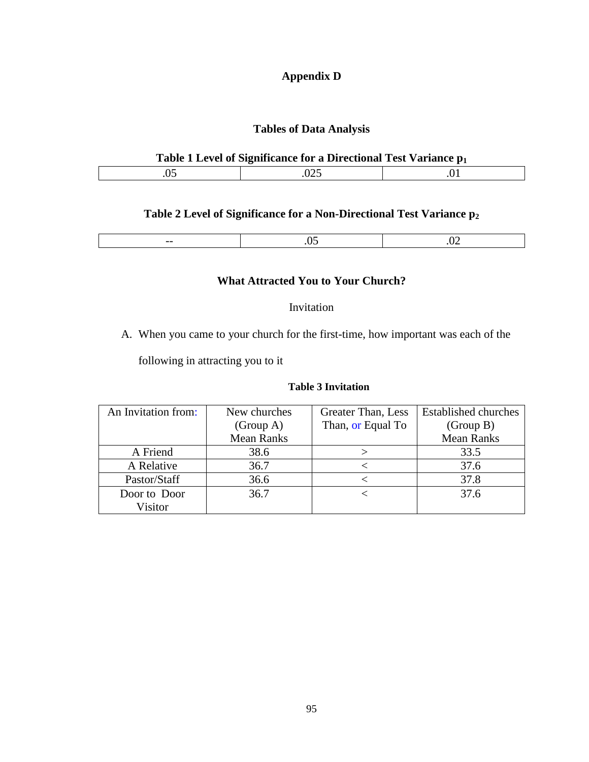# Appendix D

## Tables of Data Analysis

**Table 1 Level of Significance for a Directional Test Variance $p_1$**

| .05 | .025 | .01 |
|---|---|---|

**Table 2 Level of Significance for a Non-Directional Test Variance $p_2$**

| -- | .05 | .02 |
|---|---|---|

### What Attracted You to Your Church?

Invitation

A. When you came to your church for the first-time, how important was each of the following in attracting you to it

**Table 3 Invitation**

| An Invitation from: | New churches (Group A) Mean Ranks | Greater Than, Less Than, or Equal To | Established churches (Group B) Mean Ranks |
|---|---|---|---|
| A Friend | 38.6 | > | 33.5 |
| A Relative | 36.7 | < | 37.6 |
| Pastor/Staff | 36.6 | < | 37.8 |
| Door to Door Visitor | 36.7 | < | 37.6 |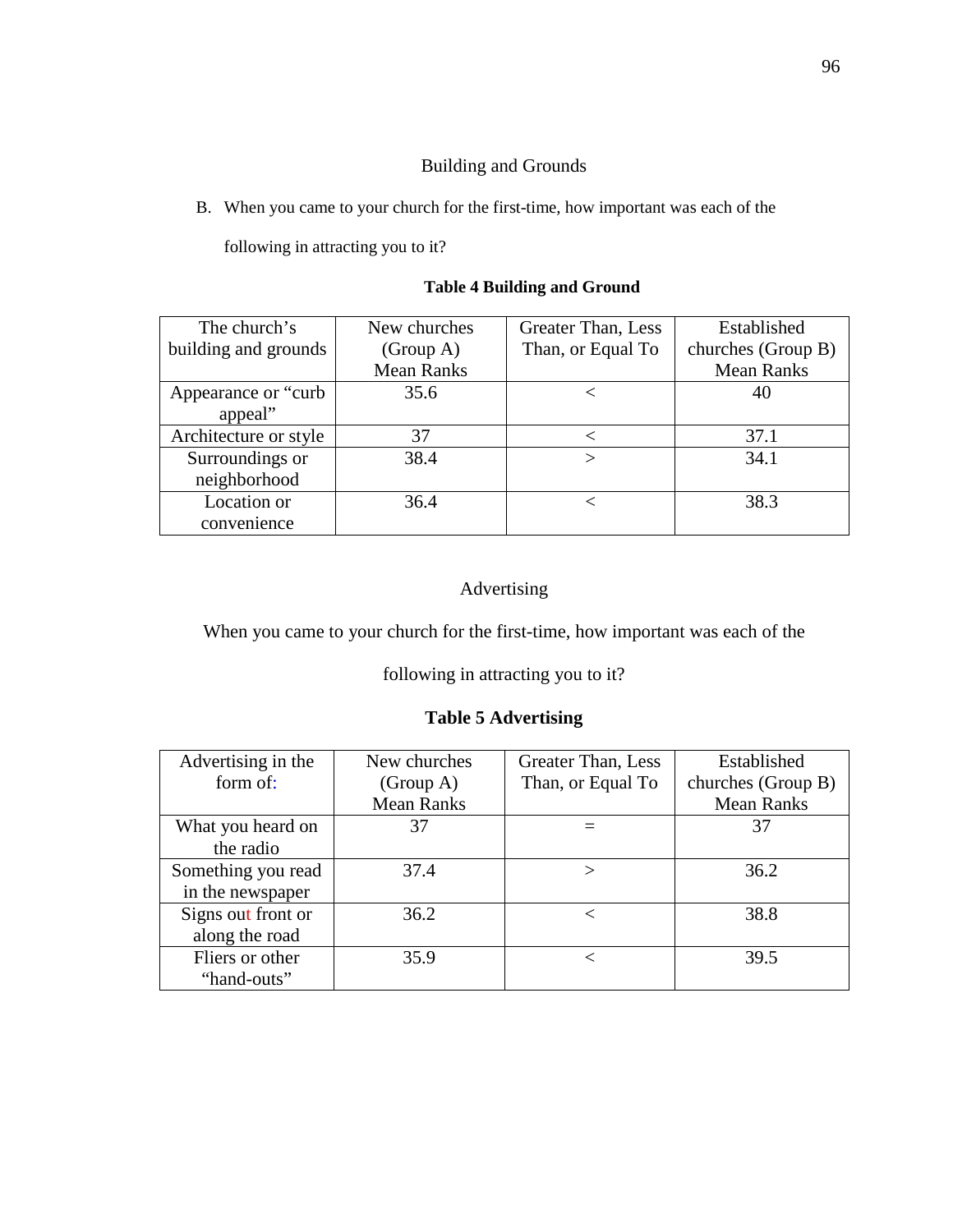## Building and Grounds

B. When you came to your church for the first-time, how important was each of the following in attracting you to it?

**Table 4 Building and Ground**

| The church's building and grounds | New churches (Group A) Mean Ranks | Greater Than, Less Than, or Equal To | Established churches (Group B) Mean Ranks |
|---|---|---|---|
| Appearance or "curb appeal" | 35.6 | < | 40 |
| Architecture or style | 37 | < | 37.1 |
| Surroundings or neighborhood | 38.4 | > | 34.1 |
| Location or convenience | 36.4 | < | 38.3 |

## Advertising

When you came to your church for the first-time, how important was each of the following in attracting you to it?

**Table 5 Advertising**

| Advertising in the form of: | New churches (Group A) Mean Ranks | Greater Than, Less Than, or Equal To | Established churches (Group B) Mean Ranks |
|---|---|---|---|
| What you heard on the radio | 37 | = | 37 |
| Something you read in the newspaper | 37.4 | > | 36.2 |
| Signs out front or along the road | 36.2 | < | 38.8 |
| Fliers or other "hand-outs" | 35.9 | < | 39.5 |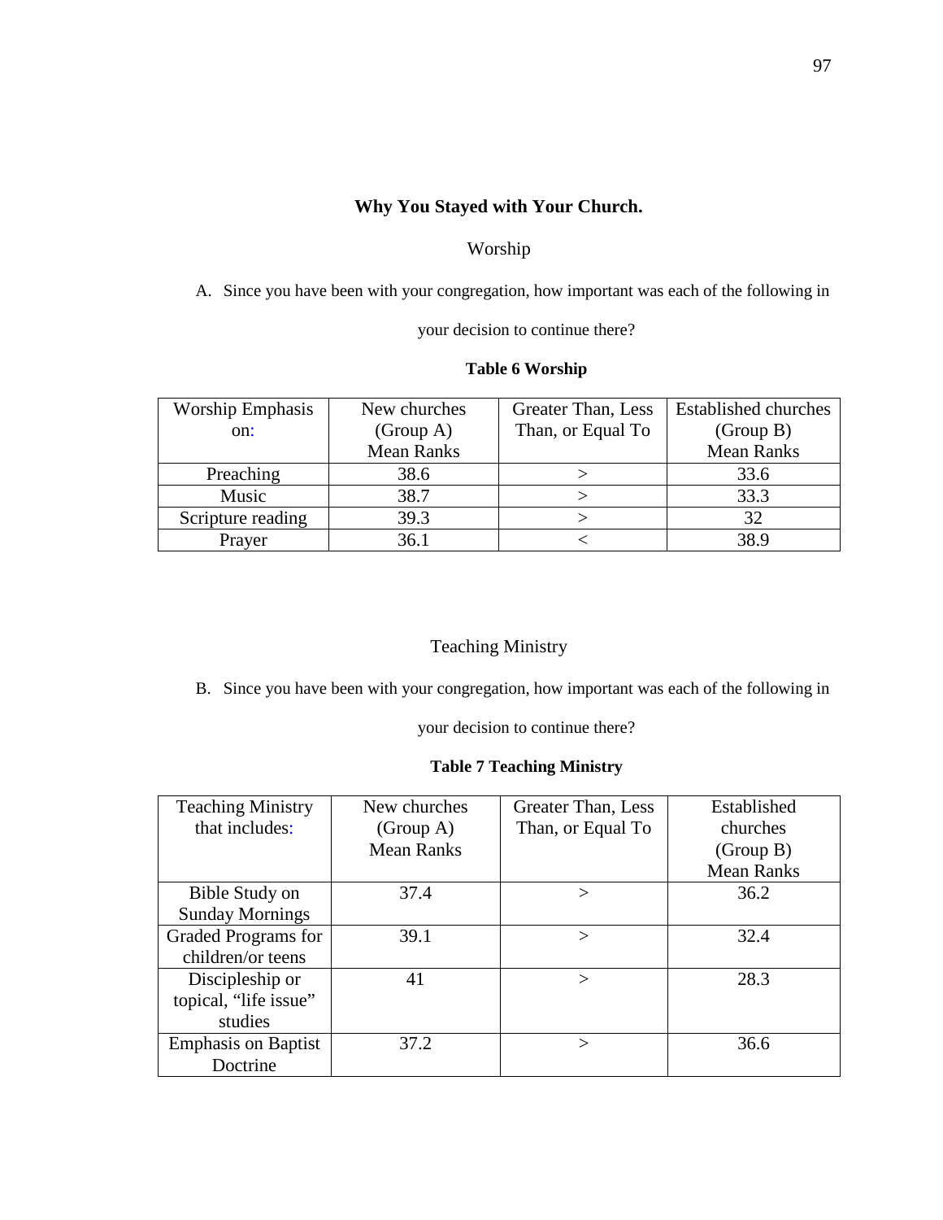## Why You Stayed with Your Church.

Worship

A. Since you have been with your congregation, how important was each of the following in your decision to continue there?

**Table 6 Worship**

| Worship Emphasis on: | New churches (Group A) Mean Ranks | Greater Than, Less Than, or Equal To | Established churches (Group B) Mean Ranks |
|---|---|---|---|
| Preaching | 38.6 | > | 33.6 |
| Music | 38.7 | > | 33.3 |
| Scripture reading | 39.3 | > | 32 |
| Prayer | 36.1 | < | 38.9 |

Teaching Ministry

B. Since you have been with your congregation, how important was each of the following in your decision to continue there?

**Table 7 Teaching Ministry**

| Teaching Ministry that includes: | New churches (Group A) Mean Ranks | Greater Than, Less Than, or Equal To | Established churches (Group B) Mean Ranks |
|---|---|---|---|
| Bible Study on Sunday Mornings | 37.4 | > | 36.2 |
| Graded Programs for children/or teens | 39.1 | > | 32.4 |
| Discipleship or topical, “life issue” studies | 41 | > | 28.3 |
| Emphasis on Baptist Doctrine | 37.2 | > | 36.6 |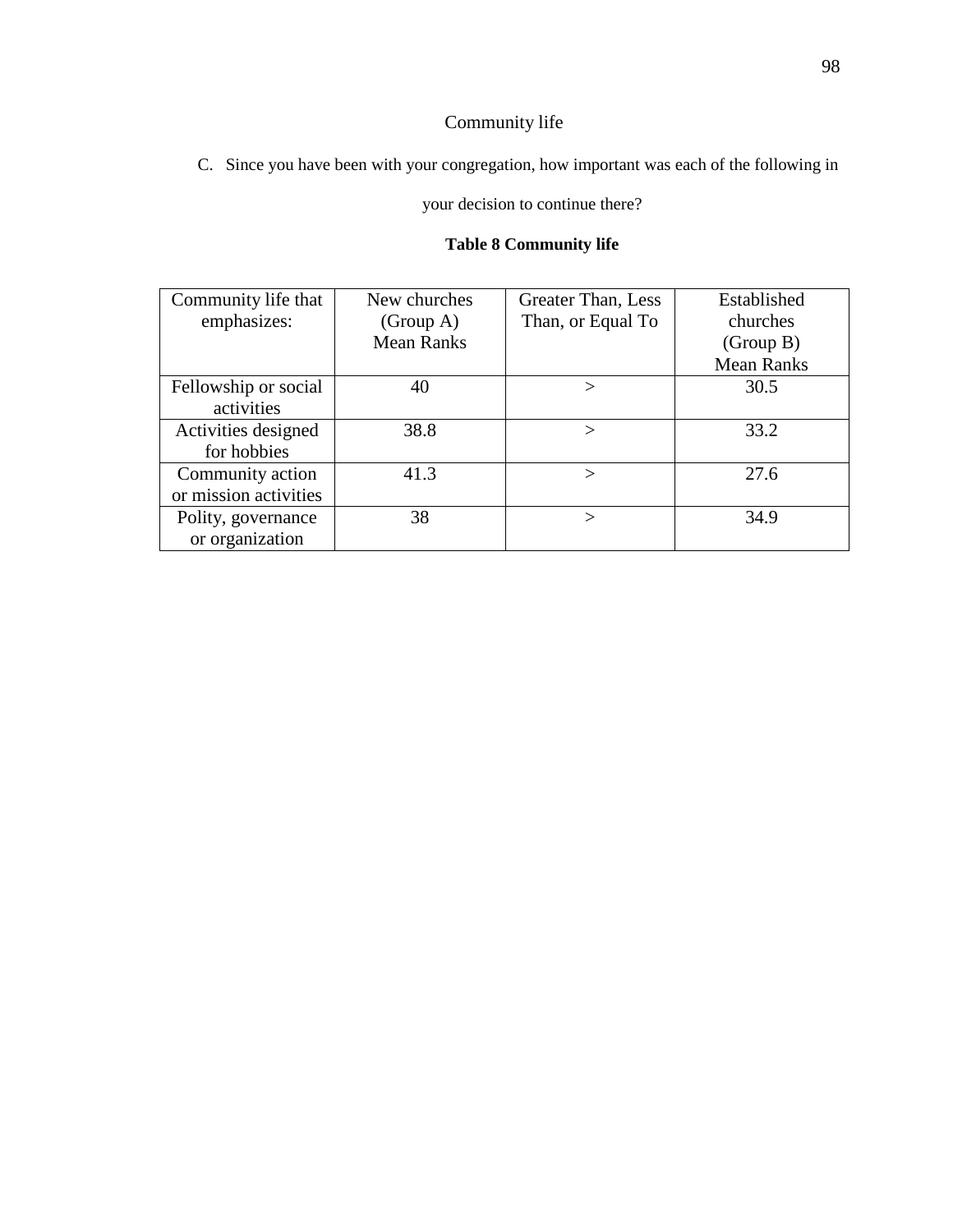## Community life

C. Since you have been with your congregation, how important was each of the following in your decision to continue there?

**Table 8 Community life**

| Community life that emphasizes: | New churches (Group A) Mean Ranks | Greater Than, Less Than, or Equal To | Established churches (Group B) Mean Ranks |
|---|---|---|---|
| Fellowship or social activities | 40 | > | 30.5 |
| Activities designed for hobbies | 38.8 | > | 33.2 |
| Community action or mission activities | 41.3 | > | 27.6 |
| Polity, governance or organization | 38 | > | 34.9 |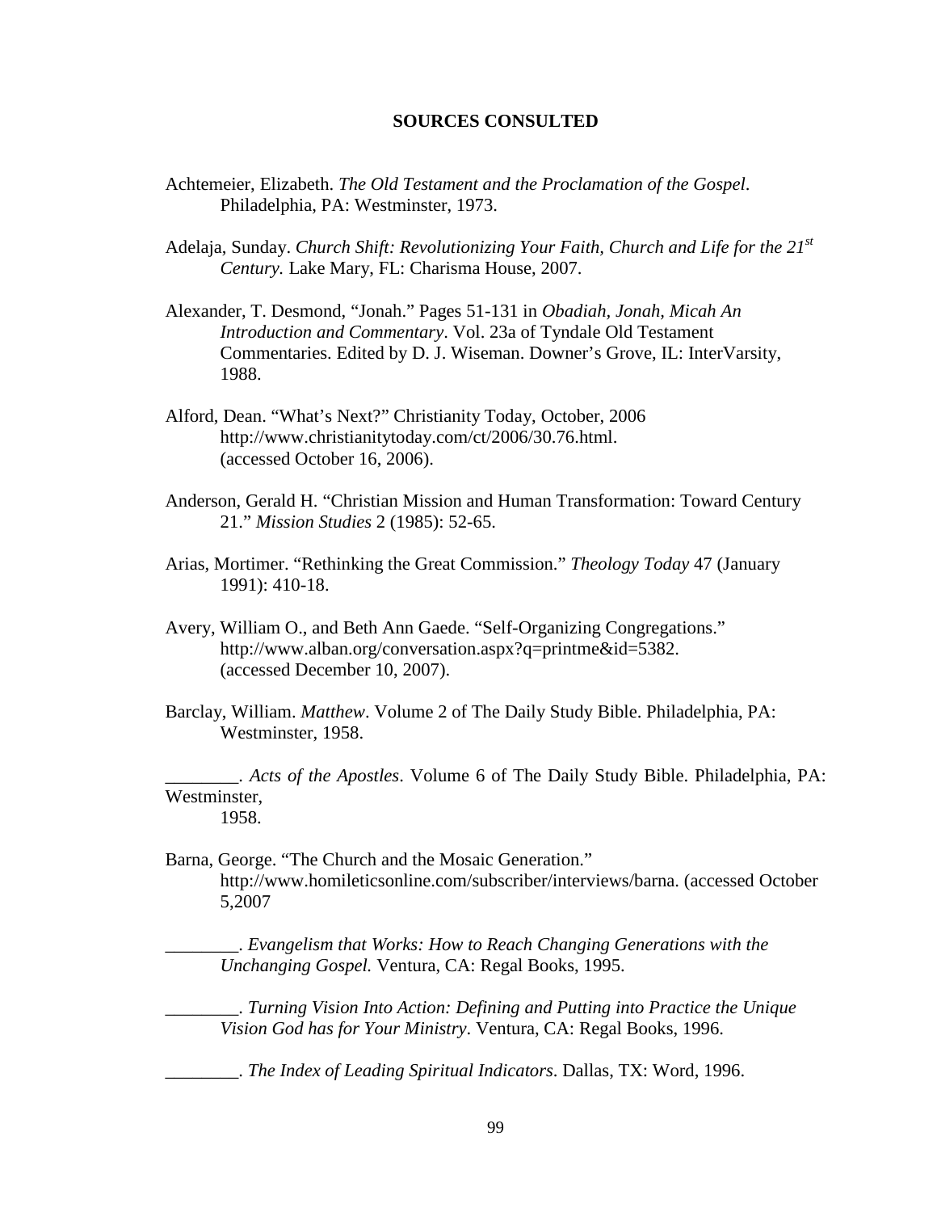**SOURCES CONSULTED**

Achtemeier, Elizabeth. *The Old Testament and the Proclamation of the Gospel*. Philadelphia, PA: Westminster, 1973.

Adelaja, Sunday. *Church Shift: Revolutionizing Your Faith, Church and Life for the 21st Century.* Lake Mary, FL: Charisma House, 2007.

Alexander, T. Desmond, "Jonah." Pages 51-131 in *Obadiah, Jonah, Micah An Introduction and Commentary*. Vol. 23a of Tyndale Old Testament Commentaries. Edited by D. J. Wiseman. Downer's Grove, IL: InterVarsity, 1988.

Alford, Dean. "What's Next?" Christianity Today, October, 2006 http://www.christianitytoday.com/ct/2006/30.76.html. (accessed October 16, 2006).

Anderson, Gerald H. "Christian Mission and Human Transformation: Toward Century 21." *Mission Studies* 2 (1985): 52-65.

Arias, Mortimer. "Rethinking the Great Commission." *Theology Today* 47 (January 1991): 410-18.

Avery, William O., and Beth Ann Gaede. "Self-Organizing Congregations." http://www.alban.org/conversation.aspx?q=printme&id=5382. (accessed December 10, 2007).

Barclay, William. *Matthew*. Volume 2 of The Daily Study Bible. Philadelphia, PA: Westminster, 1958.

________. *Acts of the Apostles*. Volume 6 of The Daily Study Bible. Philadelphia, PA: Westminster, 1958.

Barna, George. "The Church and the Mosaic Generation." http://www.homileticsonline.com/subscriber/interviews/barna. (accessed October 5,2007

________. *Evangelism that Works: How to Reach Changing Generations with the Unchanging Gospel.* Ventura, CA: Regal Books, 1995.

________. *Turning Vision Into Action: Defining and Putting into Practice the Unique Vision God has for Your Ministry*. Ventura, CA: Regal Books, 1996.

________. *The Index of Leading Spiritual Indicators*. Dallas, TX: Word, 1996.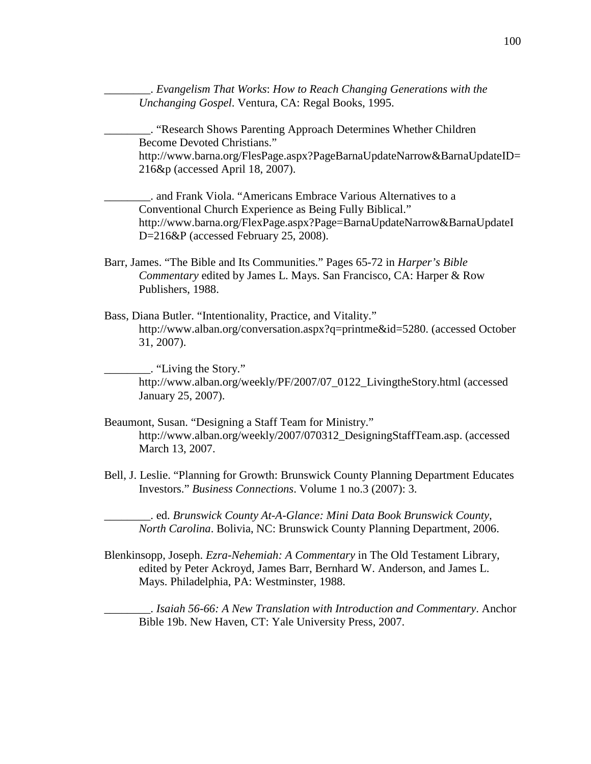________. *Evangelism That Works*: *How to Reach Changing Generations with the Unchanging Gospel*. Ventura, CA: Regal Books, 1995.

________. "Research Shows Parenting Approach Determines Whether Children Become Devoted Christians." http://www.barna.org/FlesPage.aspx?PageBarnaUpdateNarrow&BarnaUpdateID=216&p (accessed April 18, 2007).

________. and Frank Viola. "Americans Embrace Various Alternatives to a Conventional Church Experience as Being Fully Biblical." http://www.barna.org/FlexPage.aspx?Page=BarnaUpdateNarrow&BarnaUpdateID=216&P (accessed February 25, 2008).

Barr, James. "The Bible and Its Communities." Pages 65-72 in *Harper's Bible Commentary* edited by James L. Mays. San Francisco, CA: Harper & Row Publishers, 1988.

Bass, Diana Butler. "Intentionality, Practice, and Vitality." http://www.alban.org/conversation.aspx?q=printme&id=5280. (accessed October 31, 2007).

________. "Living the Story." http://www.alban.org/weekly/PF/2007/07_0122_LivingtheStory.html (accessed January 25, 2007).

Beaumont, Susan. "Designing a Staff Team for Ministry." http://www.alban.org/weekly/2007/070312_DesigningStaffTeam.asp. (accessed March 13, 2007.

Bell, J. Leslie. "Planning for Growth: Brunswick County Planning Department Educates Investors." *Business Connections*. Volume 1 no.3 (2007): 3.

________. ed. *Brunswick County At-A-Glance: Mini Data Book Brunswick County, North Carolina*. Bolivia, NC: Brunswick County Planning Department, 2006.

Blenkinsopp, Joseph. *Ezra-Nehemiah: A Commentary* in The Old Testament Library, edited by Peter Ackroyd, James Barr, Bernhard W. Anderson, and James L. Mays. Philadelphia, PA: Westminster, 1988.

________. *Isaiah 56-66: A New Translation with Introduction and Commentary*. Anchor Bible 19b. New Haven, CT: Yale University Press, 2007.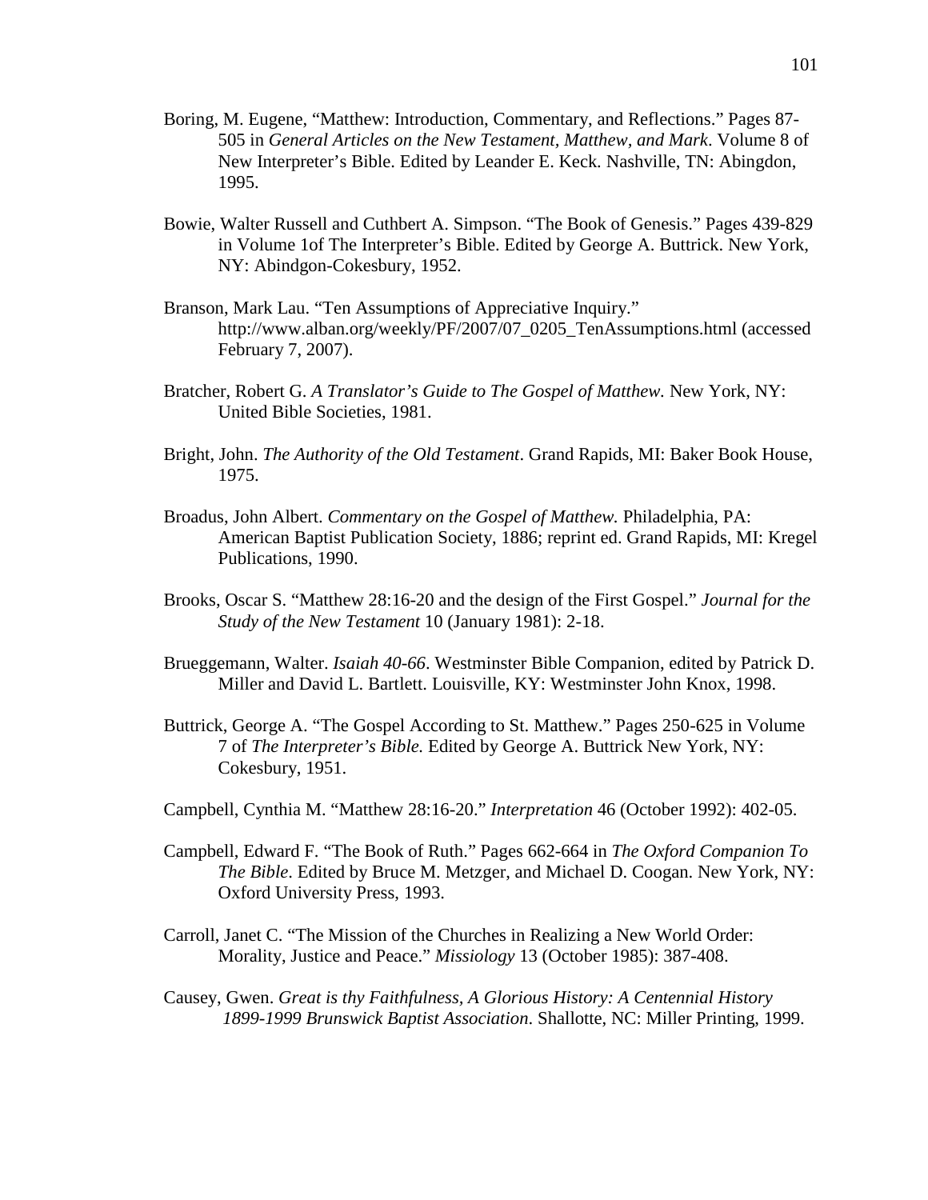Boring, M. Eugene, “Matthew: Introduction, Commentary, and Reflections.” Pages 87-505 in *General Articles on the New Testament, Matthew, and Mark*. Volume 8 of New Interpreter’s Bible. Edited by Leander E. Keck. Nashville, TN: Abingdon, 1995.

Bowie, Walter Russell and Cuthbert A. Simpson. “The Book of Genesis.” Pages 439-829 in Volume 1of The Interpreter’s Bible. Edited by George A. Buttrick. New York, NY: Abindgon-Cokesbury, 1952.

Branson, Mark Lau. “Ten Assumptions of Appreciative Inquiry.” http://www.alban.org/weekly/PF/2007/07_0205_TenAssumptions.html (accessed February 7, 2007).

Bratcher, Robert G. *A Translator’s Guide to The Gospel of Matthew.* New York, NY: United Bible Societies, 1981.

Bright, John. *The Authority of the Old Testament*. Grand Rapids, MI: Baker Book House, 1975.

Broadus, John Albert. *Commentary on the Gospel of Matthew.* Philadelphia, PA: American Baptist Publication Society, 1886; reprint ed. Grand Rapids, MI: Kregel Publications, 1990.

Brooks, Oscar S. “Matthew 28:16-20 and the design of the First Gospel.” *Journal for the Study of the New Testament* 10 (January 1981): 2-18.

Brueggemann, Walter. *Isaiah 40-66*. Westminster Bible Companion, edited by Patrick D. Miller and David L. Bartlett. Louisville, KY: Westminster John Knox, 1998.

Buttrick, George A. “The Gospel According to St. Matthew.” Pages 250-625 in Volume 7 of *The Interpreter’s Bible.* Edited by George A. Buttrick New York, NY: Cokesbury, 1951.

Campbell, Cynthia M. “Matthew 28:16-20.” *Interpretation* 46 (October 1992): 402-05.

Campbell, Edward F. “The Book of Ruth.” Pages 662-664 in *The Oxford Companion To The Bible*. Edited by Bruce M. Metzger, and Michael D. Coogan. New York, NY: Oxford University Press, 1993.

Carroll, Janet C. “The Mission of the Churches in Realizing a New World Order: Morality, Justice and Peace.” *Missiology* 13 (October 1985): 387-408.

Causey, Gwen. *Great is thy Faithfulness, A Glorious History: A Centennial History 1899-1999 Brunswick Baptist Association.* Shallotte, NC: Miller Printing, 1999.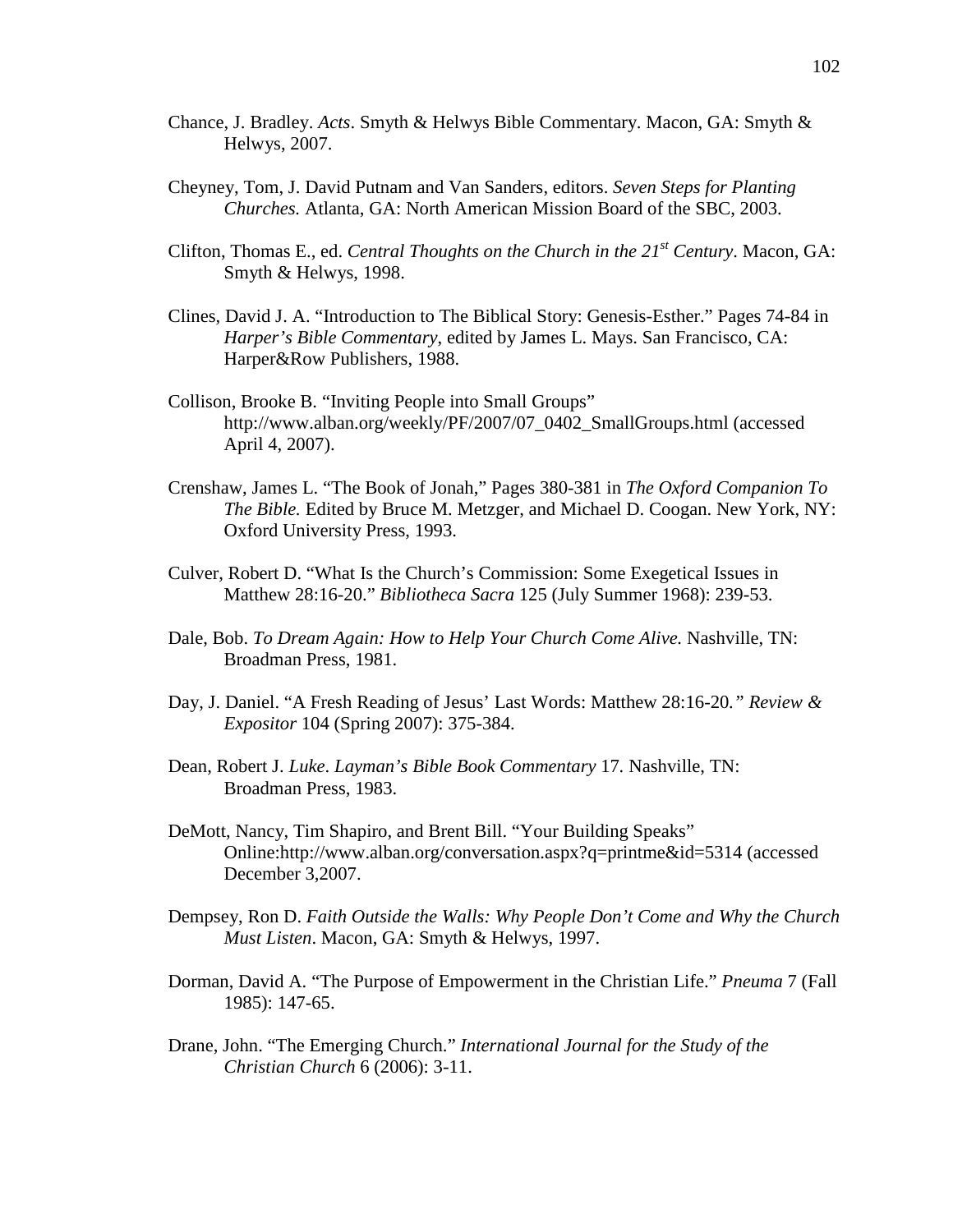Chance, J. Bradley. *Acts*. Smyth & Helwys Bible Commentary. Macon, GA: Smyth & Helwys, 2007.

Cheyney, Tom, J. David Putnam and Van Sanders, editors. *Seven Steps for Planting Churches.* Atlanta, GA: North American Mission Board of the SBC, 2003.

Clifton, Thomas E., ed. *Central Thoughts on the Church in the 21st Century*. Macon, GA: Smyth & Helwys, 1998.

Clines, David J. A. "Introduction to The Biblical Story: Genesis-Esther." Pages 74-84 in *Harper's Bible Commentary*, edited by James L. Mays. San Francisco, CA: Harper&Row Publishers, 1988.

Collison, Brooke B. "Inviting People into Small Groups" http://www.alban.org/weekly/PF/2007/07_0402_SmallGroups.html (accessed April 4, 2007).

Crenshaw, James L. "The Book of Jonah," Pages 380-381 in *The Oxford Companion To The Bible.* Edited by Bruce M. Metzger, and Michael D. Coogan. New York, NY: Oxford University Press, 1993.

Culver, Robert D. "What Is the Church's Commission: Some Exegetical Issues in Matthew 28:16-20." *Bibliotheca Sacra* 125 (July Summer 1968): 239-53.

Dale, Bob. *To Dream Again: How to Help Your Church Come Alive.* Nashville, TN: Broadman Press, 1981.

Day, J. Daniel. "A Fresh Reading of Jesus' Last Words: Matthew 28:16-20*." Review & Expositor* 104 (Spring 2007): 375-384.

Dean, Robert J. *Luke*. *Layman's Bible Book Commentary* 17*.* Nashville, TN: Broadman Press, 1983.

DeMott, Nancy, Tim Shapiro, and Brent Bill. "Your Building Speaks" Online:http://www.alban.org/conversation.aspx?q=printme&id=5314 (accessed December 3,2007.

Dempsey, Ron D. *Faith Outside the Walls: Why People Don't Come and Why the Church Must Listen*. Macon, GA: Smyth & Helwys, 1997.

Dorman, David A. "The Purpose of Empowerment in the Christian Life." *Pneuma* 7 (Fall 1985): 147-65.

Drane, John. "The Emerging Church." *International Journal for the Study of the Christian Church* 6 (2006): 3-11.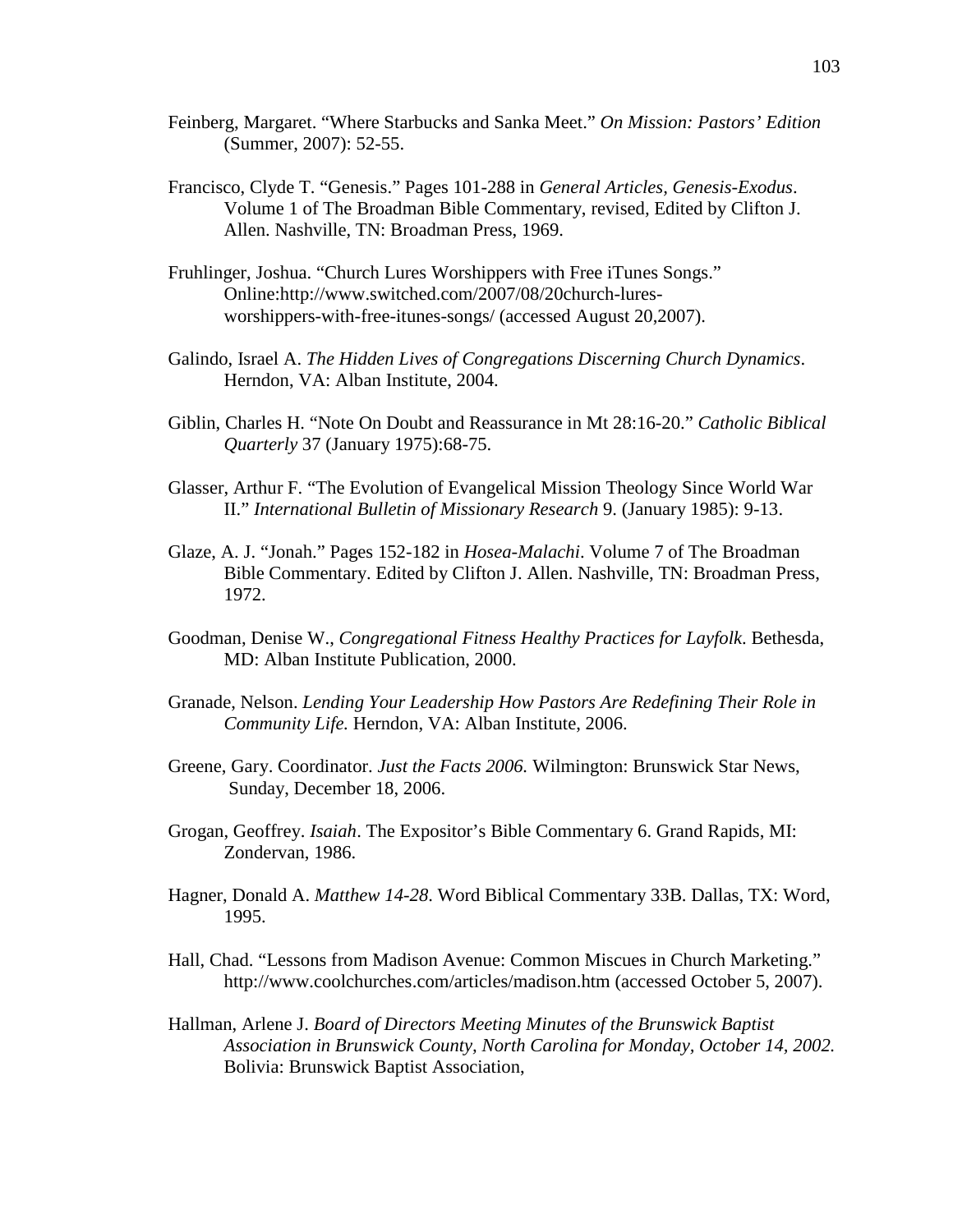Feinberg, Margaret. "Where Starbucks and Sanka Meet." *On Mission: Pastors' Edition* (Summer, 2007): 52-55.

Francisco, Clyde T. "Genesis." Pages 101-288 in *General Articles, Genesis-Exodus*. Volume 1 of The Broadman Bible Commentary, revised, Edited by Clifton J. Allen. Nashville, TN: Broadman Press, 1969.

Fruhlinger, Joshua. "Church Lures Worshippers with Free iTunes Songs." Online:http://www.switched.com/2007/08/20church-lures-worshippers-with-free-itunes-songs/ (accessed August 20,2007).

Galindo, Israel A. *The Hidden Lives of Congregations Discerning Church Dynamics*. Herndon, VA: Alban Institute, 2004.

Giblin, Charles H. "Note On Doubt and Reassurance in Mt 28:16-20." *Catholic Biblical Quarterly* 37 (January 1975):68-75.

Glasser, Arthur F. "The Evolution of Evangelical Mission Theology Since World War II." *International Bulletin of Missionary Research* 9. (January 1985): 9-13.

Glaze, A. J. "Jonah." Pages 152-182 in *Hosea-Malachi*. Volume 7 of The Broadman Bible Commentary. Edited by Clifton J. Allen. Nashville, TN: Broadman Press, 1972.

Goodman, Denise W., *Congregational Fitness Healthy Practices for Layfolk*. Bethesda, MD: Alban Institute Publication, 2000.

Granade, Nelson. *Lending Your Leadership How Pastors Are Redefining Their Role in Community Life.* Herndon, VA: Alban Institute, 2006.

Greene, Gary. Coordinator. *Just the Facts 2006.* Wilmington: Brunswick Star News, Sunday, December 18, 2006.

Grogan, Geoffrey. *Isaiah*. The Expositor's Bible Commentary 6. Grand Rapids, MI: Zondervan, 1986.

Hagner, Donald A. *Matthew 14-28.* Word Biblical Commentary 33B. Dallas, TX: Word, 1995.

Hall, Chad. "Lessons from Madison Avenue: Common Miscues in Church Marketing." http://www.coolchurches.com/articles/madison.htm (accessed October 5, 2007).

Hallman, Arlene J. *Board of Directors Meeting Minutes of the Brunswick Baptist Association in Brunswick County, North Carolina for Monday, October 14, 2002.* Bolivia: Brunswick Baptist Association,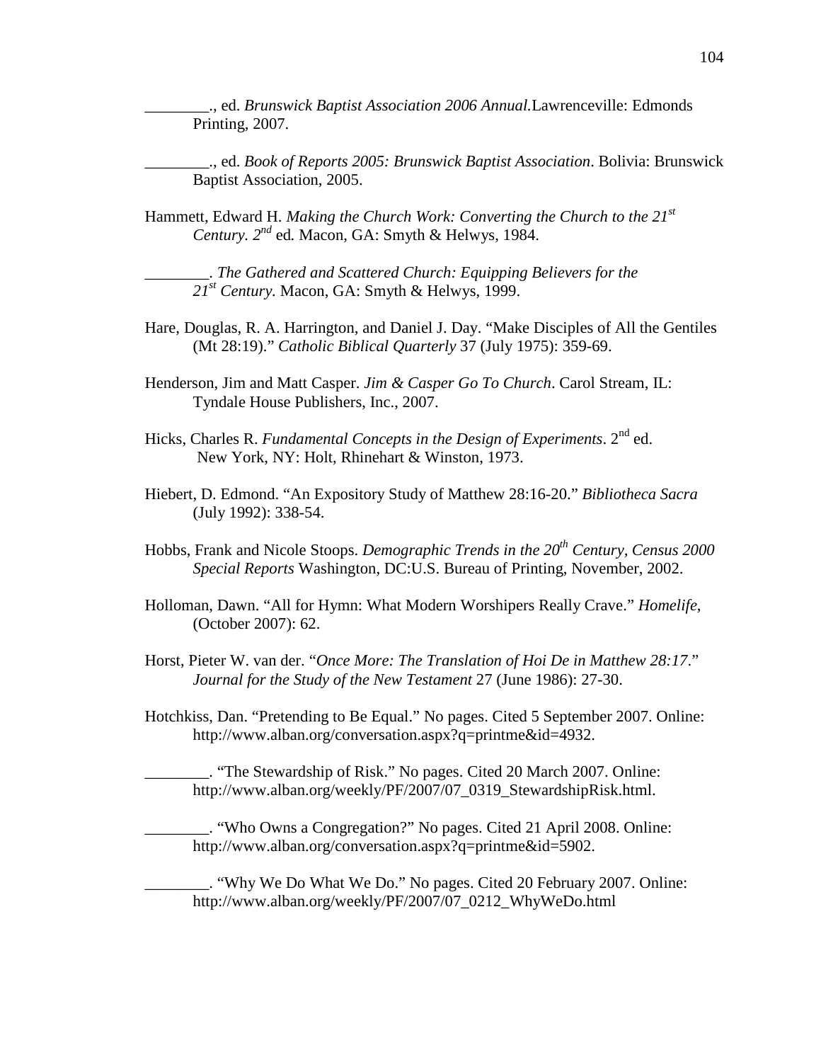________., ed. *Brunswick Baptist Association 2006 Annual.*Lawrenceville: Edmonds Printing, 2007.

________., ed. *Book of Reports 2005: Brunswick Baptist Association*. Bolivia: Brunswick Baptist Association, 2005.

Hammett, Edward H. *Making the Church Work: Converting the Church to the 21st Century. 2nd* ed. Macon, GA: Smyth & Helwys, 1984.

________. *The Gathered and Scattered Church: Equipping Believers for the 21st Century.* Macon, GA: Smyth & Helwys, 1999.

Hare, Douglas, R. A. Harrington, and Daniel J. Day. "Make Disciples of All the Gentiles (Mt 28:19)." *Catholic Biblical Quarterly* 37 (July 1975): 359-69.

Henderson, Jim and Matt Casper. *Jim & Casper Go To Church*. Carol Stream, IL: Tyndale House Publishers, Inc., 2007.

Hicks, Charles R. *Fundamental Concepts in the Design of Experiments*. 2nd ed. New York, NY: Holt, Rhinehart & Winston, 1973.

Hiebert, D. Edmond. "An Expository Study of Matthew 28:16-20." *Bibliotheca Sacra* (July 1992): 338-54.

Hobbs, Frank and Nicole Stoops. *Demographic Trends in the 20th Century, Census 2000 Special Reports* Washington, DC:U.S. Bureau of Printing, November, 2002.

Holloman, Dawn. "All for Hymn: What Modern Worshipers Really Crave." *Homelife*, (October 2007): 62.

Horst, Pieter W. van der. "*Once More: The Translation of Hoi De in Matthew 28:17*." *Journal for the Study of the New Testament* 27 (June 1986): 27-30.

Hotchkiss, Dan. "Pretending to Be Equal." No pages. Cited 5 September 2007. Online: http://www.alban.org/conversation.aspx?q=printme&id=4932.

________. "The Stewardship of Risk." No pages. Cited 20 March 2007. Online: http://www.alban.org/weekly/PF/2007/07_0319_StewardshipRisk.html.

________. "Who Owns a Congregation?" No pages. Cited 21 April 2008. Online: http://www.alban.org/conversation.aspx?q=printme&id=5902.

________. "Why We Do What We Do." No pages. Cited 20 February 2007. Online: http://www.alban.org/weekly/PF/2007/07_0212_WhyWeDo.html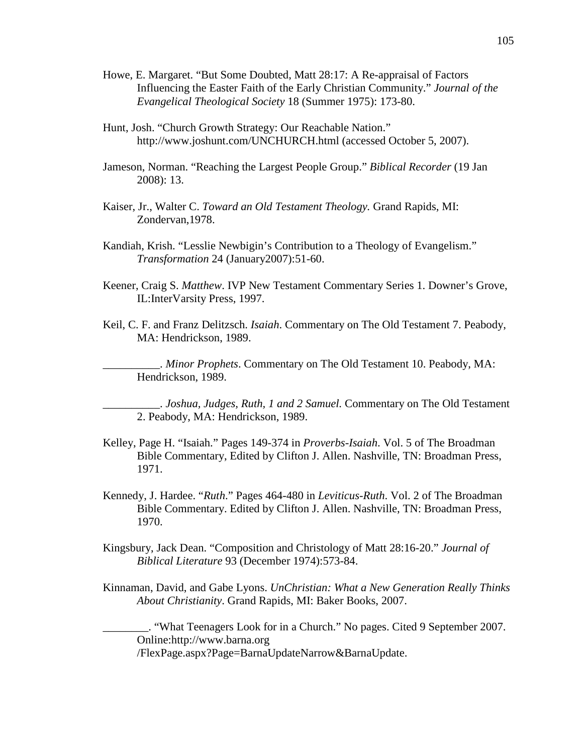Howe, E. Margaret. “But Some Doubted, Matt 28:17: A Re-appraisal of Factors Influencing the Easter Faith of the Early Christian Community.” *Journal of the Evangelical Theological Society* 18 (Summer 1975): 173-80.

Hunt, Josh. “Church Growth Strategy: Our Reachable Nation.” http://www.joshunt.com/UNCHURCH.html (accessed October 5, 2007).

Jameson, Norman. “Reaching the Largest People Group.” *Biblical Recorder* (19 Jan 2008): 13.

Kaiser, Jr., Walter C. *Toward an Old Testament Theology.* Grand Rapids, MI: Zondervan,1978.

Kandiah, Krish. “Lesslie Newbigin’s Contribution to a Theology of Evangelism.” *Transformation* 24 (January2007):51-60.

Keener, Craig S. *Matthew*. IVP New Testament Commentary Series 1. Downer’s Grove, IL:InterVarsity Press, 1997.

Keil, C. F. and Franz Delitzsch. *Isaiah*. Commentary on The Old Testament 7. Peabody, MA: Hendrickson, 1989.

__________. *Minor Prophets*. Commentary on The Old Testament 10. Peabody, MA: Hendrickson, 1989.

__________. *Joshua, Judges, Ruth, 1 and 2 Samuel.* Commentary on The Old Testament 2. Peabody, MA: Hendrickson, 1989.

Kelley, Page H. “Isaiah.” Pages 149-374 in *Proverbs-Isaiah*. Vol. 5 of The Broadman Bible Commentary, Edited by Clifton J. Allen. Nashville, TN: Broadman Press, 1971.

Kennedy, J. Hardee. “*Ruth*.” Pages 464-480 in *Leviticus-Ruth*. Vol. 2 of The Broadman Bible Commentary. Edited by Clifton J. Allen. Nashville, TN: Broadman Press, 1970.

Kingsbury, Jack Dean. “Composition and Christology of Matt 28:16-20.” *Journal of Biblical Literature* 93 (December 1974):573-84.

Kinnaman, David, and Gabe Lyons. *UnChristian: What a New Generation Really Thinks About Christianity*. Grand Rapids, MI: Baker Books, 2007.

________. “What Teenagers Look for in a Church.” No pages. Cited 9 September 2007. Online:http://www.barna.org /FlexPage.aspx?Page=BarnaUpdateNarrow&BarnaUpdate.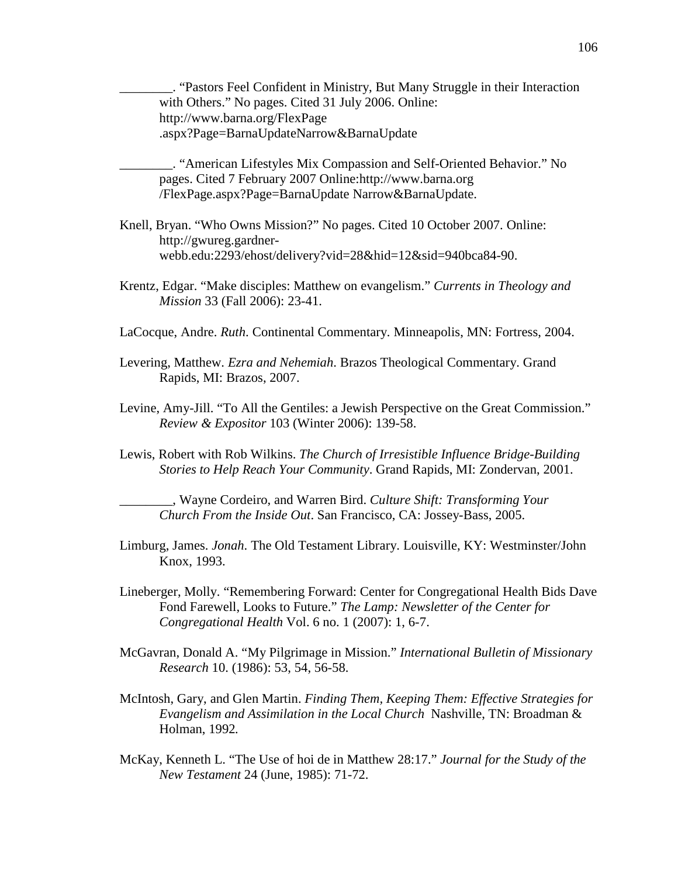________. "Pastors Feel Confident in Ministry, But Many Struggle in their Interaction with Others." No pages. Cited 31 July 2006. Online: http://www.barna.org/FlexPage .aspx?Page=BarnaUpdateNarrow&BarnaUpdate

________. "American Lifestyles Mix Compassion and Self-Oriented Behavior." No pages. Cited 7 February 2007 Online:http://www.barna.org /FlexPage.aspx?Page=BarnaUpdate Narrow&BarnaUpdate.

Knell, Bryan. "Who Owns Mission?" No pages. Cited 10 October 2007. Online: http://gwureg.gardner-webb.edu:2293/ehost/delivery?vid=28&hid=12&sid=940bca84-90.

Krentz, Edgar. "Make disciples: Matthew on evangelism." *Currents in Theology and Mission* 33 (Fall 2006): 23-41.

LaCocque, Andre. *Ruth*. Continental Commentary. Minneapolis, MN: Fortress, 2004.

Levering, Matthew. *Ezra and Nehemiah*. Brazos Theological Commentary. Grand Rapids, MI: Brazos, 2007.

Levine, Amy-Jill. "To All the Gentiles: a Jewish Perspective on the Great Commission." *Review & Expositor* 103 (Winter 2006): 139-58.

Lewis, Robert with Rob Wilkins. *The Church of Irresistible Influence Bridge-Building Stories to Help Reach Your Community*. Grand Rapids, MI: Zondervan, 2001.

________, Wayne Cordeiro, and Warren Bird. *Culture Shift: Transforming Your Church From the Inside Out*. San Francisco, CA: Jossey-Bass, 2005.

Limburg, James. *Jonah.* The Old Testament Library. Louisville, KY: Westminster/John Knox, 1993.

Lineberger, Molly. "Remembering Forward: Center for Congregational Health Bids Dave Fond Farewell, Looks to Future." *The Lamp: Newsletter of the Center for Congregational Health* Vol. 6 no. 1 (2007): 1, 6-7.

McGavran, Donald A. "My Pilgrimage in Mission." *International Bulletin of Missionary Research* 10. (1986): 53, 54, 56-58.

McIntosh, Gary, and Glen Martin. *Finding Them, Keeping Them: Effective Strategies for Evangelism and Assimilation in the Local Church* Nashville, TN: Broadman & Holman, 1992.

McKay, Kenneth L. "The Use of hoi de in Matthew 28:17." *Journal for the Study of the New Testament* 24 (June, 1985): 71-72.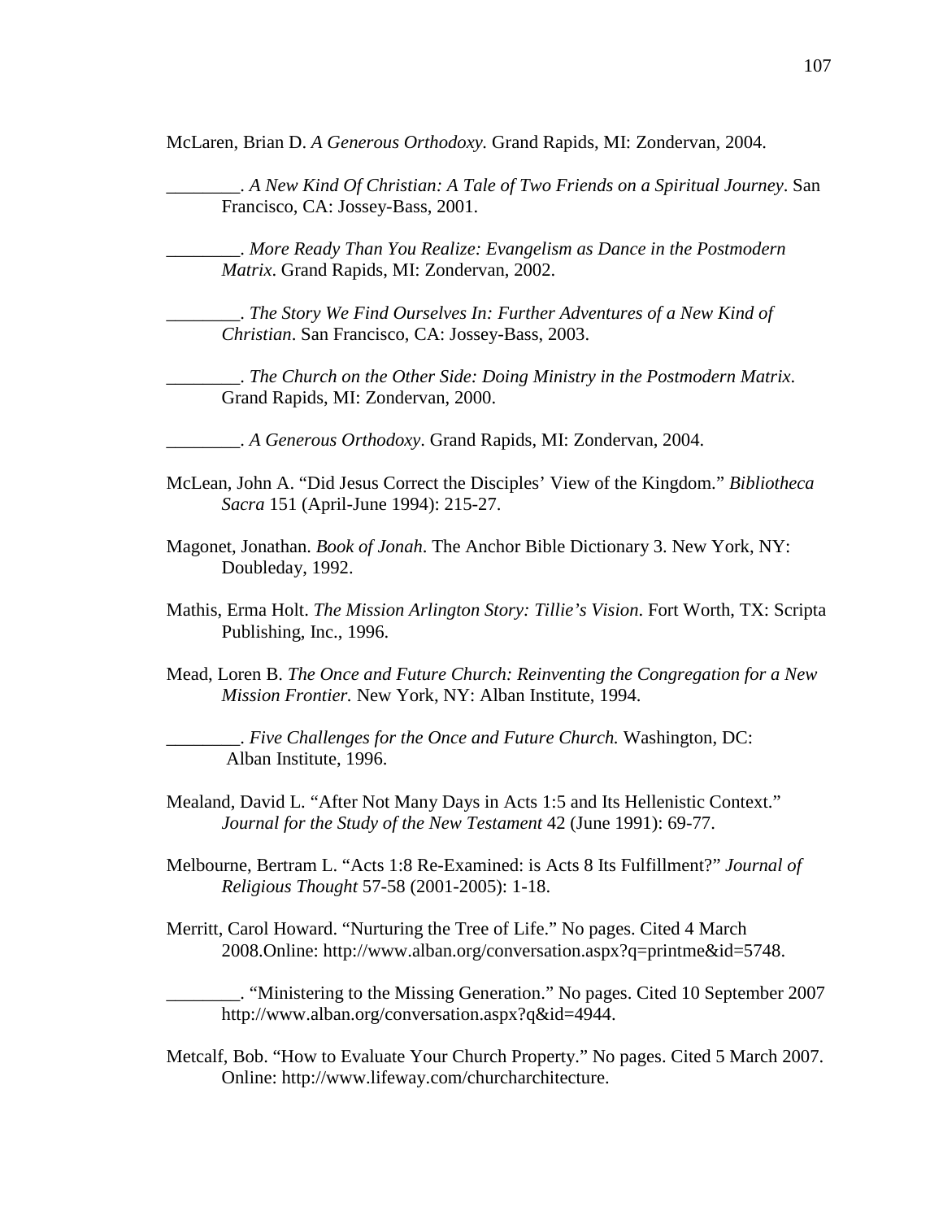McLaren, Brian D. *A Generous Orthodoxy.* Grand Rapids, MI: Zondervan, 2004.

________. *A New Kind Of Christian: A Tale of Two Friends on a Spiritual Journey*. San Francisco, CA: Jossey-Bass, 2001.

________. *More Ready Than You Realize: Evangelism as Dance in the Postmodern Matrix*. Grand Rapids, MI: Zondervan, 2002.

________. *The Story We Find Ourselves In: Further Adventures of a New Kind of Christian*. San Francisco, CA: Jossey-Bass, 2003.

________. *The Church on the Other Side: Doing Ministry in the Postmodern Matrix*. Grand Rapids, MI: Zondervan, 2000.

________. *A Generous Orthodoxy*. Grand Rapids, MI: Zondervan, 2004.

McLean, John A. "Did Jesus Correct the Disciples' View of the Kingdom." *Bibliotheca Sacra* 151 (April-June 1994): 215-27.

Magonet, Jonathan. *Book of Jonah.* The Anchor Bible Dictionary 3. New York, NY: Doubleday, 1992.

Mathis, Erma Holt. *The Mission Arlington Story: Tillie's Vision*. Fort Worth, TX: Scripta Publishing, Inc., 1996.

Mead, Loren B. *The Once and Future Church: Reinventing the Congregation for a New Mission Frontier.* New York, NY: Alban Institute, 1994.

________. *Five Challenges for the Once and Future Church.* Washington, DC: Alban Institute, 1996.

Mealand, David L. "After Not Many Days in Acts 1:5 and Its Hellenistic Context." *Journal for the Study of the New Testament* 42 (June 1991): 69-77.

Melbourne, Bertram L. "Acts 1:8 Re-Examined: is Acts 8 Its Fulfillment?" *Journal of Religious Thought* 57-58 (2001-2005): 1-18.

Merritt, Carol Howard. "Nurturing the Tree of Life." No pages. Cited 4 March 2008.Online: http://www.alban.org/conversation.aspx?q=printme&id=5748.

________. "Ministering to the Missing Generation." No pages. Cited 10 September 2007 http://www.alban.org/conversation.aspx?q&id=4944.

Metcalf, Bob. "How to Evaluate Your Church Property." No pages. Cited 5 March 2007. Online: http://www.lifeway.com/churcharchitecture.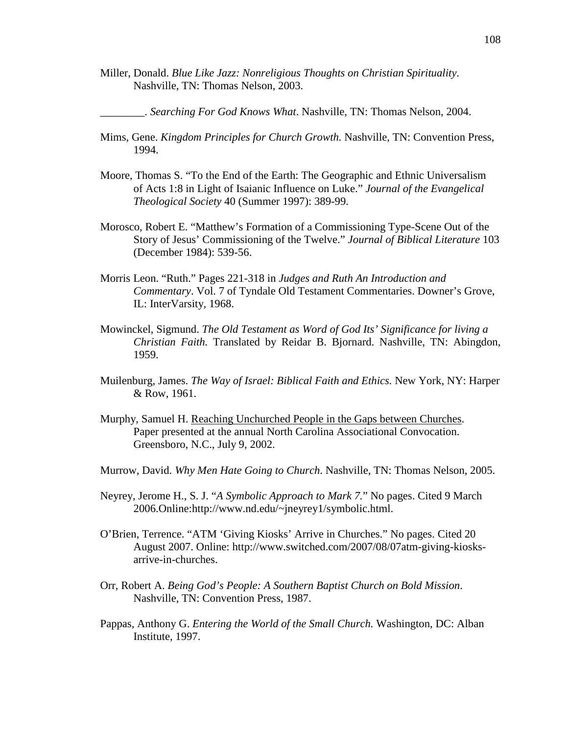Miller, Donald. *Blue Like Jazz: Nonreligious Thoughts on Christian Spirituality*. Nashville, TN: Thomas Nelson, 2003.

________. *Searching For God Knows What*. Nashville, TN: Thomas Nelson, 2004.

Mims, Gene. *Kingdom Principles for Church Growth.* Nashville, TN: Convention Press, 1994.

Moore, Thomas S. "To the End of the Earth: The Geographic and Ethnic Universalism of Acts 1:8 in Light of Isaianic Influence on Luke." *Journal of the Evangelical Theological Society* 40 (Summer 1997): 389-99.

Morosco, Robert E. "Matthew's Formation of a Commissioning Type-Scene Out of the Story of Jesus' Commissioning of the Twelve." *Journal of Biblical Literature* 103 (December 1984): 539-56.

Morris Leon. "Ruth." Pages 221-318 in *Judges and Ruth An Introduction and Commentary*. Vol. 7 of Tyndale Old Testament Commentaries. Downer's Grove, IL: InterVarsity, 1968.

Mowinckel, Sigmund. *The Old Testament as Word of God Its' Significance for living a Christian Faith.* Translated by Reidar B. Bjornard. Nashville, TN: Abingdon, 1959.

Muilenburg, James. *The Way of Israel: Biblical Faith and Ethics.* New York, NY: Harper & Row, 1961.

Murphy, Samuel H. <u>Reaching Unchurched People in the Gaps between Churches</u>. Paper presented at the annual North Carolina Associational Convocation. Greensboro, N.C., July 9, 2002.

Murrow, David. *Why Men Hate Going to Church*. Nashville, TN: Thomas Nelson, 2005.

Neyrey, Jerome H., S. J. "*A Symbolic Approach to Mark 7.*" No pages. Cited 9 March 2006.Online:http://www.nd.edu/~jneyrey1/symbolic.html.

O'Brien, Terrence. "ATM 'Giving Kiosks' Arrive in Churches." No pages. Cited 20 August 2007. Online: http://www.switched.com/2007/08/07atm-giving-kiosks-arrive-in-churches.

Orr, Robert A. *Being God's People: A Southern Baptist Church on Bold Mission*. Nashville, TN: Convention Press, 1987.

Pappas, Anthony G. *Entering the World of the Small Church.* Washington, DC: Alban Institute, 1997.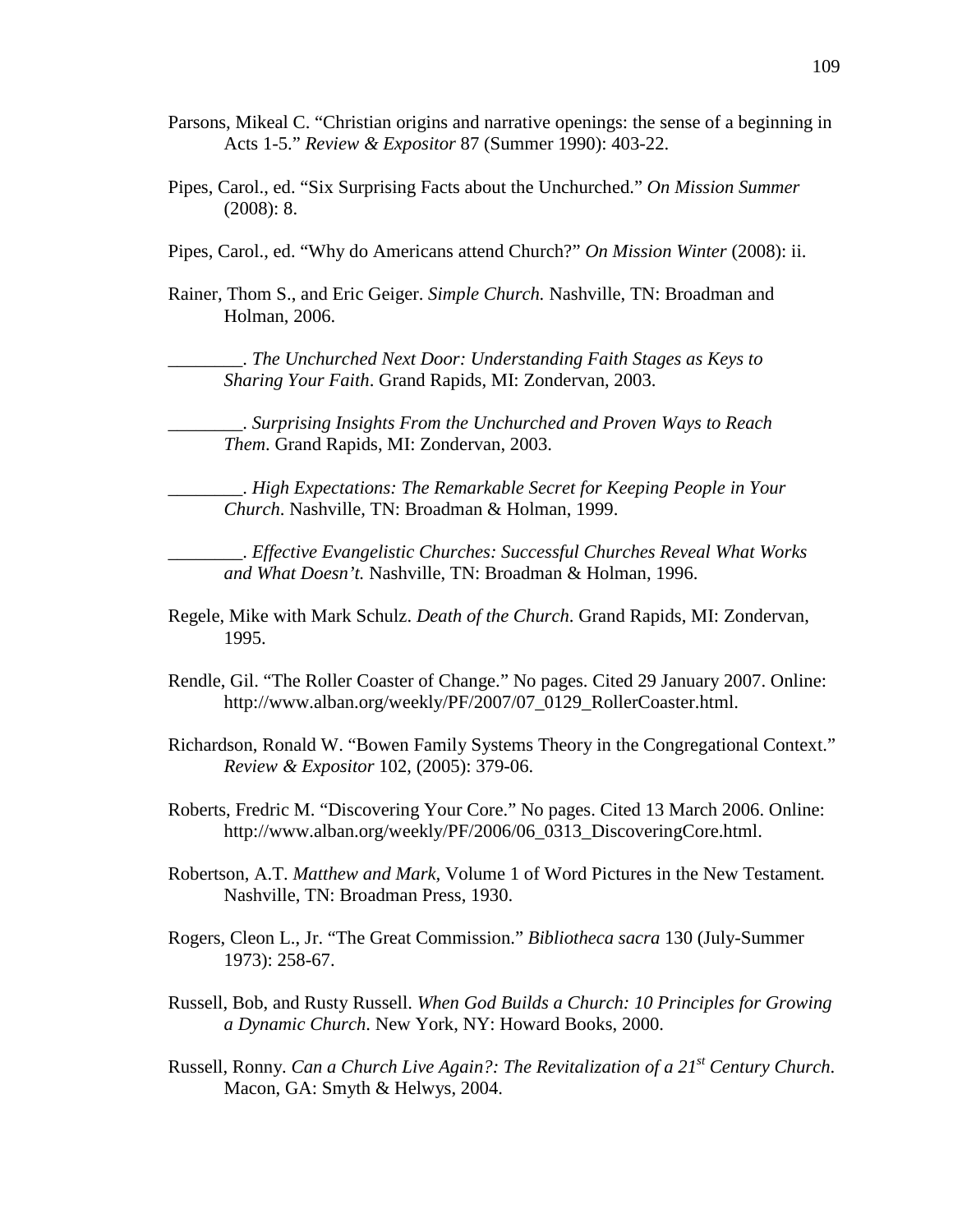Parsons, Mikeal C. "Christian origins and narrative openings: the sense of a beginning in Acts 1-5." *Review & Expositor* 87 (Summer 1990): 403-22.

Pipes, Carol., ed. "Six Surprising Facts about the Unchurched." *On Mission Summer* (2008): 8.

Pipes, Carol., ed. "Why do Americans attend Church?" *On Mission Winter* (2008): ii.

Rainer, Thom S., and Eric Geiger. *Simple Church.* Nashville, TN: Broadman and Holman, 2006.

________. *The Unchurched Next Door: Understanding Faith Stages as Keys to Sharing Your Faith*. Grand Rapids, MI: Zondervan, 2003.

________. *Surprising Insights From the Unchurched and Proven Ways to Reach Them*. Grand Rapids, MI: Zondervan, 2003.

________. *High Expectations: The Remarkable Secret for Keeping People in Your Church*. Nashville, TN: Broadman & Holman, 1999.

________. *Effective Evangelistic Churches: Successful Churches Reveal What Works and What Doesn't.* Nashville, TN: Broadman & Holman, 1996.

Regele, Mike with Mark Schulz. *Death of the Church*. Grand Rapids, MI: Zondervan, 1995.

Rendle, Gil. "The Roller Coaster of Change." No pages. Cited 29 January 2007. Online: http://www.alban.org/weekly/PF/2007/07_0129_RollerCoaster.html.

Richardson, Ronald W. "Bowen Family Systems Theory in the Congregational Context." *Review & Expositor* 102, (2005): 379-06.

Roberts, Fredric M. "Discovering Your Core." No pages. Cited 13 March 2006. Online: http://www.alban.org/weekly/PF/2006/06_0313_DiscoveringCore.html.

Robertson, A.T. *Matthew and Mark,* Volume 1 of Word Pictures in the New Testament*.* Nashville, TN: Broadman Press, 1930.

Rogers, Cleon L., Jr. "The Great Commission." *Bibliotheca sacra* 130 (July-Summer 1973): 258-67.

Russell, Bob, and Rusty Russell. *When God Builds a Church: 10 Principles for Growing a Dynamic Church*. New York, NY: Howard Books, 2000.

Russell, Ronny. *Can a Church Live Again?: The Revitalization of a 21st Century Church*. Macon, GA: Smyth & Helwys, 2004.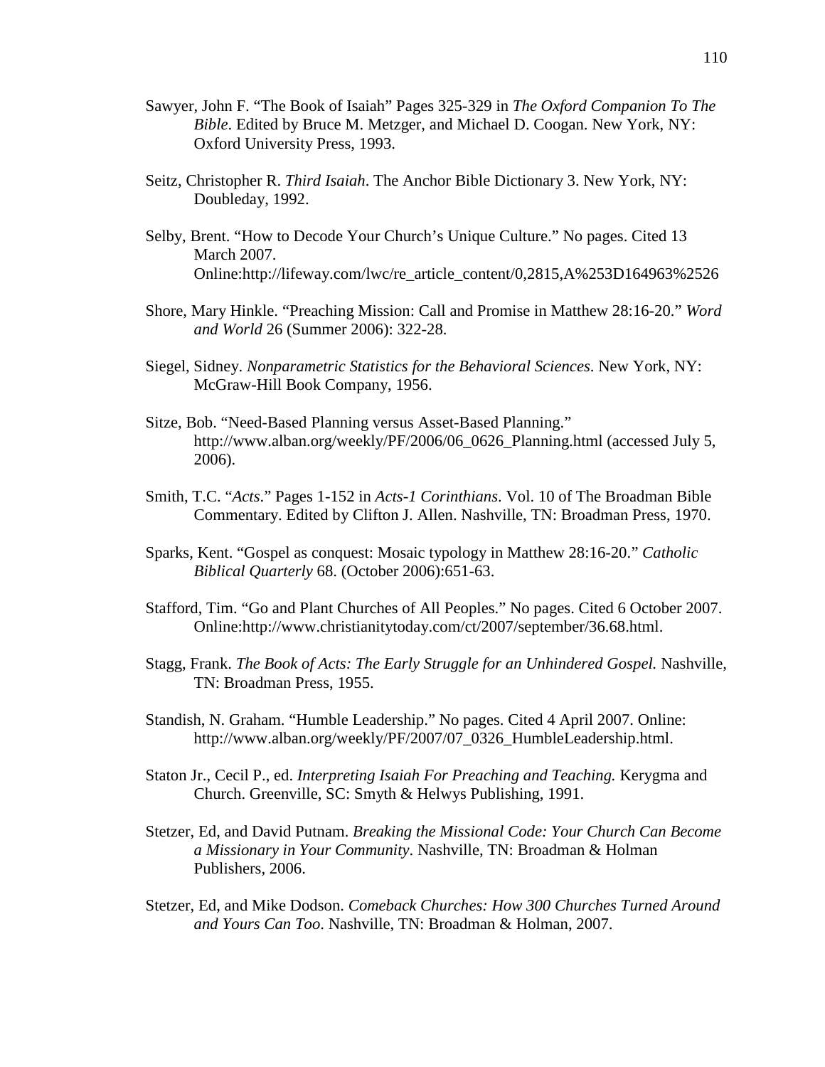Sawyer, John F. "The Book of Isaiah" Pages 325-329 in *The Oxford Companion To The Bible*. Edited by Bruce M. Metzger, and Michael D. Coogan. New York, NY: Oxford University Press, 1993.

Seitz, Christopher R. *Third Isaiah*. The Anchor Bible Dictionary 3. New York, NY: Doubleday, 1992.

Selby, Brent. "How to Decode Your Church's Unique Culture." No pages. Cited 13 March 2007. Online:http://lifeway.com/lwc/re_article_content/0,2815,A%253D164963%2526

Shore, Mary Hinkle. "Preaching Mission: Call and Promise in Matthew 28:16-20." *Word and World* 26 (Summer 2006): 322-28.

Siegel, Sidney. *Nonparametric Statistics for the Behavioral Sciences*. New York, NY: McGraw-Hill Book Company, 1956.

Sitze, Bob. "Need-Based Planning versus Asset-Based Planning." http://www.alban.org/weekly/PF/2006/06_0626_Planning.html (accessed July 5, 2006).

Smith, T.C. "*Acts*." Pages 1-152 in *Acts-1 Corinthians*. Vol. 10 of The Broadman Bible Commentary. Edited by Clifton J. Allen. Nashville, TN: Broadman Press, 1970.

Sparks, Kent. "Gospel as conquest: Mosaic typology in Matthew 28:16-20." *Catholic Biblical Quarterly* 68. (October 2006):651-63.

Stafford, Tim. "Go and Plant Churches of All Peoples." No pages. Cited 6 October 2007. Online:http://www.christianitytoday.com/ct/2007/september/36.68.html.

Stagg, Frank. *The Book of Acts: The Early Struggle for an Unhindered Gospel.* Nashville, TN: Broadman Press, 1955.

Standish, N. Graham. "Humble Leadership." No pages. Cited 4 April 2007. Online: http://www.alban.org/weekly/PF/2007/07_0326_HumbleLeadership.html.

Staton Jr., Cecil P., ed. *Interpreting Isaiah For Preaching and Teaching.* Kerygma and Church. Greenville, SC: Smyth & Helwys Publishing, 1991.

Stetzer, Ed, and David Putnam. *Breaking the Missional Code: Your Church Can Become a Missionary in Your Community*. Nashville, TN: Broadman & Holman Publishers, 2006.

Stetzer, Ed, and Mike Dodson. *Comeback Churches: How 300 Churches Turned Around and Yours Can Too*. Nashville, TN: Broadman & Holman, 2007.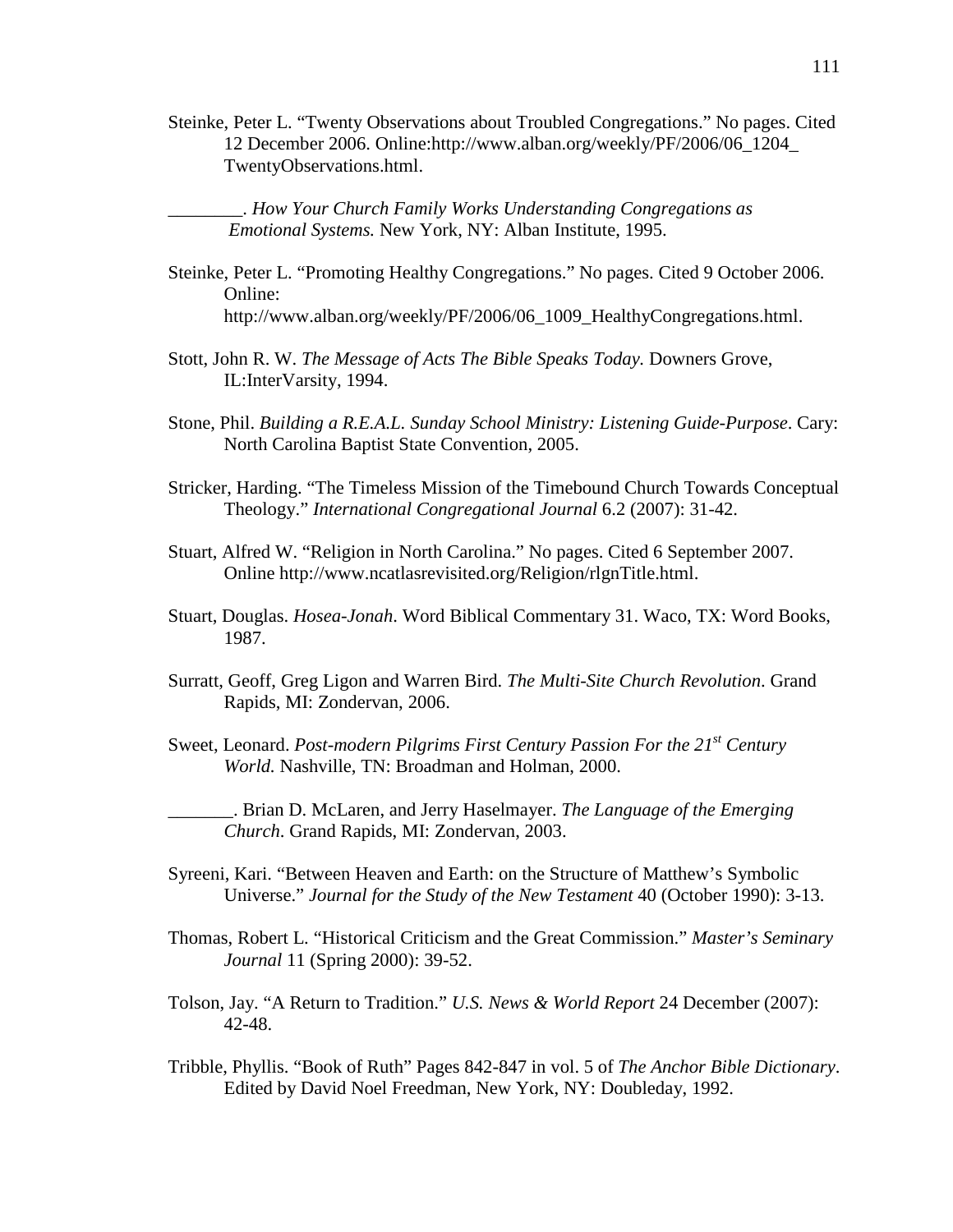Steinke, Peter L. “Twenty Observations about Troubled Congregations.” No pages. Cited 12 December 2006. Online:http://www.alban.org/weekly/PF/2006/06_1204_TwentyObservations.html.

________. *How Your Church Family Works Understanding Congregations as Emotional Systems.* New York, NY: Alban Institute, 1995.

Steinke, Peter L. “Promoting Healthy Congregations.” No pages. Cited 9 October 2006. Online: http://www.alban.org/weekly/PF/2006/06_1009_HealthyCongregations.html.

Stott, John R. W. *The Message of Acts The Bible Speaks Today.* Downers Grove, IL:InterVarsity, 1994.

Stone, Phil. *Building a R.E.A.L. Sunday School Ministry: Listening Guide-Purpose*. Cary: North Carolina Baptist State Convention, 2005.

Stricker, Harding. “The Timeless Mission of the Timebound Church Towards Conceptual Theology.” *International Congregational Journal* 6.2 (2007): 31-42.

Stuart, Alfred W. “Religion in North Carolina.” No pages. Cited 6 September 2007. Online http://www.ncatlasrevisited.org/Religion/rlgnTitle.html.

Stuart, Douglas. *Hosea-Jonah*. Word Biblical Commentary 31. Waco, TX: Word Books, 1987.

Surratt, Geoff, Greg Ligon and Warren Bird. *The Multi-Site Church Revolution*. Grand Rapids, MI: Zondervan, 2006.

Sweet, Leonard. *Post-modern Pilgrims First Century Passion For the 21st Century World.* Nashville, TN: Broadman and Holman, 2000.

_______. Brian D. McLaren, and Jerry Haselmayer. *The Language of the Emerging Church*. Grand Rapids, MI: Zondervan, 2003.

Syreeni, Kari. “Between Heaven and Earth: on the Structure of Matthew’s Symbolic Universe.” *Journal for the Study of the New Testament* 40 (October 1990): 3-13.

Thomas, Robert L. “Historical Criticism and the Great Commission.” *Master’s Seminary Journal* 11 (Spring 2000): 39-52.

Tolson, Jay. “A Return to Tradition.” *U.S. News & World Report* 24 December (2007): 42-48.

Tribble, Phyllis. “Book of Ruth” Pages 842-847 in vol. 5 of *The Anchor Bible Dictionary*. Edited by David Noel Freedman, New York, NY: Doubleday, 1992.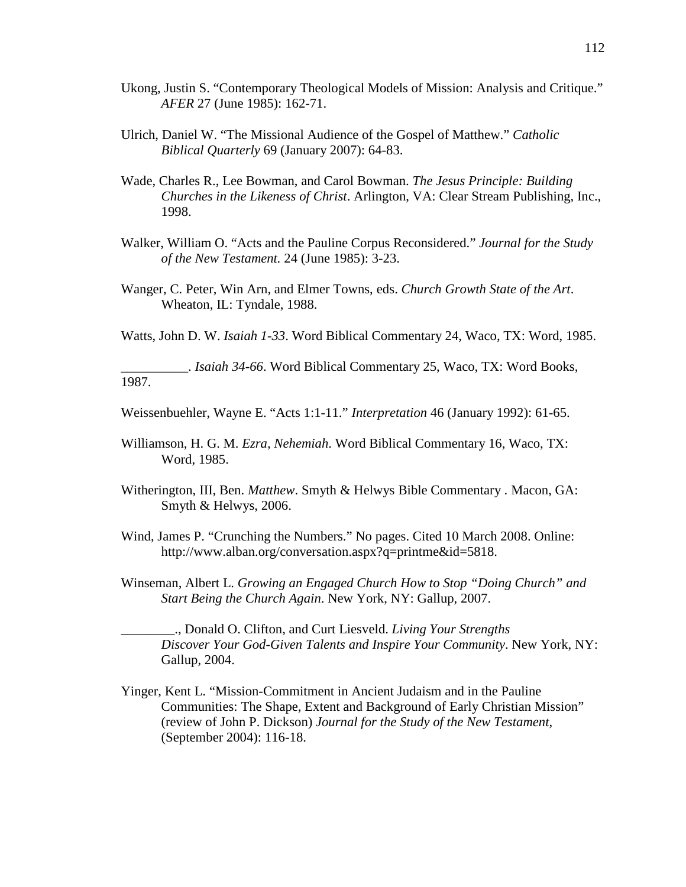Ukong, Justin S. "Contemporary Theological Models of Mission: Analysis and Critique." *AFER* 27 (June 1985): 162-71.

Ulrich, Daniel W. "The Missional Audience of the Gospel of Matthew." *Catholic Biblical Quarterly* 69 (January 2007): 64-83.

Wade, Charles R., Lee Bowman, and Carol Bowman. *The Jesus Principle: Building Churches in the Likeness of Christ*. Arlington, VA: Clear Stream Publishing, Inc., 1998.

Walker, William O. "Acts and the Pauline Corpus Reconsidered." *Journal for the Study of the New Testament.* 24 (June 1985): 3-23.

Wanger, C. Peter, Win Arn, and Elmer Towns, eds. *Church Growth State of the Art*. Wheaton, IL: Tyndale, 1988.

Watts, John D. W. *Isaiah 1-33*. Word Biblical Commentary 24, Waco, TX: Word, 1985.

__________. *Isaiah 34-66*. Word Biblical Commentary 25, Waco, TX: Word Books, 1987.

Weissenbuehler, Wayne E. "Acts 1:1-11." *Interpretation* 46 (January 1992): 61-65.

Williamson, H. G. M. *Ezra, Nehemiah*. Word Biblical Commentary 16, Waco, TX: Word, 1985.

Witherington, III, Ben. *Matthew*. Smyth & Helwys Bible Commentary . Macon, GA: Smyth & Helwys, 2006.

Wind, James P. "Crunching the Numbers." No pages. Cited 10 March 2008. Online: http://www.alban.org/conversation.aspx?q=printme&id=5818.

Winseman, Albert L. *Growing an Engaged Church How to Stop "Doing Church" and Start Being the Church Again*. New York, NY: Gallup, 2007.

________., Donald O. Clifton, and Curt Liesveld. *Living Your Strengths Discover Your God-Given Talents and Inspire Your Community*. New York, NY: Gallup, 2004.

Yinger, Kent L. "Mission-Commitment in Ancient Judaism and in the Pauline Communities: The Shape, Extent and Background of Early Christian Mission" (review of John P. Dickson) *Journal for the Study of the New Testament*, (September 2004): 116-18.